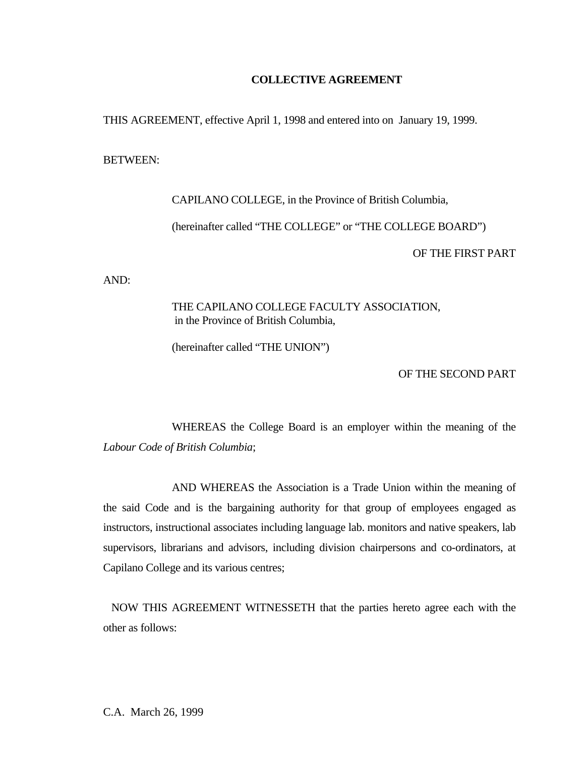# COLLECTIVE AGREEMENT

THIS AGREEMENT, effective April 1, 1998 and entered into on January 19, 1999.

BETWEEN:

CAPILANO COLLEGE, in the Province of British Columbia,

(hereinafter called "THE COLLEGE" or "THE COLLEGE BOARD")

OF THE FIRST PART

AND:

THE CAPILANO COLLEGE FACULTY ASSOCIATION, in the Province of British Columbia,

(hereinafter called "THE UNION")

OF THE SECOND PART

WHEREAS the College Board is an employer within the meaning of the *Labour Code of British Columbia*;

AND WHEREAS the Association is a Trade Union within the meaning of the said Code and is the bargaining authority for that group of employees engaged as instructors, instructional associates including language lab. monitors and native speakers, lab supervisors, librarians and advisors, including division chairpersons and co-ordinators, at Capilano College and its various centres;

NOW THIS AGREEMENT WITNESSETH that the parties hereto agree each with the other as follows:

C.A. March 26, 1999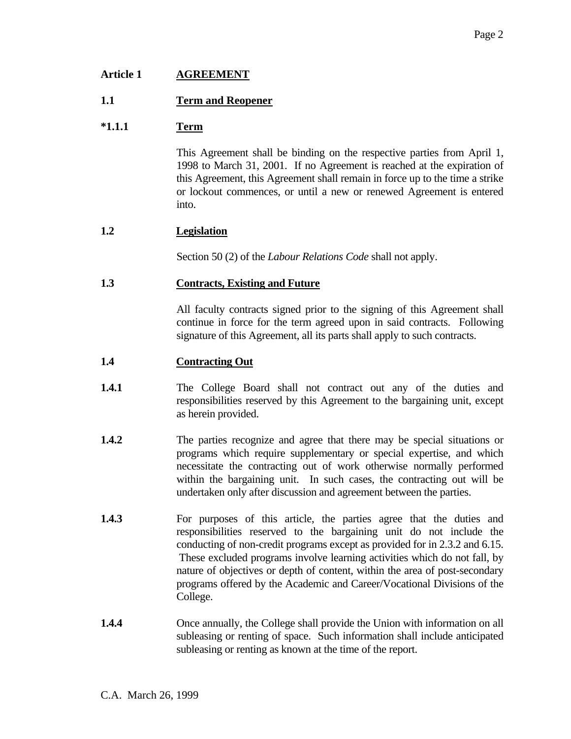## Article 1 AGREEMENT

### 1.1 Term and Reopener

#### *1.1.1 Term

This Agreement shall be binding on the respective parties from April 1, 1998 to March 31, 2001. If no Agreement is reached at the expiration of this Agreement, this Agreement shall remain in force up to the time a strike or lockout commences, or until a new or renewed Agreement is entered into.

### 1.2 Legislation

Section 50 (2) of the *Labour Relations Code* shall not apply.

### 1.3 Contracts, Existing and Future

All faculty contracts signed prior to the signing of this Agreement shall continue in force for the term agreed upon in said contracts. Following signature of this Agreement, all its parts shall apply to such contracts.

### 1.4 Contracting Out

**1.4.1** The College Board shall not contract out any of the duties and responsibilities reserved by this Agreement to the bargaining unit, except as herein provided.

**1.4.2** The parties recognize and agree that there may be special situations or programs which require supplementary or special expertise, and which necessitate the contracting out of work otherwise normally performed within the bargaining unit. In such cases, the contracting out will be undertaken only after discussion and agreement between the parties.

**1.4.3** For purposes of this article, the parties agree that the duties and responsibilities reserved to the bargaining unit do not include the conducting of non-credit programs except as provided for in 2.3.2 and 6.15. These excluded programs involve learning activities which do not fall, by nature of objectives or depth of content, within the area of post-secondary programs offered by the Academic and Career/Vocational Divisions of the College.

**1.4.4** Once annually, the College shall provide the Union with information on all subleasing or renting of space. Such information shall include anticipated subleasing or renting as known at the time of the report.

C.A. March 26, 1999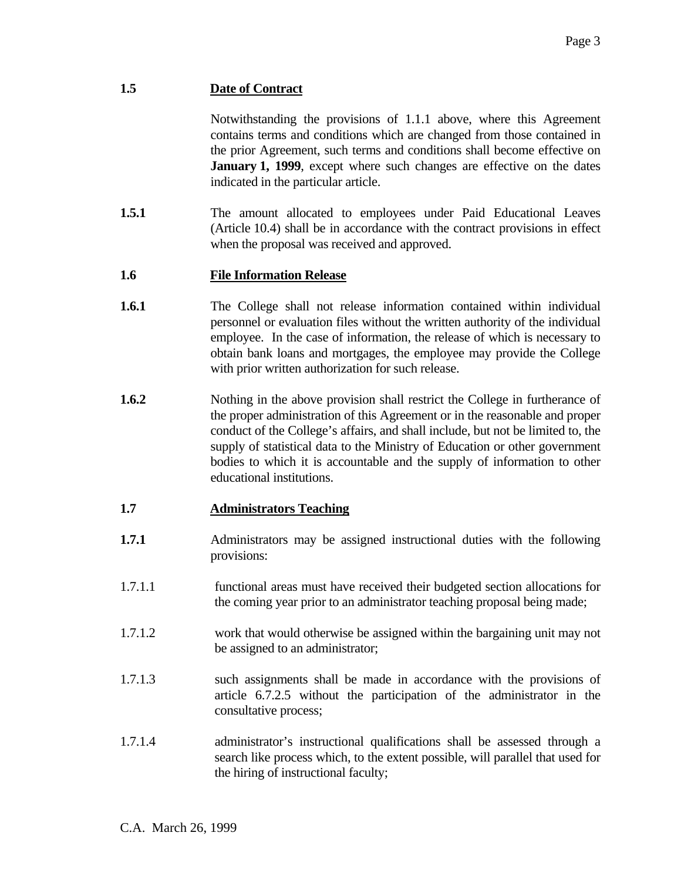**1.5 <u>Date of Contract</u>**

Notwithstanding the provisions of 1.1.1 above, where this Agreement contains terms and conditions which are changed from those contained in the prior Agreement, such terms and conditions shall become effective on **January 1, 1999**, except where such changes are effective on the dates indicated in the particular article.

**1.5.1** The amount allocated to employees under Paid Educational Leaves (Article 10.4) shall be in accordance with the contract provisions in effect when the proposal was received and approved.

**1.6 <u>File Information Release</u>**

**1.6.1** The College shall not release information contained within individual personnel or evaluation files without the written authority of the individual employee. In the case of information, the release of which is necessary to obtain bank loans and mortgages, the employee may provide the College with prior written authorization for such release.

**1.6.2** Nothing in the above provision shall restrict the College in furtherance of the proper administration of this Agreement or in the reasonable and proper conduct of the College's affairs, and shall include, but not be limited to, the supply of statistical data to the Ministry of Education or other government bodies to which it is accountable and the supply of information to other educational institutions.

**1.7 <u>Administrators Teaching</u>**

**1.7.1** Administrators may be assigned instructional duties with the following provisions:

1.7.1.1 functional areas must have received their budgeted section allocations for the coming year prior to an administrator teaching proposal being made;

1.7.1.2 work that would otherwise be assigned within the bargaining unit may not be assigned to an administrator;

1.7.1.3 such assignments shall be made in accordance with the provisions of article 6.7.2.5 without the participation of the administrator in the consultative process;

1.7.1.4 administrator's instructional qualifications shall be assessed through a search like process which, to the extent possible, will parallel that used for the hiring of instructional faculty;

C.A. March 26, 1999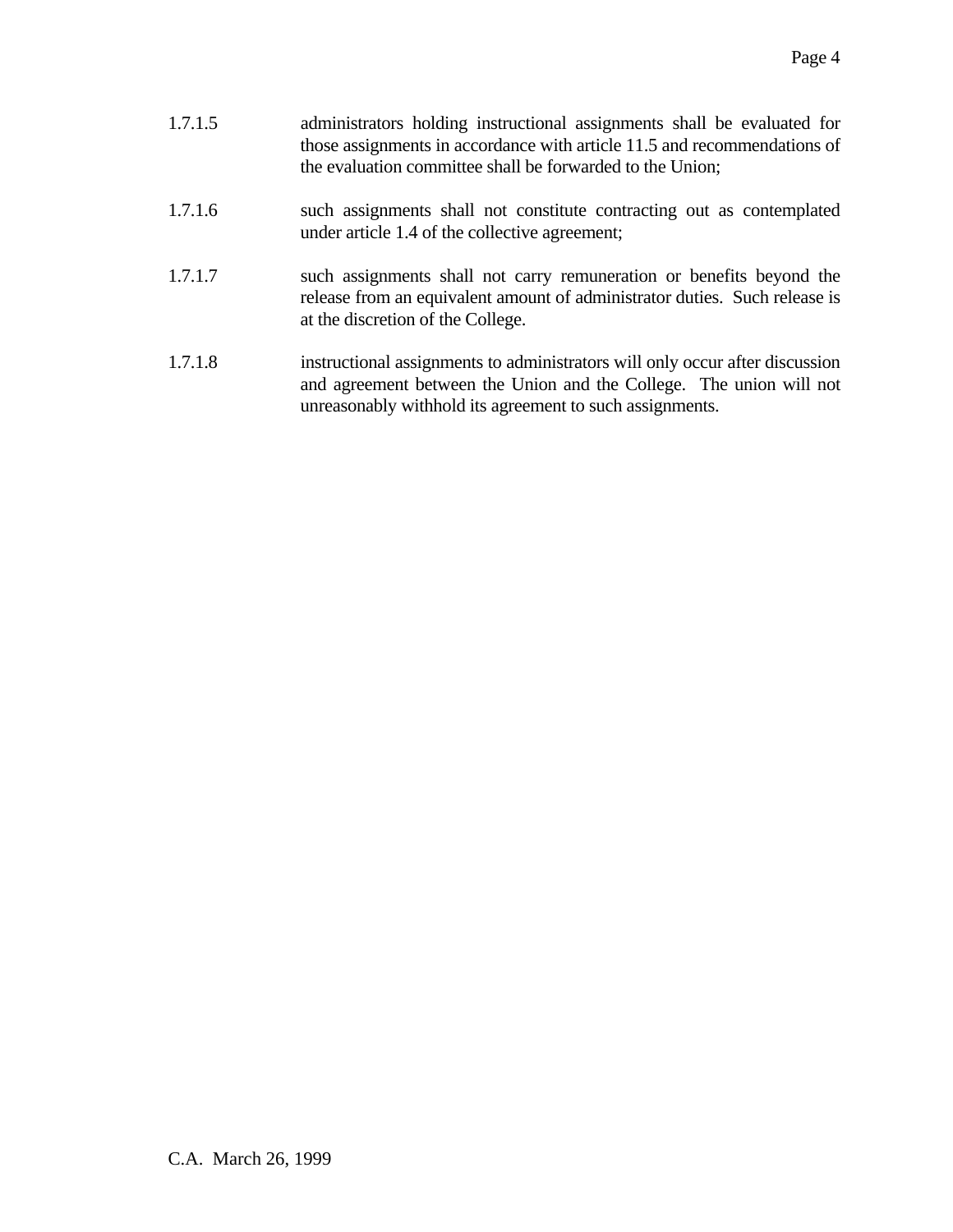1.7.1.5 administrators holding instructional assignments shall be evaluated for those assignments in accordance with article 11.5 and recommendations of the evaluation committee shall be forwarded to the Union;

1.7.1.6 such assignments shall not constitute contracting out as contemplated under article 1.4 of the collective agreement;

1.7.1.7 such assignments shall not carry remuneration or benefits beyond the release from an equivalent amount of administrator duties. Such release is at the discretion of the College.

1.7.1.8 instructional assignments to administrators will only occur after discussion and agreement between the Union and the College. The union will not unreasonably withhold its agreement to such assignments.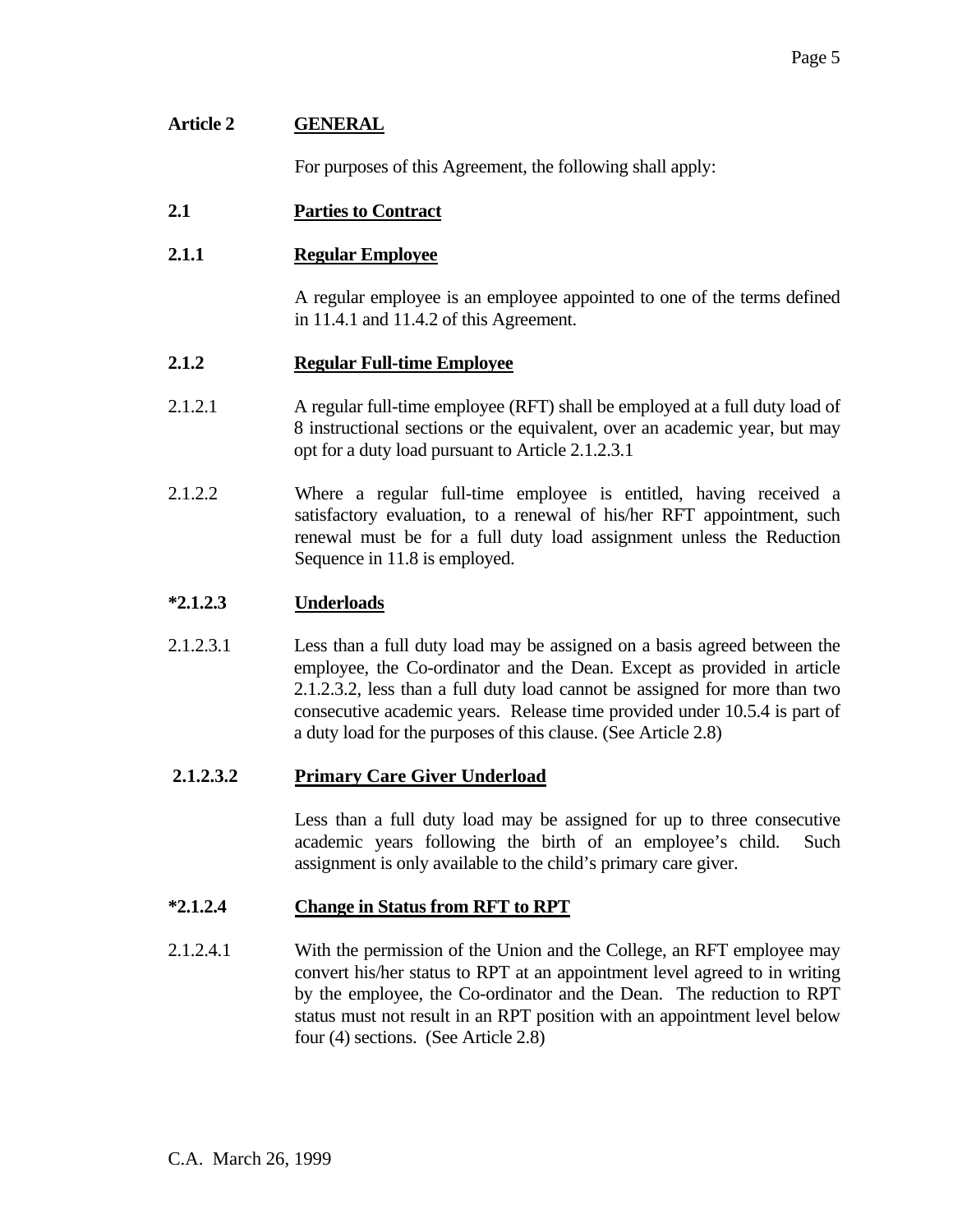## Article 2 GENERAL

For purposes of this Agreement, the following shall apply:

### 2.1 Parties to Contract

#### 2.1.1 Regular Employee

A regular employee is an employee appointed to one of the terms defined in 11.4.1 and 11.4.2 of this Agreement.

#### 2.1.2 Regular Full-time Employee

2.1.2.1 A regular full-time employee (RFT) shall be employed at a full duty load of 8 instructional sections or the equivalent, over an academic year, but may opt for a duty load pursuant to Article 2.1.2.3.1

2.1.2.2 Where a regular full-time employee is entitled, having received a satisfactory evaluation, to a renewal of his/her RFT appointment, such renewal must be for a full duty load assignment unless the Reduction Sequence in 11.8 is employed.

#### *2.1.2.3 Underloads

2.1.2.3.1 Less than a full duty load may be assigned on a basis agreed between the employee, the Co-ordinator and the Dean. Except as provided in article 2.1.2.3.2, less than a full duty load cannot be assigned for more than two consecutive academic years. Release time provided under 10.5.4 is part of a duty load for the purposes of this clause. (See Article 2.8)

#### 2.1.2.3.2 Primary Care Giver Underload

Less than a full duty load may be assigned for up to three consecutive academic years following the birth of an employee's child. Such assignment is only available to the child's primary care giver.

#### *2.1.2.4 Change in Status from RFT to RPT

2.1.2.4.1 With the permission of the Union and the College, an RFT employee may convert his/her status to RPT at an appointment level agreed to in writing by the employee, the Co-ordinator and the Dean. The reduction to RPT status must not result in an RPT position with an appointment level below four (4) sections. (See Article 2.8)

C.A. March 26, 1999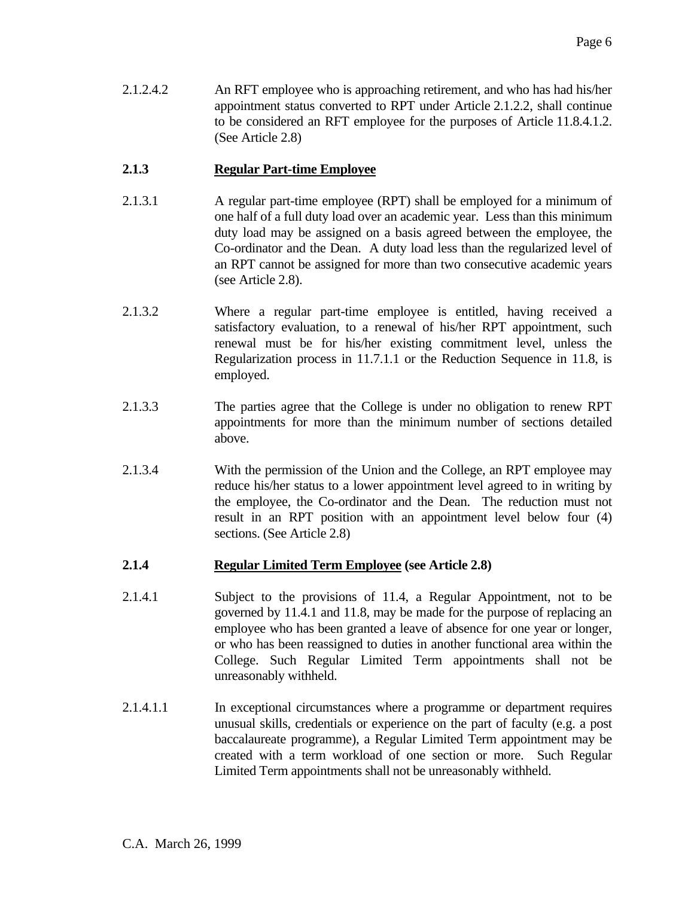2.1.2.4.2 An RFT employee who is approaching retirement, and who has had his/her appointment status converted to RPT under Article 2.1.2.2, shall continue to be considered an RFT employee for the purposes of Article 11.8.4.1.2. (See Article 2.8)

### 2.1.3 <u>Regular Part-time Employee</u>

2.1.3.1 A regular part-time employee (RPT) shall be employed for a minimum of one half of a full duty load over an academic year. Less than this minimum duty load may be assigned on a basis agreed between the employee, the Co-ordinator and the Dean. A duty load less than the regularized level of an RPT cannot be assigned for more than two consecutive academic years (see Article 2.8).

2.1.3.2 Where a regular part-time employee is entitled, having received a satisfactory evaluation, to a renewal of his/her RPT appointment, such renewal must be for his/her existing commitment level, unless the Regularization process in 11.7.1.1 or the Reduction Sequence in 11.8, is employed.

2.1.3.3 The parties agree that the College is under no obligation to renew RPT appointments for more than the minimum number of sections detailed above.

2.1.3.4 With the permission of the Union and the College, an RPT employee may reduce his/her status to a lower appointment level agreed to in writing by the employee, the Co-ordinator and the Dean. The reduction must not result in an RPT position with an appointment level below four (4) sections. (See Article 2.8)

### 2.1.4 <u>Regular Limited Term Employee</u> (see Article 2.8)

2.1.4.1 Subject to the provisions of 11.4, a Regular Appointment, not to be governed by 11.4.1 and 11.8, may be made for the purpose of replacing an employee who has been granted a leave of absence for one year or longer, or who has been reassigned to duties in another functional area within the College. Such Regular Limited Term appointments shall not be unreasonably withheld.

2.1.4.1.1 In exceptional circumstances where a programme or department requires unusual skills, credentials or experience on the part of faculty (e.g. a post baccalaureate programme), a Regular Limited Term appointment may be created with a term workload of one section or more. Such Regular Limited Term appointments shall not be unreasonably withheld.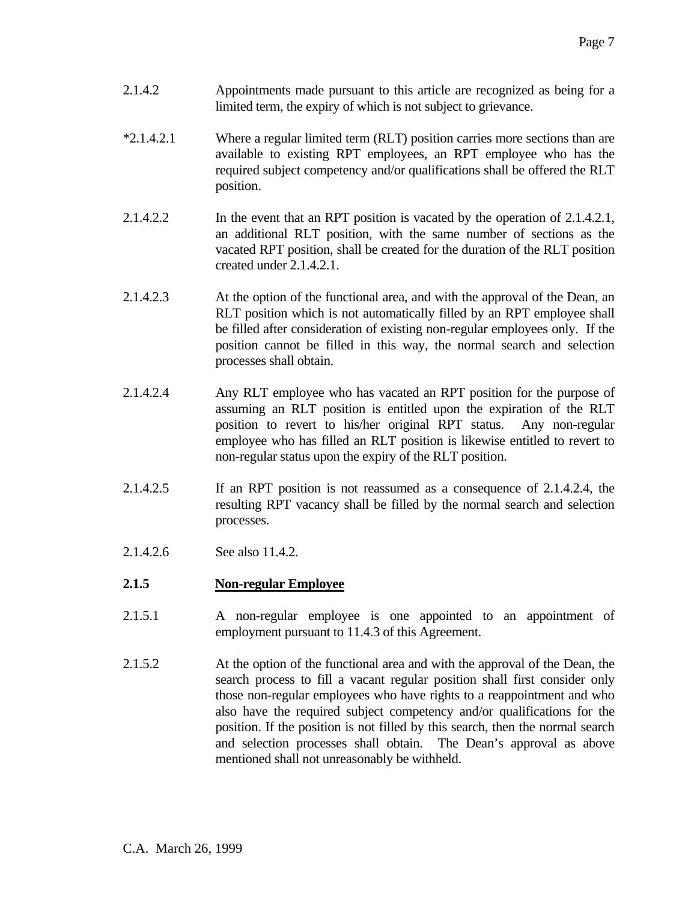2.1.4.2 Appointments made pursuant to this article are recognized as being for a limited term, the expiry of which is not subject to grievance.

*2.1.4.2.1 Where a regular limited term (RLT) position carries more sections than are available to existing RPT employees, an RPT employee who has the required subject competency and/or qualifications shall be offered the RLT position.

2.1.4.2.2 In the event that an RPT position is vacated by the operation of 2.1.4.2.1, an additional RLT position, with the same number of sections as the vacated RPT position, shall be created for the duration of the RLT position created under 2.1.4.2.1.

2.1.4.2.3 At the option of the functional area, and with the approval of the Dean, an RLT position which is not automatically filled by an RPT employee shall be filled after consideration of existing non-regular employees only. If the position cannot be filled in this way, the normal search and selection processes shall obtain.

2.1.4.2.4 Any RLT employee who has vacated an RPT position for the purpose of assuming an RLT position is entitled upon the expiration of the RLT position to revert to his/her original RPT status. Any non-regular employee who has filled an RLT position is likewise entitled to revert to non-regular status upon the expiry of the RLT position.

2.1.4.2.5 If an RPT position is not reassumed as a consequence of 2.1.4.2.4, the resulting RPT vacancy shall be filled by the normal search and selection processes.

2.1.4.2.6 See also 11.4.2.

### 2.1.5 Non-regular Employee

2.1.5.1 A non-regular employee is one appointed to an appointment of employment pursuant to 11.4.3 of this Agreement.

2.1.5.2 At the option of the functional area and with the approval of the Dean, the search process to fill a vacant regular position shall first consider only those non-regular employees who have rights to a reappointment and who also have the required subject competency and/or qualifications for the position. If the position is not filled by this search, then the normal search and selection processes shall obtain. The Dean's approval as above mentioned shall not unreasonably be withheld.

C.A. March 26, 1999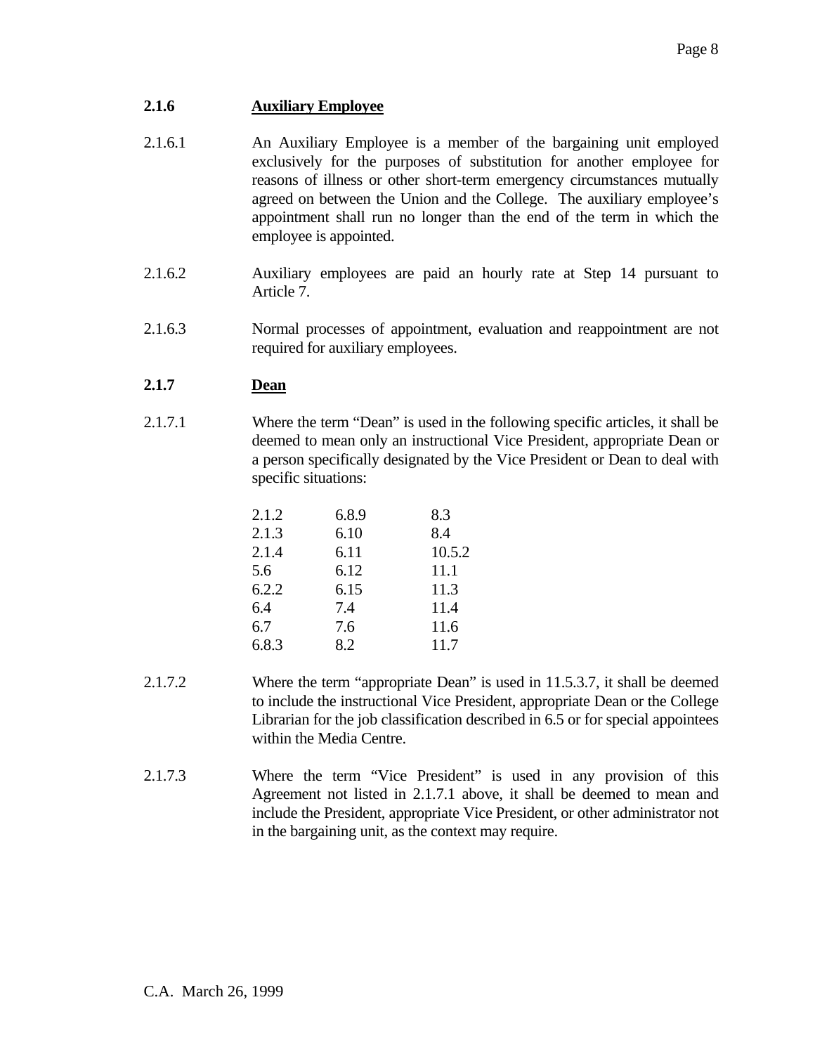**2.1.6 Auxiliary Employee**

2.1.6.1 An Auxiliary Employee is a member of the bargaining unit employed exclusively for the purposes of substitution for another employee for reasons of illness or other short-term emergency circumstances mutually agreed on between the Union and the College. The auxiliary employee's appointment shall run no longer than the end of the term in which the employee is appointed.

2.1.6.2 Auxiliary employees are paid an hourly rate at Step 14 pursuant to Article 7.

2.1.6.3 Normal processes of appointment, evaluation and reappointment are not required for auxiliary employees.

**2.1.7 Dean**

2.1.7.1 Where the term "Dean" is used in the following specific articles, it shall be deemed to mean only an instructional Vice President, appropriate Dean or a person specifically designated by the Vice President or Dean to deal with specific situations:

| | | |
|---|---|---|
| 2.1.2 | 6.8.9 | 8.3 |
| 2.1.3 | 6.10 | 8.4 |
| 2.1.4 | 6.11 | 10.5.2 |
| 5.6 | 6.12 | 11.1 |
| 6.2.2 | 6.15 | 11.3 |
| 6.4 | 7.4 | 11.4 |
| 6.7 | 7.6 | 11.6 |
| 6.8.3 | 8.2 | 11.7 |

2.1.7.2 Where the term "appropriate Dean" is used in 11.5.3.7, it shall be deemed to include the instructional Vice President, appropriate Dean or the College Librarian for the job classification described in 6.5 or for special appointees within the Media Centre.

2.1.7.3 Where the term "Vice President" is used in any provision of this Agreement not listed in 2.1.7.1 above, it shall be deemed to mean and include the President, appropriate Vice President, or other administrator not in the bargaining unit, as the context may require.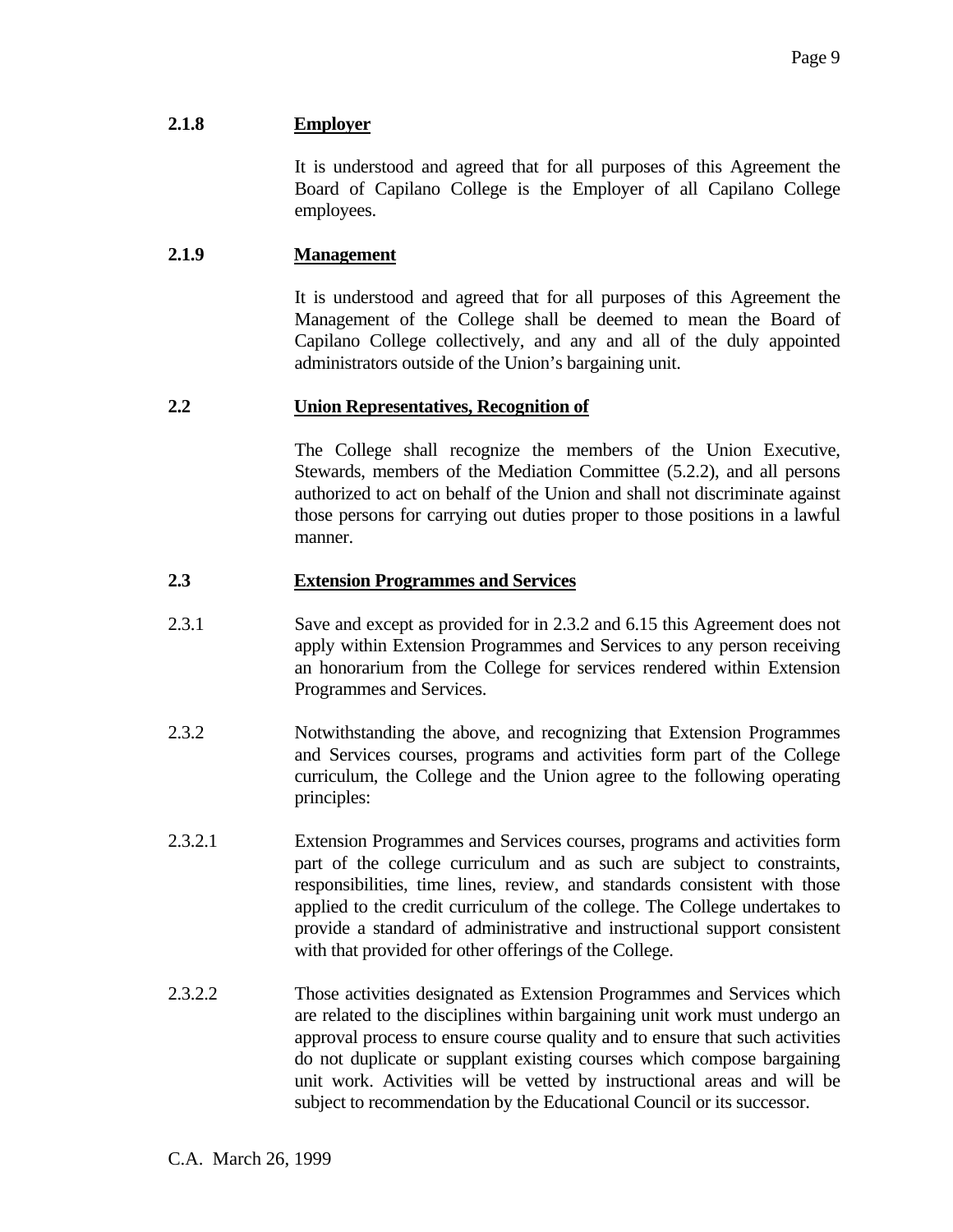**2.1.8 Employer**

It is understood and agreed that for all purposes of this Agreement the Board of Capilano College is the Employer of all Capilano College employees.

**2.1.9 Management**

It is understood and agreed that for all purposes of this Agreement the Management of the College shall be deemed to mean the Board of Capilano College collectively, and any and all of the duly appointed administrators outside of the Union's bargaining unit.

**2.2 Union Representatives, Recognition of**

The College shall recognize the members of the Union Executive, Stewards, members of the Mediation Committee (5.2.2), and all persons authorized to act on behalf of the Union and shall not discriminate against those persons for carrying out duties proper to those positions in a lawful manner.

**2.3 Extension Programmes and Services**

2.3.1 Save and except as provided for in 2.3.2 and 6.15 this Agreement does not apply within Extension Programmes and Services to any person receiving an honorarium from the College for services rendered within Extension Programmes and Services.

2.3.2 Notwithstanding the above, and recognizing that Extension Programmes and Services courses, programs and activities form part of the College curriculum, the College and the Union agree to the following operating principles:

2.3.2.1 Extension Programmes and Services courses, programs and activities form part of the college curriculum and as such are subject to constraints, responsibilities, time lines, review, and standards consistent with those applied to the credit curriculum of the college. The College undertakes to provide a standard of administrative and instructional support consistent with that provided for other offerings of the College.

2.3.2.2 Those activities designated as Extension Programmes and Services which are related to the disciplines within bargaining unit work must undergo an approval process to ensure course quality and to ensure that such activities do not duplicate or supplant existing courses which compose bargaining unit work. Activities will be vetted by instructional areas and will be subject to recommendation by the Educational Council or its successor.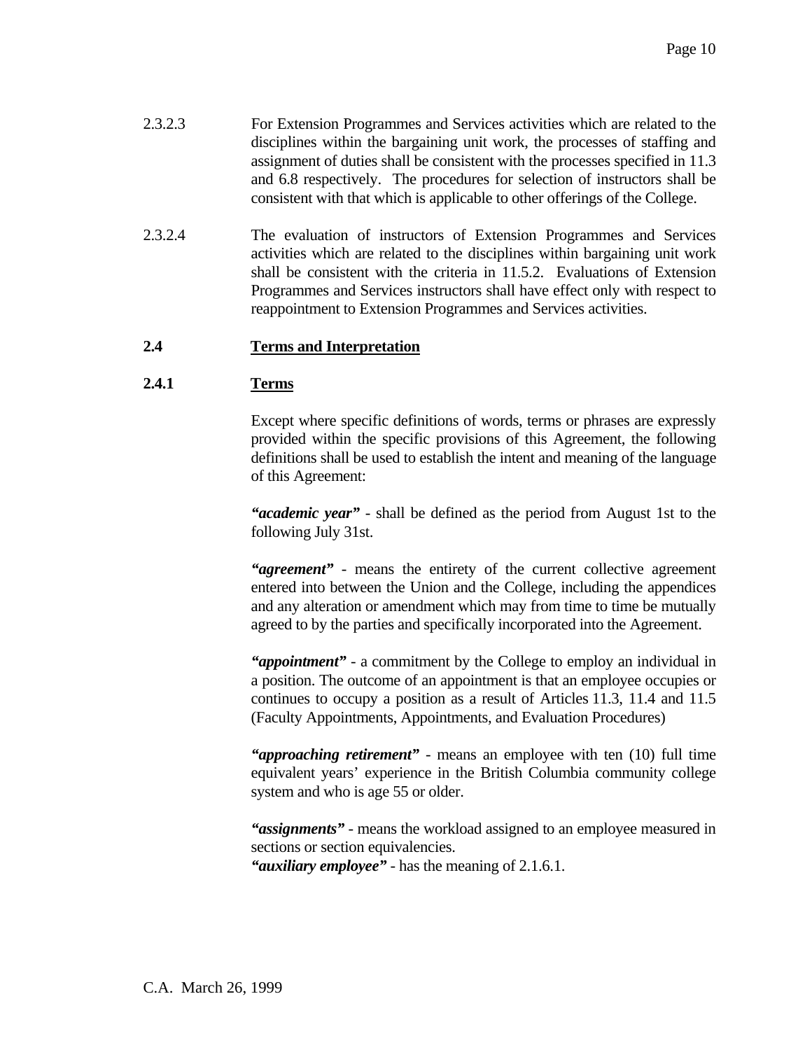2.3.2.3 For Extension Programmes and Services activities which are related to the disciplines within the bargaining unit work, the processes of staffing and assignment of duties shall be consistent with the processes specified in 11.3 and 6.8 respectively. The procedures for selection of instructors shall be consistent with that which is applicable to other offerings of the College.

2.3.2.4 The evaluation of instructors of Extension Programmes and Services activities which are related to the disciplines within bargaining unit work shall be consistent with the criteria in 11.5.2. Evaluations of Extension Programmes and Services instructors shall have effect only with respect to reappointment to Extension Programmes and Services activities.

## 2.4 Terms and Interpretation

### 2.4.1 Terms

Except where specific definitions of words, terms or phrases are expressly provided within the specific provisions of this Agreement, the following definitions shall be used to establish the intent and meaning of the language of this Agreement:

***"academic year"*** - shall be defined as the period from August 1st to the following July 31st.

***"agreement"*** - means the entirety of the current collective agreement entered into between the Union and the College, including the appendices and any alteration or amendment which may from time to time be mutually agreed to by the parties and specifically incorporated into the Agreement.

***"appointment"*** - a commitment by the College to employ an individual in a position. The outcome of an appointment is that an employee occupies or continues to occupy a position as a result of Articles 11.3, 11.4 and 11.5 (Faculty Appointments, Appointments, and Evaluation Procedures)

***"approaching retirement"*** - means an employee with ten (10) full time equivalent years' experience in the British Columbia community college system and who is age 55 or older.

***"assignments"*** - means the workload assigned to an employee measured in sections or section equivalencies.

***"auxiliary employee"*** - has the meaning of 2.1.6.1.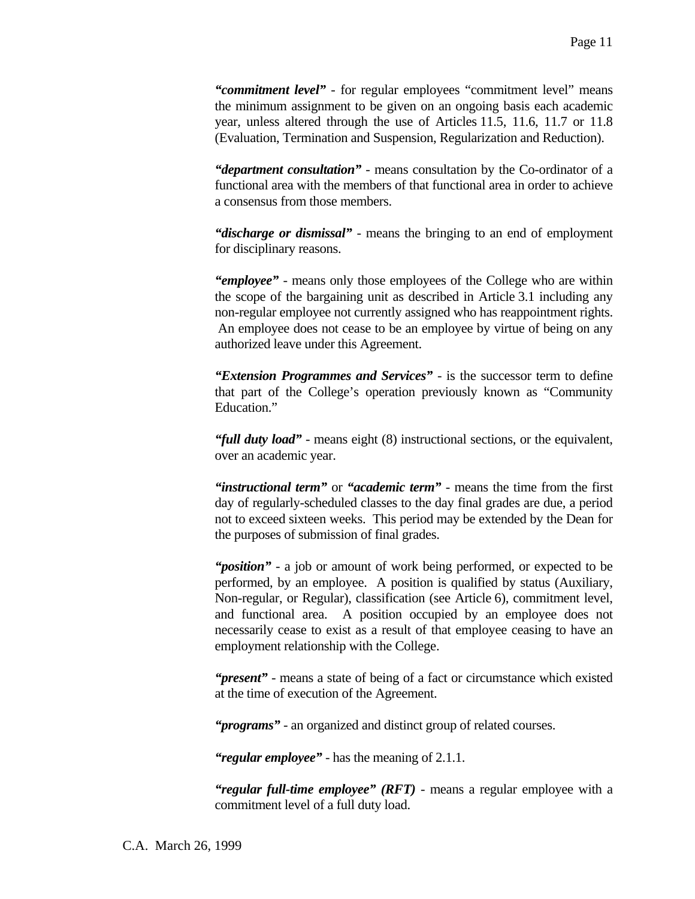***"commitment level"*** - for regular employees "commitment level" means the minimum assignment to be given on an ongoing basis each academic year, unless altered through the use of Articles 11.5, 11.6, 11.7 or 11.8 (Evaluation, Termination and Suspension, Regularization and Reduction).

***"department consultation"*** - means consultation by the Co-ordinator of a functional area with the members of that functional area in order to achieve a consensus from those members.

***"discharge or dismissal"*** - means the bringing to an end of employment for disciplinary reasons.

***"employee"*** - means only those employees of the College who are within the scope of the bargaining unit as described in Article 3.1 including any non-regular employee not currently assigned who has reappointment rights. An employee does not cease to be an employee by virtue of being on any authorized leave under this Agreement.

***"Extension Programmes and Services"*** - is the successor term to define that part of the College's operation previously known as "Community Education."

***"full duty load"*** - means eight (8) instructional sections, or the equivalent, over an academic year.

***"instructional term"*** or ***"academic term"*** - means the time from the first day of regularly-scheduled classes to the day final grades are due, a period not to exceed sixteen weeks. This period may be extended by the Dean for the purposes of submission of final grades.

***"position"*** - a job or amount of work being performed, or expected to be performed, by an employee. A position is qualified by status (Auxiliary, Non-regular, or Regular), classification (see Article 6), commitment level, and functional area. A position occupied by an employee does not necessarily cease to exist as a result of that employee ceasing to have an employment relationship with the College.

***"present"*** - means a state of being of a fact or circumstance which existed at the time of execution of the Agreement.

***"programs"*** - an organized and distinct group of related courses.

***"regular employee"*** - has the meaning of 2.1.1.

***"regular full-time employee" (RFT)*** - means a regular employee with a commitment level of a full duty load.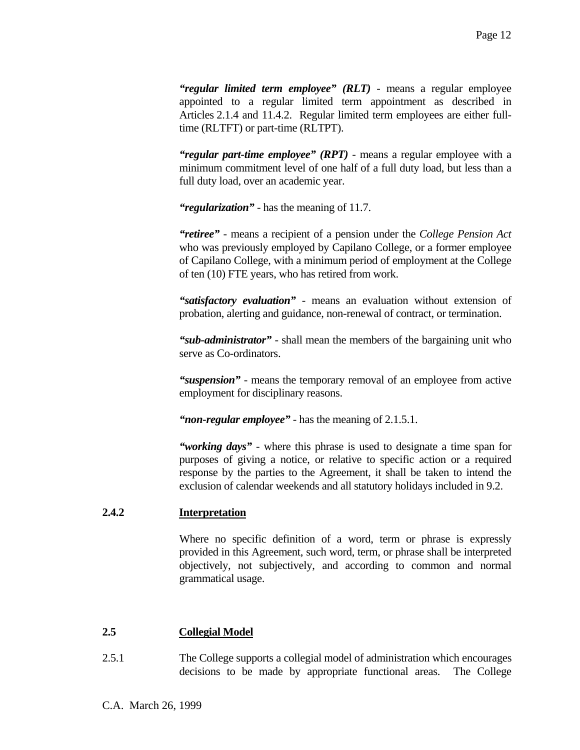***"regular limited term employee" (RLT)*** - means a regular employee appointed to a regular limited term appointment as described in Articles 2.1.4 and 11.4.2. Regular limited term employees are either full-time (RLTFT) or part-time (RLTPT).

***"regular part-time employee" (RPT)*** - means a regular employee with a minimum commitment level of one half of a full duty load, but less than a full duty load, over an academic year.

***"regularization"*** - has the meaning of 11.7.

***"retiree"*** - means a recipient of a pension under the *College Pension Act* who was previously employed by Capilano College, or a former employee of Capilano College, with a minimum period of employment at the College of ten (10) FTE years, who has retired from work.

***"satisfactory evaluation"*** - means an evaluation without extension of probation, alerting and guidance, non-renewal of contract, or termination.

***"sub-administrator"*** - shall mean the members of the bargaining unit who serve as Co-ordinators.

***"suspension"*** - means the temporary removal of an employee from active employment for disciplinary reasons.

***"non-regular employee"*** - has the meaning of 2.1.5.1.

***"working days"*** - where this phrase is used to designate a time span for purposes of giving a notice, or relative to specific action or a required response by the parties to the Agreement, it shall be taken to intend the exclusion of calendar weekends and all statutory holidays included in 9.2.

### 2.4.2 Interpretation

Where no specific definition of a word, term or phrase is expressly provided in this Agreement, such word, term, or phrase shall be interpreted objectively, not subjectively, and according to common and normal grammatical usage.

## 2.5 Collegial Model

2.5.1 The College supports a collegial model of administration which encourages decisions to be made by appropriate functional areas. The College

C.A. March 26, 1999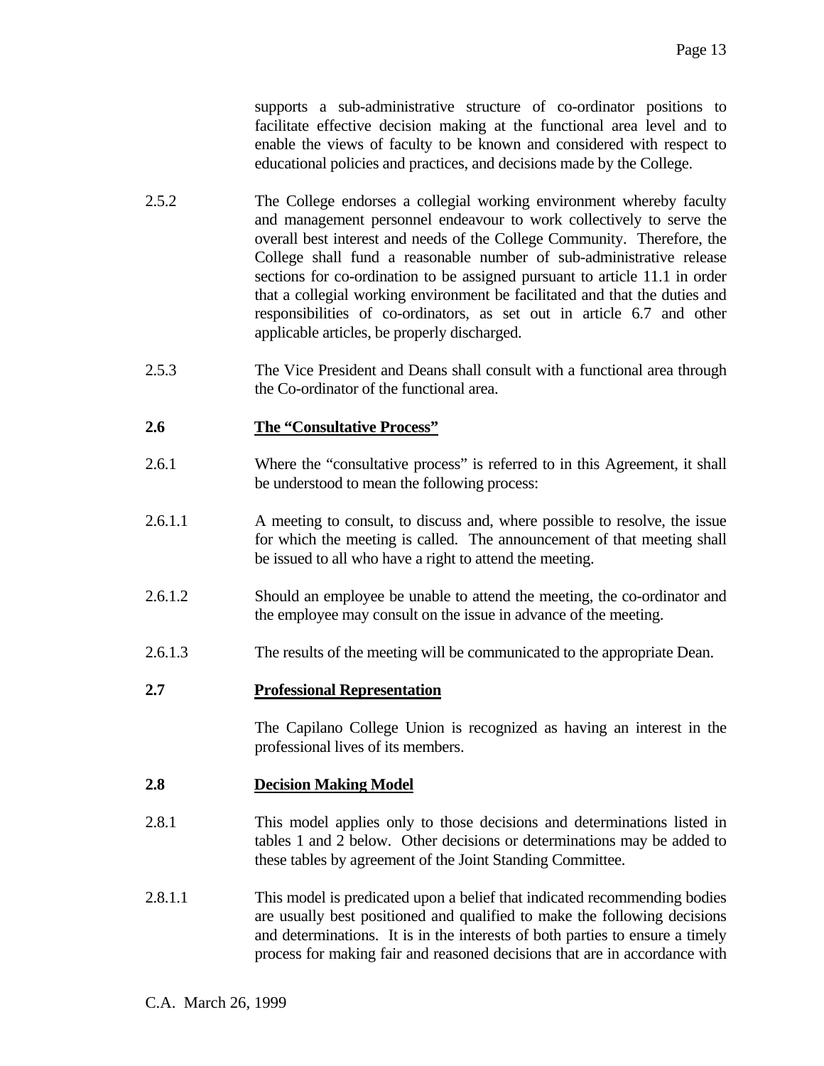supports a sub-administrative structure of co-ordinator positions to facilitate effective decision making at the functional area level and to enable the views of faculty to be known and considered with respect to educational policies and practices, and decisions made by the College.

2.5.2 The College endorses a collegial working environment whereby faculty and management personnel endeavour to work collectively to serve the overall best interest and needs of the College Community. Therefore, the College shall fund a reasonable number of sub-administrative release sections for co-ordination to be assigned pursuant to article 11.1 in order that a collegial working environment be facilitated and that the duties and responsibilities of co-ordinators, as set out in article 6.7 and other applicable articles, be properly discharged.

2.5.3 The Vice President and Deans shall consult with a functional area through the Co-ordinator of the functional area.

## 2.6 The "Consultative Process"

2.6.1 Where the "consultative process" is referred to in this Agreement, it shall be understood to mean the following process:

2.6.1.1 A meeting to consult, to discuss and, where possible to resolve, the issue for which the meeting is called. The announcement of that meeting shall be issued to all who have a right to attend the meeting.

2.6.1.2 Should an employee be unable to attend the meeting, the co-ordinator and the employee may consult on the issue in advance of the meeting.

2.6.1.3 The results of the meeting will be communicated to the appropriate Dean.

## 2.7 Professional Representation

The Capilano College Union is recognized as having an interest in the professional lives of its members.

## 2.8 Decision Making Model

2.8.1 This model applies only to those decisions and determinations listed in tables 1 and 2 below. Other decisions or determinations may be added to these tables by agreement of the Joint Standing Committee.

2.8.1.1 This model is predicated upon a belief that indicated recommending bodies are usually best positioned and qualified to make the following decisions and determinations. It is in the interests of both parties to ensure a timely process for making fair and reasoned decisions that are in accordance with

C.A. March 26, 1999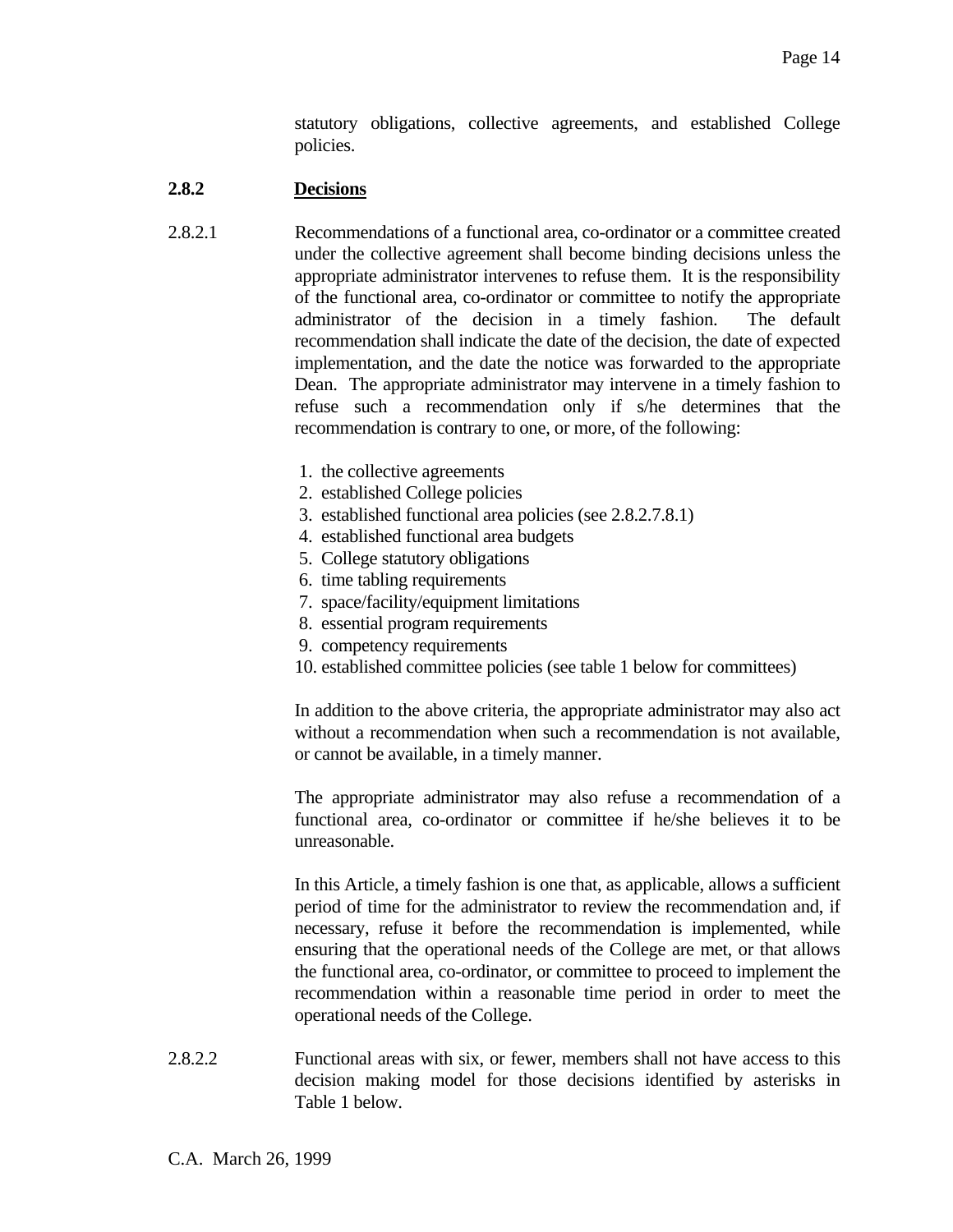statutory obligations, collective agreements, and established College policies.

### 2.8.2 **Decisions**

2.8.2.1 Recommendations of a functional area, co-ordinator or a committee created under the collective agreement shall become binding decisions unless the appropriate administrator intervenes to refuse them. It is the responsibility of the functional area, co-ordinator or committee to notify the appropriate administrator of the decision in a timely fashion. The default recommendation shall indicate the date of the decision, the date of expected implementation, and the date the notice was forwarded to the appropriate Dean. The appropriate administrator may intervene in a timely fashion to refuse such a recommendation only if s/he determines that the recommendation is contrary to one, or more, of the following:

1. the collective agreements
2. established College policies
3. established functional area policies (see 2.8.2.7.8.1)
4. established functional area budgets
5. College statutory obligations
6. time tabling requirements
7. space/facility/equipment limitations
8. essential program requirements
9. competency requirements
10. established committee policies (see table 1 below for committees)

In addition to the above criteria, the appropriate administrator may also act without a recommendation when such a recommendation is not available, or cannot be available, in a timely manner.

The appropriate administrator may also refuse a recommendation of a functional area, co-ordinator or committee if he/she believes it to be unreasonable.

In this Article, a timely fashion is one that, as applicable, allows a sufficient period of time for the administrator to review the recommendation and, if necessary, refuse it before the recommendation is implemented, while ensuring that the operational needs of the College are met, or that allows the functional area, co-ordinator, or committee to proceed to implement the recommendation within a reasonable time period in order to meet the operational needs of the College.

2.8.2.2 Functional areas with six, or fewer, members shall not have access to this decision making model for those decisions identified by asterisks in Table 1 below.

C.A. March 26, 1999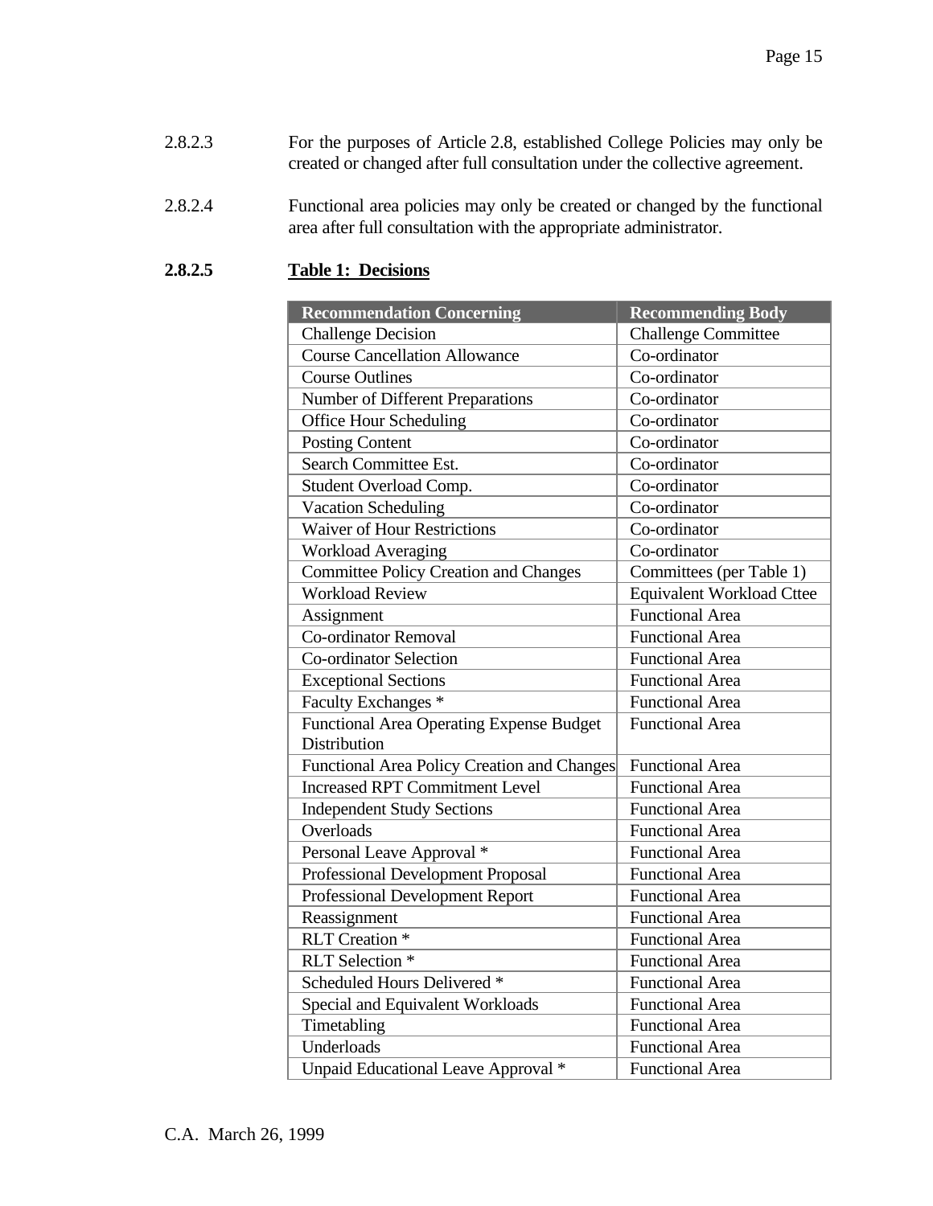2.8.2.3 For the purposes of Article 2.8, established College Policies may only be created or changed after full consultation under the collective agreement.

2.8.2.4 Functional area policies may only be created or changed by the functional area after full consultation with the appropriate administrator.

**2.8.2.5 Table 1: Decisions**

| Recommendation Concerning | Recommending Body |
|---|---|
| Challenge Decision | Challenge Committee |
| Course Cancellation Allowance | Co-ordinator |
| Course Outlines | Co-ordinator |
| Number of Different Preparations | Co-ordinator |
| Office Hour Scheduling | Co-ordinator |
| Posting Content | Co-ordinator |
| Search Committee Est. | Co-ordinator |
| Student Overload Comp. | Co-ordinator |
| Vacation Scheduling | Co-ordinator |
| Waiver of Hour Restrictions | Co-ordinator |
| Workload Averaging | Co-ordinator |
| Committee Policy Creation and Changes | Committees (per Table 1) |
| Workload Review | Equivalent Workload Cttee |
| Assignment | Functional Area |
| Co-ordinator Removal | Functional Area |
| Co-ordinator Selection | Functional Area |
| Exceptional Sections | Functional Area |
| Faculty Exchanges * | Functional Area |
| Functional Area Operating Expense Budget Distribution | Functional Area |
| Functional Area Policy Creation and Changes | Functional Area |
| Increased RPT Commitment Level | Functional Area |
| Independent Study Sections | Functional Area |
| Overloads | Functional Area |
| Personal Leave Approval * | Functional Area |
| Professional Development Proposal | Functional Area |
| Professional Development Report | Functional Area |
| Reassignment | Functional Area |
| RLT Creation * | Functional Area |
| RLT Selection * | Functional Area |
| Scheduled Hours Delivered * | Functional Area |
| Special and Equivalent Workloads | Functional Area |
| Timetabling | Functional Area |
| Underloads | Functional Area |
| Unpaid Educational Leave Approval * | Functional Area |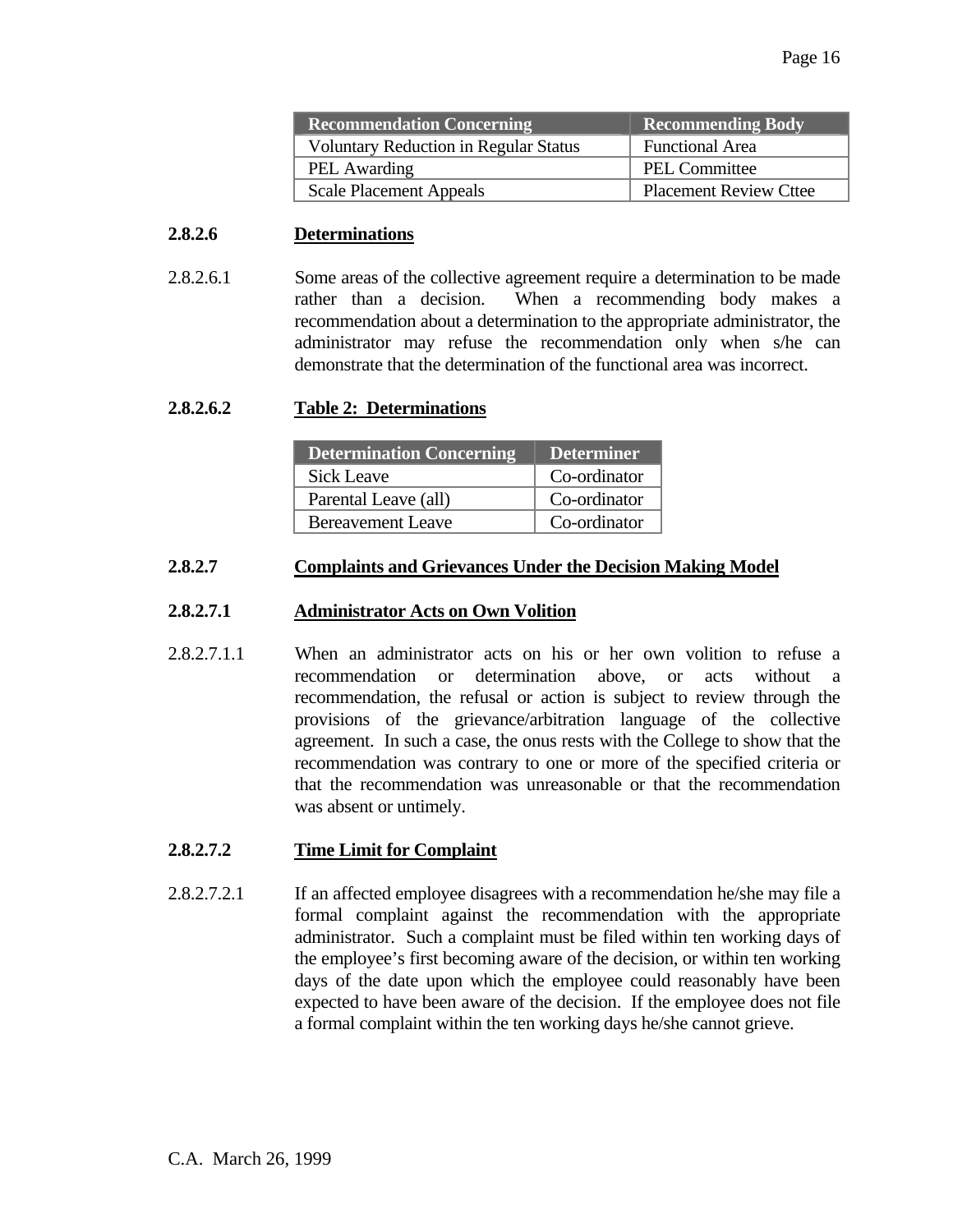| Recommendation Concerning | Recommending Body |
| --- | --- |
| Voluntary Reduction in Regular Status | Functional Area |
| PEL Awarding | PEL Committee |
| Scale Placement Appeals | Placement Review Cttee |

**2.8.2.6 Determinations**

2.8.2.6.1 Some areas of the collective agreement require a determination to be made rather than a decision. When a recommending body makes a recommendation about a determination to the appropriate administrator, the administrator may refuse the recommendation only when s/he can demonstrate that the determination of the functional area was incorrect.

**2.8.2.6.2 Table 2: Determinations**

| Determination Concerning | Determiner |
| --- | --- |
| Sick Leave | Co-ordinator |
| Parental Leave (all) | Co-ordinator |
| Bereavement Leave | Co-ordinator |

**2.8.2.7 Complaints and Grievances Under the Decision Making Model**

**2.8.2.7.1 Administrator Acts on Own Volition**

2.8.2.7.1.1 When an administrator acts on his or her own volition to refuse a recommendation or determination above, or acts without a recommendation, the refusal or action is subject to review through the provisions of the grievance/arbitration language of the collective agreement. In such a case, the onus rests with the College to show that the recommendation was contrary to one or more of the specified criteria or that the recommendation was unreasonable or that the recommendation was absent or untimely.

**2.8.2.7.2 Time Limit for Complaint**

2.8.2.7.2.1 If an affected employee disagrees with a recommendation he/she may file a formal complaint against the recommendation with the appropriate administrator. Such a complaint must be filed within ten working days of the employee's first becoming aware of the decision, or within ten working days of the date upon which the employee could reasonably have been expected to have been aware of the decision. If the employee does not file a formal complaint within the ten working days he/she cannot grieve.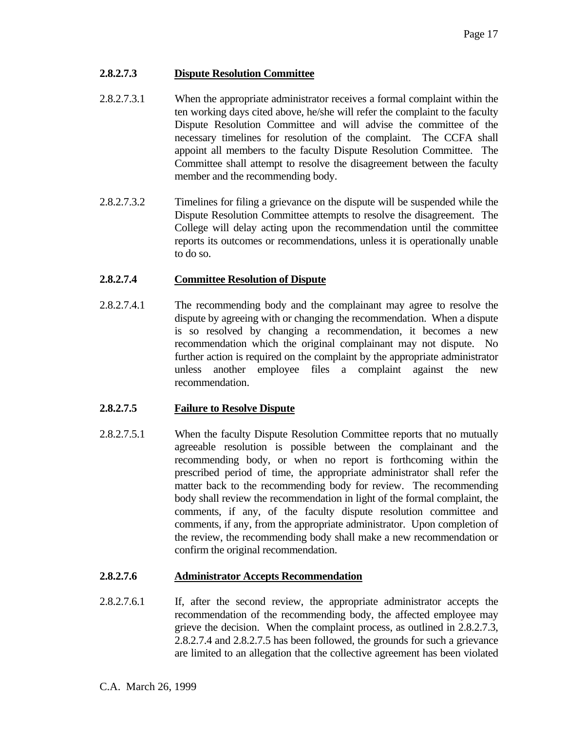### 2.8.2.7.3 Dispute Resolution Committee

2.8.2.7.3.1 When the appropriate administrator receives a formal complaint within the ten working days cited above, he/she will refer the complaint to the faculty Dispute Resolution Committee and will advise the committee of the necessary timelines for resolution of the complaint. The CCFA shall appoint all members to the faculty Dispute Resolution Committee. The Committee shall attempt to resolve the disagreement between the faculty member and the recommending body.

2.8.2.7.3.2 Timelines for filing a grievance on the dispute will be suspended while the Dispute Resolution Committee attempts to resolve the disagreement. The College will delay acting upon the recommendation until the committee reports its outcomes or recommendations, unless it is operationally unable to do so.

### 2.8.2.7.4 Committee Resolution of Dispute

2.8.2.7.4.1 The recommending body and the complainant may agree to resolve the dispute by agreeing with or changing the recommendation. When a dispute is so resolved by changing a recommendation, it becomes a new recommendation which the original complainant may not dispute. No further action is required on the complaint by the appropriate administrator unless another employee files a complaint against the new recommendation.

### 2.8.2.7.5 Failure to Resolve Dispute

2.8.2.7.5.1 When the faculty Dispute Resolution Committee reports that no mutually agreeable resolution is possible between the complainant and the recommending body, or when no report is forthcoming within the prescribed period of time, the appropriate administrator shall refer the matter back to the recommending body for review. The recommending body shall review the recommendation in light of the formal complaint, the comments, if any, of the faculty dispute resolution committee and comments, if any, from the appropriate administrator. Upon completion of the review, the recommending body shall make a new recommendation or confirm the original recommendation.

### 2.8.2.7.6 Administrator Accepts Recommendation

2.8.2.7.6.1 If, after the second review, the appropriate administrator accepts the recommendation of the recommending body, the affected employee may grieve the decision. When the complaint process, as outlined in 2.8.2.7.3, 2.8.2.7.4 and 2.8.2.7.5 has been followed, the grounds for such a grievance are limited to an allegation that the collective agreement has been violated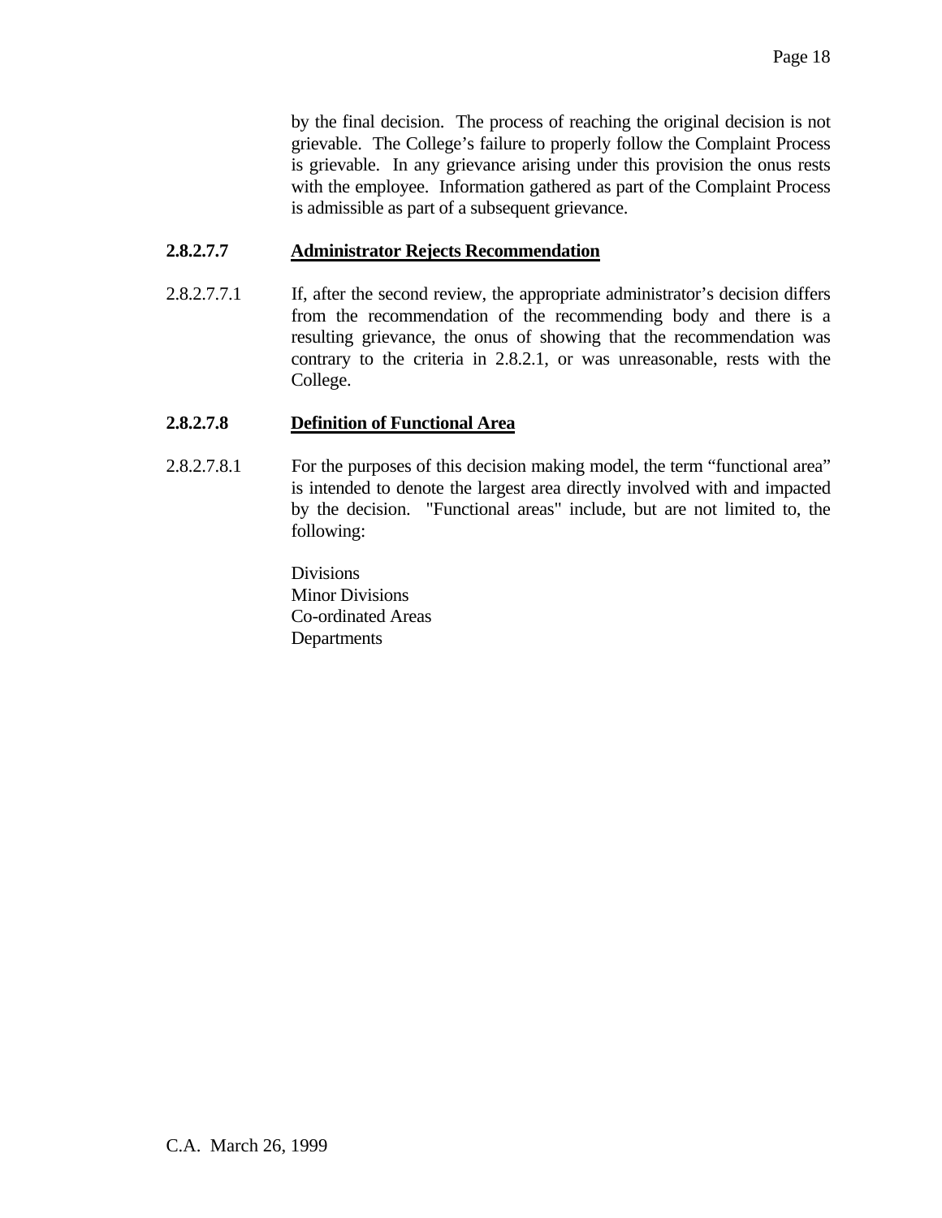by the final decision. The process of reaching the original decision is not grievable. The College's failure to properly follow the Complaint Process is grievable. In any grievance arising under this provision the onus rests with the employee. Information gathered as part of the Complaint Process is admissible as part of a subsequent grievance.

**2.8.2.7.7 Administrator Rejects Recommendation**

2.8.2.7.7.1 If, after the second review, the appropriate administrator's decision differs from the recommendation of the recommending body and there is a resulting grievance, the onus of showing that the recommendation was contrary to the criteria in 2.8.2.1, or was unreasonable, rests with the College.

**2.8.2.7.8 Definition of Functional Area**

2.8.2.7.8.1 For the purposes of this decision making model, the term "functional area" is intended to denote the largest area directly involved with and impacted by the decision. "Functional areas" include, but are not limited to, the following:

Divisions
Minor Divisions
Co-ordinated Areas
Departments

C.A. March 26, 1999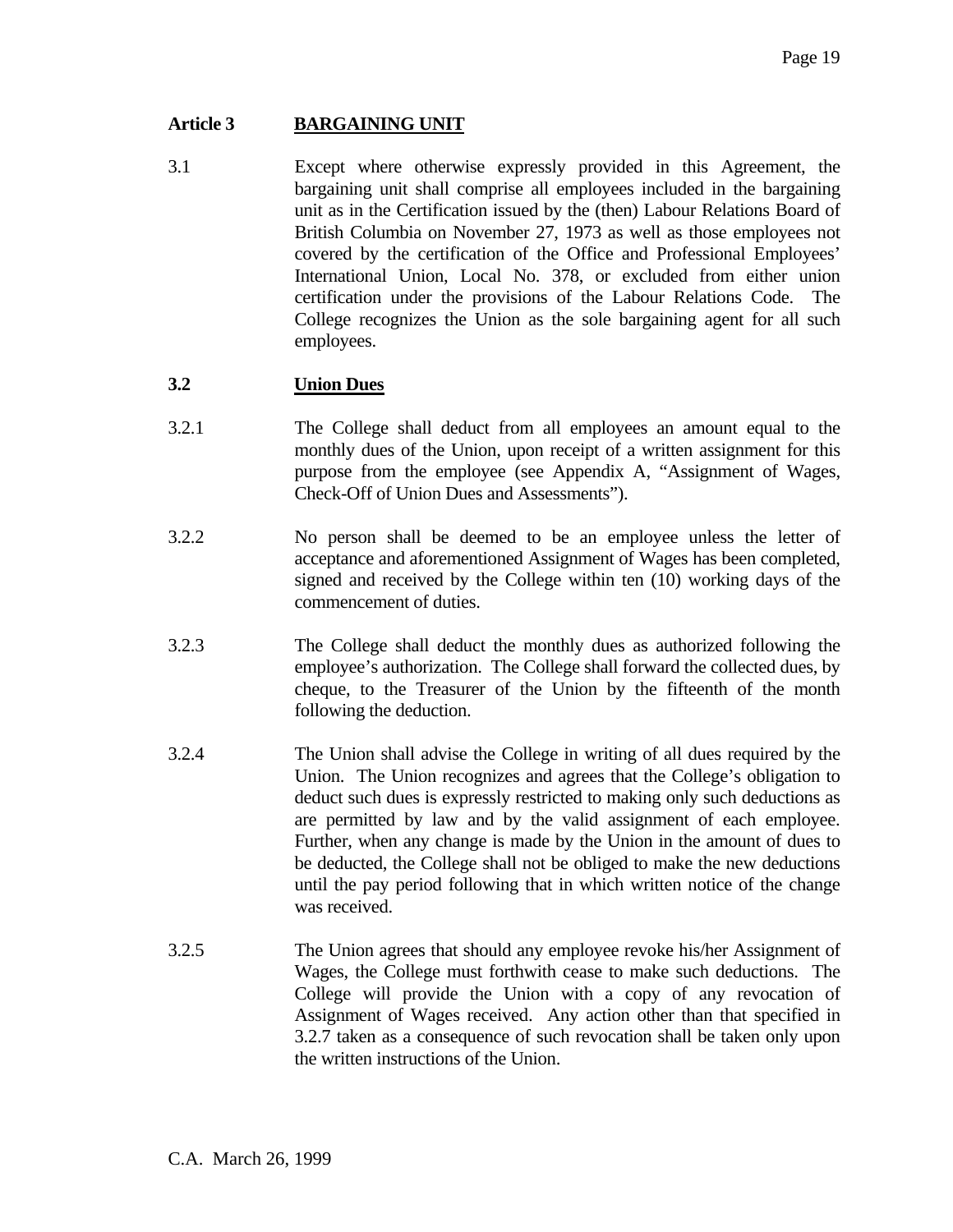## Article 3 BARGAINING UNIT

3.1 Except where otherwise expressly provided in this Agreement, the bargaining unit shall comprise all employees included in the bargaining unit as in the Certification issued by the (then) Labour Relations Board of British Columbia on November 27, 1973 as well as those employees not covered by the certification of the Office and Professional Employees' International Union, Local No. 378, or excluded from either union certification under the provisions of the Labour Relations Code. The College recognizes the Union as the sole bargaining agent for all such employees.

### 3.2 Union Dues

3.2.1 The College shall deduct from all employees an amount equal to the monthly dues of the Union, upon receipt of a written assignment for this purpose from the employee (see Appendix A, "Assignment of Wages, Check-Off of Union Dues and Assessments").

3.2.2 No person shall be deemed to be an employee unless the letter of acceptance and aforementioned Assignment of Wages has been completed, signed and received by the College within ten (10) working days of the commencement of duties.

3.2.3 The College shall deduct the monthly dues as authorized following the employee's authorization. The College shall forward the collected dues, by cheque, to the Treasurer of the Union by the fifteenth of the month following the deduction.

3.2.4 The Union shall advise the College in writing of all dues required by the Union. The Union recognizes and agrees that the College's obligation to deduct such dues is expressly restricted to making only such deductions as are permitted by law and by the valid assignment of each employee. Further, when any change is made by the Union in the amount of dues to be deducted, the College shall not be obliged to make the new deductions until the pay period following that in which written notice of the change was received.

3.2.5 The Union agrees that should any employee revoke his/her Assignment of Wages, the College must forthwith cease to make such deductions. The College will provide the Union with a copy of any revocation of Assignment of Wages received. Any action other than that specified in 3.2.7 taken as a consequence of such revocation shall be taken only upon the written instructions of the Union.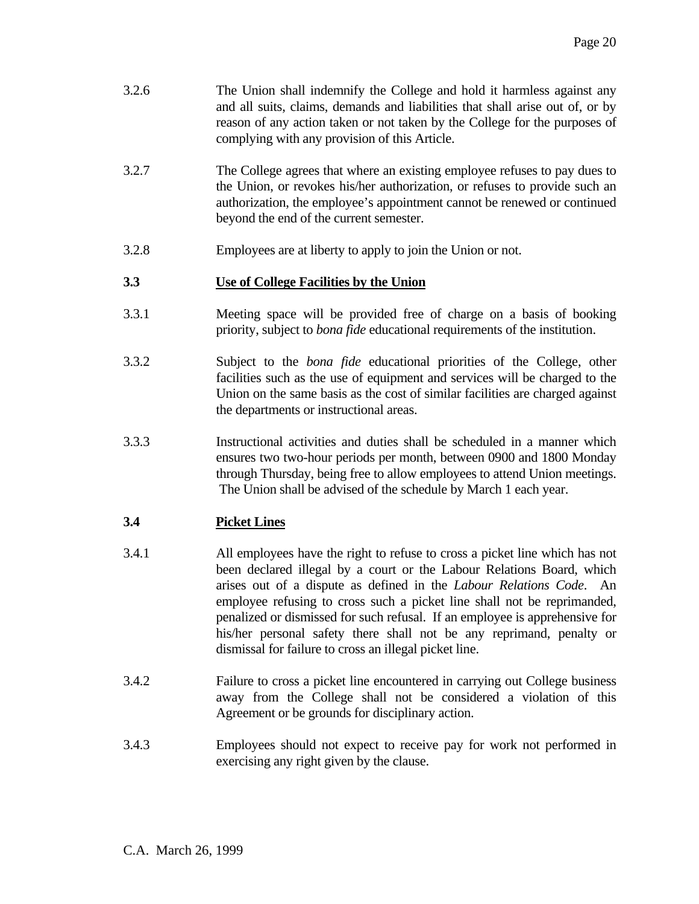3.2.6 The Union shall indemnify the College and hold it harmless against any and all suits, claims, demands and liabilities that shall arise out of, or by reason of any action taken or not taken by the College for the purposes of complying with any provision of this Article.

3.2.7 The College agrees that where an existing employee refuses to pay dues to the Union, or revokes his/her authorization, or refuses to provide such an authorization, the employee's appointment cannot be renewed or continued beyond the end of the current semester.

3.2.8 Employees are at liberty to apply to join the Union or not.

## 3.3 Use of College Facilities by the Union

3.3.1 Meeting space will be provided free of charge on a basis of booking priority, subject to *bona fide* educational requirements of the institution.

3.3.2 Subject to the *bona fide* educational priorities of the College, other facilities such as the use of equipment and services will be charged to the Union on the same basis as the cost of similar facilities are charged against the departments or instructional areas.

3.3.3 Instructional activities and duties shall be scheduled in a manner which ensures two two-hour periods per month, between 0900 and 1800 Monday through Thursday, being free to allow employees to attend Union meetings. The Union shall be advised of the schedule by March 1 each year.

## 3.4 Picket Lines

3.4.1 All employees have the right to refuse to cross a picket line which has not been declared illegal by a court or the Labour Relations Board, which arises out of a dispute as defined in the *Labour Relations Code*. An employee refusing to cross such a picket line shall not be reprimanded, penalized or dismissed for such refusal. If an employee is apprehensive for his/her personal safety there shall not be any reprimand, penalty or dismissal for failure to cross an illegal picket line.

3.4.2 Failure to cross a picket line encountered in carrying out College business away from the College shall not be considered a violation of this Agreement or be grounds for disciplinary action.

3.4.3 Employees should not expect to receive pay for work not performed in exercising any right given by the clause.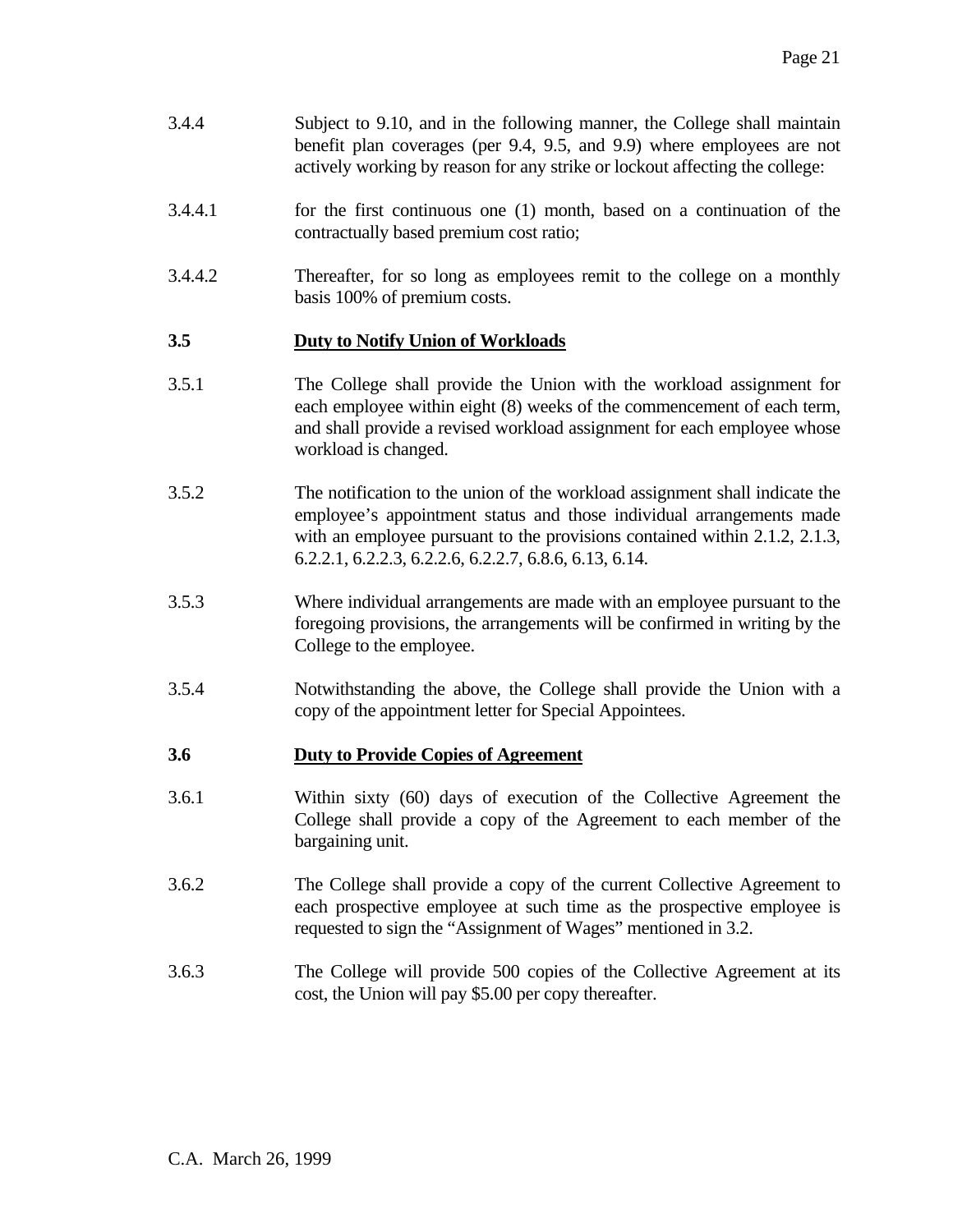3.4.4 Subject to 9.10, and in the following manner, the College shall maintain benefit plan coverages (per 9.4, 9.5, and 9.9) where employees are not actively working by reason for any strike or lockout affecting the college:

3.4.4.1 for the first continuous one (1) month, based on a continuation of the contractually based premium cost ratio;

3.4.4.2 Thereafter, for so long as employees remit to the college on a monthly basis 100% of premium costs.

### 3.5 Duty to Notify Union of Workloads

3.5.1 The College shall provide the Union with the workload assignment for each employee within eight (8) weeks of the commencement of each term, and shall provide a revised workload assignment for each employee whose workload is changed.

3.5.2 The notification to the union of the workload assignment shall indicate the employee's appointment status and those individual arrangements made with an employee pursuant to the provisions contained within 2.1.2, 2.1.3, 6.2.2.1, 6.2.2.3, 6.2.2.6, 6.2.2.7, 6.8.6, 6.13, 6.14.

3.5.3 Where individual arrangements are made with an employee pursuant to the foregoing provisions, the arrangements will be confirmed in writing by the College to the employee.

3.5.4 Notwithstanding the above, the College shall provide the Union with a copy of the appointment letter for Special Appointees.

### 3.6 Duty to Provide Copies of Agreement

3.6.1 Within sixty (60) days of execution of the Collective Agreement the College shall provide a copy of the Agreement to each member of the bargaining unit.

3.6.2 The College shall provide a copy of the current Collective Agreement to each prospective employee at such time as the prospective employee is requested to sign the "Assignment of Wages" mentioned in 3.2.

3.6.3 The College will provide 500 copies of the Collective Agreement at its cost, the Union will pay $5.00 per copy thereafter.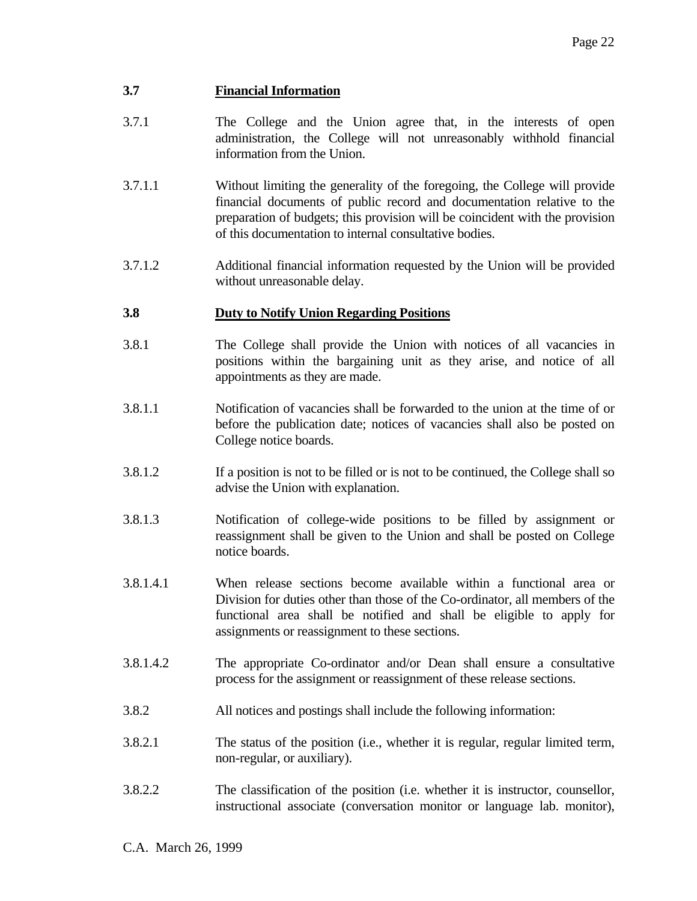### 3.7 Financial Information

3.7.1 The College and the Union agree that, in the interests of open administration, the College will not unreasonably withhold financial information from the Union.

3.7.1.1 Without limiting the generality of the foregoing, the College will provide financial documents of public record and documentation relative to the preparation of budgets; this provision will be coincident with the provision of this documentation to internal consultative bodies.

3.7.1.2 Additional financial information requested by the Union will be provided without unreasonable delay.

### 3.8 Duty to Notify Union Regarding Positions

3.8.1 The College shall provide the Union with notices of all vacancies in positions within the bargaining unit as they arise, and notice of all appointments as they are made.

3.8.1.1 Notification of vacancies shall be forwarded to the union at the time of or before the publication date; notices of vacancies shall also be posted on College notice boards.

3.8.1.2 If a position is not to be filled or is not to be continued, the College shall so advise the Union with explanation.

3.8.1.3 Notification of college-wide positions to be filled by assignment or reassignment shall be given to the Union and shall be posted on College notice boards.

3.8.1.4.1 When release sections become available within a functional area or Division for duties other than those of the Co-ordinator, all members of the functional area shall be notified and shall be eligible to apply for assignments or reassignment to these sections.

3.8.1.4.2 The appropriate Co-ordinator and/or Dean shall ensure a consultative process for the assignment or reassignment of these release sections.

3.8.2 All notices and postings shall include the following information:

3.8.2.1 The status of the position (i.e., whether it is regular, regular limited term, non-regular, or auxiliary).

3.8.2.2 The classification of the position (i.e. whether it is instructor, counsellor, instructional associate (conversation monitor or language lab. monitor),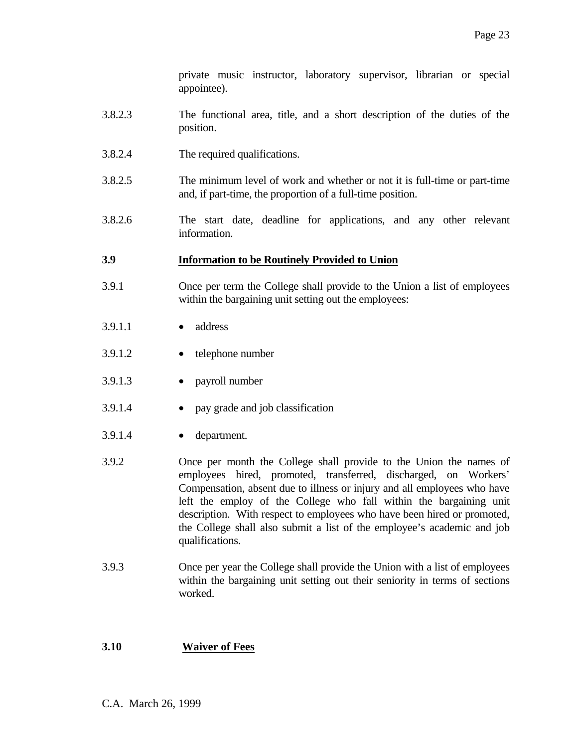private music instructor, laboratory supervisor, librarian or special appointee).

3.8.2.3 The functional area, title, and a short description of the duties of the position.

3.8.2.4 The required qualifications.

3.8.2.5 The minimum level of work and whether or not it is full-time or part-time and, if part-time, the proportion of a full-time position.

3.8.2.6 The start date, deadline for applications, and any other relevant information.

**3.9 <u>Information to be Routinely Provided to Union</u>**

3.9.1 Once per term the College shall provide to the Union a list of employees within the bargaining unit setting out the employees:

3.9.1.1 • address

3.9.1.2 • telephone number

3.9.1.3 • payroll number

3.9.1.4 • pay grade and job classification

3.9.1.4 • department.

3.9.2 Once per month the College shall provide to the Union the names of employees hired, promoted, transferred, discharged, on Workers' Compensation, absent due to illness or injury and all employees who have left the employ of the College who fall within the bargaining unit description. With respect to employees who have been hired or promoted, the College shall also submit a list of the employee's academic and job qualifications.

3.9.3 Once per year the College shall provide the Union with a list of employees within the bargaining unit setting out their seniority in terms of sections worked.

**3.10 <u>Waiver of Fees</u>**

C.A. March 26, 1999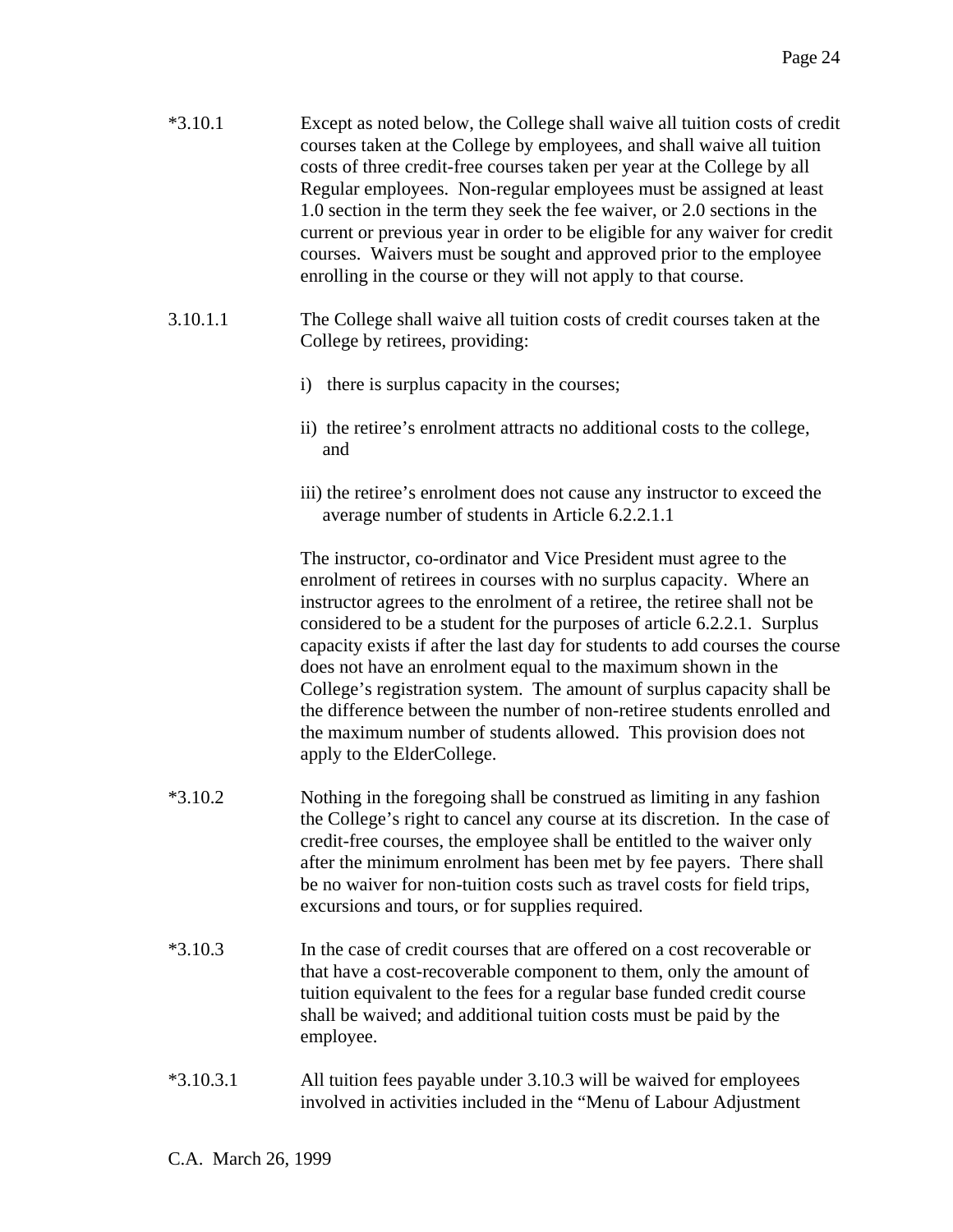*3.10.1 Except as noted below, the College shall waive all tuition costs of credit courses taken at the College by employees, and shall waive all tuition costs of three credit-free courses taken per year at the College by all Regular employees. Non-regular employees must be assigned at least 1.0 section in the term they seek the fee waiver, or 2.0 sections in the current or previous year in order to be eligible for any waiver for credit courses. Waivers must be sought and approved prior to the employee enrolling in the course or they will not apply to that course.

3.10.1.1 The College shall waive all tuition costs of credit courses taken at the College by retirees, providing:

i) there is surplus capacity in the courses;

ii) the retiree's enrolment attracts no additional costs to the college, and

iii) the retiree's enrolment does not cause any instructor to exceed the average number of students in Article 6.2.2.1.1

The instructor, co-ordinator and Vice President must agree to the enrolment of retirees in courses with no surplus capacity. Where an instructor agrees to the enrolment of a retiree, the retiree shall not be considered to be a student for the purposes of article 6.2.2.1. Surplus capacity exists if after the last day for students to add courses the course does not have an enrolment equal to the maximum shown in the College's registration system. The amount of surplus capacity shall be the difference between the number of non-retiree students enrolled and the maximum number of students allowed. This provision does not apply to the ElderCollege.

*3.10.2 Nothing in the foregoing shall be construed as limiting in any fashion the College's right to cancel any course at its discretion. In the case of credit-free courses, the employee shall be entitled to the waiver only after the minimum enrolment has been met by fee payers. There shall be no waiver for non-tuition costs such as travel costs for field trips, excursions and tours, or for supplies required.

*3.10.3 In the case of credit courses that are offered on a cost recoverable or that have a cost-recoverable component to them, only the amount of tuition equivalent to the fees for a regular base funded credit course shall be waived; and additional tuition costs must be paid by the employee.

*3.10.3.1 All tuition fees payable under 3.10.3 will be waived for employees involved in activities included in the "Menu of Labour Adjustment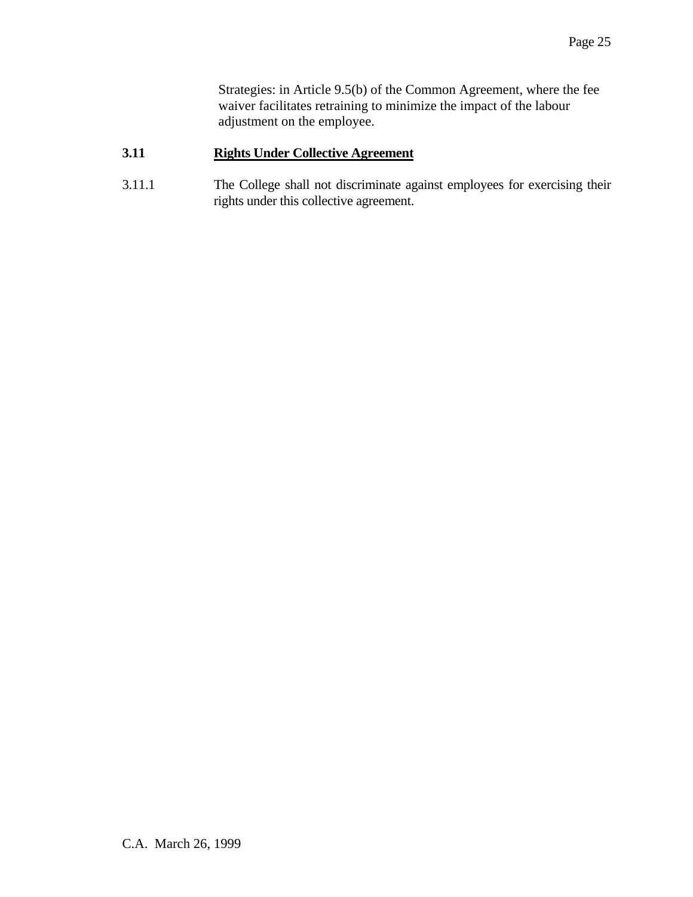Strategies: in Article 9.5(b) of the Common Agreement, where the fee waiver facilitates retraining to minimize the impact of the labour adjustment on the employee.

### 3.11 Rights Under Collective Agreement

3.11.1 The College shall not discriminate against employees for exercising their rights under this collective agreement.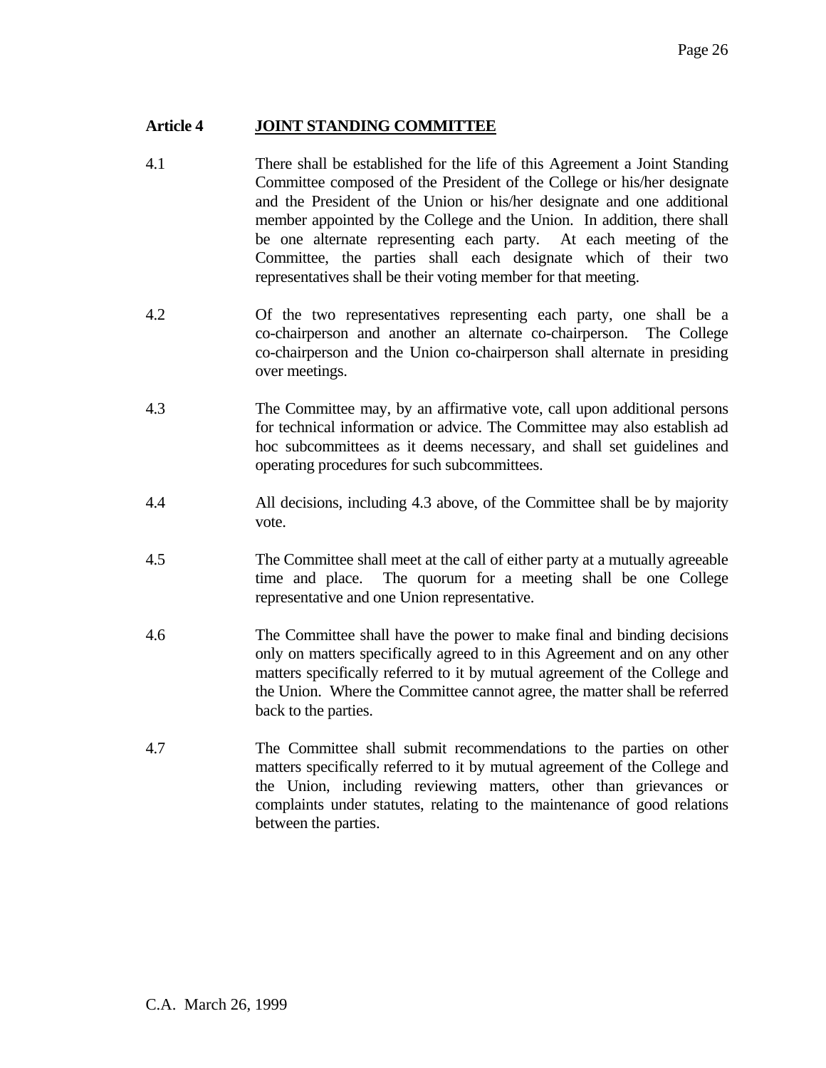## Article 4 JOINT STANDING COMMITTEE

4.1 There shall be established for the life of this Agreement a Joint Standing Committee composed of the President of the College or his/her designate and the President of the Union or his/her designate and one additional member appointed by the College and the Union. In addition, there shall be one alternate representing each party. At each meeting of the Committee, the parties shall each designate which of their two representatives shall be their voting member for that meeting.

4.2 Of the two representatives representing each party, one shall be a co-chairperson and another an alternate co-chairperson. The College co-chairperson and the Union co-chairperson shall alternate in presiding over meetings.

4.3 The Committee may, by an affirmative vote, call upon additional persons for technical information or advice. The Committee may also establish ad hoc subcommittees as it deems necessary, and shall set guidelines and operating procedures for such subcommittees.

4.4 All decisions, including 4.3 above, of the Committee shall be by majority vote.

4.5 The Committee shall meet at the call of either party at a mutually agreeable time and place. The quorum for a meeting shall be one College representative and one Union representative.

4.6 The Committee shall have the power to make final and binding decisions only on matters specifically agreed to in this Agreement and on any other matters specifically referred to it by mutual agreement of the College and the Union. Where the Committee cannot agree, the matter shall be referred back to the parties.

4.7 The Committee shall submit recommendations to the parties on other matters specifically referred to it by mutual agreement of the College and the Union, including reviewing matters, other than grievances or complaints under statutes, relating to the maintenance of good relations between the parties.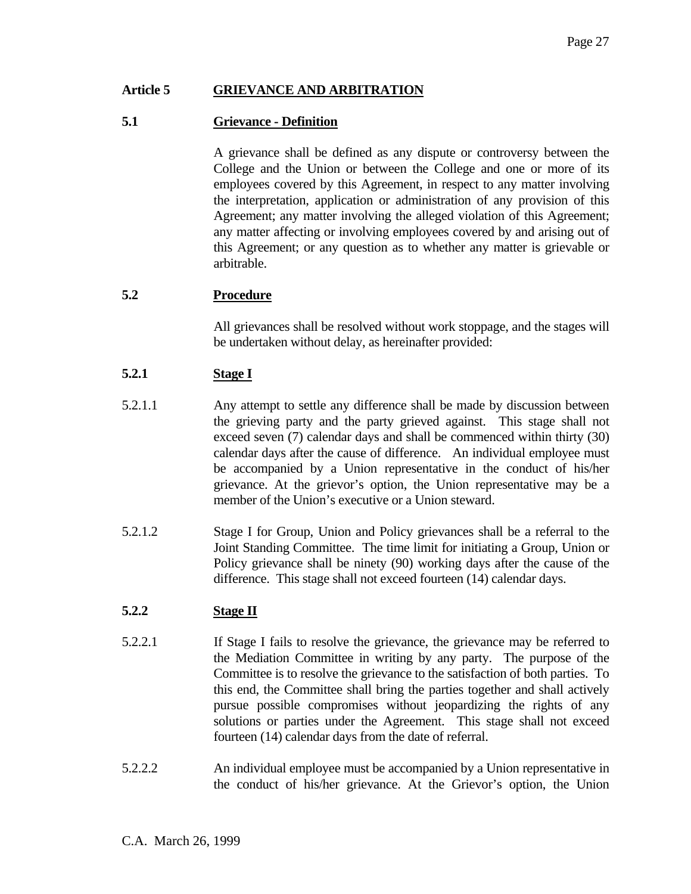## Article 5 GRIEVANCE AND ARBITRATION

### 5.1 Grievance - Definition

A grievance shall be defined as any dispute or controversy between the College and the Union or between the College and one or more of its employees covered by this Agreement, in respect to any matter involving the interpretation, application or administration of any provision of this Agreement; any matter involving the alleged violation of this Agreement; any matter affecting or involving employees covered by and arising out of this Agreement; or any question as to whether any matter is grievable or arbitrable.

### 5.2 Procedure

All grievances shall be resolved without work stoppage, and the stages will be undertaken without delay, as hereinafter provided:

#### 5.2.1 Stage I

5.2.1.1 Any attempt to settle any difference shall be made by discussion between the grieving party and the party grieved against. This stage shall not exceed seven (7) calendar days and shall be commenced within thirty (30) calendar days after the cause of difference. An individual employee must be accompanied by a Union representative in the conduct of his/her grievance. At the grievor's option, the Union representative may be a member of the Union's executive or a Union steward.

5.2.1.2 Stage I for Group, Union and Policy grievances shall be a referral to the Joint Standing Committee. The time limit for initiating a Group, Union or Policy grievance shall be ninety (90) working days after the cause of the difference. This stage shall not exceed fourteen (14) calendar days.

#### 5.2.2 Stage II

5.2.2.1 If Stage I fails to resolve the grievance, the grievance may be referred to the Mediation Committee in writing by any party. The purpose of the Committee is to resolve the grievance to the satisfaction of both parties. To this end, the Committee shall bring the parties together and shall actively pursue possible compromises without jeopardizing the rights of any solutions or parties under the Agreement. This stage shall not exceed fourteen (14) calendar days from the date of referral.

5.2.2.2 An individual employee must be accompanied by a Union representative in the conduct of his/her grievance. At the Grievor's option, the Union

C.A. March 26, 1999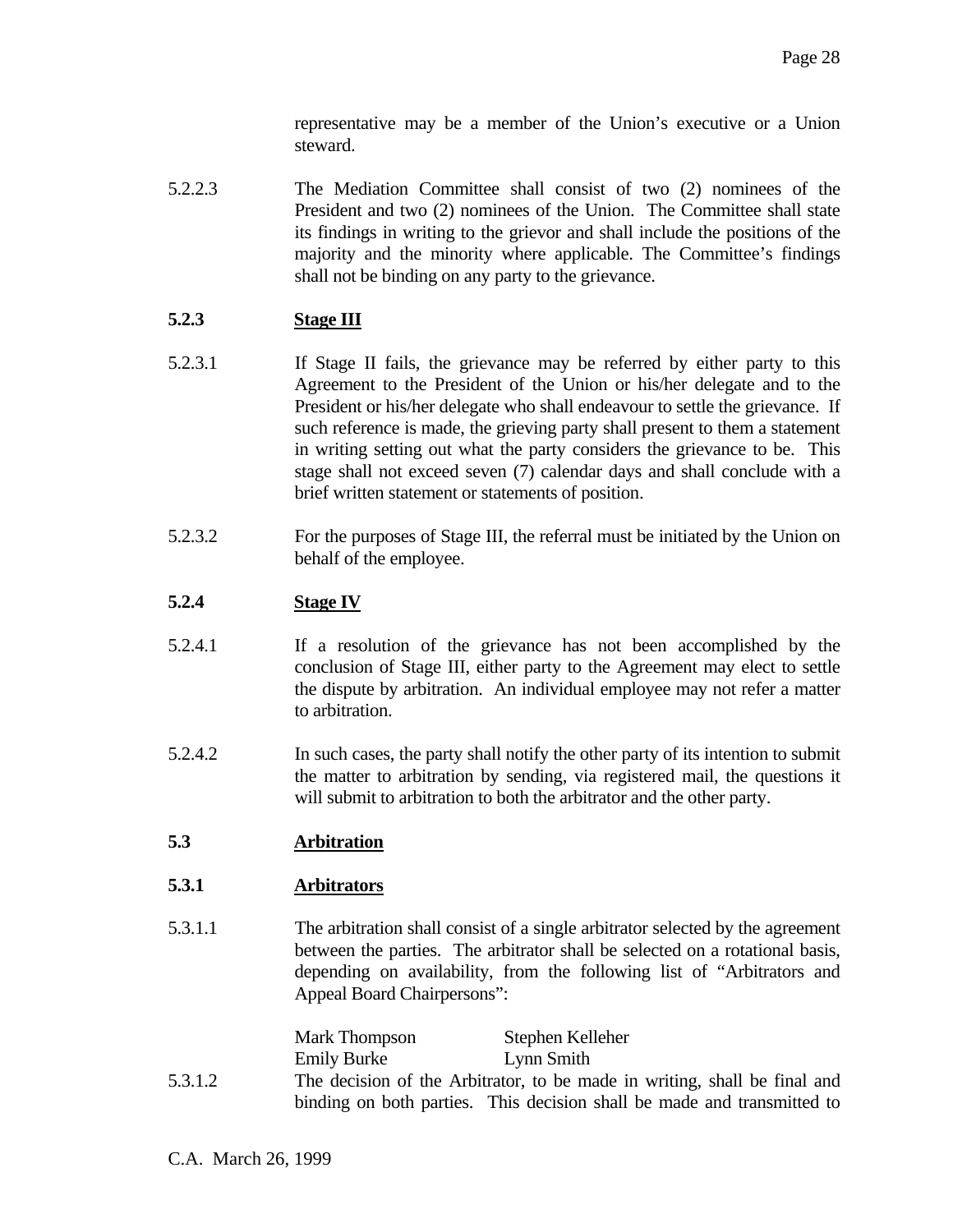representative may be a member of the Union's executive or a Union steward.

5.2.2.3 The Mediation Committee shall consist of two (2) nominees of the President and two (2) nominees of the Union. The Committee shall state its findings in writing to the grievor and shall include the positions of the majority and the minority where applicable. The Committee's findings shall not be binding on any party to the grievance.

**5.2.3 Stage III**

5.2.3.1 If Stage II fails, the grievance may be referred by either party to this Agreement to the President of the Union or his/her delegate and to the President or his/her delegate who shall endeavour to settle the grievance. If such reference is made, the grieving party shall present to them a statement in writing setting out what the party considers the grievance to be. This stage shall not exceed seven (7) calendar days and shall conclude with a brief written statement or statements of position.

5.2.3.2 For the purposes of Stage III, the referral must be initiated by the Union on behalf of the employee.

**5.2.4 Stage IV**

5.2.4.1 If a resolution of the grievance has not been accomplished by the conclusion of Stage III, either party to the Agreement may elect to settle the dispute by arbitration. An individual employee may not refer a matter to arbitration.

5.2.4.2 In such cases, the party shall notify the other party of its intention to submit the matter to arbitration by sending, via registered mail, the questions it will submit to arbitration to both the arbitrator and the other party.

**5.3 Arbitration**

**5.3.1 Arbitrators**

5.3.1.1 The arbitration shall consist of a single arbitrator selected by the agreement between the parties. The arbitrator shall be selected on a rotational basis, depending on availability, from the following list of "Arbitrators and Appeal Board Chairpersons":

Mark Thompson        Stephen Kelleher
Emily Burke        Lynn Smith

5.3.1.2 The decision of the Arbitrator, to be made in writing, shall be final and binding on both parties. This decision shall be made and transmitted to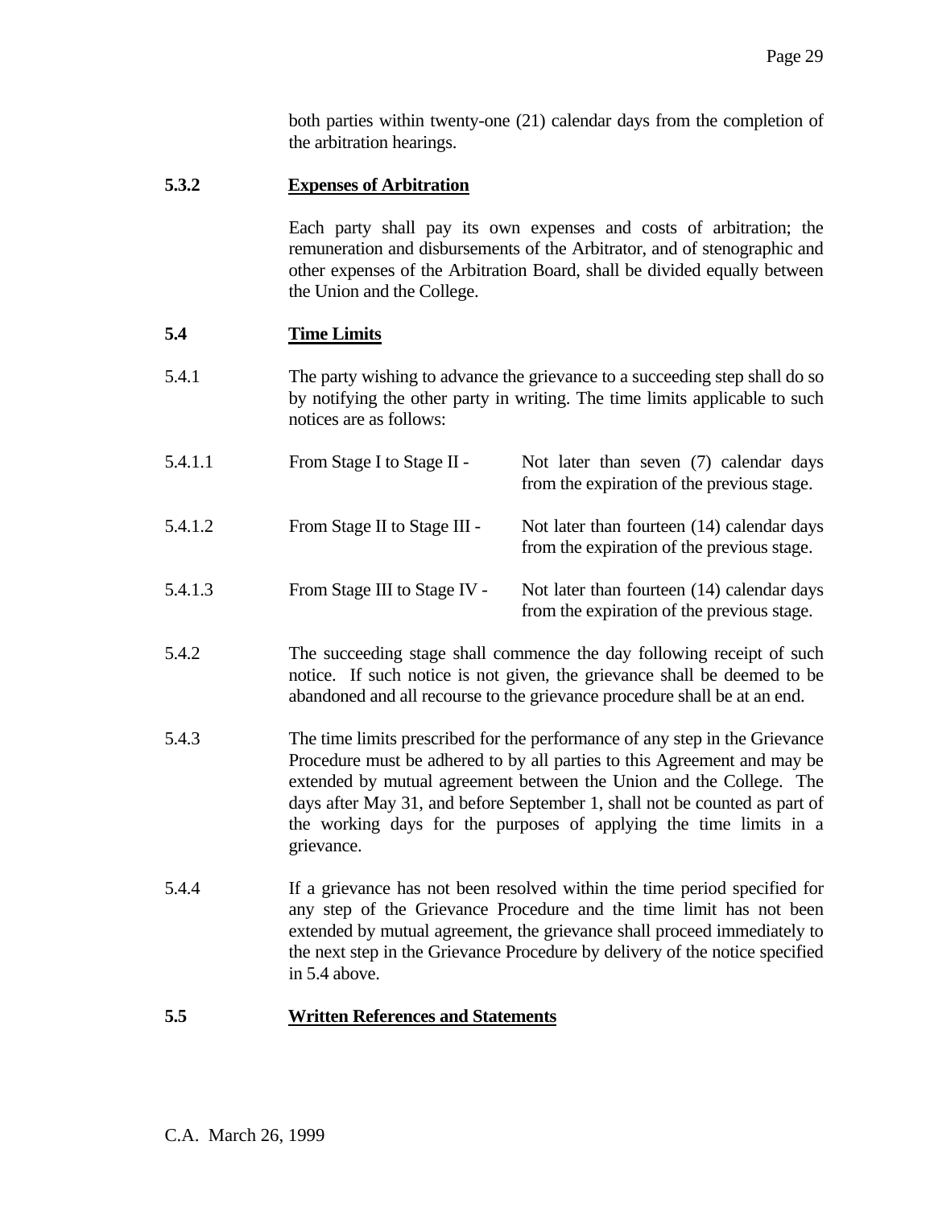both parties within twenty-one (21) calendar days from the completion of the arbitration hearings.

**5.3.2 Expenses of Arbitration**

Each party shall pay its own expenses and costs of arbitration; the remuneration and disbursements of the Arbitrator, and of stenographic and other expenses of the Arbitration Board, shall be divided equally between the Union and the College.

**5.4 Time Limits**

5.4.1 The party wishing to advance the grievance to a succeeding step shall do so by notifying the other party in writing. The time limits applicable to such notices are as follows:

5.4.1.1 From Stage I to Stage II - Not later than seven (7) calendar days from the expiration of the previous stage.

5.4.1.2 From Stage II to Stage III - Not later than fourteen (14) calendar days from the expiration of the previous stage.

5.4.1.3 From Stage III to Stage IV - Not later than fourteen (14) calendar days from the expiration of the previous stage.

5.4.2 The succeeding stage shall commence the day following receipt of such notice. If such notice is not given, the grievance shall be deemed to be abandoned and all recourse to the grievance procedure shall be at an end.

5.4.3 The time limits prescribed for the performance of any step in the Grievance Procedure must be adhered to by all parties to this Agreement and may be extended by mutual agreement between the Union and the College. The days after May 31, and before September 1, shall not be counted as part of the working days for the purposes of applying the time limits in a grievance.

5.4.4 If a grievance has not been resolved within the time period specified for any step of the Grievance Procedure and the time limit has not been extended by mutual agreement, the grievance shall proceed immediately to the next step in the Grievance Procedure by delivery of the notice specified in 5.4 above.

**5.5 Written References and Statements**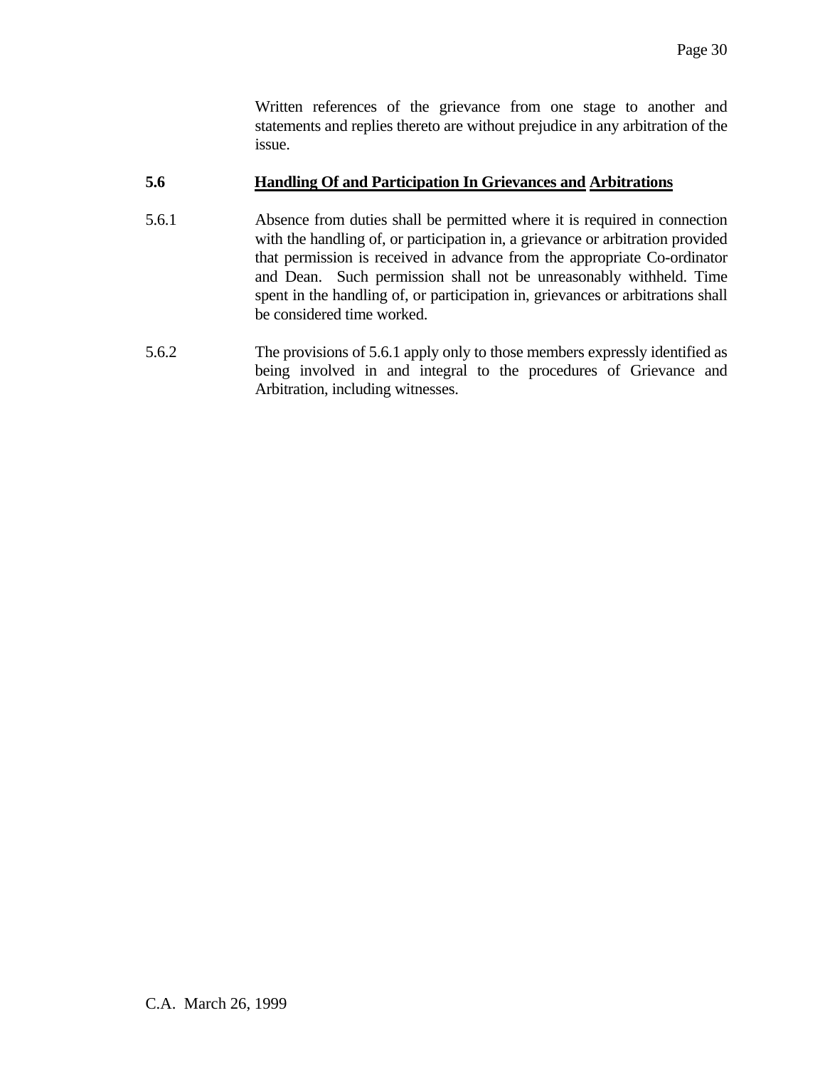Written references of the grievance from one stage to another and statements and replies thereto are without prejudice in any arbitration of the issue.

**5.6 Handling Of and Participation In Grievances and Arbitrations**

5.6.1 Absence from duties shall be permitted where it is required in connection with the handling of, or participation in, a grievance or arbitration provided that permission is received in advance from the appropriate Co-ordinator and Dean. Such permission shall not be unreasonably withheld. Time spent in the handling of, or participation in, grievances or arbitrations shall be considered time worked.

5.6.2 The provisions of 5.6.1 apply only to those members expressly identified as being involved in and integral to the procedures of Grievance and Arbitration, including witnesses.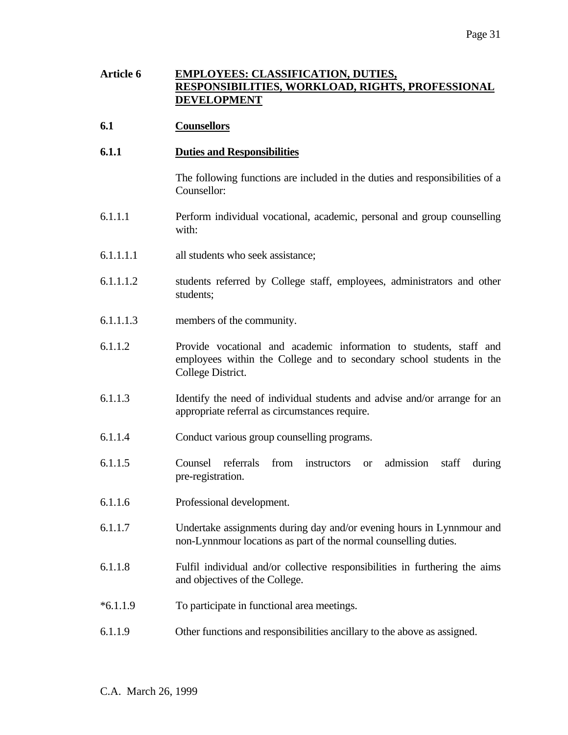## Article 6 EMPLOYEES: CLASSIFICATION, DUTIES, RESPONSIBILITIES, WORKLOAD, RIGHTS, PROFESSIONAL DEVELOPMENT

### 6.1 Counsellors

#### 6.1.1 Duties and Responsibilities

The following functions are included in the duties and responsibilities of a Counsellor:

6.1.1.1 Perform individual vocational, academic, personal and group counselling with:

6.1.1.1.1 all students who seek assistance;

6.1.1.1.2 students referred by College staff, employees, administrators and other students;

6.1.1.1.3 members of the community.

6.1.1.2 Provide vocational and academic information to students, staff and employees within the College and to secondary school students in the College District.

6.1.1.3 Identify the need of individual students and advise and/or arrange for an appropriate referral as circumstances require.

6.1.1.4 Conduct various group counselling programs.

6.1.1.5 Counsel referrals from instructors or admission staff during pre-registration.

6.1.1.6 Professional development.

6.1.1.7 Undertake assignments during day and/or evening hours in Lynnmour and non-Lynnmour locations as part of the normal counselling duties.

6.1.1.8 Fulfil individual and/or collective responsibilities in furthering the aims and objectives of the College.

*6.1.1.9 To participate in functional area meetings.

6.1.1.9 Other functions and responsibilities ancillary to the above as assigned.

C.A. March 26, 1999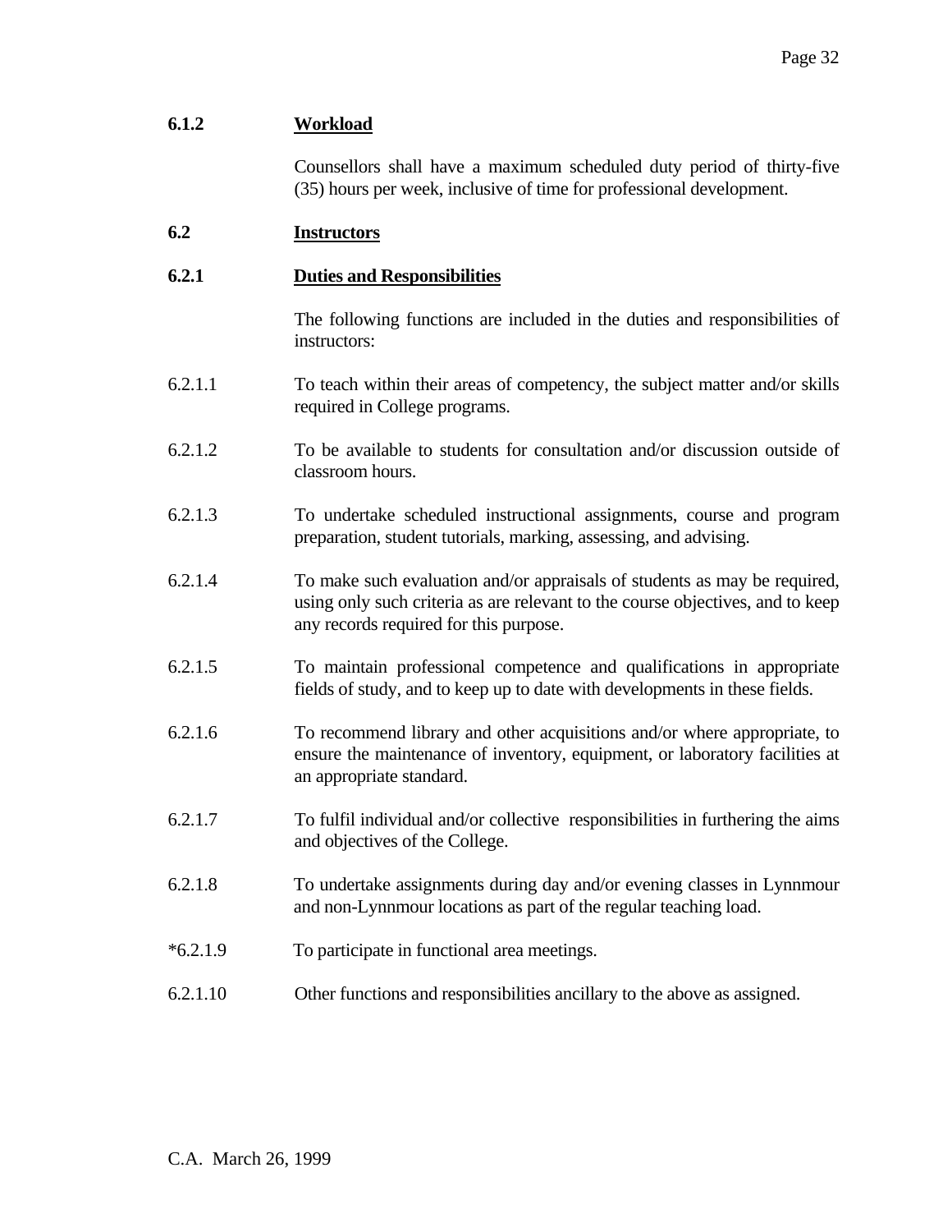### 6.1.2 Workload

Counsellors shall have a maximum scheduled duty period of thirty-five (35) hours per week, inclusive of time for professional development.

## 6.2 Instructors

### 6.2.1 Duties and Responsibilities

The following functions are included in the duties and responsibilities of instructors:

6.2.1.1 To teach within their areas of competency, the subject matter and/or skills required in College programs.

6.2.1.2 To be available to students for consultation and/or discussion outside of classroom hours.

6.2.1.3 To undertake scheduled instructional assignments, course and program preparation, student tutorials, marking, assessing, and advising.

6.2.1.4 To make such evaluation and/or appraisals of students as may be required, using only such criteria as are relevant to the course objectives, and to keep any records required for this purpose.

6.2.1.5 To maintain professional competence and qualifications in appropriate fields of study, and to keep up to date with developments in these fields.

6.2.1.6 To recommend library and other acquisitions and/or where appropriate, to ensure the maintenance of inventory, equipment, or laboratory facilities at an appropriate standard.

6.2.1.7 To fulfil individual and/or collective responsibilities in furthering the aims and objectives of the College.

6.2.1.8 To undertake assignments during day and/or evening classes in Lynnmour and non-Lynnmour locations as part of the regular teaching load.

*6.2.1.9 To participate in functional area meetings.

6.2.1.10 Other functions and responsibilities ancillary to the above as assigned.

C.A. March 26, 1999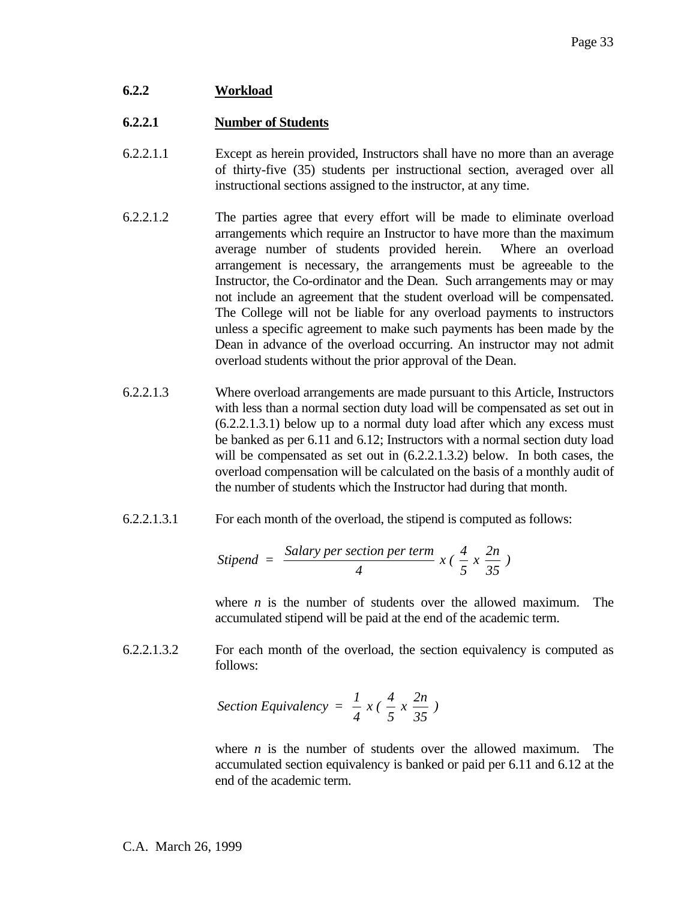**6.2.2 Workload**

**6.2.2.1 Number of Students**

6.2.2.1.1 Except as herein provided, Instructors shall have no more than an average of thirty-five (35) students per instructional section, averaged over all instructional sections assigned to the instructor, at any time.

6.2.2.1.2 The parties agree that every effort will be made to eliminate overload arrangements which require an Instructor to have more than the maximum average number of students provided herein. Where an overload arrangement is necessary, the arrangements must be agreeable to the Instructor, the Co-ordinator and the Dean. Such arrangements may or may not include an agreement that the student overload will be compensated. The College will not be liable for any overload payments to instructors unless a specific agreement to make such payments has been made by the Dean in advance of the overload occurring. An instructor may not admit overload students without the prior approval of the Dean.

6.2.2.1.3 Where overload arrangements are made pursuant to this Article, Instructors with less than a normal section duty load will be compensated as set out in (6.2.2.1.3.1) below up to a normal duty load after which any excess must be banked as per 6.11 and 6.12; Instructors with a normal section duty load will be compensated as set out in (6.2.2.1.3.2) below. In both cases, the overload compensation will be calculated on the basis of a monthly audit of the number of students which the Instructor had during that month.

6.2.2.1.3.1 For each month of the overload, the stipend is computed as follows:

$$Stipend = \frac{Salary\ per\ section\ per\ term}{4} \times \left( \frac{4}{5} \times \frac{2n}{35} \right)$$

where $n$ is the number of students over the allowed maximum. The accumulated stipend will be paid at the end of the academic term.

6.2.2.1.3.2 For each month of the overload, the section equivalency is computed as follows:

$$Section\ Equivalency = \frac{1}{4} \times \left( \frac{4}{5} \times \frac{2n}{35} \right)$$

where $n$ is the number of students over the allowed maximum. The accumulated section equivalency is banked or paid per 6.11 and 6.12 at the end of the academic term.

C.A. March 26, 1999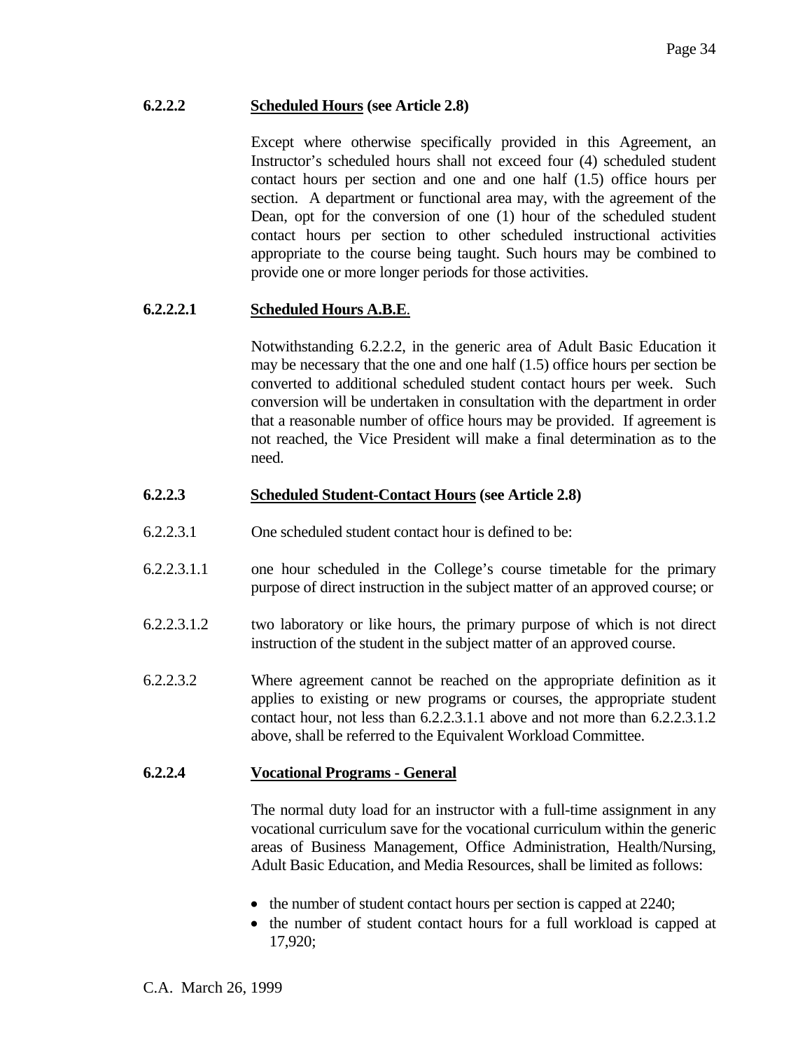**6.2.2.2 Scheduled Hours (see Article 2.8)**

Except where otherwise specifically provided in this Agreement, an Instructor's scheduled hours shall not exceed four (4) scheduled student contact hours per section and one and one half (1.5) office hours per section. A department or functional area may, with the agreement of the Dean, opt for the conversion of one (1) hour of the scheduled student contact hours per section to other scheduled instructional activities appropriate to the course being taught. Such hours may be combined to provide one or more longer periods for those activities.

**6.2.2.2.1 Scheduled Hours A.B.E.**

Notwithstanding 6.2.2.2, in the generic area of Adult Basic Education it may be necessary that the one and one half (1.5) office hours per section be converted to additional scheduled student contact hours per week. Such conversion will be undertaken in consultation with the department in order that a reasonable number of office hours may be provided. If agreement is not reached, the Vice President will make a final determination as to the need.

**6.2.2.3 Scheduled Student-Contact Hours (see Article 2.8)**

6.2.2.3.1 One scheduled student contact hour is defined to be:

6.2.2.3.1.1 one hour scheduled in the College's course timetable for the primary purpose of direct instruction in the subject matter of an approved course; or

6.2.2.3.1.2 two laboratory or like hours, the primary purpose of which is not direct instruction of the student in the subject matter of an approved course.

6.2.2.3.2 Where agreement cannot be reached on the appropriate definition as it applies to existing or new programs or courses, the appropriate student contact hour, not less than 6.2.2.3.1.1 above and not more than 6.2.2.3.1.2 above, shall be referred to the Equivalent Workload Committee.

**6.2.2.4 Vocational Programs - General**

The normal duty load for an instructor with a full-time assignment in any vocational curriculum save for the vocational curriculum within the generic areas of Business Management, Office Administration, Health/Nursing, Adult Basic Education, and Media Resources, shall be limited as follows:

- the number of student contact hours per section is capped at 2240;
- the number of student contact hours for a full workload is capped at 17,920;

C.A. March 26, 1999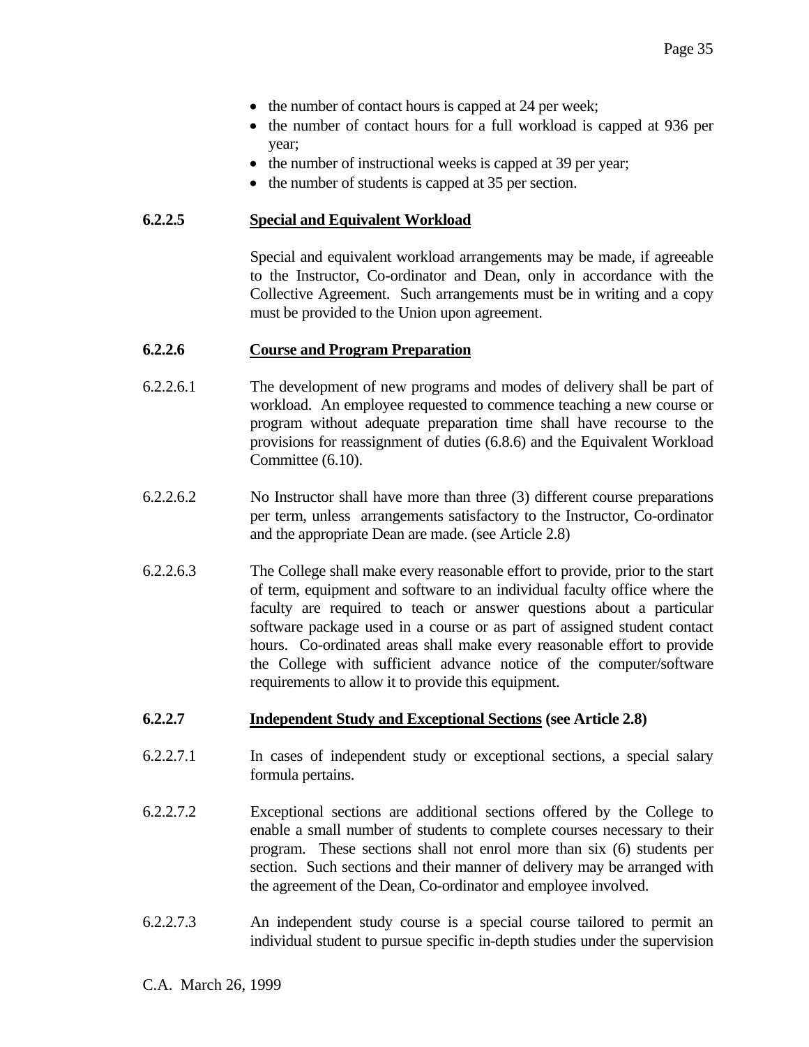- the number of contact hours is capped at 24 per week;
- the number of contact hours for a full workload is capped at 936 per year;
- the number of instructional weeks is capped at 39 per year;
- the number of students is capped at 35 per section.

**6.2.2.5 Special and Equivalent Workload**

Special and equivalent workload arrangements may be made, if agreeable to the Instructor, Co-ordinator and Dean, only in accordance with the Collective Agreement. Such arrangements must be in writing and a copy must be provided to the Union upon agreement.

**6.2.2.6 Course and Program Preparation**

6.2.2.6.1 The development of new programs and modes of delivery shall be part of workload. An employee requested to commence teaching a new course or program without adequate preparation time shall have recourse to the provisions for reassignment of duties (6.8.6) and the Equivalent Workload Committee (6.10).

6.2.2.6.2 No Instructor shall have more than three (3) different course preparations per term, unless arrangements satisfactory to the Instructor, Co-ordinator and the appropriate Dean are made. (see Article 2.8)

6.2.2.6.3 The College shall make every reasonable effort to provide, prior to the start of term, equipment and software to an individual faculty office where the faculty are required to teach or answer questions about a particular software package used in a course or as part of assigned student contact hours. Co-ordinated areas shall make every reasonable effort to provide the College with sufficient advance notice of the computer/software requirements to allow it to provide this equipment.

**6.2.2.7 Independent Study and Exceptional Sections (see Article 2.8)**

6.2.2.7.1 In cases of independent study or exceptional sections, a special salary formula pertains.

6.2.2.7.2 Exceptional sections are additional sections offered by the College to enable a small number of students to complete courses necessary to their program. These sections shall not enrol more than six (6) students per section. Such sections and their manner of delivery may be arranged with the agreement of the Dean, Co-ordinator and employee involved.

6.2.2.7.3 An independent study course is a special course tailored to permit an individual student to pursue specific in-depth studies under the supervision

C.A. March 26, 1999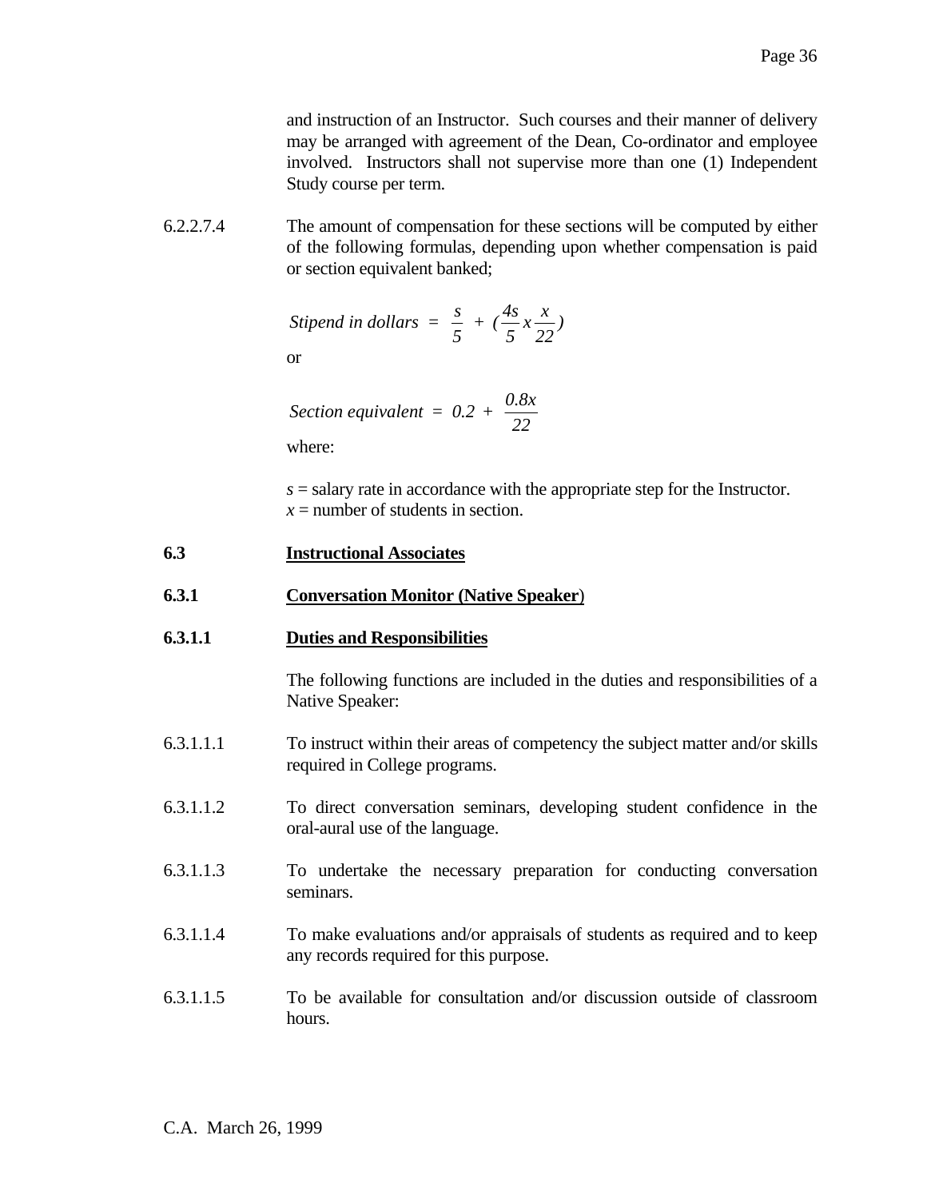and instruction of an Instructor. Such courses and their manner of delivery may be arranged with agreement of the Dean, Co-ordinator and employee involved. Instructors shall not supervise more than one (1) Independent Study course per term.

6.2.2.7.4 The amount of compensation for these sections will be computed by either of the following formulas, depending upon whether compensation is paid or section equivalent banked;

$$\textit{Stipend in dollars} = \frac{s}{5} + \left(\frac{4s}{5} x \frac{x}{22}\right)$$

or

$$\textit{Section equivalent} = 0.2 + \frac{0.8x}{22}$$

where:

$s$ = salary rate in accordance with the appropriate step for the Instructor.
$x$ = number of students in section.

**6.3 <u>Instructional Associates</u>**

**6.3.1 <u>Conversation Monitor (Native Speaker</u>)**

**6.3.1.1 <u>Duties and Responsibilities</u>**

The following functions are included in the duties and responsibilities of a Native Speaker:

6.3.1.1.1 To instruct within their areas of competency the subject matter and/or skills required in College programs.

6.3.1.1.2 To direct conversation seminars, developing student confidence in the oral-aural use of the language.

6.3.1.1.3 To undertake the necessary preparation for conducting conversation seminars.

6.3.1.1.4 To make evaluations and/or appraisals of students as required and to keep any records required for this purpose.

6.3.1.1.5 To be available for consultation and/or discussion outside of classroom hours.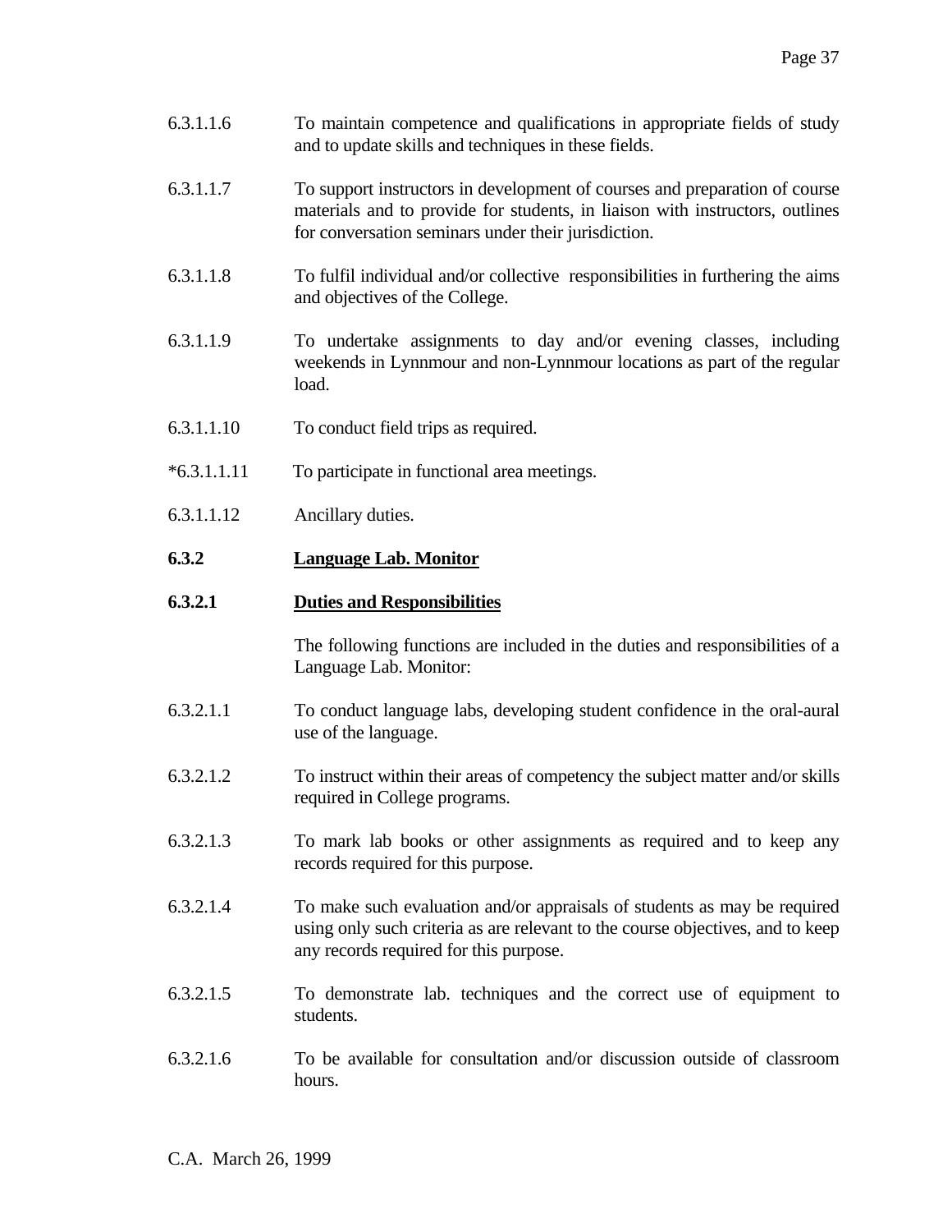6.3.1.1.6 To maintain competence and qualifications in appropriate fields of study and to update skills and techniques in these fields.

6.3.1.1.7 To support instructors in development of courses and preparation of course materials and to provide for students, in liaison with instructors, outlines for conversation seminars under their jurisdiction.

6.3.1.1.8 To fulfil individual and/or collective responsibilities in furthering the aims and objectives of the College.

6.3.1.1.9 To undertake assignments to day and/or evening classes, including weekends in Lynnmour and non-Lynnmour locations as part of the regular load.

6.3.1.1.10 To conduct field trips as required.

*6.3.1.1.11 To participate in functional area meetings.

6.3.1.1.12 Ancillary duties.

### 6.3.2 <u>Language Lab. Monitor</u>

#### 6.3.2.1 <u>Duties and Responsibilities</u>

The following functions are included in the duties and responsibilities of a Language Lab. Monitor:

6.3.2.1.1 To conduct language labs, developing student confidence in the oral-aural use of the language.

6.3.2.1.2 To instruct within their areas of competency the subject matter and/or skills required in College programs.

6.3.2.1.3 To mark lab books or other assignments as required and to keep any records required for this purpose.

6.3.2.1.4 To make such evaluation and/or appraisals of students as may be required using only such criteria as are relevant to the course objectives, and to keep any records required for this purpose.

6.3.2.1.5 To demonstrate lab. techniques and the correct use of equipment to students.

6.3.2.1.6 To be available for consultation and/or discussion outside of classroom hours.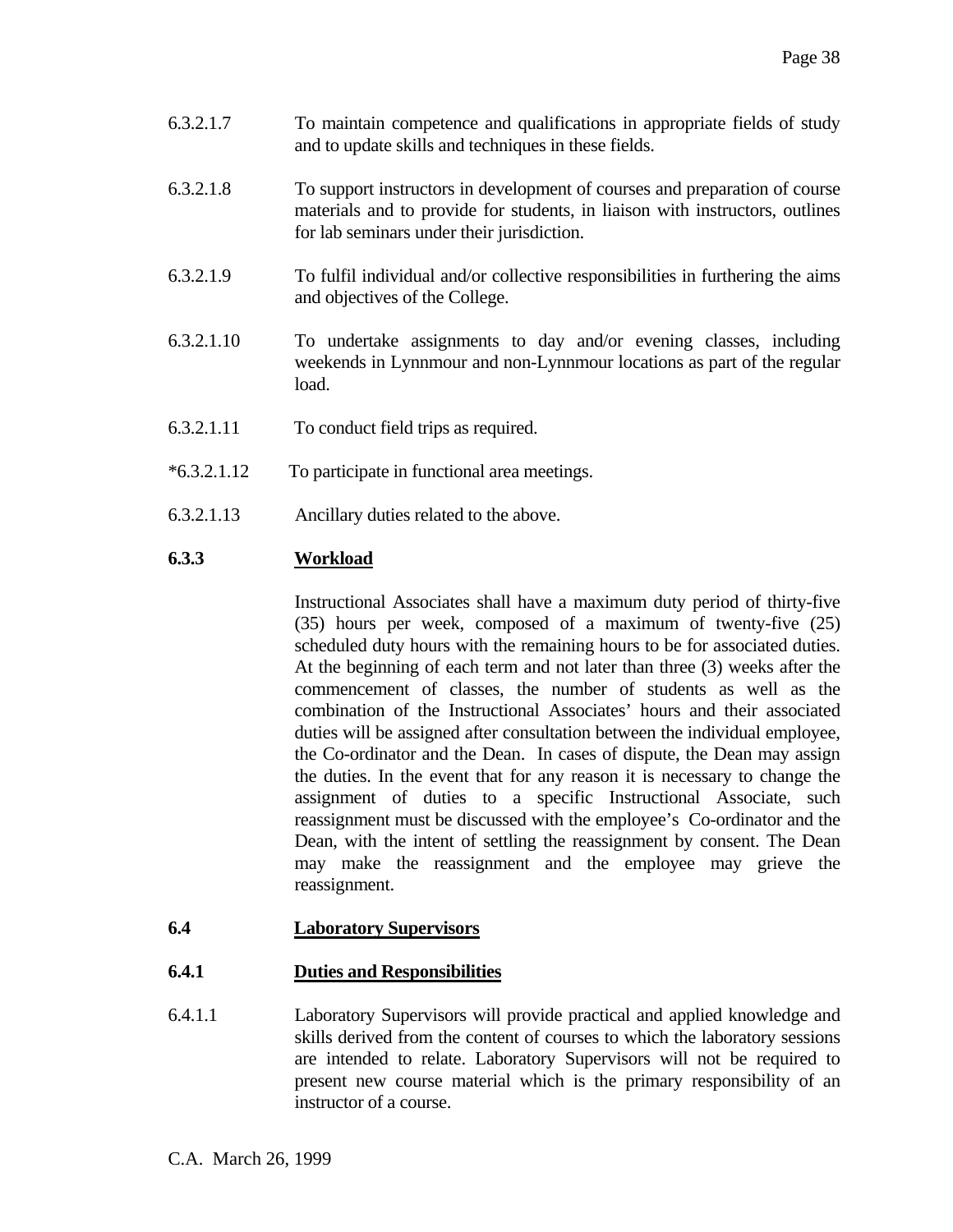6.3.2.1.7 To maintain competence and qualifications in appropriate fields of study and to update skills and techniques in these fields.

6.3.2.1.8 To support instructors in development of courses and preparation of course materials and to provide for students, in liaison with instructors, outlines for lab seminars under their jurisdiction.

6.3.2.1.9 To fulfil individual and/or collective responsibilities in furthering the aims and objectives of the College.

6.3.2.1.10 To undertake assignments to day and/or evening classes, including weekends in Lynnmour and non-Lynnmour locations as part of the regular load.

6.3.2.1.11 To conduct field trips as required.

*6.3.2.1.12 To participate in functional area meetings.

6.3.2.1.13 Ancillary duties related to the above.

**6.3.3 Workload**

Instructional Associates shall have a maximum duty period of thirty-five (35) hours per week, composed of a maximum of twenty-five (25) scheduled duty hours with the remaining hours to be for associated duties. At the beginning of each term and not later than three (3) weeks after the commencement of classes, the number of students as well as the combination of the Instructional Associates' hours and their associated duties will be assigned after consultation between the individual employee, the Co-ordinator and the Dean. In cases of dispute, the Dean may assign the duties. In the event that for any reason it is necessary to change the assignment of duties to a specific Instructional Associate, such reassignment must be discussed with the employee's Co-ordinator and the Dean, with the intent of settling the reassignment by consent. The Dean may make the reassignment and the employee may grieve the reassignment.

**6.4 Laboratory Supervisors**

**6.4.1 Duties and Responsibilities**

6.4.1.1 Laboratory Supervisors will provide practical and applied knowledge and skills derived from the content of courses to which the laboratory sessions are intended to relate. Laboratory Supervisors will not be required to present new course material which is the primary responsibility of an instructor of a course.

C.A. March 26, 1999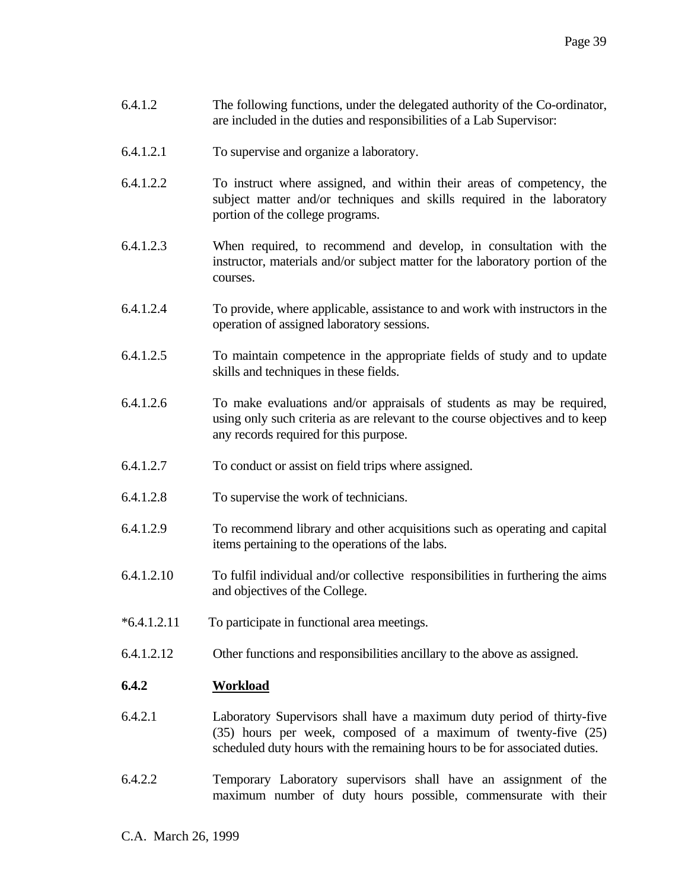6.4.1.2 The following functions, under the delegated authority of the Co-ordinator, are included in the duties and responsibilities of a Lab Supervisor:

6.4.1.2.1 To supervise and organize a laboratory.

6.4.1.2.2 To instruct where assigned, and within their areas of competency, the subject matter and/or techniques and skills required in the laboratory portion of the college programs.

6.4.1.2.3 When required, to recommend and develop, in consultation with the instructor, materials and/or subject matter for the laboratory portion of the courses.

6.4.1.2.4 To provide, where applicable, assistance to and work with instructors in the operation of assigned laboratory sessions.

6.4.1.2.5 To maintain competence in the appropriate fields of study and to update skills and techniques in these fields.

6.4.1.2.6 To make evaluations and/or appraisals of students as may be required, using only such criteria as are relevant to the course objectives and to keep any records required for this purpose.

6.4.1.2.7 To conduct or assist on field trips where assigned.

6.4.1.2.8 To supervise the work of technicians.

6.4.1.2.9 To recommend library and other acquisitions such as operating and capital items pertaining to the operations of the labs.

6.4.1.2.10 To fulfil individual and/or collective responsibilities in furthering the aims and objectives of the College.

*6.4.1.2.11 To participate in functional area meetings.

6.4.1.2.12 Other functions and responsibilities ancillary to the above as assigned.

**6.4.2** **Workload**

6.4.2.1 Laboratory Supervisors shall have a maximum duty period of thirty-five (35) hours per week, composed of a maximum of twenty-five (25) scheduled duty hours with the remaining hours to be for associated duties.

6.4.2.2 Temporary Laboratory supervisors shall have an assignment of the maximum number of duty hours possible, commensurate with their

C.A. March 26, 1999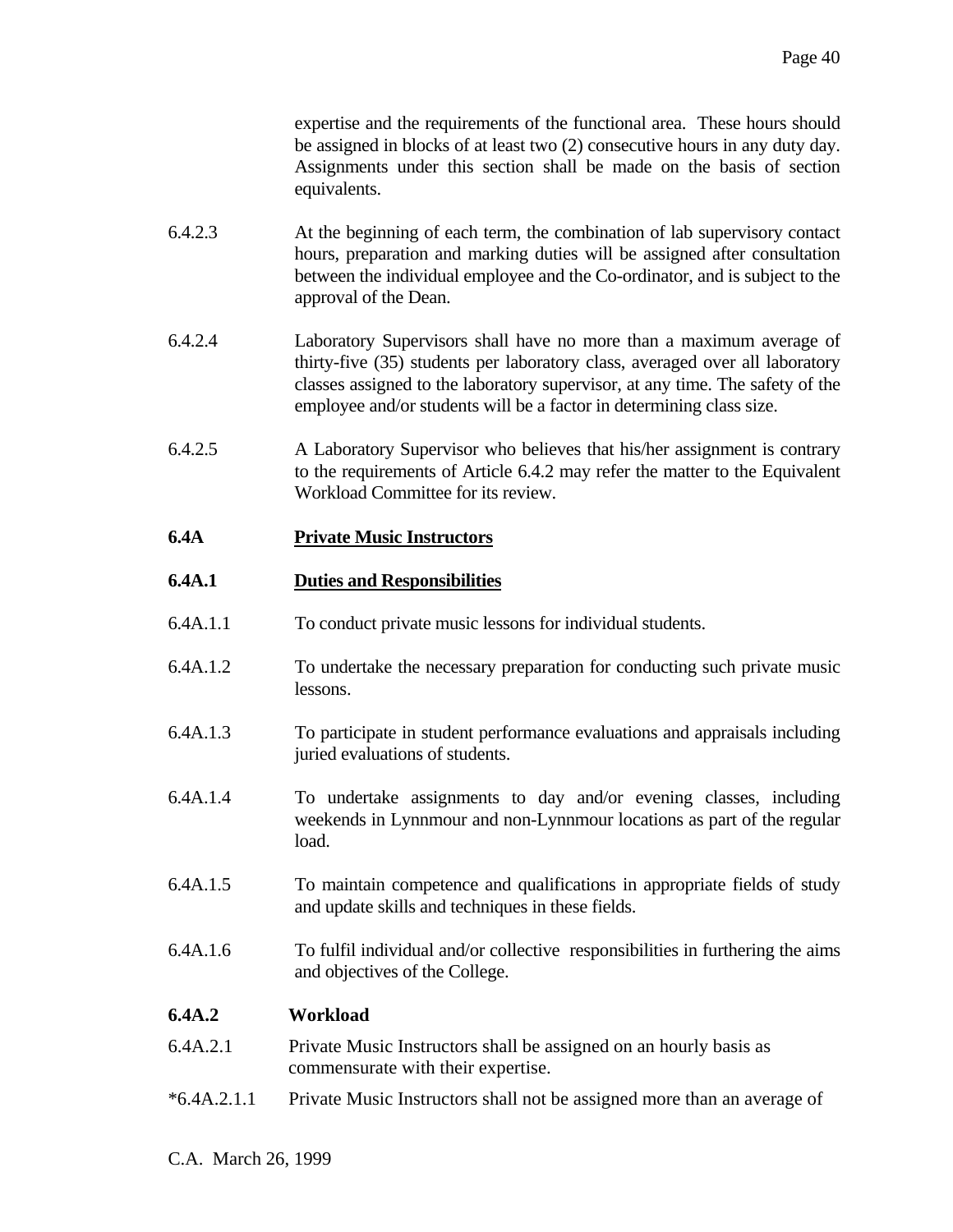expertise and the requirements of the functional area. These hours should be assigned in blocks of at least two (2) consecutive hours in any duty day. Assignments under this section shall be made on the basis of section equivalents.

6.4.2.3 At the beginning of each term, the combination of lab supervisory contact hours, preparation and marking duties will be assigned after consultation between the individual employee and the Co-ordinator, and is subject to the approval of the Dean.

6.4.2.4 Laboratory Supervisors shall have no more than a maximum average of thirty-five (35) students per laboratory class, averaged over all laboratory classes assigned to the laboratory supervisor, at any time. The safety of the employee and/or students will be a factor in determining class size.

6.4.2.5 A Laboratory Supervisor who believes that his/her assignment is contrary to the requirements of Article 6.4.2 may refer the matter to the Equivalent Workload Committee for its review.

**6.4A Private Music Instructors**

**6.4A.1 Duties and Responsibilities**

6.4A.1.1 To conduct private music lessons for individual students.

6.4A.1.2 To undertake the necessary preparation for conducting such private music lessons.

6.4A.1.3 To participate in student performance evaluations and appraisals including juried evaluations of students.

6.4A.1.4 To undertake assignments to day and/or evening classes, including weekends in Lynnmour and non-Lynnmour locations as part of the regular load.

6.4A.1.5 To maintain competence and qualifications in appropriate fields of study and update skills and techniques in these fields.

6.4A.1.6 To fulfil individual and/or collective responsibilities in furthering the aims and objectives of the College.

**6.4A.2 Workload**

6.4A.2.1 Private Music Instructors shall be assigned on an hourly basis as commensurate with their expertise.

*6.4A.2.1.1 Private Music Instructors shall not be assigned more than an average of

C.A. March 26, 1999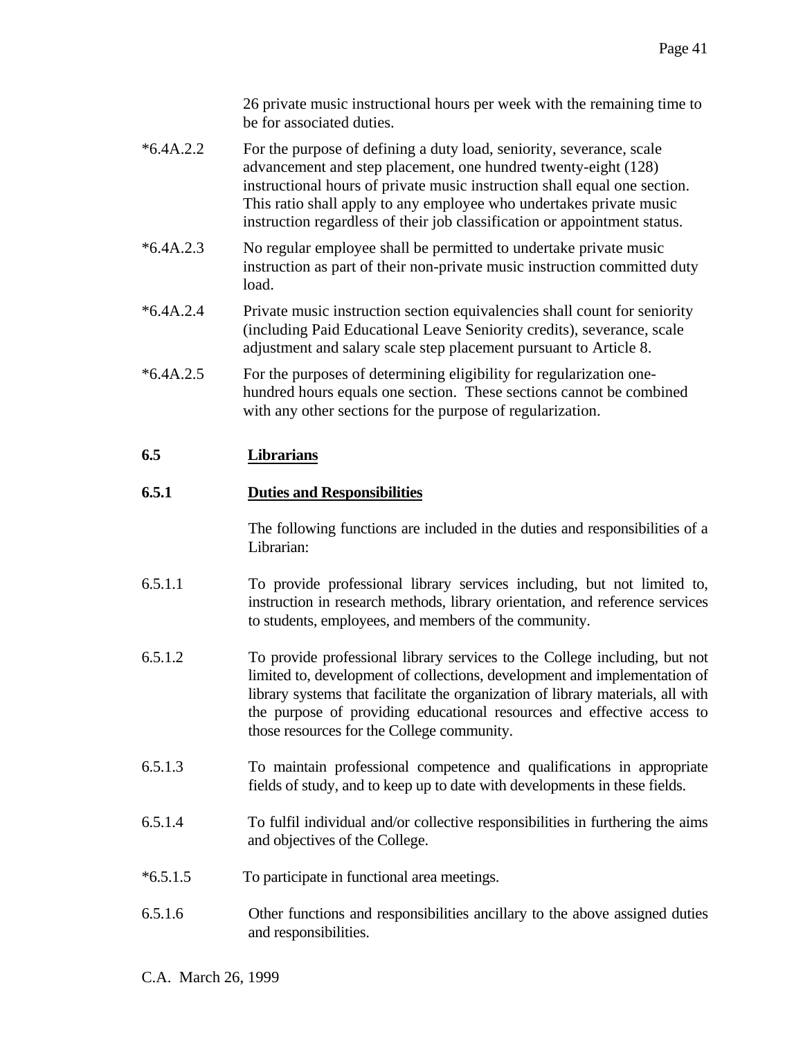26 private music instructional hours per week with the remaining time to be for associated duties.

*6.4A.2.2 For the purpose of defining a duty load, seniority, severance, scale advancement and step placement, one hundred twenty-eight (128) instructional hours of private music instruction shall equal one section. This ratio shall apply to any employee who undertakes private music instruction regardless of their job classification or appointment status.

*6.4A.2.3 No regular employee shall be permitted to undertake private music instruction as part of their non-private music instruction committed duty load.

*6.4A.2.4 Private music instruction section equivalencies shall count for seniority (including Paid Educational Leave Seniority credits), severance, scale adjustment and salary scale step placement pursuant to Article 8.

*6.4A.2.5 For the purposes of determining eligibility for regularization one-hundred hours equals one section. These sections cannot be combined with any other sections for the purpose of regularization.

**6.5 Librarians**

**6.5.1 Duties and Responsibilities**

The following functions are included in the duties and responsibilities of a Librarian:

6.5.1.1 To provide professional library services including, but not limited to, instruction in research methods, library orientation, and reference services to students, employees, and members of the community.

6.5.1.2 To provide professional library services to the College including, but not limited to, development of collections, development and implementation of library systems that facilitate the organization of library materials, all with the purpose of providing educational resources and effective access to those resources for the College community.

6.5.1.3 To maintain professional competence and qualifications in appropriate fields of study, and to keep up to date with developments in these fields.

6.5.1.4 To fulfil individual and/or collective responsibilities in furthering the aims and objectives of the College.

*6.5.1.5 To participate in functional area meetings.

6.5.1.6 Other functions and responsibilities ancillary to the above assigned duties and responsibilities.

C.A. March 26, 1999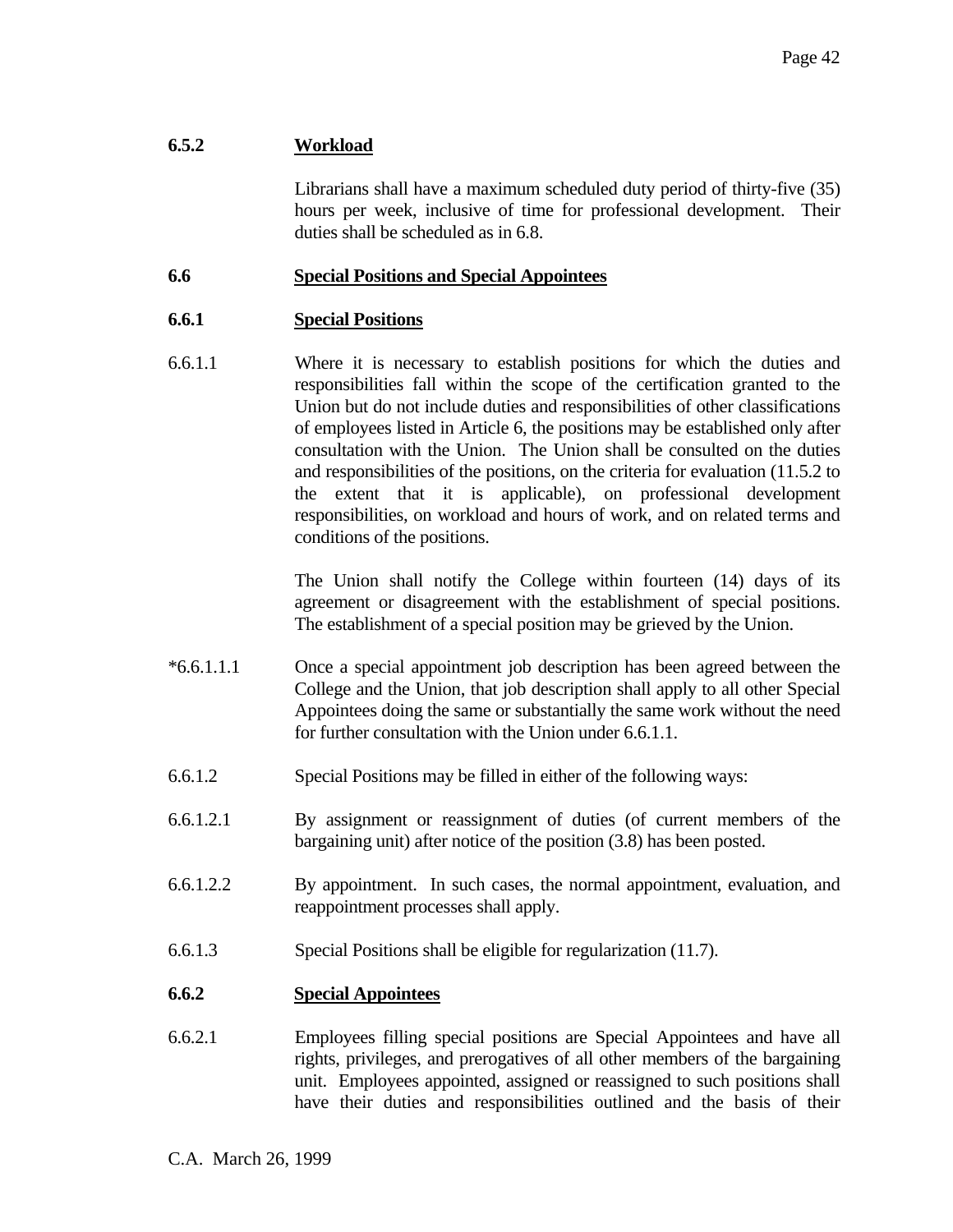### 6.5.2 Workload

Librarians shall have a maximum scheduled duty period of thirty-five (35) hours per week, inclusive of time for professional development. Their duties shall be scheduled as in 6.8.

## 6.6 Special Positions and Special Appointees

### 6.6.1 Special Positions

6.6.1.1 Where it is necessary to establish positions for which the duties and responsibilities fall within the scope of the certification granted to the Union but do not include duties and responsibilities of other classifications of employees listed in Article 6, the positions may be established only after consultation with the Union. The Union shall be consulted on the duties and responsibilities of the positions, on the criteria for evaluation (11.5.2 to the extent that it is applicable), on professional development responsibilities, on workload and hours of work, and on related terms and conditions of the positions.

The Union shall notify the College within fourteen (14) days of its agreement or disagreement with the establishment of special positions. The establishment of a special position may be grieved by the Union.

*6.6.1.1.1 Once a special appointment job description has been agreed between the College and the Union, that job description shall apply to all other Special Appointees doing the same or substantially the same work without the need for further consultation with the Union under 6.6.1.1.

6.6.1.2 Special Positions may be filled in either of the following ways:

6.6.1.2.1 By assignment or reassignment of duties (of current members of the bargaining unit) after notice of the position (3.8) has been posted.

6.6.1.2.2 By appointment. In such cases, the normal appointment, evaluation, and reappointment processes shall apply.

6.6.1.3 Special Positions shall be eligible for regularization (11.7).

### 6.6.2 Special Appointees

6.6.2.1 Employees filling special positions are Special Appointees and have all rights, privileges, and prerogatives of all other members of the bargaining unit. Employees appointed, assigned or reassigned to such positions shall have their duties and responsibilities outlined and the basis of their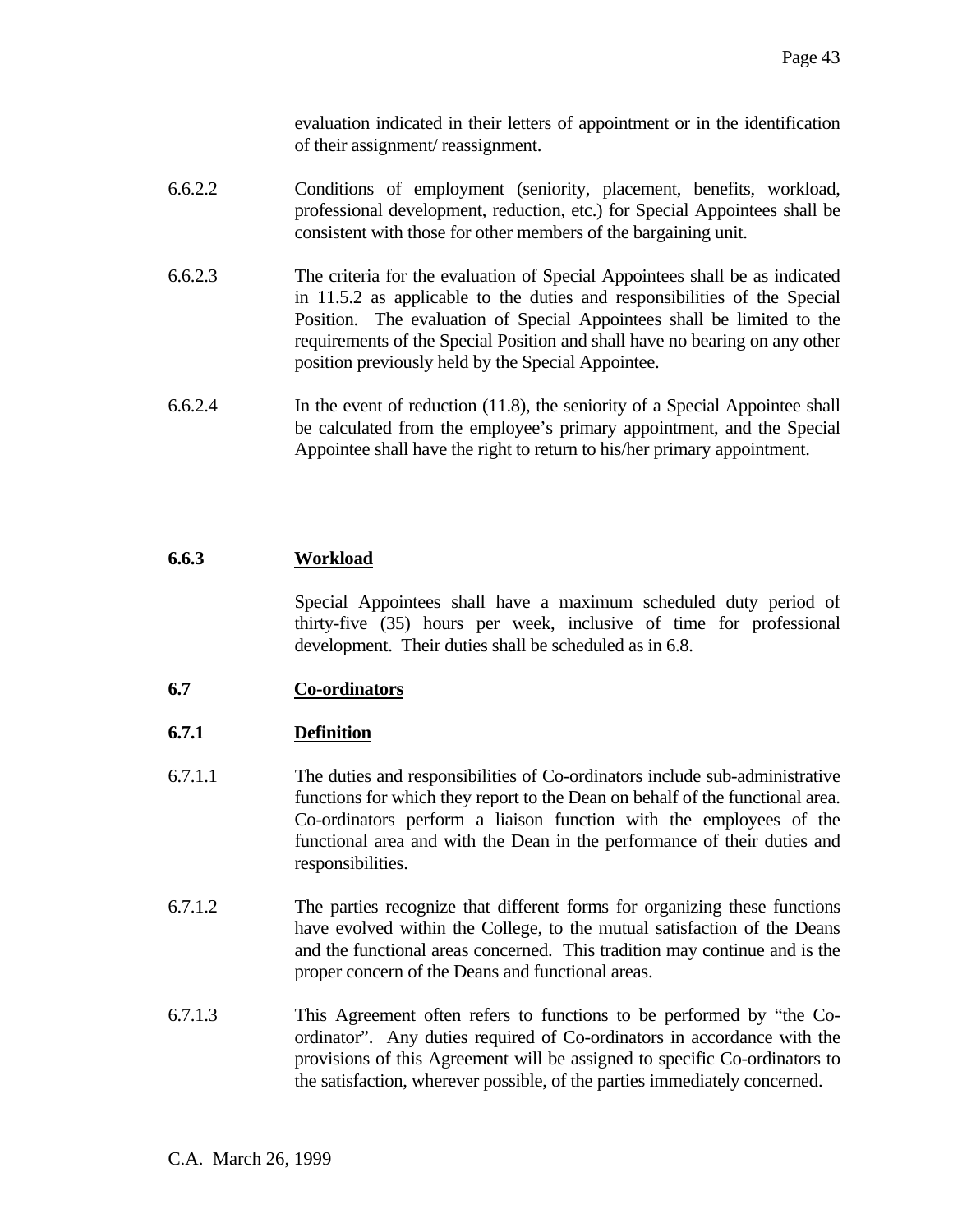evaluation indicated in their letters of appointment or in the identification of their assignment/ reassignment.

6.6.2.2 Conditions of employment (seniority, placement, benefits, workload, professional development, reduction, etc.) for Special Appointees shall be consistent with those for other members of the bargaining unit.

6.6.2.3 The criteria for the evaluation of Special Appointees shall be as indicated in 11.5.2 as applicable to the duties and responsibilities of the Special Position. The evaluation of Special Appointees shall be limited to the requirements of the Special Position and shall have no bearing on any other position previously held by the Special Appointee.

6.6.2.4 In the event of reduction (11.8), the seniority of a Special Appointee shall be calculated from the employee's primary appointment, and the Special Appointee shall have the right to return to his/her primary appointment.

**6.6.3 Workload**

Special Appointees shall have a maximum scheduled duty period of thirty-five (35) hours per week, inclusive of time for professional development. Their duties shall be scheduled as in 6.8.

**6.7 Co-ordinators**

**6.7.1 Definition**

6.7.1.1 The duties and responsibilities of Co-ordinators include sub-administrative functions for which they report to the Dean on behalf of the functional area. Co-ordinators perform a liaison function with the employees of the functional area and with the Dean in the performance of their duties and responsibilities.

6.7.1.2 The parties recognize that different forms for organizing these functions have evolved within the College, to the mutual satisfaction of the Deans and the functional areas concerned. This tradition may continue and is the proper concern of the Deans and functional areas.

6.7.1.3 This Agreement often refers to functions to be performed by "the Co-ordinator". Any duties required of Co-ordinators in accordance with the provisions of this Agreement will be assigned to specific Co-ordinators to the satisfaction, wherever possible, of the parties immediately concerned.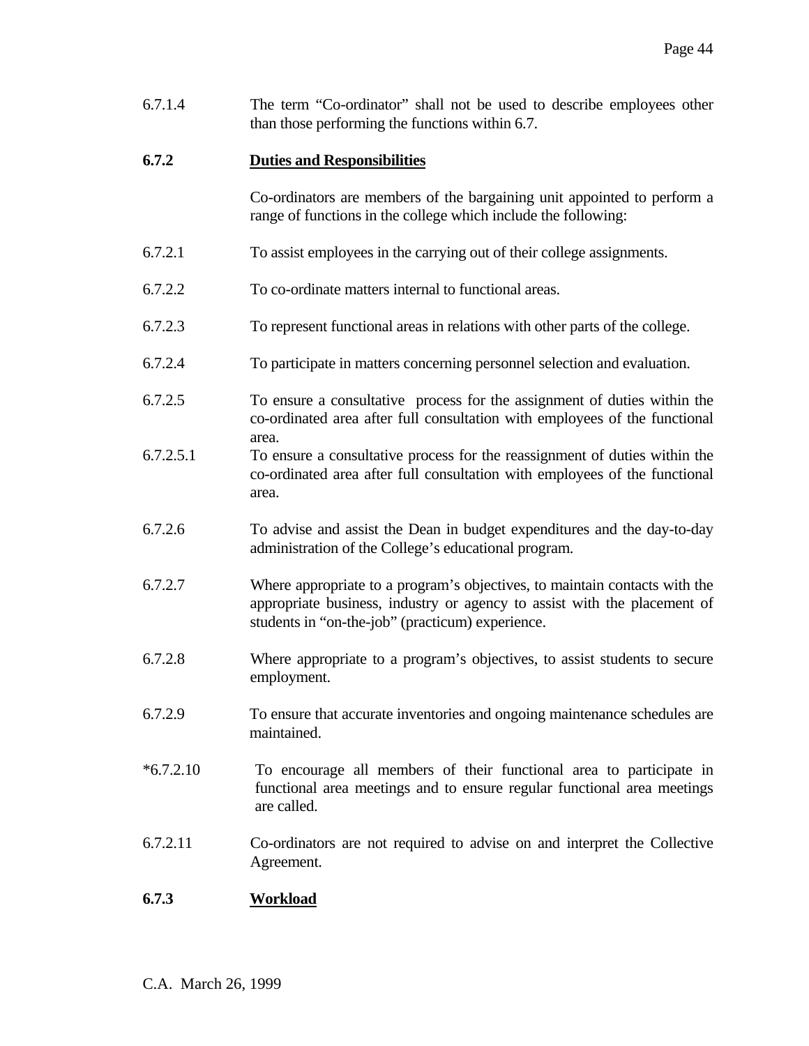6.7.1.4 The term "Co-ordinator" shall not be used to describe employees other than those performing the functions within 6.7.

**6.7.2 Duties and Responsibilities**

Co-ordinators are members of the bargaining unit appointed to perform a range of functions in the college which include the following:

6.7.2.1 To assist employees in the carrying out of their college assignments.

6.7.2.2 To co-ordinate matters internal to functional areas.

6.7.2.3 To represent functional areas in relations with other parts of the college.

6.7.2.4 To participate in matters concerning personnel selection and evaluation.

6.7.2.5 To ensure a consultative process for the assignment of duties within the co-ordinated area after full consultation with employees of the functional area.

6.7.2.5.1 To ensure a consultative process for the reassignment of duties within the co-ordinated area after full consultation with employees of the functional area.

6.7.2.6 To advise and assist the Dean in budget expenditures and the day-to-day administration of the College's educational program.

6.7.2.7 Where appropriate to a program's objectives, to maintain contacts with the appropriate business, industry or agency to assist with the placement of students in "on-the-job" (practicum) experience.

6.7.2.8 Where appropriate to a program's objectives, to assist students to secure employment.

6.7.2.9 To ensure that accurate inventories and ongoing maintenance schedules are maintained.

*6.7.2.10 To encourage all members of their functional area to participate in functional area meetings and to ensure regular functional area meetings are called.

6.7.2.11 Co-ordinators are not required to advise on and interpret the Collective Agreement.

**6.7.3 Workload**

C.A. March 26, 1999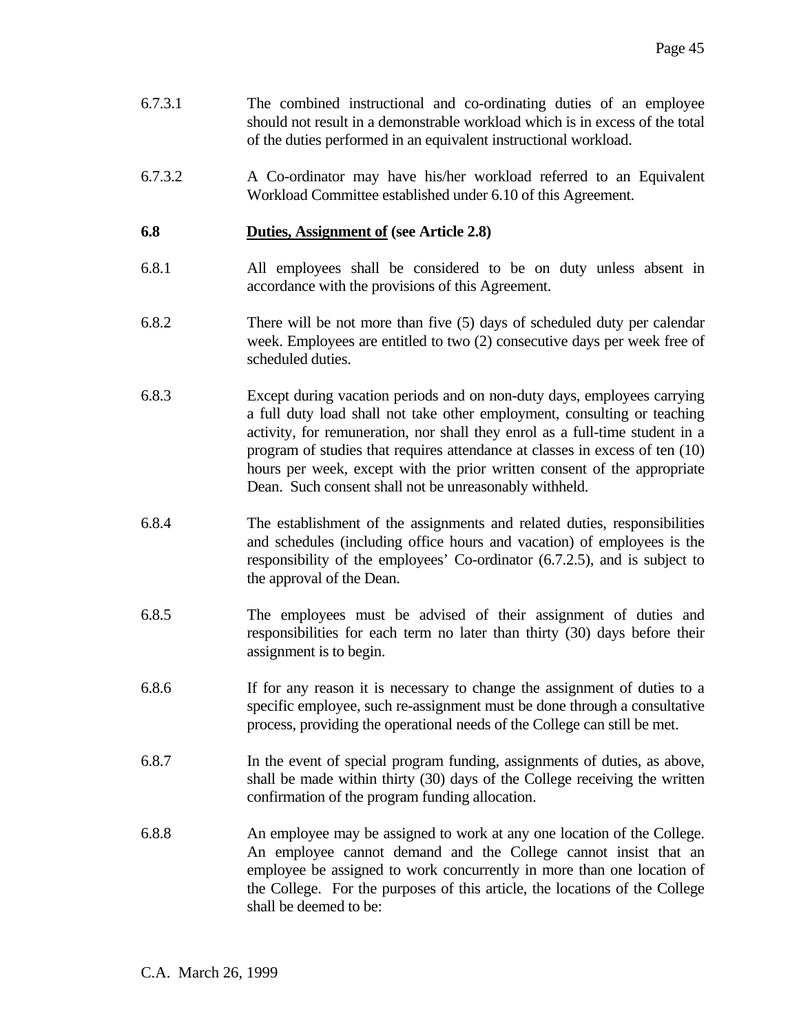6.7.3.1 The combined instructional and co-ordinating duties of an employee should not result in a demonstrable workload which is in excess of the total of the duties performed in an equivalent instructional workload.

6.7.3.2 A Co-ordinator may have his/her workload referred to an Equivalent Workload Committee established under 6.10 of this Agreement.

## 6.8 <u>Duties, Assignment of</u> (see Article 2.8)

6.8.1 All employees shall be considered to be on duty unless absent in accordance with the provisions of this Agreement.

6.8.2 There will be not more than five (5) days of scheduled duty per calendar week. Employees are entitled to two (2) consecutive days per week free of scheduled duties.

6.8.3 Except during vacation periods and on non-duty days, employees carrying a full duty load shall not take other employment, consulting or teaching activity, for remuneration, nor shall they enrol as a full-time student in a program of studies that requires attendance at classes in excess of ten (10) hours per week, except with the prior written consent of the appropriate Dean. Such consent shall not be unreasonably withheld.

6.8.4 The establishment of the assignments and related duties, responsibilities and schedules (including office hours and vacation) of employees is the responsibility of the employees' Co-ordinator (6.7.2.5), and is subject to the approval of the Dean.

6.8.5 The employees must be advised of their assignment of duties and responsibilities for each term no later than thirty (30) days before their assignment is to begin.

6.8.6 If for any reason it is necessary to change the assignment of duties to a specific employee, such re-assignment must be done through a consultative process, providing the operational needs of the College can still be met.

6.8.7 In the event of special program funding, assignments of duties, as above, shall be made within thirty (30) days of the College receiving the written confirmation of the program funding allocation.

6.8.8 An employee may be assigned to work at any one location of the College. An employee cannot demand and the College cannot insist that an employee be assigned to work concurrently in more than one location of the College. For the purposes of this article, the locations of the College shall be deemed to be:

C.A. March 26, 1999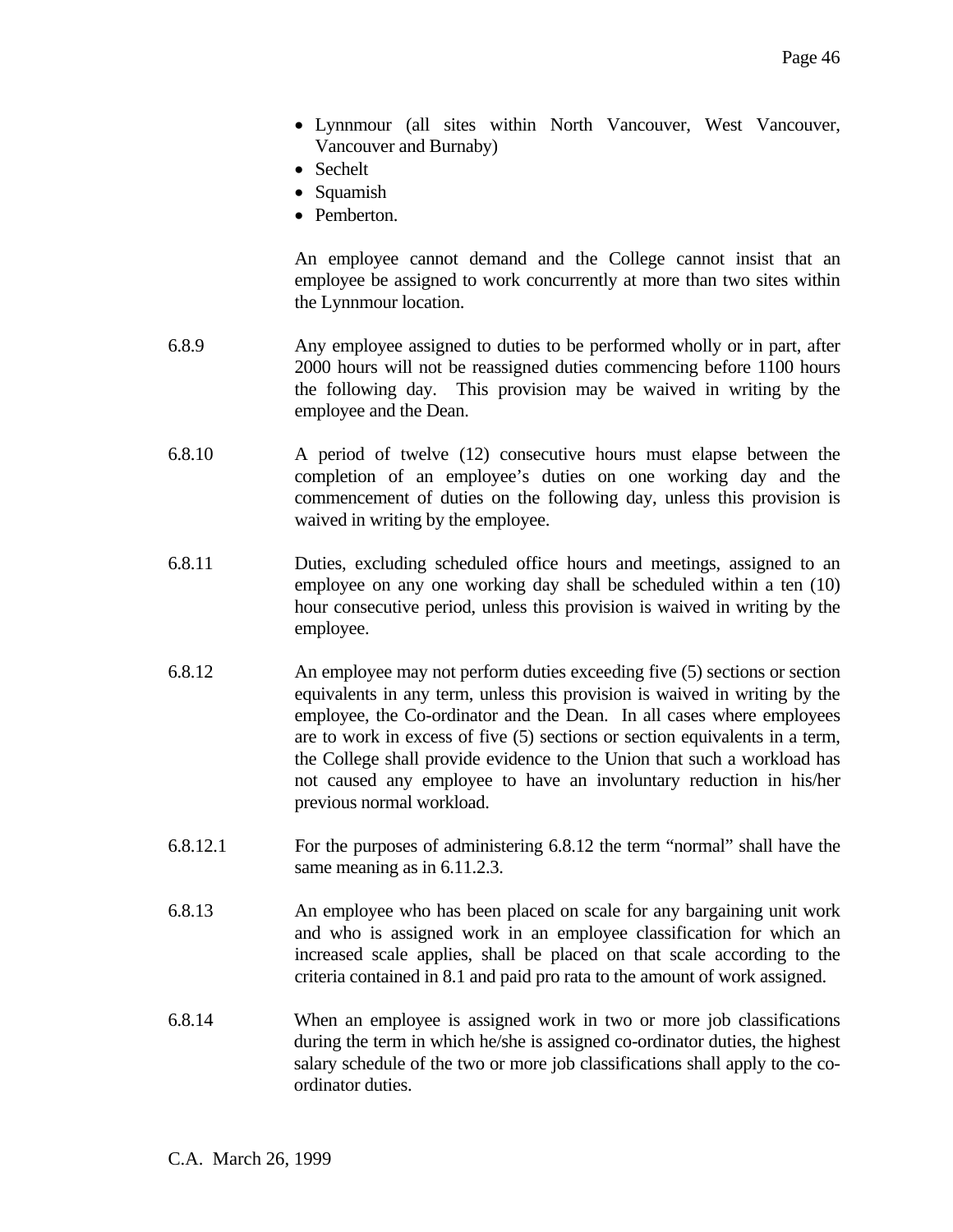- Lynnmour (all sites within North Vancouver, West Vancouver, Vancouver and Burnaby)
- Sechelt
- Squamish
- Pemberton.

An employee cannot demand and the College cannot insist that an employee be assigned to work concurrently at more than two sites within the Lynnmour location.

6.8.9 Any employee assigned to duties to be performed wholly or in part, after 2000 hours will not be reassigned duties commencing before 1100 hours the following day. This provision may be waived in writing by the employee and the Dean.

6.8.10 A period of twelve (12) consecutive hours must elapse between the completion of an employee's duties on one working day and the commencement of duties on the following day, unless this provision is waived in writing by the employee.

6.8.11 Duties, excluding scheduled office hours and meetings, assigned to an employee on any one working day shall be scheduled within a ten (10) hour consecutive period, unless this provision is waived in writing by the employee.

6.8.12 An employee may not perform duties exceeding five (5) sections or section equivalents in any term, unless this provision is waived in writing by the employee, the Co-ordinator and the Dean. In all cases where employees are to work in excess of five (5) sections or section equivalents in a term, the College shall provide evidence to the Union that such a workload has not caused any employee to have an involuntary reduction in his/her previous normal workload.

6.8.12.1 For the purposes of administering 6.8.12 the term "normal" shall have the same meaning as in 6.11.2.3.

6.8.13 An employee who has been placed on scale for any bargaining unit work and who is assigned work in an employee classification for which an increased scale applies, shall be placed on that scale according to the criteria contained in 8.1 and paid pro rata to the amount of work assigned.

6.8.14 When an employee is assigned work in two or more job classifications during the term in which he/she is assigned co-ordinator duties, the highest salary schedule of the two or more job classifications shall apply to the co-ordinator duties.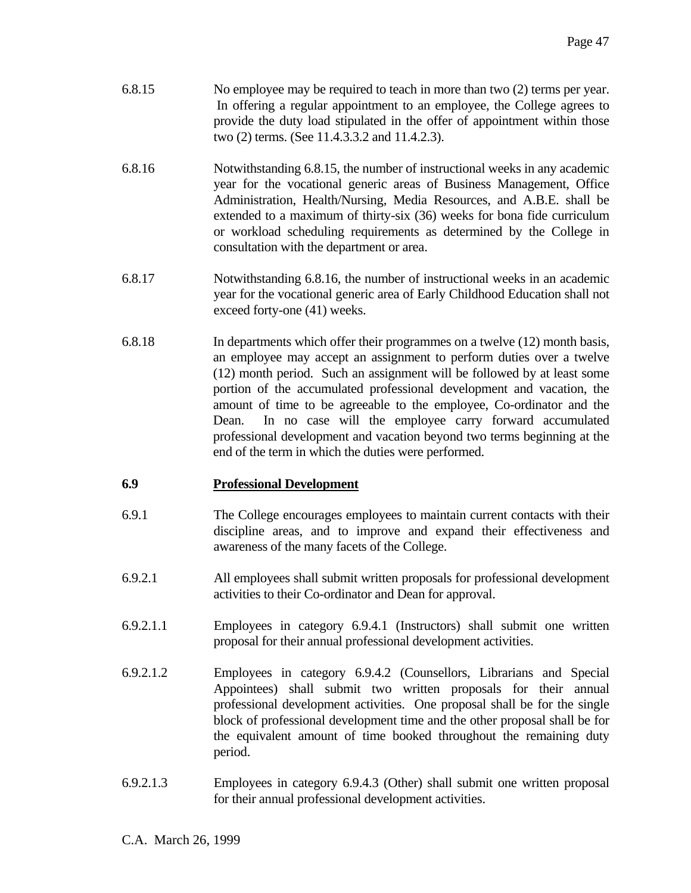6.8.15 No employee may be required to teach in more than two (2) terms per year. In offering a regular appointment to an employee, the College agrees to provide the duty load stipulated in the offer of appointment within those two (2) terms. (See 11.4.3.3.2 and 11.4.2.3).

6.8.16 Notwithstanding 6.8.15, the number of instructional weeks in any academic year for the vocational generic areas of Business Management, Office Administration, Health/Nursing, Media Resources, and A.B.E. shall be extended to a maximum of thirty-six (36) weeks for bona fide curriculum or workload scheduling requirements as determined by the College in consultation with the department or area.

6.8.17 Notwithstanding 6.8.16, the number of instructional weeks in an academic year for the vocational generic area of Early Childhood Education shall not exceed forty-one (41) weeks.

6.8.18 In departments which offer their programmes on a twelve (12) month basis, an employee may accept an assignment to perform duties over a twelve (12) month period. Such an assignment will be followed by at least some portion of the accumulated professional development and vacation, the amount of time to be agreeable to the employee, Co-ordinator and the Dean. In no case will the employee carry forward accumulated professional development and vacation beyond two terms beginning at the end of the term in which the duties were performed.

## 6.9 Professional Development

6.9.1 The College encourages employees to maintain current contacts with their discipline areas, and to improve and expand their effectiveness and awareness of the many facets of the College.

6.9.2.1 All employees shall submit written proposals for professional development activities to their Co-ordinator and Dean for approval.

6.9.2.1.1 Employees in category 6.9.4.1 (Instructors) shall submit one written proposal for their annual professional development activities.

6.9.2.1.2 Employees in category 6.9.4.2 (Counsellors, Librarians and Special Appointees) shall submit two written proposals for their annual professional development activities. One proposal shall be for the single block of professional development time and the other proposal shall be for the equivalent amount of time booked throughout the remaining duty period.

6.9.2.1.3 Employees in category 6.9.4.3 (Other) shall submit one written proposal for their annual professional development activities.

C.A. March 26, 1999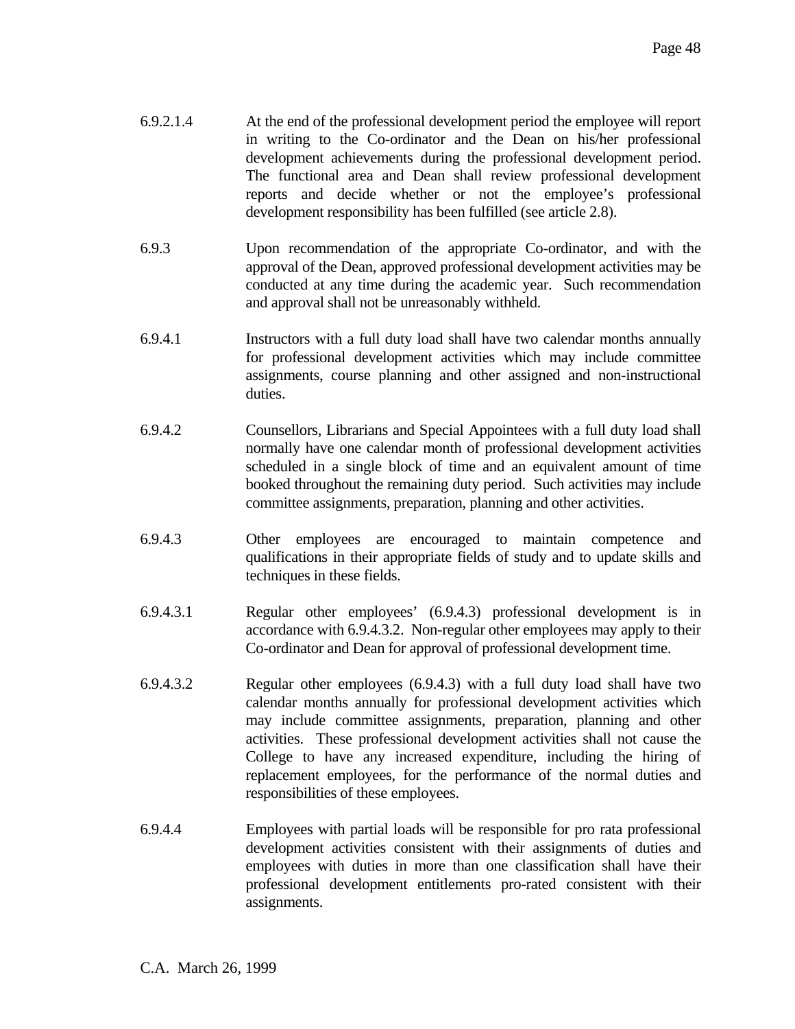6.9.2.1.4 At the end of the professional development period the employee will report in writing to the Co-ordinator and the Dean on his/her professional development achievements during the professional development period. The functional area and Dean shall review professional development reports and decide whether or not the employee's professional development responsibility has been fulfilled (see article 2.8).

6.9.3 Upon recommendation of the appropriate Co-ordinator, and with the approval of the Dean, approved professional development activities may be conducted at any time during the academic year. Such recommendation and approval shall not be unreasonably withheld.

6.9.4.1 Instructors with a full duty load shall have two calendar months annually for professional development activities which may include committee assignments, course planning and other assigned and non-instructional duties.

6.9.4.2 Counsellors, Librarians and Special Appointees with a full duty load shall normally have one calendar month of professional development activities scheduled in a single block of time and an equivalent amount of time booked throughout the remaining duty period. Such activities may include committee assignments, preparation, planning and other activities.

6.9.4.3 Other employees are encouraged to maintain competence and qualifications in their appropriate fields of study and to update skills and techniques in these fields.

6.9.4.3.1 Regular other employees' (6.9.4.3) professional development is in accordance with 6.9.4.3.2. Non-regular other employees may apply to their Co-ordinator and Dean for approval of professional development time.

6.9.4.3.2 Regular other employees (6.9.4.3) with a full duty load shall have two calendar months annually for professional development activities which may include committee assignments, preparation, planning and other activities. These professional development activities shall not cause the College to have any increased expenditure, including the hiring of replacement employees, for the performance of the normal duties and responsibilities of these employees.

6.9.4.4 Employees with partial loads will be responsible for pro rata professional development activities consistent with their assignments of duties and employees with duties in more than one classification shall have their professional development entitlements pro-rated consistent with their assignments.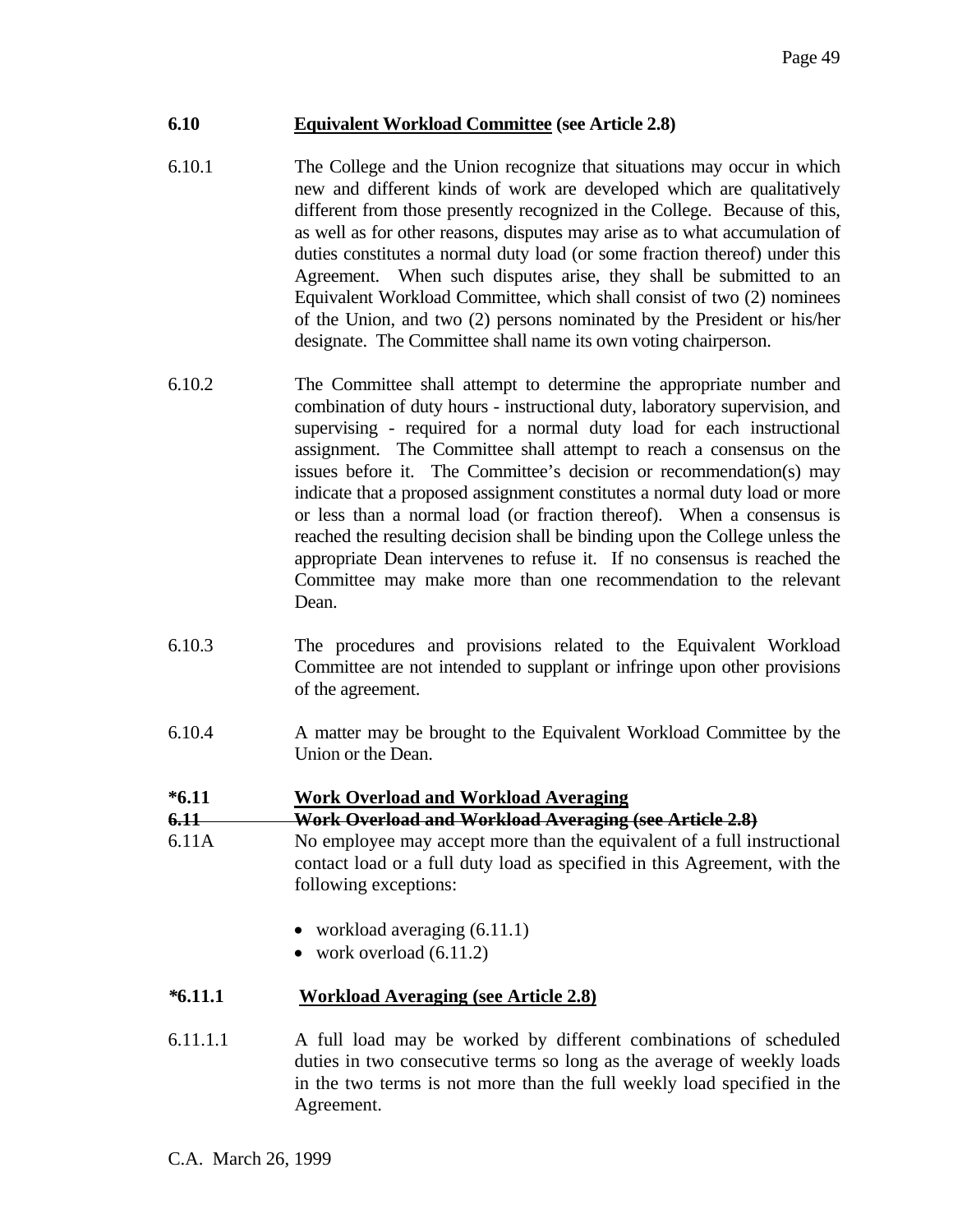## 6.10 Equivalent Workload Committee (see Article 2.8)

6.10.1 The College and the Union recognize that situations may occur in which new and different kinds of work are developed which are qualitatively different from those presently recognized in the College. Because of this, as well as for other reasons, disputes may arise as to what accumulation of duties constitutes a normal duty load (or some fraction thereof) under this Agreement. When such disputes arise, they shall be submitted to an Equivalent Workload Committee, which shall consist of two (2) nominees of the Union, and two (2) persons nominated by the President or his/her designate. The Committee shall name its own voting chairperson.

6.10.2 The Committee shall attempt to determine the appropriate number and combination of duty hours - instructional duty, laboratory supervision, and supervising - required for a normal duty load for each instructional assignment. The Committee shall attempt to reach a consensus on the issues before it. The Committee's decision or recommendation(s) may indicate that a proposed assignment constitutes a normal duty load or more or less than a normal load (or fraction thereof). When a consensus is reached the resulting decision shall be binding upon the College unless the appropriate Dean intervenes to refuse it. If no consensus is reached the Committee may make more than one recommendation to the relevant Dean.

6.10.3 The procedures and provisions related to the Equivalent Workload Committee are not intended to supplant or infringe upon other provisions of the agreement.

6.10.4 A matter may be brought to the Equivalent Workload Committee by the Union or the Dean.

## *6.11 Work Overload and Workload Averaging

~~**6.11 Work Overload and Workload Averaging (see Article 2.8)**~~

6.11A No employee may accept more than the equivalent of a full instructional contact load or a full duty load as specified in this Agreement, with the following exceptions:

- workload averaging (6.11.1)
- work overload (6.11.2)

### *6.11.1 Workload Averaging (see Article 2.8)

6.11.1.1 A full load may be worked by different combinations of scheduled duties in two consecutive terms so long as the average of weekly loads in the two terms is not more than the full weekly load specified in the Agreement.

C.A. March 26, 1999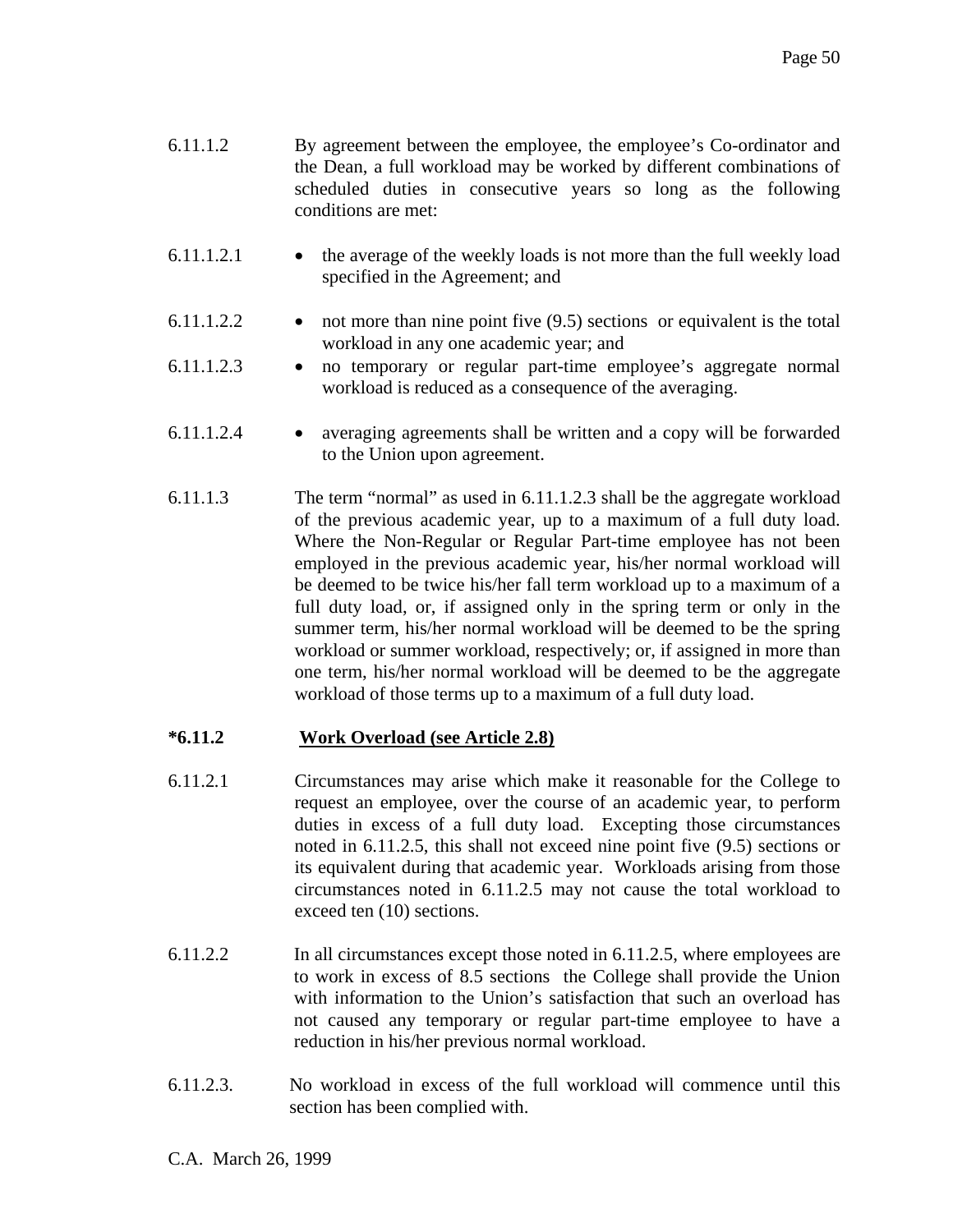6.11.1.2 By agreement between the employee, the employee's Co-ordinator and the Dean, a full workload may be worked by different combinations of scheduled duties in consecutive years so long as the following conditions are met:

6.11.1.2.1 • the average of the weekly loads is not more than the full weekly load specified in the Agreement; and

6.11.1.2.2 • not more than nine point five (9.5) sections or equivalent is the total workload in any one academic year; and

6.11.1.2.3 • no temporary or regular part-time employee's aggregate normal workload is reduced as a consequence of the averaging.

6.11.1.2.4 • averaging agreements shall be written and a copy will be forwarded to the Union upon agreement.

6.11.1.3 The term "normal" as used in 6.11.1.2.3 shall be the aggregate workload of the previous academic year, up to a maximum of a full duty load. Where the Non-Regular or Regular Part-time employee has not been employed in the previous academic year, his/her normal workload will be deemed to be twice his/her fall term workload up to a maximum of a full duty load, or, if assigned only in the spring term or only in the summer term, his/her normal workload will be deemed to be the spring workload or summer workload, respectively; or, if assigned in more than one term, his/her normal workload will be deemed to be the aggregate workload of those terms up to a maximum of a full duty load.

**\*6.11.2 <u>Work Overload (see Article 2.8)</u>**

6.11.2.1 Circumstances may arise which make it reasonable for the College to request an employee, over the course of an academic year, to perform duties in excess of a full duty load. Excepting those circumstances noted in 6.11.2.5, this shall not exceed nine point five (9.5) sections or its equivalent during that academic year. Workloads arising from those circumstances noted in 6.11.2.5 may not cause the total workload to exceed ten (10) sections.

6.11.2.2 In all circumstances except those noted in 6.11.2.5, where employees are to work in excess of 8.5 sections the College shall provide the Union with information to the Union's satisfaction that such an overload has not caused any temporary or regular part-time employee to have a reduction in his/her previous normal workload.

6.11.2.3. No workload in excess of the full workload will commence until this section has been complied with.

C.A. March 26, 1999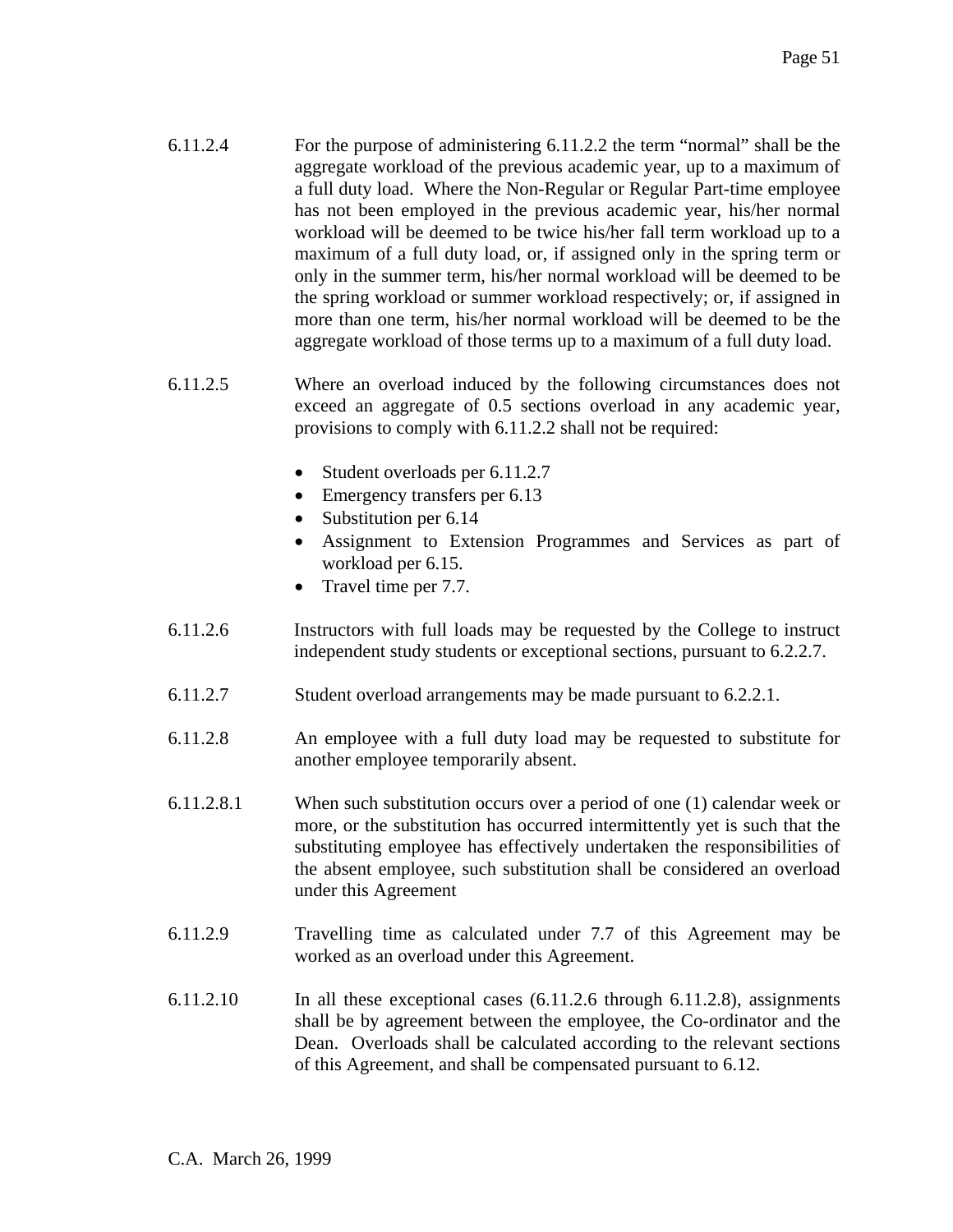6.11.2.4 For the purpose of administering 6.11.2.2 the term "normal" shall be the aggregate workload of the previous academic year, up to a maximum of a full duty load. Where the Non-Regular or Regular Part-time employee has not been employed in the previous academic year, his/her normal workload will be deemed to be twice his/her fall term workload up to a maximum of a full duty load, or, if assigned only in the spring term or only in the summer term, his/her normal workload will be deemed to be the spring workload or summer workload respectively; or, if assigned in more than one term, his/her normal workload will be deemed to be the aggregate workload of those terms up to a maximum of a full duty load.

6.11.2.5 Where an overload induced by the following circumstances does not exceed an aggregate of 0.5 sections overload in any academic year, provisions to comply with 6.11.2.2 shall not be required:

- Student overloads per 6.11.2.7
- Emergency transfers per 6.13
- Substitution per 6.14
- Assignment to Extension Programmes and Services as part of workload per 6.15.
- Travel time per 7.7.

6.11.2.6 Instructors with full loads may be requested by the College to instruct independent study students or exceptional sections, pursuant to 6.2.2.7.

6.11.2.7 Student overload arrangements may be made pursuant to 6.2.2.1.

6.11.2.8 An employee with a full duty load may be requested to substitute for another employee temporarily absent.

6.11.2.8.1 When such substitution occurs over a period of one (1) calendar week or more, or the substitution has occurred intermittently yet is such that the substituting employee has effectively undertaken the responsibilities of the absent employee, such substitution shall be considered an overload under this Agreement

6.11.2.9 Travelling time as calculated under 7.7 of this Agreement may be worked as an overload under this Agreement.

6.11.2.10 In all these exceptional cases (6.11.2.6 through 6.11.2.8), assignments shall be by agreement between the employee, the Co-ordinator and the Dean. Overloads shall be calculated according to the relevant sections of this Agreement, and shall be compensated pursuant to 6.12.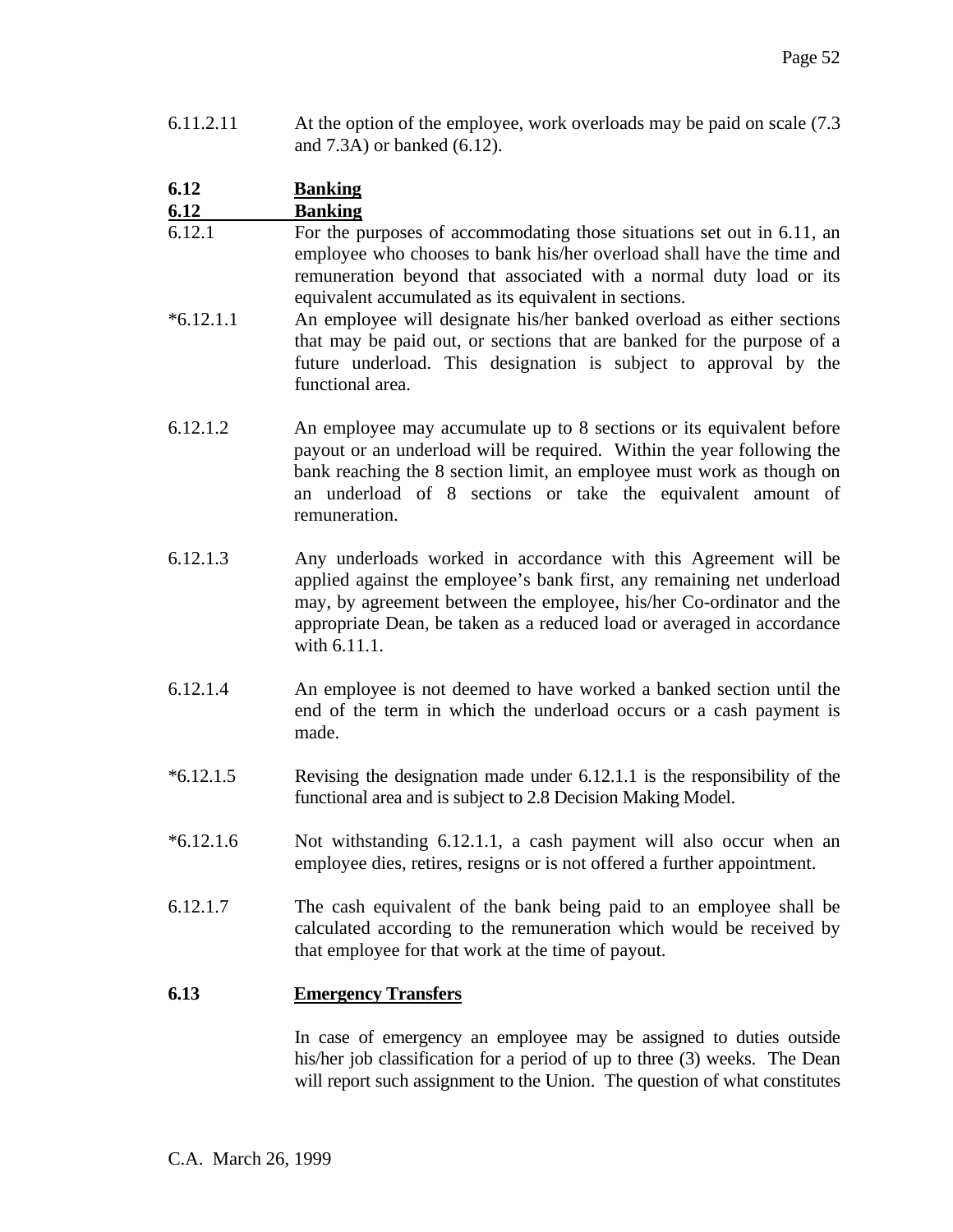6.11.2.11 At the option of the employee, work overloads may be paid on scale (7.3 and 7.3A) or banked (6.12).

## 6.12 Banking

## 6.12 Banking

6.12.1 For the purposes of accommodating those situations set out in 6.11, an employee who chooses to bank his/her overload shall have the time and remuneration beyond that associated with a normal duty load or its equivalent accumulated as its equivalent in sections.

*6.12.1.1 An employee will designate his/her banked overload as either sections that may be paid out, or sections that are banked for the purpose of a future underload. This designation is subject to approval by the functional area.

6.12.1.2 An employee may accumulate up to 8 sections or its equivalent before payout or an underload will be required. Within the year following the bank reaching the 8 section limit, an employee must work as though on an underload of 8 sections or take the equivalent amount of remuneration.

6.12.1.3 Any underloads worked in accordance with this Agreement will be applied against the employee's bank first, any remaining net underload may, by agreement between the employee, his/her Co-ordinator and the appropriate Dean, be taken as a reduced load or averaged in accordance with 6.11.1.

6.12.1.4 An employee is not deemed to have worked a banked section until the end of the term in which the underload occurs or a cash payment is made.

*6.12.1.5 Revising the designation made under 6.12.1.1 is the responsibility of the functional area and is subject to 2.8 Decision Making Model.

*6.12.1.6 Not withstanding 6.12.1.1, a cash payment will also occur when an employee dies, retires, resigns or is not offered a further appointment.

6.12.1.7 The cash equivalent of the bank being paid to an employee shall be calculated according to the remuneration which would be received by that employee for that work at the time of payout.

## 6.13 Emergency Transfers

In case of emergency an employee may be assigned to duties outside his/her job classification for a period of up to three (3) weeks. The Dean will report such assignment to the Union. The question of what constitutes

C.A. March 26, 1999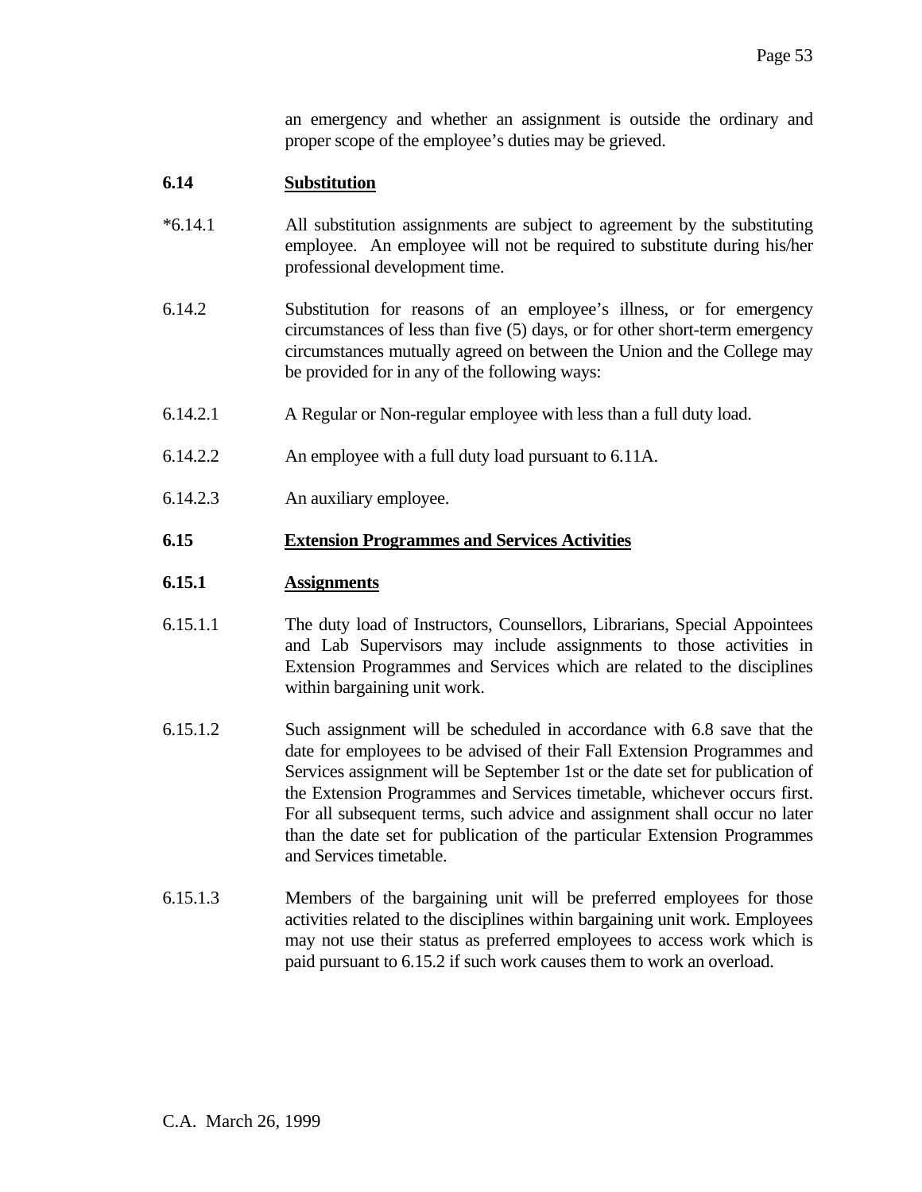an emergency and whether an assignment is outside the ordinary and proper scope of the employee's duties may be grieved.

**6.14 Substitution**

*6.14.1 All substitution assignments are subject to agreement by the substituting employee. An employee will not be required to substitute during his/her professional development time.

6.14.2 Substitution for reasons of an employee's illness, or for emergency circumstances of less than five (5) days, or for other short-term emergency circumstances mutually agreed on between the Union and the College may be provided for in any of the following ways:

6.14.2.1 A Regular or Non-regular employee with less than a full duty load.

6.14.2.2 An employee with a full duty load pursuant to 6.11A.

6.14.2.3 An auxiliary employee.

**6.15 Extension Programmes and Services Activities**

**6.15.1 Assignments**

6.15.1.1 The duty load of Instructors, Counsellors, Librarians, Special Appointees and Lab Supervisors may include assignments to those activities in Extension Programmes and Services which are related to the disciplines within bargaining unit work.

6.15.1.2 Such assignment will be scheduled in accordance with 6.8 save that the date for employees to be advised of their Fall Extension Programmes and Services assignment will be September 1st or the date set for publication of the Extension Programmes and Services timetable, whichever occurs first. For all subsequent terms, such advice and assignment shall occur no later than the date set for publication of the particular Extension Programmes and Services timetable.

6.15.1.3 Members of the bargaining unit will be preferred employees for those activities related to the disciplines within bargaining unit work. Employees may not use their status as preferred employees to access work which is paid pursuant to 6.15.2 if such work causes them to work an overload.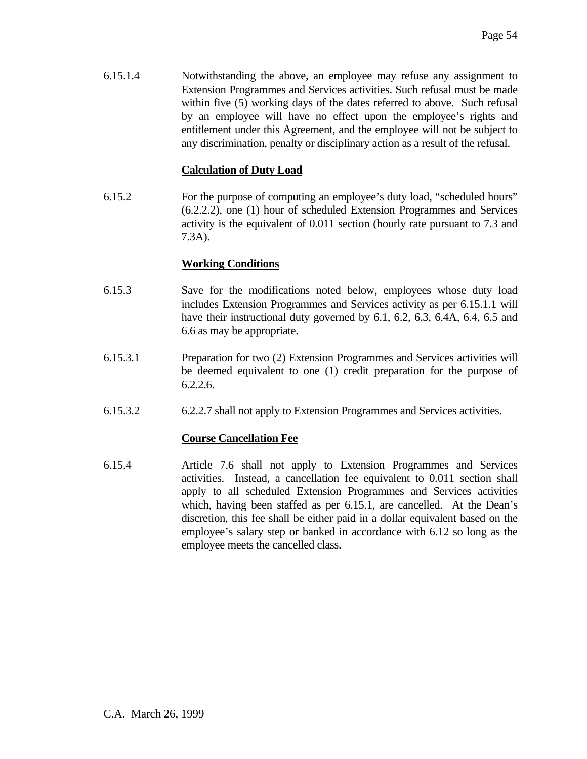6.15.1.4 Notwithstanding the above, an employee may refuse any assignment to Extension Programmes and Services activities. Such refusal must be made within five (5) working days of the dates referred to above. Such refusal by an employee will have no effect upon the employee's rights and entitlement under this Agreement, and the employee will not be subject to any discrimination, penalty or disciplinary action as a result of the refusal.

**Calculation of Duty Load**

6.15.2 For the purpose of computing an employee's duty load, "scheduled hours" (6.2.2.2), one (1) hour of scheduled Extension Programmes and Services activity is the equivalent of 0.011 section (hourly rate pursuant to 7.3 and 7.3A).

**Working Conditions**

6.15.3 Save for the modifications noted below, employees whose duty load includes Extension Programmes and Services activity as per 6.15.1.1 will have their instructional duty governed by 6.1, 6.2, 6.3, 6.4A, 6.4, 6.5 and 6.6 as may be appropriate.

6.15.3.1 Preparation for two (2) Extension Programmes and Services activities will be deemed equivalent to one (1) credit preparation for the purpose of 6.2.2.6.

6.15.3.2 6.2.2.7 shall not apply to Extension Programmes and Services activities.

**Course Cancellation Fee**

6.15.4 Article 7.6 shall not apply to Extension Programmes and Services activities. Instead, a cancellation fee equivalent to 0.011 section shall apply to all scheduled Extension Programmes and Services activities which, having been staffed as per 6.15.1, are cancelled. At the Dean's discretion, this fee shall be either paid in a dollar equivalent based on the employee's salary step or banked in accordance with 6.12 so long as the employee meets the cancelled class.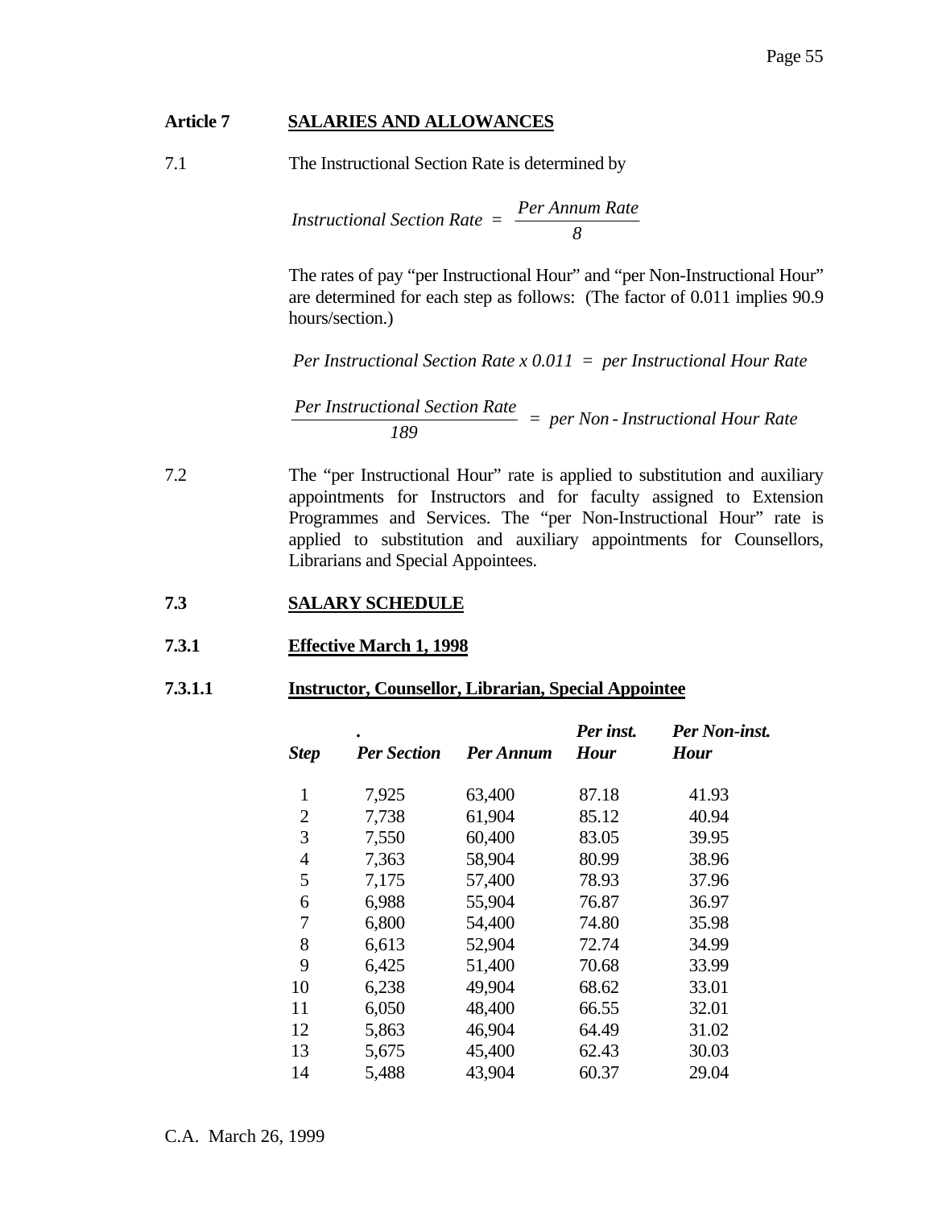## Article 7 SALARIES AND ALLOWANCES

7.1 The Instructional Section Rate is determined by

$$\textit{Instructional Section Rate} = \frac{\textit{Per Annum Rate}}{8}$$

The rates of pay "per Instructional Hour" and "per Non-Instructional Hour" are determined for each step as follows: (The factor of 0.011 implies 90.9 hours/section.)

$$\textit{Per Instructional Section Rate} \times 0.011 = \textit{per Instructional Hour Rate}$$

$$\frac{\textit{Per Instructional Section Rate}}{189} = \textit{per Non-Instructional Hour Rate}$$

7.2 The "per Instructional Hour" rate is applied to substitution and auxiliary appointments for Instructors and for faculty assigned to Extension Programmes and Services. The "per Non-Instructional Hour" rate is applied to substitution and auxiliary appointments for Counsellors, Librarians and Special Appointees.

### 7.3 SALARY SCHEDULE

### 7.3.1 Effective March 1, 1998

### 7.3.1.1 Instructor, Counsellor, Librarian, Special Appointee

| *Step* | *Per Section* | *Per Annum* | *Per inst. Hour* | *Per Non-inst. Hour* |
|---|---|---|---|---|
| 1 | 7,925 | 63,400 | 87.18 | 41.93 |
| 2 | 7,738 | 61,904 | 85.12 | 40.94 |
| 3 | 7,550 | 60,400 | 83.05 | 39.95 |
| 4 | 7,363 | 58,904 | 80.99 | 38.96 |
| 5 | 7,175 | 57,400 | 78.93 | 37.96 |
| 6 | 6,988 | 55,904 | 76.87 | 36.97 |
| 7 | 6,800 | 54,400 | 74.80 | 35.98 |
| 8 | 6,613 | 52,904 | 72.74 | 34.99 |
| 9 | 6,425 | 51,400 | 70.68 | 33.99 |
| 10 | 6,238 | 49,904 | 68.62 | 33.01 |
| 11 | 6,050 | 48,400 | 66.55 | 32.01 |
| 12 | 5,863 | 46,904 | 64.49 | 31.02 |
| 13 | 5,675 | 45,400 | 62.43 | 30.03 |
| 14 | 5,488 | 43,904 | 60.37 | 29.04 |

C.A. March 26, 1999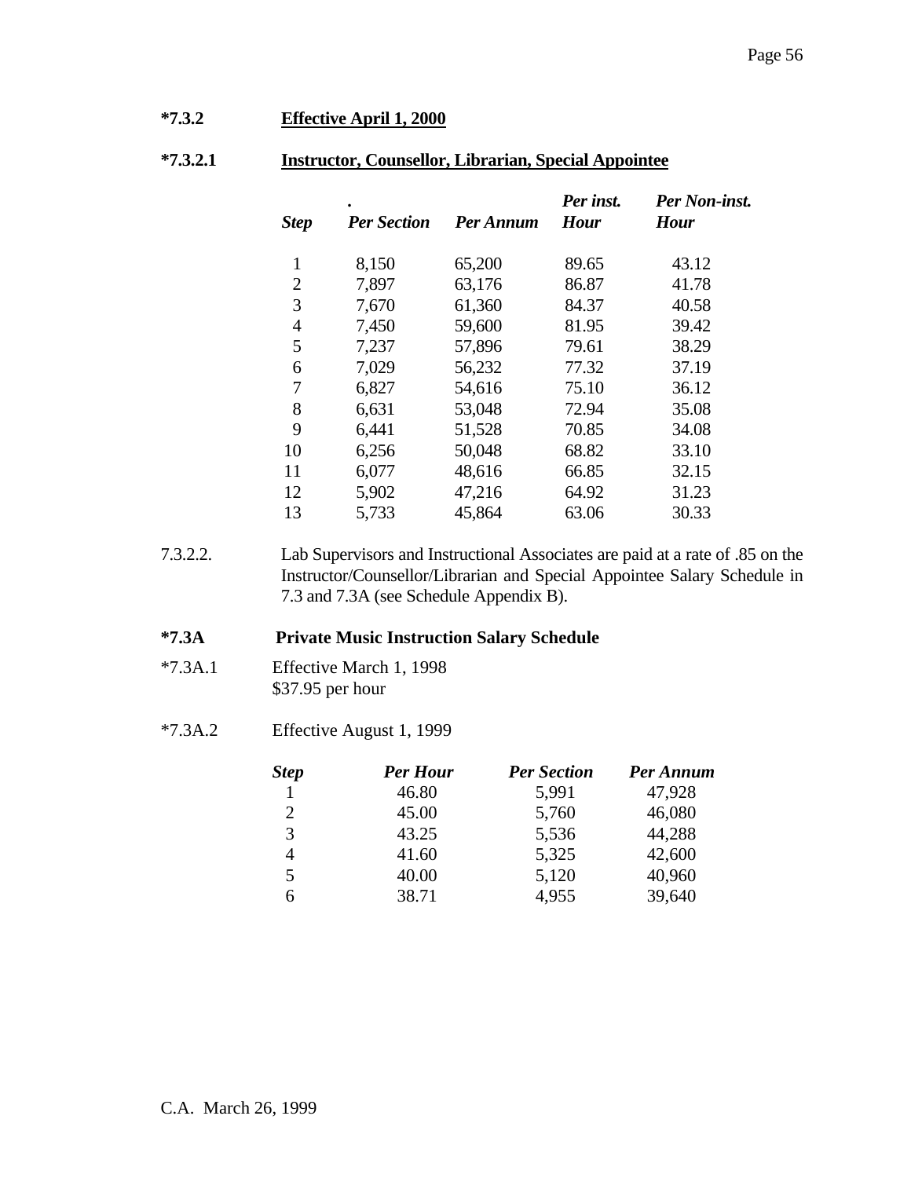**\*7.3.2 Effective April 1, 2000**

**\*7.3.2.1 Instructor, Counsellor, Librarian, Special Appointee**

| *Step* | *Per Section* | *Per Annum* | *Per inst. Hour* | *Per Non-inst. Hour* |
|---|---|---|---|---|
| 1 | 8,150 | 65,200 | 89.65 | 43.12 |
| 2 | 7,897 | 63,176 | 86.87 | 41.78 |
| 3 | 7,670 | 61,360 | 84.37 | 40.58 |
| 4 | 7,450 | 59,600 | 81.95 | 39.42 |
| 5 | 7,237 | 57,896 | 79.61 | 38.29 |
| 6 | 7,029 | 56,232 | 77.32 | 37.19 |
| 7 | 6,827 | 54,616 | 75.10 | 36.12 |
| 8 | 6,631 | 53,048 | 72.94 | 35.08 |
| 9 | 6,441 | 51,528 | 70.85 | 34.08 |
| 10 | 6,256 | 50,048 | 68.82 | 33.10 |
| 11 | 6,077 | 48,616 | 66.85 | 32.15 |
| 12 | 5,902 | 47,216 | 64.92 | 31.23 |
| 13 | 5,733 | 45,864 | 63.06 | 30.33 |

7.3.2.2. Lab Supervisors and Instructional Associates are paid at a rate of .85 on the Instructor/Counsellor/Librarian and Special Appointee Salary Schedule in 7.3 and 7.3A (see Schedule Appendix B).

**\*7.3A Private Music Instruction Salary Schedule**

\*7.3A.1 Effective March 1, 1998
$37.95 per hour

\*7.3A.2 Effective August 1, 1999

| *Step* | *Per Hour* | *Per Section* | *Per Annum* |
|---|---|---|---|
| 1 | 46.80 | 5,991 | 47,928 |
| 2 | 45.00 | 5,760 | 46,080 |
| 3 | 43.25 | 5,536 | 44,288 |
| 4 | 41.60 | 5,325 | 42,600 |
| 5 | 40.00 | 5,120 | 40,960 |
| 6 | 38.71 | 4,955 | 39,640 |

C.A. March 26, 1999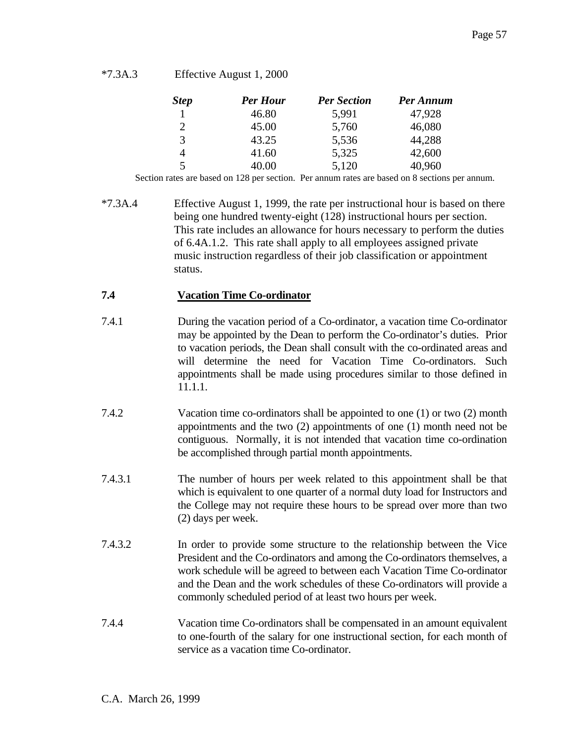*7.3A.3 Effective August 1, 2000

| *Step* | *Per Hour* | *Per Section* | *Per Annum* |
|---|---|---|---|
| 1 | 46.80 | 5,991 | 47,928 |
| 2 | 45.00 | 5,760 | 46,080 |
| 3 | 43.25 | 5,536 | 44,288 |
| 4 | 41.60 | 5,325 | 42,600 |
| 5 | 40.00 | 5,120 | 40,960 |

Section rates are based on 128 per section. Per annum rates are based on 8 sections per annum.

*7.3A.4 Effective August 1, 1999, the rate per instructional hour is based on there being one hundred twenty-eight (128) instructional hours per section. This rate includes an allowance for hours necessary to perform the duties of 6.4A.1.2. This rate shall apply to all employees assigned private music instruction regardless of their job classification or appointment status.

**7.4 Vacation Time Co-ordinator**

7.4.1 During the vacation period of a Co-ordinator, a vacation time Co-ordinator may be appointed by the Dean to perform the Co-ordinator's duties. Prior to vacation periods, the Dean shall consult with the co-ordinated areas and will determine the need for Vacation Time Co-ordinators. Such appointments shall be made using procedures similar to those defined in 11.1.1.

7.4.2 Vacation time co-ordinators shall be appointed to one (1) or two (2) month appointments and the two (2) appointments of one (1) month need not be contiguous. Normally, it is not intended that vacation time co-ordination be accomplished through partial month appointments.

7.4.3.1 The number of hours per week related to this appointment shall be that which is equivalent to one quarter of a normal duty load for Instructors and the College may not require these hours to be spread over more than two (2) days per week.

7.4.3.2 In order to provide some structure to the relationship between the Vice President and the Co-ordinators and among the Co-ordinators themselves, a work schedule will be agreed to between each Vacation Time Co-ordinator and the Dean and the work schedules of these Co-ordinators will provide a commonly scheduled period of at least two hours per week.

7.4.4 Vacation time Co-ordinators shall be compensated in an amount equivalent to one-fourth of the salary for one instructional section, for each month of service as a vacation time Co-ordinator.

C.A. March 26, 1999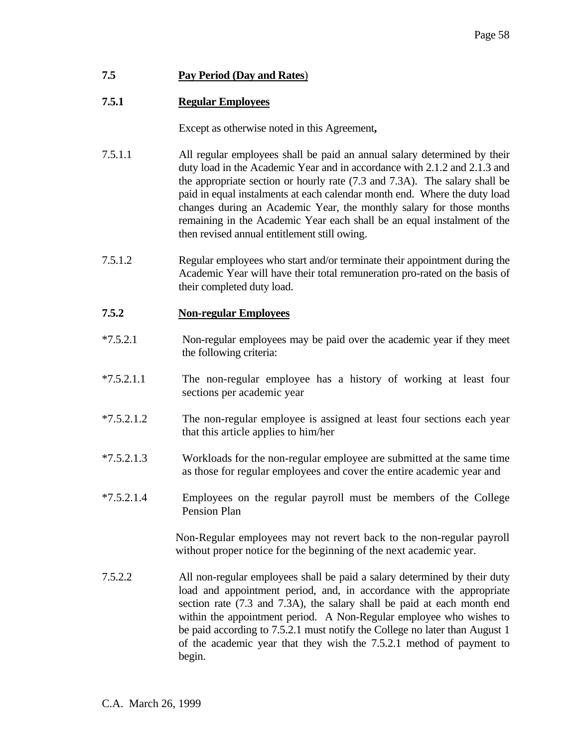## 7.5 Pay Period (Day and Rates)

### 7.5.1 Regular Employees

Except as otherwise noted in this Agreement**,**

7.5.1.1 All regular employees shall be paid an annual salary determined by their duty load in the Academic Year and in accordance with 2.1.2 and 2.1.3 and the appropriate section or hourly rate (7.3 and 7.3A). The salary shall be paid in equal instalments at each calendar month end. Where the duty load changes during an Academic Year, the monthly salary for those months remaining in the Academic Year each shall be an equal instalment of the then revised annual entitlement still owing.

7.5.1.2 Regular employees who start and/or terminate their appointment during the Academic Year will have their total remuneration pro-rated on the basis of their completed duty load.

### 7.5.2 Non-regular Employees

*7.5.2.1 Non-regular employees may be paid over the academic year if they meet the following criteria:

*7.5.2.1.1 The non-regular employee has a history of working at least four sections per academic year

*7.5.2.1.2 The non-regular employee is assigned at least four sections each year that this article applies to him/her

*7.5.2.1.3 Workloads for the non-regular employee are submitted at the same time as those for regular employees and cover the entire academic year and

*7.5.2.1.4 Employees on the regular payroll must be members of the College Pension Plan

Non-Regular employees may not revert back to the non-regular payroll without proper notice for the beginning of the next academic year.

7.5.2.2 All non-regular employees shall be paid a salary determined by their duty load and appointment period, and, in accordance with the appropriate section rate (7.3 and 7.3A), the salary shall be paid at each month end within the appointment period. A Non-Regular employee who wishes to be paid according to 7.5.2.1 must notify the College no later than August 1 of the academic year that they wish the 7.5.2.1 method of payment to begin.

C.A. March 26, 1999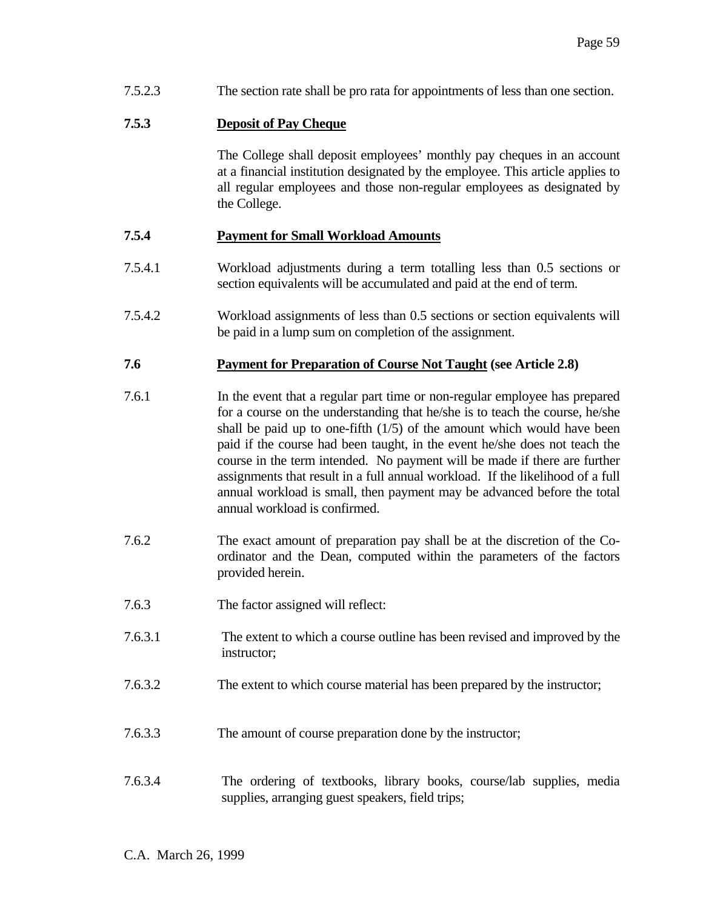7.5.2.3 The section rate shall be pro rata for appointments of less than one section.

### 7.5.3 <u>Deposit of Pay Cheque</u>

The College shall deposit employees' monthly pay cheques in an account at a financial institution designated by the employee. This article applies to all regular employees and those non-regular employees as designated by the College.

### 7.5.4 <u>Payment for Small Workload Amounts</u>

7.5.4.1 Workload adjustments during a term totalling less than 0.5 sections or section equivalents will be accumulated and paid at the end of term.

7.5.4.2 Workload assignments of less than 0.5 sections or section equivalents will be paid in a lump sum on completion of the assignment.

### 7.6 <u>Payment for Preparation of Course Not Taught</u> (see Article 2.8)

7.6.1 In the event that a regular part time or non-regular employee has prepared for a course on the understanding that he/she is to teach the course, he/she shall be paid up to one-fifth (1/5) of the amount which would have been paid if the course had been taught, in the event he/she does not teach the course in the term intended. No payment will be made if there are further assignments that result in a full annual workload. If the likelihood of a full annual workload is small, then payment may be advanced before the total annual workload is confirmed.

7.6.2 The exact amount of preparation pay shall be at the discretion of the Co-ordinator and the Dean, computed within the parameters of the factors provided herein.

7.6.3 The factor assigned will reflect:

7.6.3.1 The extent to which a course outline has been revised and improved by the instructor;

7.6.3.2 The extent to which course material has been prepared by the instructor;

7.6.3.3 The amount of course preparation done by the instructor;

7.6.3.4 The ordering of textbooks, library books, course/lab supplies, media supplies, arranging guest speakers, field trips;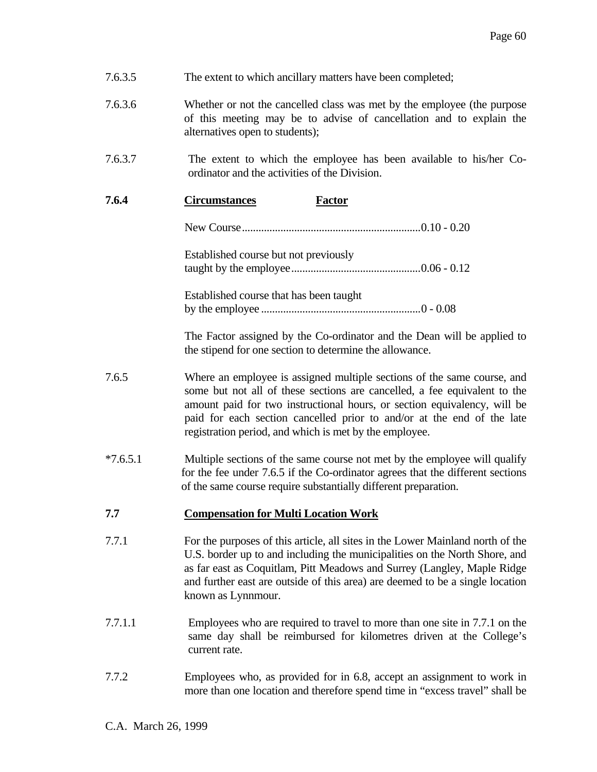7.6.3.5 The extent to which ancillary matters have been completed;

7.6.3.6 Whether or not the cancelled class was met by the employee (the purpose of this meeting may be to advise of cancellation and to explain the alternatives open to students);

7.6.3.7 The extent to which the employee has been available to his/her Co-ordinator and the activities of the Division.

**7.6.4** **<u>Circumstances</u>** **<u>Factor</u>**

New Course.................................................................0.10 - 0.20

Established course but not previously taught by the employee...............................................0.06 - 0.12

Established course that has been taught by the employee ..........................................................0 - 0.08

The Factor assigned by the Co-ordinator and the Dean will be applied to the stipend for one section to determine the allowance.

7.6.5 Where an employee is assigned multiple sections of the same course, and some but not all of these sections are cancelled, a fee equivalent to the amount paid for two instructional hours, or section equivalency, will be paid for each section cancelled prior to and/or at the end of the late registration period, and which is met by the employee.

*7.6.5.1 Multiple sections of the same course not met by the employee will qualify for the fee under 7.6.5 if the Co-ordinator agrees that the different sections of the same course require substantially different preparation.

**7.7** **<u>Compensation for Multi Location Work</u>**

7.7.1 For the purposes of this article, all sites in the Lower Mainland north of the U.S. border up to and including the municipalities on the North Shore, and as far east as Coquitlam, Pitt Meadows and Surrey (Langley, Maple Ridge and further east are outside of this area) are deemed to be a single location known as Lynnmour.

7.7.1.1 Employees who are required to travel to more than one site in 7.7.1 on the same day shall be reimbursed for kilometres driven at the College's current rate.

7.7.2 Employees who, as provided for in 6.8, accept an assignment to work in more than one location and therefore spend time in "excess travel" shall be

C.A. March 26, 1999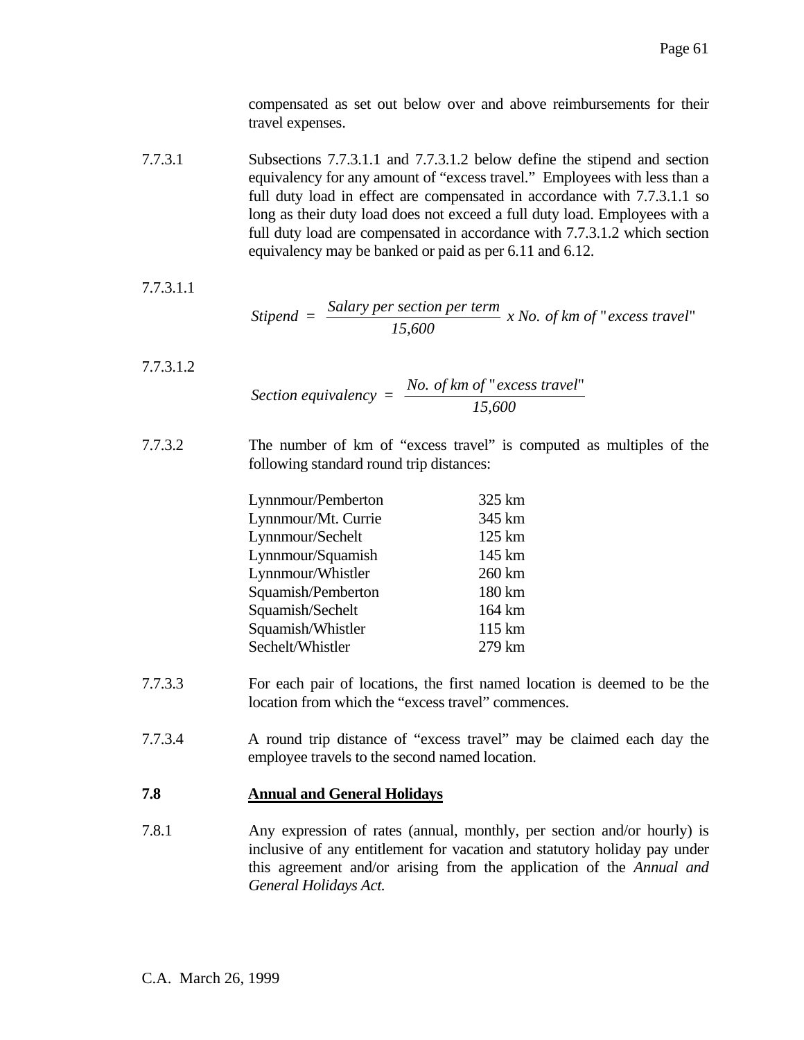compensated as set out below over and above reimbursements for their travel expenses.

7.7.3.1 Subsections 7.7.3.1.1 and 7.7.3.1.2 below define the stipend and section equivalency for any amount of "excess travel." Employees with less than a full duty load in effect are compensated in accordance with 7.7.3.1.1 so long as their duty load does not exceed a full duty load. Employees with a full duty load are compensated in accordance with 7.7.3.1.2 which section equivalency may be banked or paid as per 6.11 and 6.12.

7.7.3.1.1

$$Stipend = \frac{Salary\ per\ section\ per\ term}{15{,}600}\ x\ No.\ of\ km\ of\ \text{"}excess\ travel\text{"}$$

7.7.3.1.2

$$Section\ equivalency = \frac{No.\ of\ km\ of\ \text{"}excess\ travel\text{"}}{15{,}600}$$

7.7.3.2 The number of km of "excess travel" is computed as multiples of the following standard round trip distances:

| | |
|---|---|
| Lynnmour/Pemberton | 325 km |
| Lynnmour/Mt. Currie | 345 km |
| Lynnmour/Sechelt | 125 km |
| Lynnmour/Squamish | 145 km |
| Lynnmour/Whistler | 260 km |
| Squamish/Pemberton | 180 km |
| Squamish/Sechelt | 164 km |
| Squamish/Whistler | 115 km |
| Sechelt/Whistler | 279 km |

7.7.3.3 For each pair of locations, the first named location is deemed to be the location from which the "excess travel" commences.

7.7.3.4 A round trip distance of "excess travel" may be claimed each day the employee travels to the second named location.

## 7.8 <u>Annual and General Holidays</u>

7.8.1 Any expression of rates (annual, monthly, per section and/or hourly) is inclusive of any entitlement for vacation and statutory holiday pay under this agreement and/or arising from the application of the *Annual and General Holidays Act.*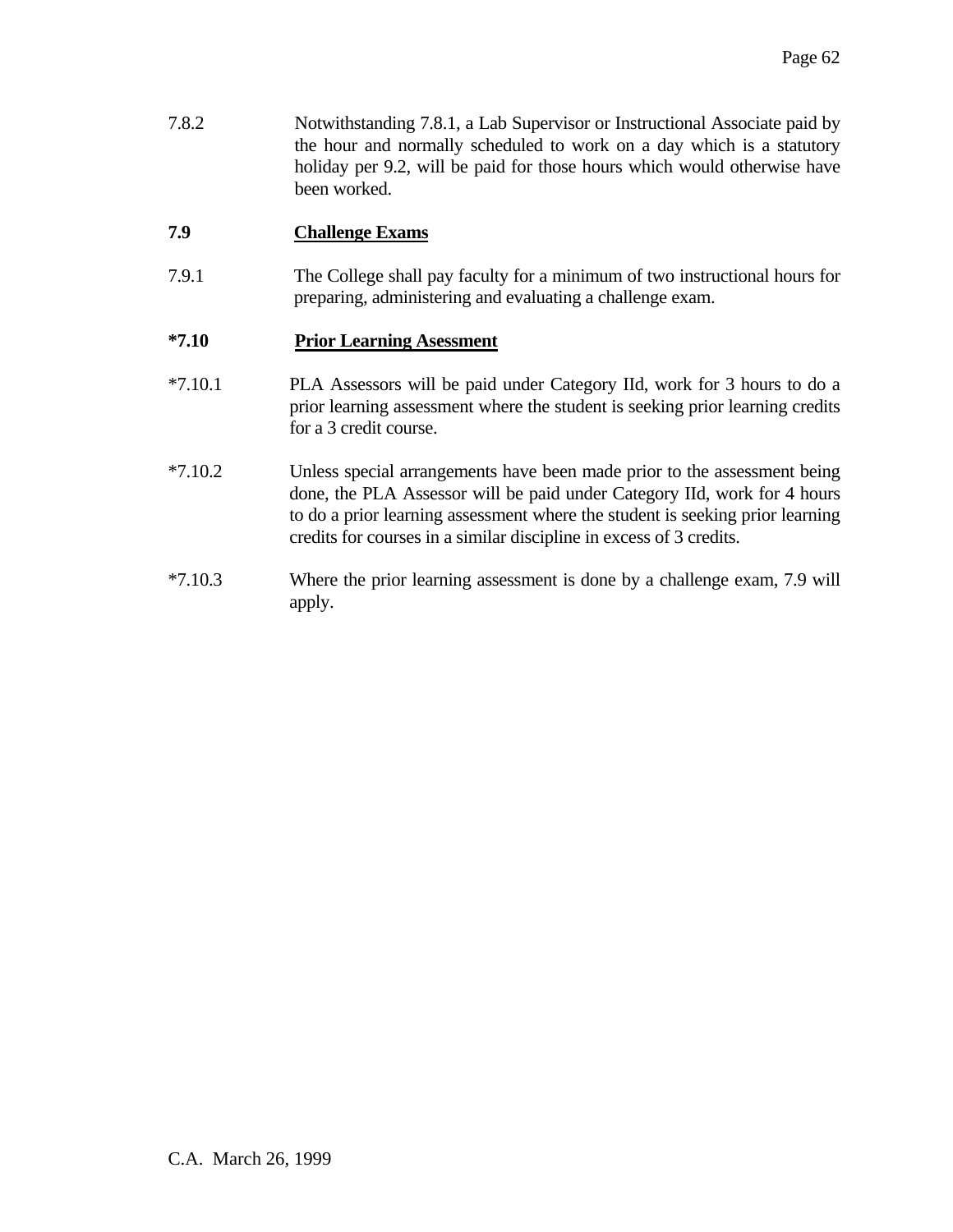7.8.2 Notwithstanding 7.8.1, a Lab Supervisor or Instructional Associate paid by the hour and normally scheduled to work on a day which is a statutory holiday per 9.2, will be paid for those hours which would otherwise have been worked.

**7.9 Challenge Exams**

7.9.1 The College shall pay faculty for a minimum of two instructional hours for preparing, administering and evaluating a challenge exam.

**\*7.10 Prior Learning Asessment**

*7.10.1 PLA Assessors will be paid under Category IId, work for 3 hours to do a prior learning assessment where the student is seeking prior learning credits for a 3 credit course.

*7.10.2 Unless special arrangements have been made prior to the assessment being done, the PLA Assessor will be paid under Category IId, work for 4 hours to do a prior learning assessment where the student is seeking prior learning credits for courses in a similar discipline in excess of 3 credits.

*7.10.3 Where the prior learning assessment is done by a challenge exam, 7.9 will apply.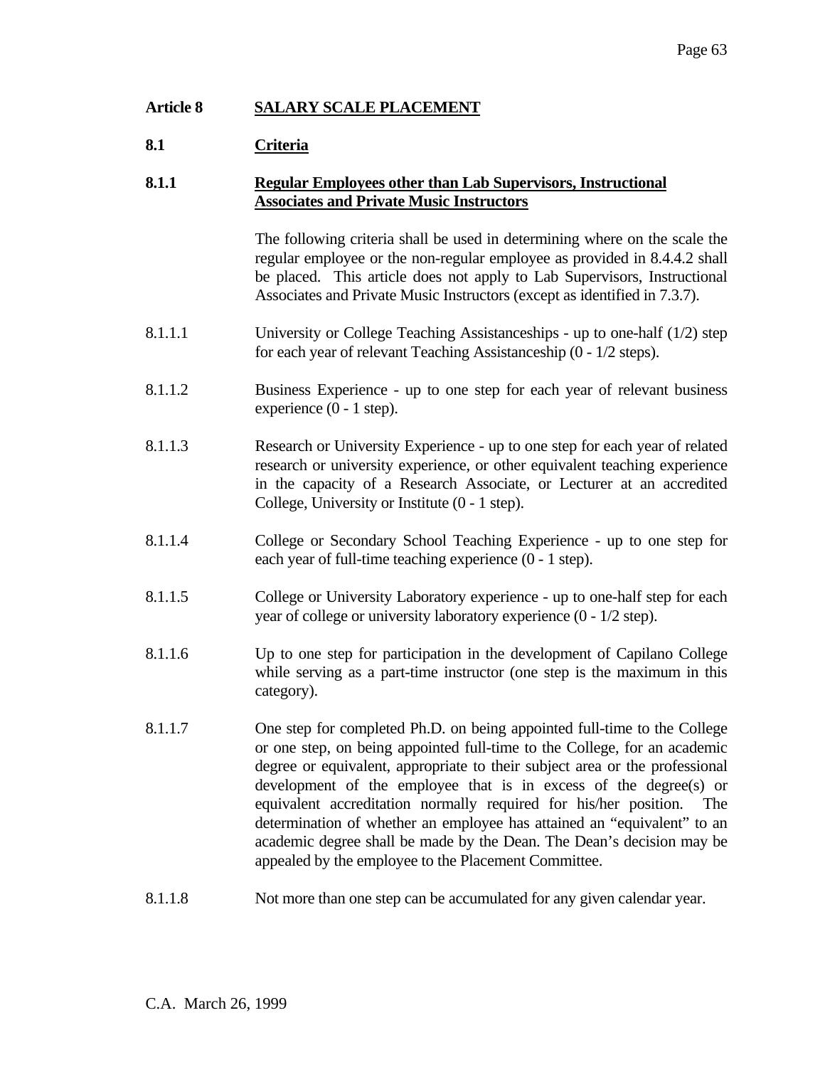## Article 8 SALARY SCALE PLACEMENT

### 8.1 Criteria

#### 8.1.1 Regular Employees other than Lab Supervisors, Instructional Associates and Private Music Instructors

The following criteria shall be used in determining where on the scale the regular employee or the non-regular employee as provided in 8.4.4.2 shall be placed. This article does not apply to Lab Supervisors, Instructional Associates and Private Music Instructors (except as identified in 7.3.7).

8.1.1.1 University or College Teaching Assistanceships - up to one-half (1/2) step for each year of relevant Teaching Assistanceship (0 - 1/2 steps).

8.1.1.2 Business Experience - up to one step for each year of relevant business experience (0 - 1 step).

8.1.1.3 Research or University Experience - up to one step for each year of related research or university experience, or other equivalent teaching experience in the capacity of a Research Associate, or Lecturer at an accredited College, University or Institute (0 - 1 step).

8.1.1.4 College or Secondary School Teaching Experience - up to one step for each year of full-time teaching experience (0 - 1 step).

8.1.1.5 College or University Laboratory experience - up to one-half step for each year of college or university laboratory experience (0 - 1/2 step).

8.1.1.6 Up to one step for participation in the development of Capilano College while serving as a part-time instructor (one step is the maximum in this category).

8.1.1.7 One step for completed Ph.D. on being appointed full-time to the College or one step, on being appointed full-time to the College, for an academic degree or equivalent, appropriate to their subject area or the professional development of the employee that is in excess of the degree(s) or equivalent accreditation normally required for his/her position. The determination of whether an employee has attained an "equivalent" to an academic degree shall be made by the Dean. The Dean's decision may be appealed by the employee to the Placement Committee.

8.1.1.8 Not more than one step can be accumulated for any given calendar year.

C.A. March 26, 1999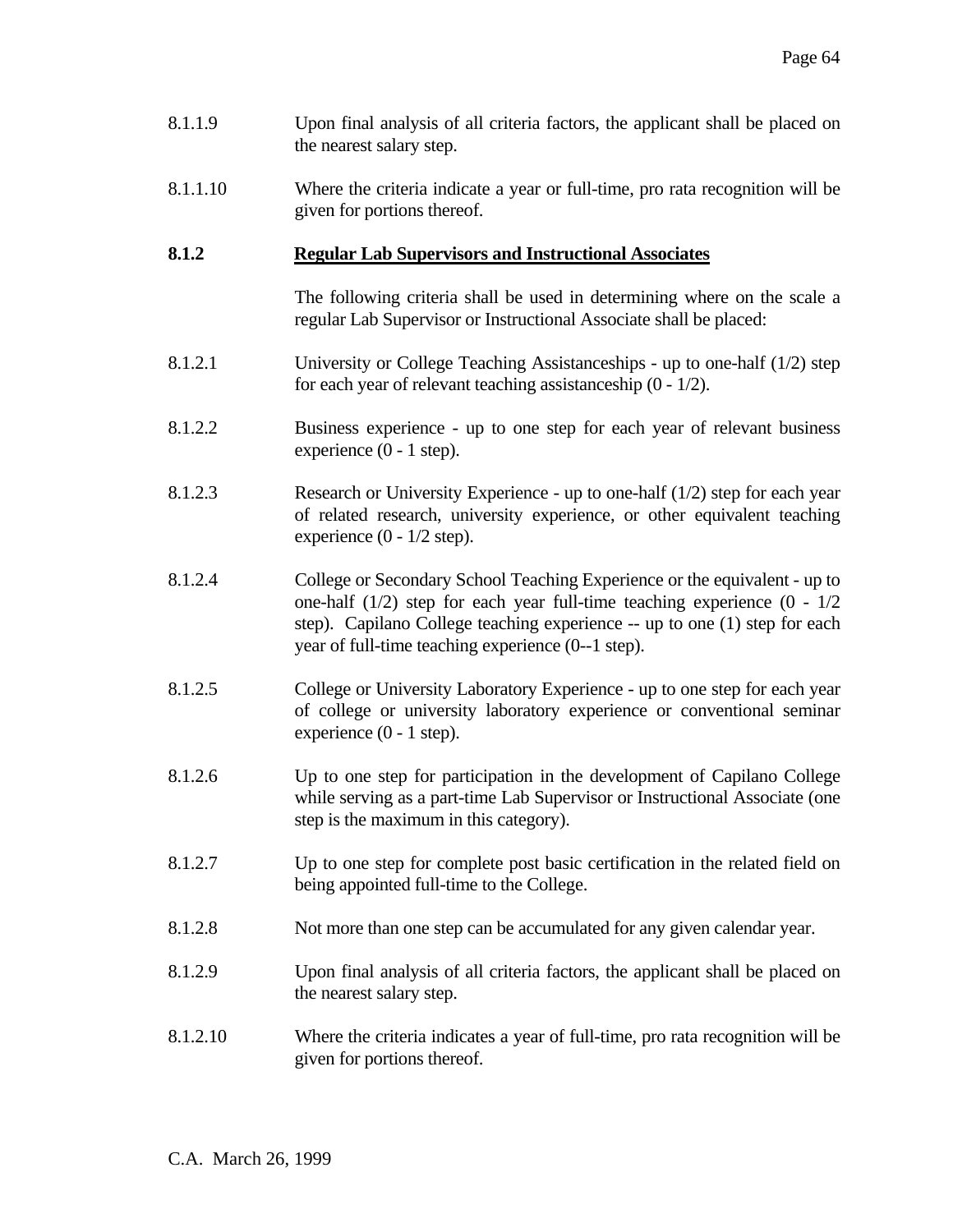8.1.1.9 Upon final analysis of all criteria factors, the applicant shall be placed on the nearest salary step.

8.1.1.10 Where the criteria indicate a year or full-time, pro rata recognition will be given for portions thereof.

### 8.1.2 Regular Lab Supervisors and Instructional Associates

The following criteria shall be used in determining where on the scale a regular Lab Supervisor or Instructional Associate shall be placed:

8.1.2.1 University or College Teaching Assistanceships - up to one-half (1/2) step for each year of relevant teaching assistanceship (0 - 1/2).

8.1.2.2 Business experience - up to one step for each year of relevant business experience (0 - 1 step).

8.1.2.3 Research or University Experience - up to one-half (1/2) step for each year of related research, university experience, or other equivalent teaching experience (0 - 1/2 step).

8.1.2.4 College or Secondary School Teaching Experience or the equivalent - up to one-half (1/2) step for each year full-time teaching experience (0 - 1/2 step). Capilano College teaching experience -- up to one (1) step for each year of full-time teaching experience (0--1 step).

8.1.2.5 College or University Laboratory Experience - up to one step for each year of college or university laboratory experience or conventional seminar experience (0 - 1 step).

8.1.2.6 Up to one step for participation in the development of Capilano College while serving as a part-time Lab Supervisor or Instructional Associate (one step is the maximum in this category).

8.1.2.7 Up to one step for complete post basic certification in the related field on being appointed full-time to the College.

8.1.2.8 Not more than one step can be accumulated for any given calendar year.

8.1.2.9 Upon final analysis of all criteria factors, the applicant shall be placed on the nearest salary step.

8.1.2.10 Where the criteria indicates a year of full-time, pro rata recognition will be given for portions thereof.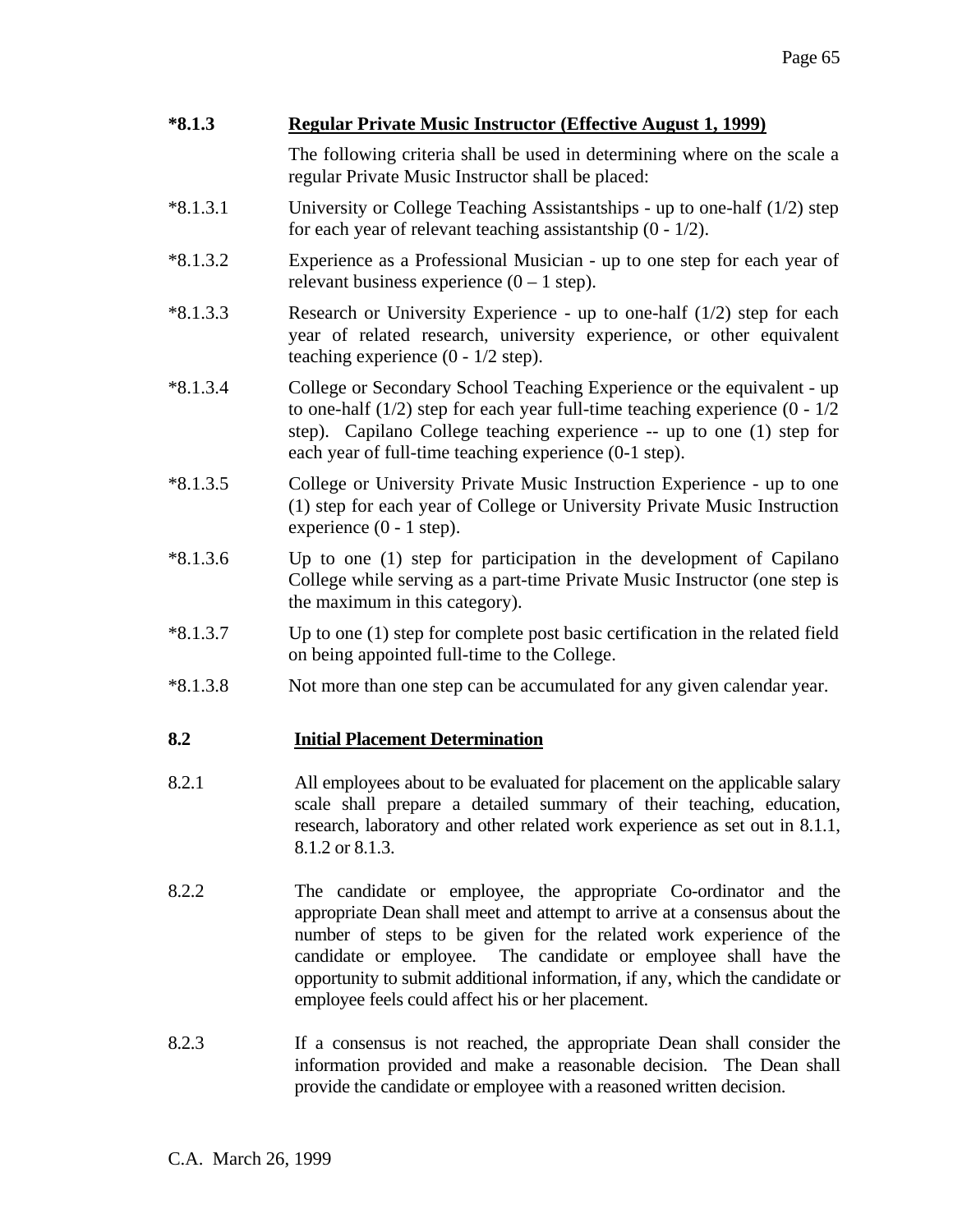**\*8.1.3 Regular Private Music Instructor (Effective August 1, 1999)**

The following criteria shall be used in determining where on the scale a regular Private Music Instructor shall be placed:

*8.1.3.1 University or College Teaching Assistantships - up to one-half (1/2) step for each year of relevant teaching assistantship (0 - 1/2).

*8.1.3.2 Experience as a Professional Musician - up to one step for each year of relevant business experience (0 – 1 step).

*8.1.3.3 Research or University Experience - up to one-half (1/2) step for each year of related research, university experience, or other equivalent teaching experience (0 - 1/2 step).

*8.1.3.4 College or Secondary School Teaching Experience or the equivalent - up to one-half (1/2) step for each year full-time teaching experience (0 - 1/2 step). Capilano College teaching experience -- up to one (1) step for each year of full-time teaching experience (0-1 step).

*8.1.3.5 College or University Private Music Instruction Experience - up to one (1) step for each year of College or University Private Music Instruction experience (0 - 1 step).

*8.1.3.6 Up to one (1) step for participation in the development of Capilano College while serving as a part-time Private Music Instructor (one step is the maximum in this category).

*8.1.3.7 Up to one (1) step for complete post basic certification in the related field on being appointed full-time to the College.

*8.1.3.8 Not more than one step can be accumulated for any given calendar year.

**8.2 Initial Placement Determination**

8.2.1 All employees about to be evaluated for placement on the applicable salary scale shall prepare a detailed summary of their teaching, education, research, laboratory and other related work experience as set out in 8.1.1, 8.1.2 or 8.1.3.

8.2.2 The candidate or employee, the appropriate Co-ordinator and the appropriate Dean shall meet and attempt to arrive at a consensus about the number of steps to be given for the related work experience of the candidate or employee. The candidate or employee shall have the opportunity to submit additional information, if any, which the candidate or employee feels could affect his or her placement.

8.2.3 If a consensus is not reached, the appropriate Dean shall consider the information provided and make a reasonable decision. The Dean shall provide the candidate or employee with a reasoned written decision.

C.A. March 26, 1999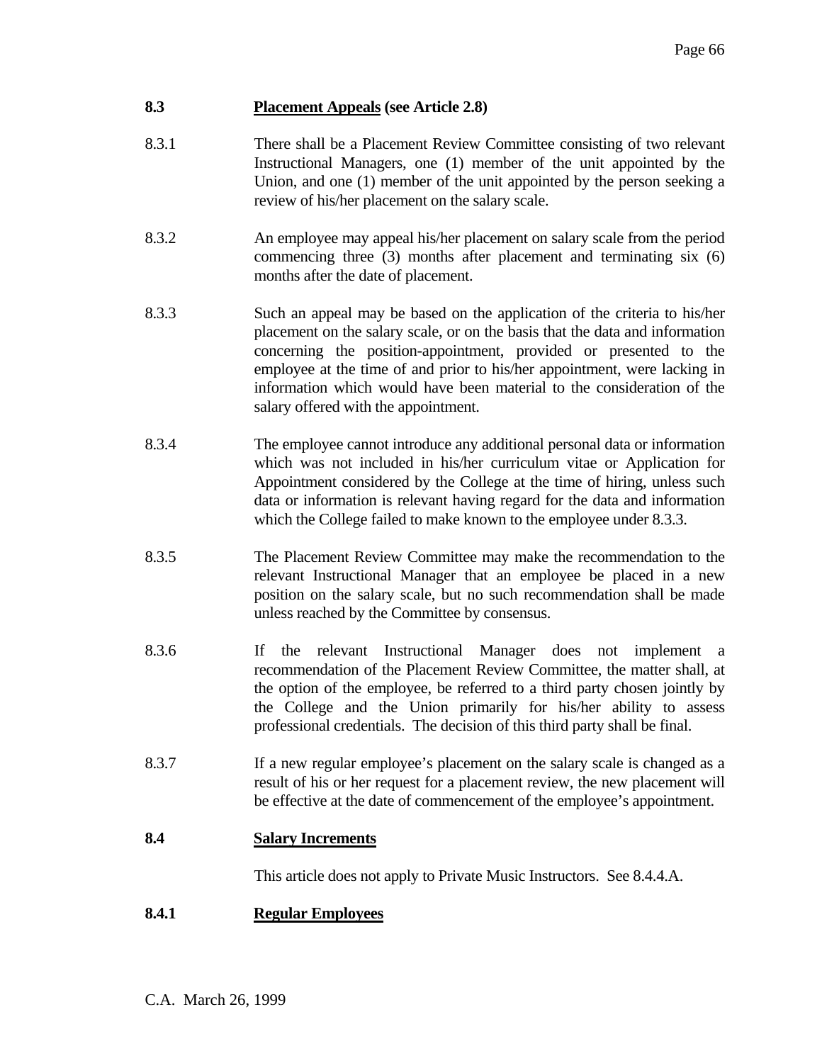## 8.3 Placement Appeals (see Article 2.8)

8.3.1 There shall be a Placement Review Committee consisting of two relevant Instructional Managers, one (1) member of the unit appointed by the Union, and one (1) member of the unit appointed by the person seeking a review of his/her placement on the salary scale.

8.3.2 An employee may appeal his/her placement on salary scale from the period commencing three (3) months after placement and terminating six (6) months after the date of placement.

8.3.3 Such an appeal may be based on the application of the criteria to his/her placement on the salary scale, or on the basis that the data and information concerning the position-appointment, provided or presented to the employee at the time of and prior to his/her appointment, were lacking in information which would have been material to the consideration of the salary offered with the appointment.

8.3.4 The employee cannot introduce any additional personal data or information which was not included in his/her curriculum vitae or Application for Appointment considered by the College at the time of hiring, unless such data or information is relevant having regard for the data and information which the College failed to make known to the employee under 8.3.3.

8.3.5 The Placement Review Committee may make the recommendation to the relevant Instructional Manager that an employee be placed in a new position on the salary scale, but no such recommendation shall be made unless reached by the Committee by consensus.

8.3.6 If the relevant Instructional Manager does not implement a recommendation of the Placement Review Committee, the matter shall, at the option of the employee, be referred to a third party chosen jointly by the College and the Union primarily for his/her ability to assess professional credentials. The decision of this third party shall be final.

8.3.7 If a new regular employee's placement on the salary scale is changed as a result of his or her request for a placement review, the new placement will be effective at the date of commencement of the employee's appointment.

## 8.4 Salary Increments

This article does not apply to Private Music Instructors. See 8.4.4.A.

### 8.4.1 Regular Employees

C.A. March 26, 1999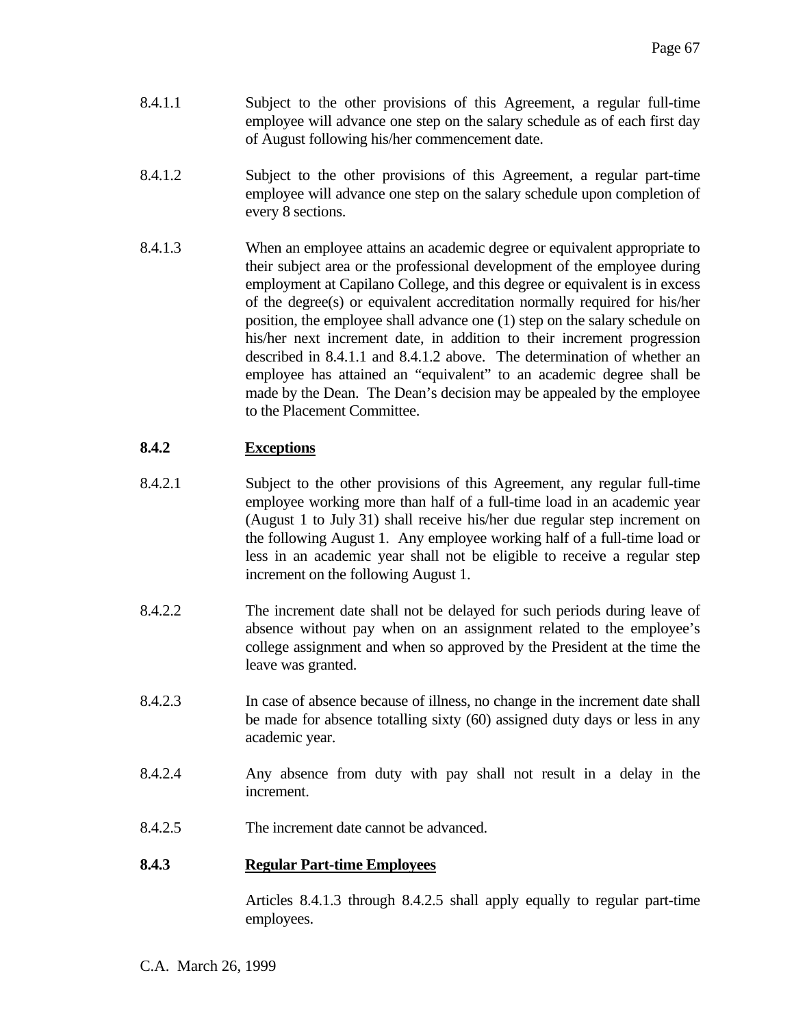8.4.1.1 Subject to the other provisions of this Agreement, a regular full-time employee will advance one step on the salary schedule as of each first day of August following his/her commencement date.

8.4.1.2 Subject to the other provisions of this Agreement, a regular part-time employee will advance one step on the salary schedule upon completion of every 8 sections.

8.4.1.3 When an employee attains an academic degree or equivalent appropriate to their subject area or the professional development of the employee during employment at Capilano College, and this degree or equivalent is in excess of the degree(s) or equivalent accreditation normally required for his/her position, the employee shall advance one (1) step on the salary schedule on his/her next increment date, in addition to their increment progression described in 8.4.1.1 and 8.4.1.2 above. The determination of whether an employee has attained an "equivalent" to an academic degree shall be made by the Dean. The Dean's decision may be appealed by the employee to the Placement Committee.

### 8.4.2 Exceptions

8.4.2.1 Subject to the other provisions of this Agreement, any regular full-time employee working more than half of a full-time load in an academic year (August 1 to July 31) shall receive his/her due regular step increment on the following August 1. Any employee working half of a full-time load or less in an academic year shall not be eligible to receive a regular step increment on the following August 1.

8.4.2.2 The increment date shall not be delayed for such periods during leave of absence without pay when on an assignment related to the employee's college assignment and when so approved by the President at the time the leave was granted.

8.4.2.3 In case of absence because of illness, no change in the increment date shall be made for absence totalling sixty (60) assigned duty days or less in any academic year.

8.4.2.4 Any absence from duty with pay shall not result in a delay in the increment.

8.4.2.5 The increment date cannot be advanced.

### 8.4.3 Regular Part-time Employees

Articles 8.4.1.3 through 8.4.2.5 shall apply equally to regular part-time employees.

C.A. March 26, 1999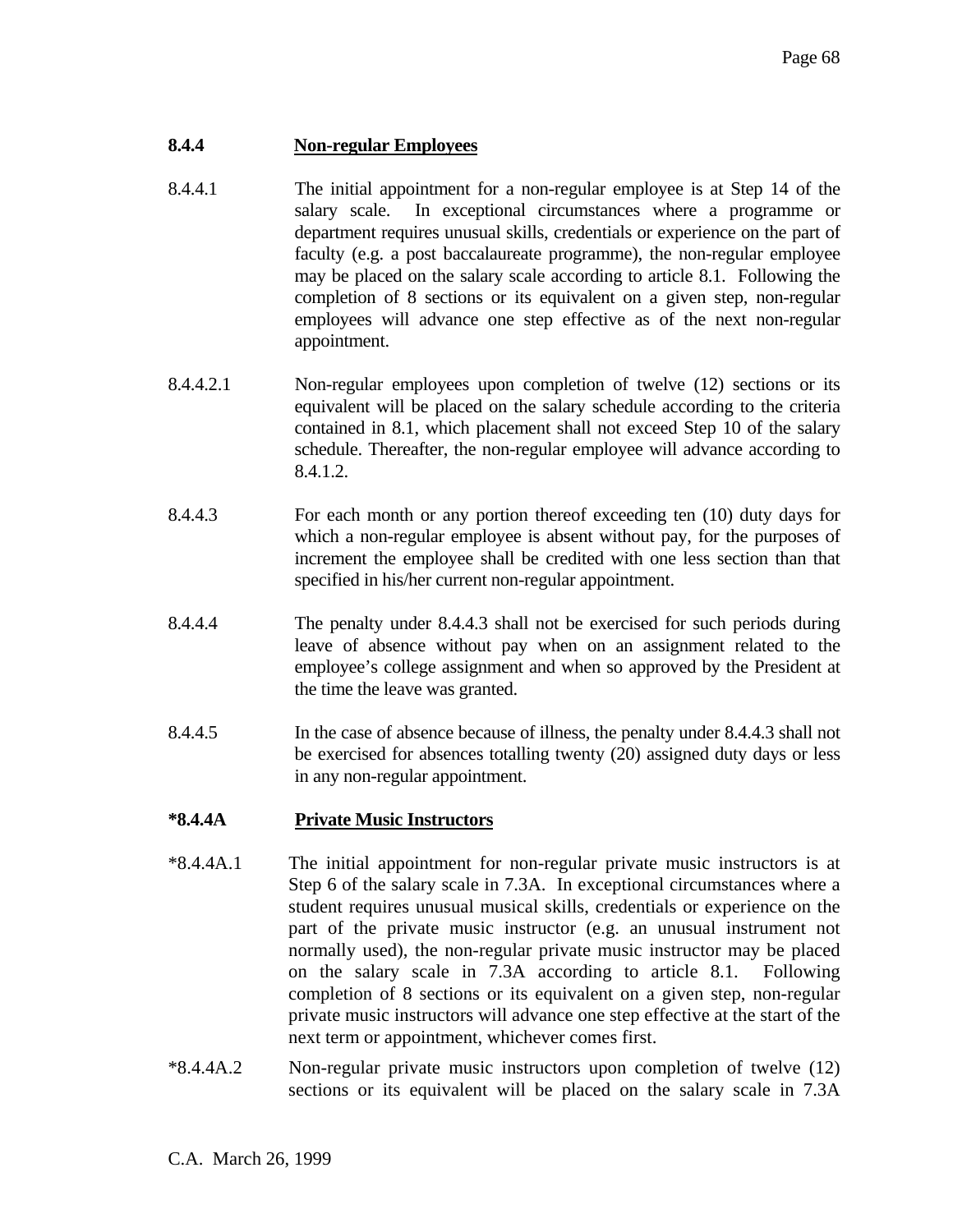### 8.4.4 Non-regular Employees

8.4.4.1 The initial appointment for a non-regular employee is at Step 14 of the salary scale. In exceptional circumstances where a programme or department requires unusual skills, credentials or experience on the part of faculty (e.g. a post baccalaureate programme), the non-regular employee may be placed on the salary scale according to article 8.1. Following the completion of 8 sections or its equivalent on a given step, non-regular employees will advance one step effective as of the next non-regular appointment.

8.4.4.2.1 Non-regular employees upon completion of twelve (12) sections or its equivalent will be placed on the salary schedule according to the criteria contained in 8.1, which placement shall not exceed Step 10 of the salary schedule. Thereafter, the non-regular employee will advance according to 8.4.1.2.

8.4.4.3 For each month or any portion thereof exceeding ten (10) duty days for which a non-regular employee is absent without pay, for the purposes of increment the employee shall be credited with one less section than that specified in his/her current non-regular appointment.

8.4.4.4 The penalty under 8.4.4.3 shall not be exercised for such periods during leave of absence without pay when on an assignment related to the employee's college assignment and when so approved by the President at the time the leave was granted.

8.4.4.5 In the case of absence because of illness, the penalty under 8.4.4.3 shall not be exercised for absences totalling twenty (20) assigned duty days or less in any non-regular appointment.

### *8.4.4A Private Music Instructors

*8.4.4A.1 The initial appointment for non-regular private music instructors is at Step 6 of the salary scale in 7.3A. In exceptional circumstances where a student requires unusual musical skills, credentials or experience on the part of the private music instructor (e.g. an unusual instrument not normally used), the non-regular private music instructor may be placed on the salary scale in 7.3A according to article 8.1. Following completion of 8 sections or its equivalent on a given step, non-regular private music instructors will advance one step effective at the start of the next term or appointment, whichever comes first.

*8.4.4A.2 Non-regular private music instructors upon completion of twelve (12) sections or its equivalent will be placed on the salary scale in 7.3A

C.A. March 26, 1999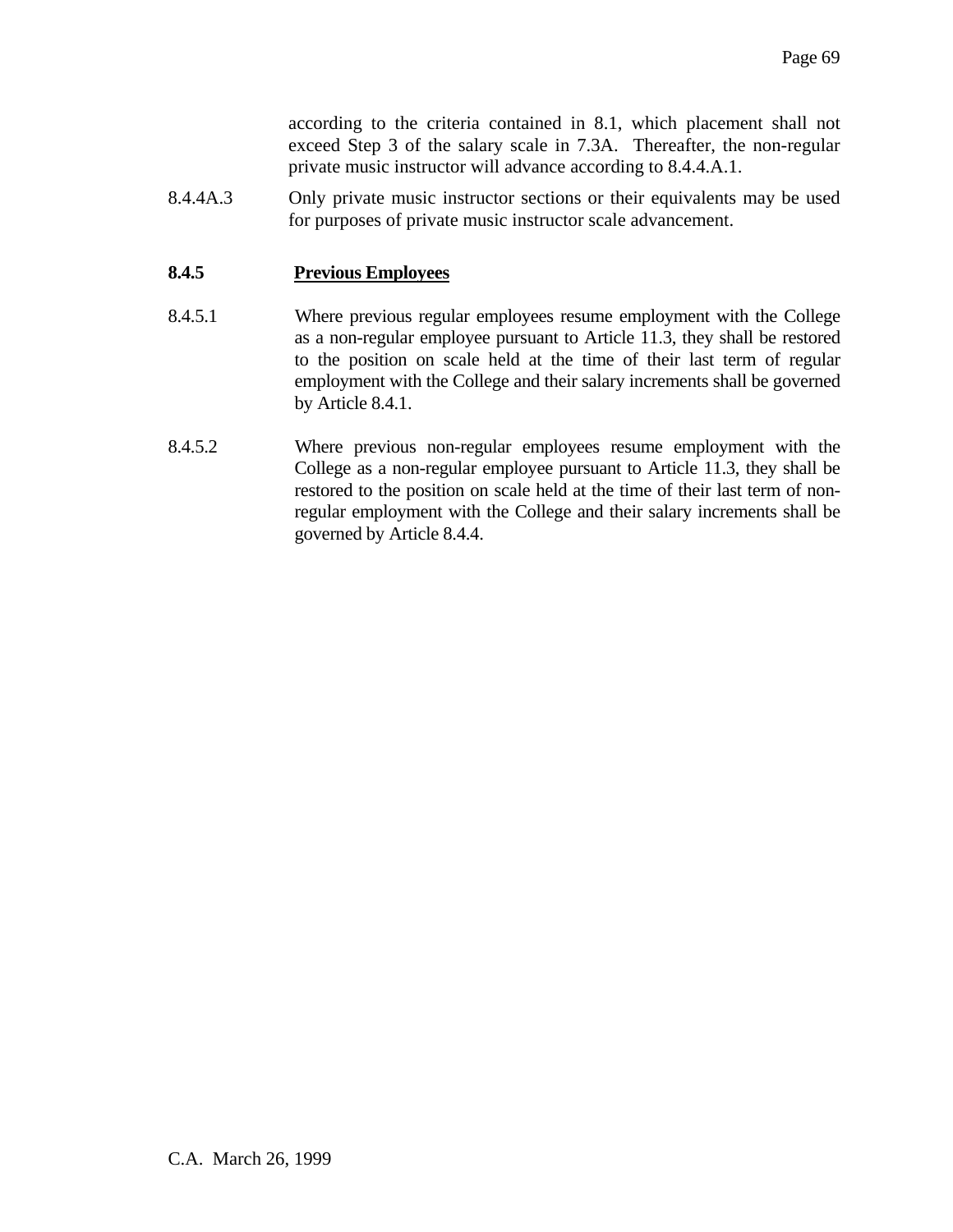according to the criteria contained in 8.1, which placement shall not exceed Step 3 of the salary scale in 7.3A. Thereafter, the non-regular private music instructor will advance according to 8.4.4.A.1.

8.4.4A.3 Only private music instructor sections or their equivalents may be used for purposes of private music instructor scale advancement.

**8.4.5 <u>Previous Employees</u>**

8.4.5.1 Where previous regular employees resume employment with the College as a non-regular employee pursuant to Article 11.3, they shall be restored to the position on scale held at the time of their last term of regular employment with the College and their salary increments shall be governed by Article 8.4.1.

8.4.5.2 Where previous non-regular employees resume employment with the College as a non-regular employee pursuant to Article 11.3, they shall be restored to the position on scale held at the time of their last term of non-regular employment with the College and their salary increments shall be governed by Article 8.4.4.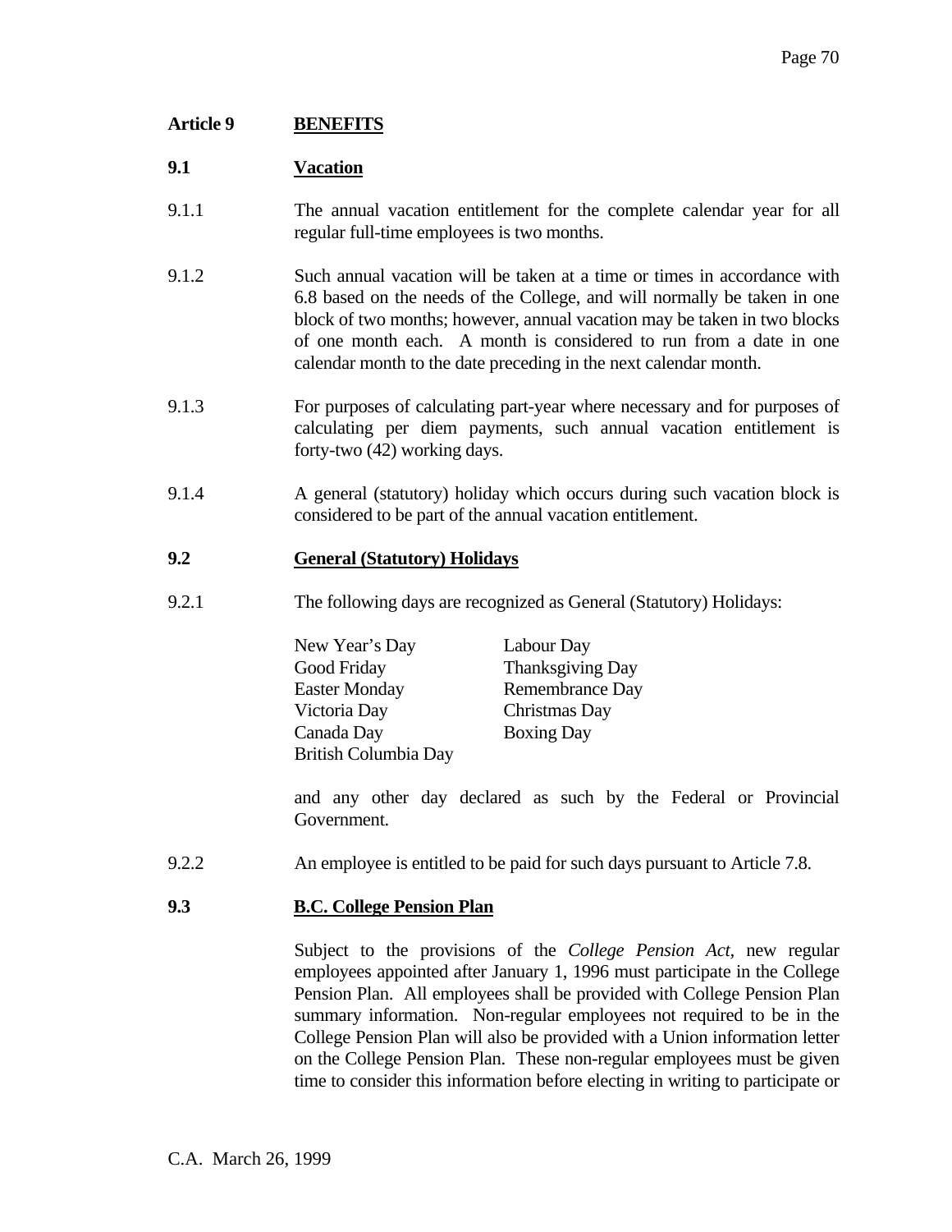## Article 9 BENEFITS

### 9.1 Vacation

9.1.1 The annual vacation entitlement for the complete calendar year for all regular full-time employees is two months.

9.1.2 Such annual vacation will be taken at a time or times in accordance with 6.8 based on the needs of the College, and will normally be taken in one block of two months; however, annual vacation may be taken in two blocks of one month each. A month is considered to run from a date in one calendar month to the date preceding in the next calendar month.

9.1.3 For purposes of calculating part-year where necessary and for purposes of calculating per diem payments, such annual vacation entitlement is forty-two (42) working days.

9.1.4 A general (statutory) holiday which occurs during such vacation block is considered to be part of the annual vacation entitlement.

### 9.2 General (Statutory) Holidays

9.2.1 The following days are recognized as General (Statutory) Holidays:

- New Year's Day
- Good Friday
- Easter Monday
- Victoria Day
- Canada Day
- British Columbia Day
- Labour Day
- Thanksgiving Day
- Remembrance Day
- Christmas Day
- Boxing Day

and any other day declared as such by the Federal or Provincial Government.

9.2.2 An employee is entitled to be paid for such days pursuant to Article 7.8.

### 9.3 B.C. College Pension Plan

Subject to the provisions of the *College Pension Act*, new regular employees appointed after January 1, 1996 must participate in the College Pension Plan. All employees shall be provided with College Pension Plan summary information. Non-regular employees not required to be in the College Pension Plan will also be provided with a Union information letter on the College Pension Plan. These non-regular employees must be given time to consider this information before electing in writing to participate or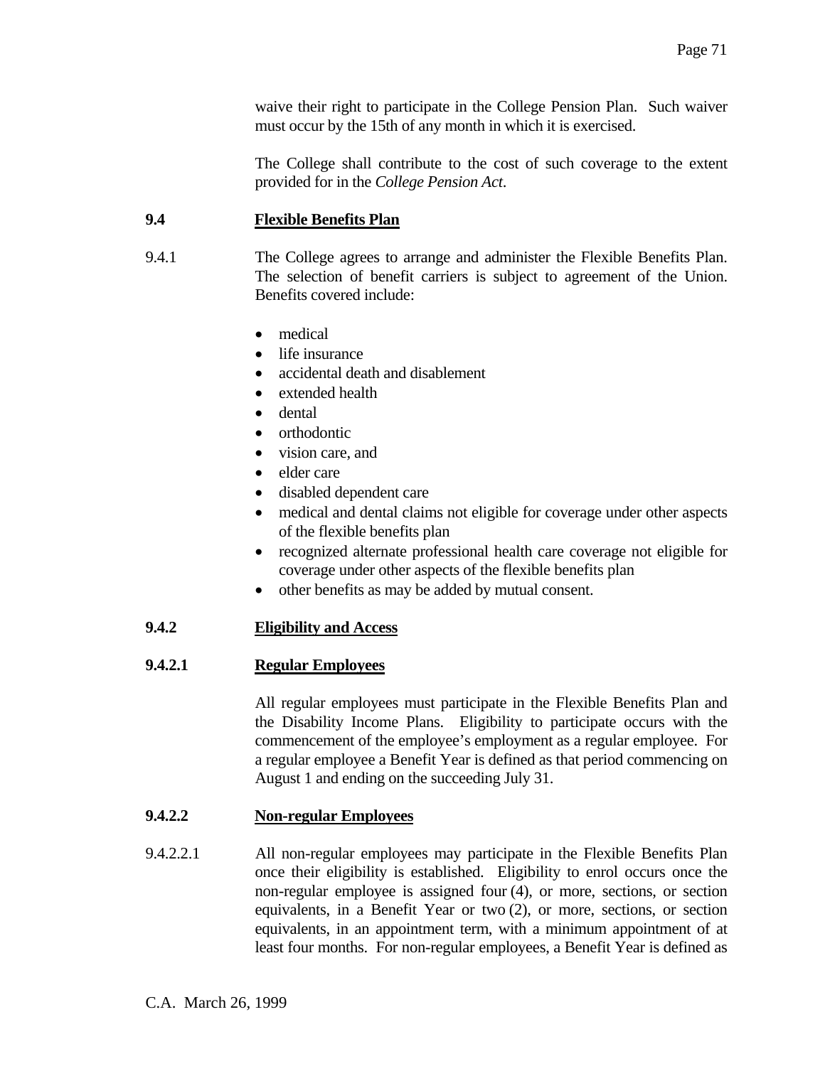waive their right to participate in the College Pension Plan. Such waiver must occur by the 15th of any month in which it is exercised.

The College shall contribute to the cost of such coverage to the extent provided for in the *College Pension Act*.

### 9.4 Flexible Benefits Plan

9.4.1 The College agrees to arrange and administer the Flexible Benefits Plan. The selection of benefit carriers is subject to agreement of the Union. Benefits covered include:

- medical
- life insurance
- accidental death and disablement
- extended health
- dental
- orthodontic
- vision care, and
- elder care
- disabled dependent care
- medical and dental claims not eligible for coverage under other aspects of the flexible benefits plan
- recognized alternate professional health care coverage not eligible for coverage under other aspects of the flexible benefits plan
- other benefits as may be added by mutual consent.

### 9.4.2 Eligibility and Access

### 9.4.2.1 Regular Employees

All regular employees must participate in the Flexible Benefits Plan and the Disability Income Plans. Eligibility to participate occurs with the commencement of the employee's employment as a regular employee. For a regular employee a Benefit Year is defined as that period commencing on August 1 and ending on the succeeding July 31.

### 9.4.2.2 Non-regular Employees

9.4.2.2.1 All non-regular employees may participate in the Flexible Benefits Plan once their eligibility is established. Eligibility to enrol occurs once the non-regular employee is assigned four (4), or more, sections, or section equivalents, in a Benefit Year or two (2), or more, sections, or section equivalents, in an appointment term, with a minimum appointment of at least four months. For non-regular employees, a Benefit Year is defined as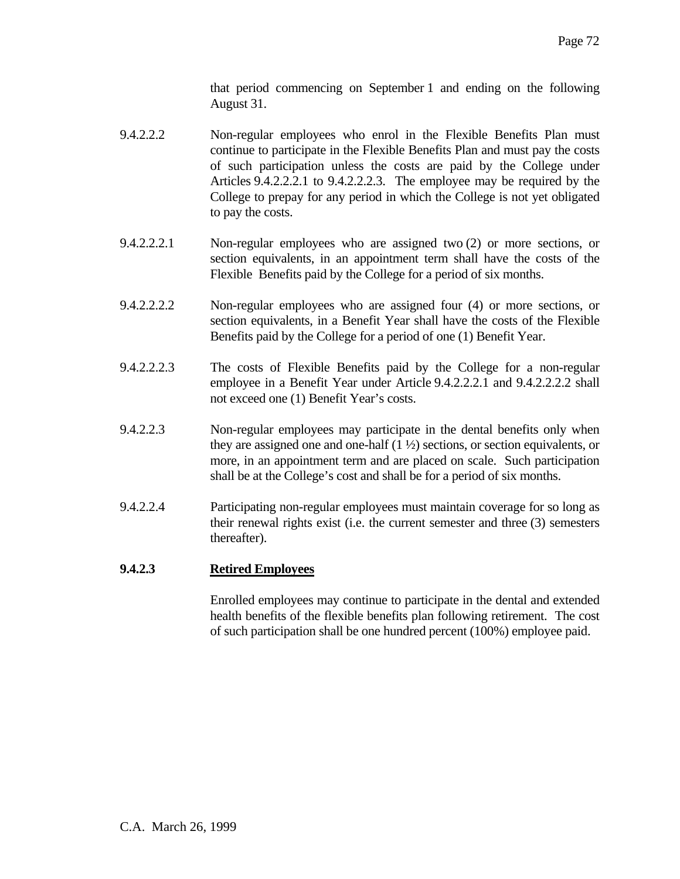that period commencing on September 1 and ending on the following August 31.

9.4.2.2.2 Non-regular employees who enrol in the Flexible Benefits Plan must continue to participate in the Flexible Benefits Plan and must pay the costs of such participation unless the costs are paid by the College under Articles 9.4.2.2.2.1 to 9.4.2.2.2.3. The employee may be required by the College to prepay for any period in which the College is not yet obligated to pay the costs.

9.4.2.2.2.1 Non-regular employees who are assigned two (2) or more sections, or section equivalents, in an appointment term shall have the costs of the Flexible Benefits paid by the College for a period of six months.

9.4.2.2.2.2 Non-regular employees who are assigned four (4) or more sections, or section equivalents, in a Benefit Year shall have the costs of the Flexible Benefits paid by the College for a period of one (1) Benefit Year.

9.4.2.2.2.3 The costs of Flexible Benefits paid by the College for a non-regular employee in a Benefit Year under Article 9.4.2.2.2.1 and 9.4.2.2.2.2 shall not exceed one (1) Benefit Year's costs.

9.4.2.2.3 Non-regular employees may participate in the dental benefits only when they are assigned one and one-half (1 ½) sections, or section equivalents, or more, in an appointment term and are placed on scale. Such participation shall be at the College's cost and shall be for a period of six months.

9.4.2.2.4 Participating non-regular employees must maintain coverage for so long as their renewal rights exist (i.e. the current semester and three (3) semesters thereafter).

### 9.4.2.3 Retired Employees

Enrolled employees may continue to participate in the dental and extended health benefits of the flexible benefits plan following retirement. The cost of such participation shall be one hundred percent (100%) employee paid.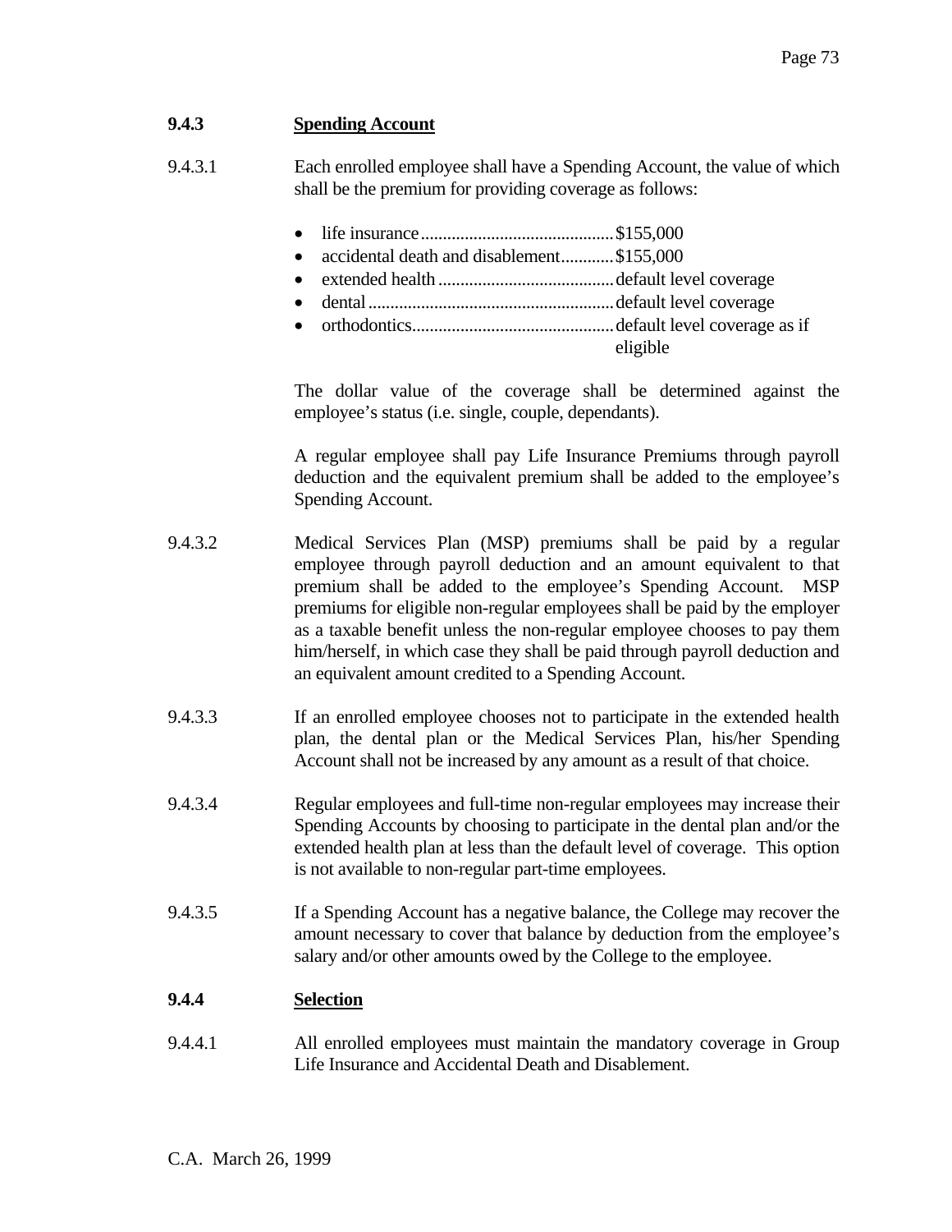### 9.4.3 Spending Account

9.4.3.1 Each enrolled employee shall have a Spending Account, the value of which shall be the premium for providing coverage as follows:

- life insurance............................................$155,000
- accidental death and disablement............$155,000
- extended health........................................default level coverage
- dental........................................................default level coverage
- orthodontics..............................................default level coverage as if eligible

The dollar value of the coverage shall be determined against the employee's status (i.e. single, couple, dependants).

A regular employee shall pay Life Insurance Premiums through payroll deduction and the equivalent premium shall be added to the employee's Spending Account.

9.4.3.2 Medical Services Plan (MSP) premiums shall be paid by a regular employee through payroll deduction and an amount equivalent to that premium shall be added to the employee's Spending Account. MSP premiums for eligible non-regular employees shall be paid by the employer as a taxable benefit unless the non-regular employee chooses to pay them him/herself, in which case they shall be paid through payroll deduction and an equivalent amount credited to a Spending Account.

9.4.3.3 If an enrolled employee chooses not to participate in the extended health plan, the dental plan or the Medical Services Plan, his/her Spending Account shall not be increased by any amount as a result of that choice.

9.4.3.4 Regular employees and full-time non-regular employees may increase their Spending Accounts by choosing to participate in the dental plan and/or the extended health plan at less than the default level of coverage. This option is not available to non-regular part-time employees.

9.4.3.5 If a Spending Account has a negative balance, the College may recover the amount necessary to cover that balance by deduction from the employee's salary and/or other amounts owed by the College to the employee.

### 9.4.4 Selection

9.4.4.1 All enrolled employees must maintain the mandatory coverage in Group Life Insurance and Accidental Death and Disablement.

C.A. March 26, 1999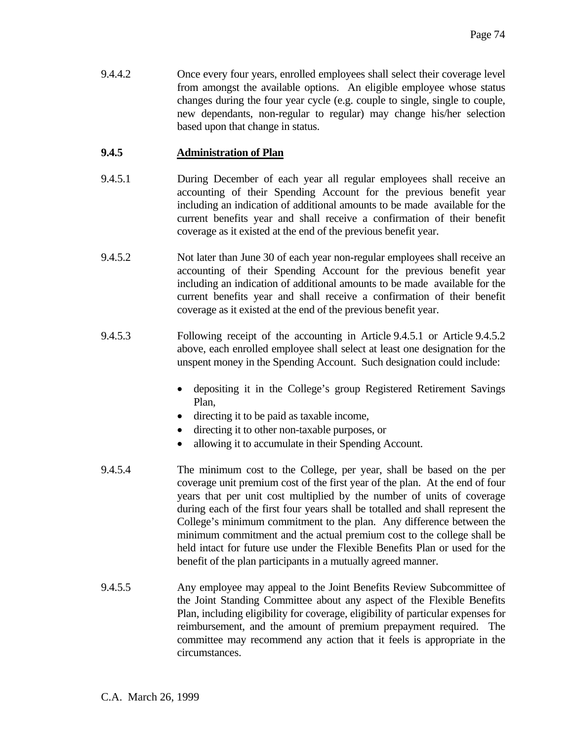9.4.4.2 Once every four years, enrolled employees shall select their coverage level from amongst the available options. An eligible employee whose status changes during the four year cycle (e.g. couple to single, single to couple, new dependants, non-regular to regular) may change his/her selection based upon that change in status.

### 9.4.5 Administration of Plan

9.4.5.1 During December of each year all regular employees shall receive an accounting of their Spending Account for the previous benefit year including an indication of additional amounts to be made available for the current benefits year and shall receive a confirmation of their benefit coverage as it existed at the end of the previous benefit year.

9.4.5.2 Not later than June 30 of each year non-regular employees shall receive an accounting of their Spending Account for the previous benefit year including an indication of additional amounts to be made available for the current benefits year and shall receive a confirmation of their benefit coverage as it existed at the end of the previous benefit year.

9.4.5.3 Following receipt of the accounting in Article 9.4.5.1 or Article 9.4.5.2 above, each enrolled employee shall select at least one designation for the unspent money in the Spending Account. Such designation could include:

- depositing it in the College's group Registered Retirement Savings Plan,
- directing it to be paid as taxable income,
- directing it to other non-taxable purposes, or
- allowing it to accumulate in their Spending Account.

9.4.5.4 The minimum cost to the College, per year, shall be based on the per coverage unit premium cost of the first year of the plan. At the end of four years that per unit cost multiplied by the number of units of coverage during each of the first four years shall be totalled and shall represent the College's minimum commitment to the plan. Any difference between the minimum commitment and the actual premium cost to the college shall be held intact for future use under the Flexible Benefits Plan or used for the benefit of the plan participants in a mutually agreed manner.

9.4.5.5 Any employee may appeal to the Joint Benefits Review Subcommittee of the Joint Standing Committee about any aspect of the Flexible Benefits Plan, including eligibility for coverage, eligibility of particular expenses for reimbursement, and the amount of premium prepayment required. The committee may recommend any action that it feels is appropriate in the circumstances.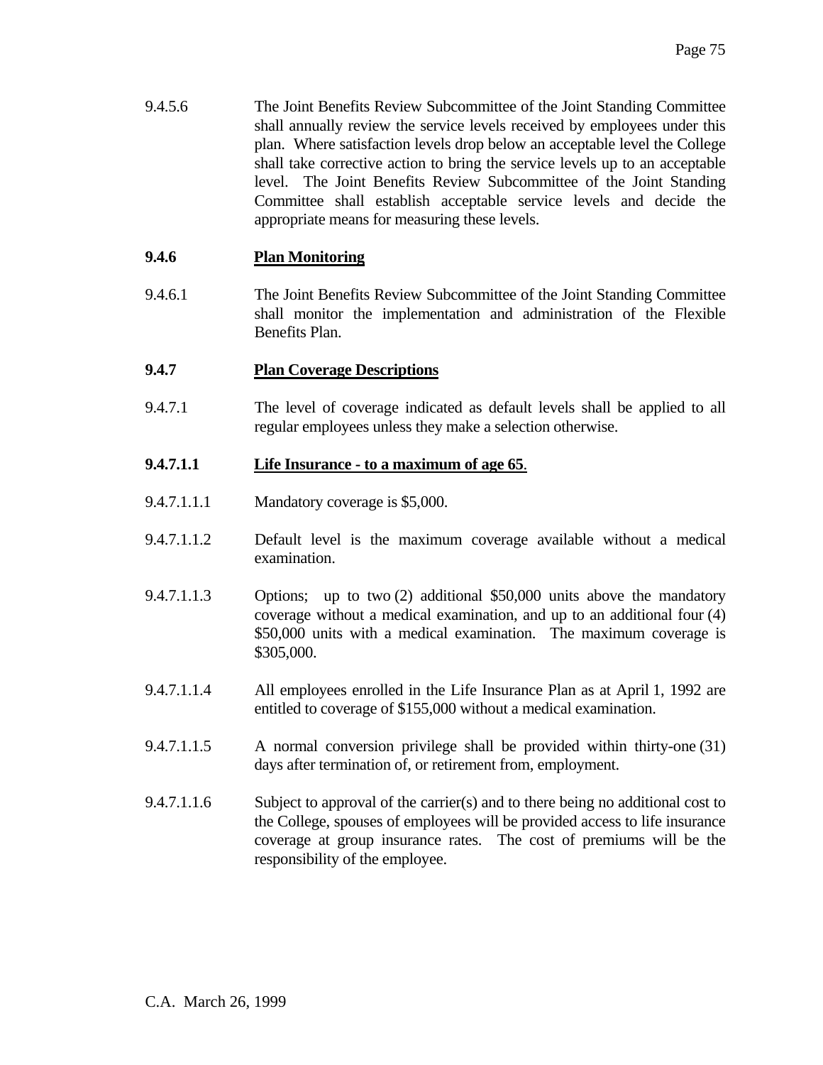9.4.5.6 The Joint Benefits Review Subcommittee of the Joint Standing Committee shall annually review the service levels received by employees under this plan. Where satisfaction levels drop below an acceptable level the College shall take corrective action to bring the service levels up to an acceptable level. The Joint Benefits Review Subcommittee of the Joint Standing Committee shall establish acceptable service levels and decide the appropriate means for measuring these levels.

**9.4.6 Plan Monitoring**

9.4.6.1 The Joint Benefits Review Subcommittee of the Joint Standing Committee shall monitor the implementation and administration of the Flexible Benefits Plan.

**9.4.7 Plan Coverage Descriptions**

9.4.7.1 The level of coverage indicated as default levels shall be applied to all regular employees unless they make a selection otherwise.

**9.4.7.1.1 Life Insurance - to a maximum of age 65.**

9.4.7.1.1.1 Mandatory coverage is $5,000.

9.4.7.1.1.2 Default level is the maximum coverage available without a medical examination.

9.4.7.1.1.3 Options; up to two (2) additional $50,000 units above the mandatory coverage without a medical examination, and up to an additional four (4) $50,000 units with a medical examination. The maximum coverage is $305,000.

9.4.7.1.1.4 All employees enrolled in the Life Insurance Plan as at April 1, 1992 are entitled to coverage of $155,000 without a medical examination.

9.4.7.1.1.5 A normal conversion privilege shall be provided within thirty-one (31) days after termination of, or retirement from, employment.

9.4.7.1.1.6 Subject to approval of the carrier(s) and to there being no additional cost to the College, spouses of employees will be provided access to life insurance coverage at group insurance rates. The cost of premiums will be the responsibility of the employee.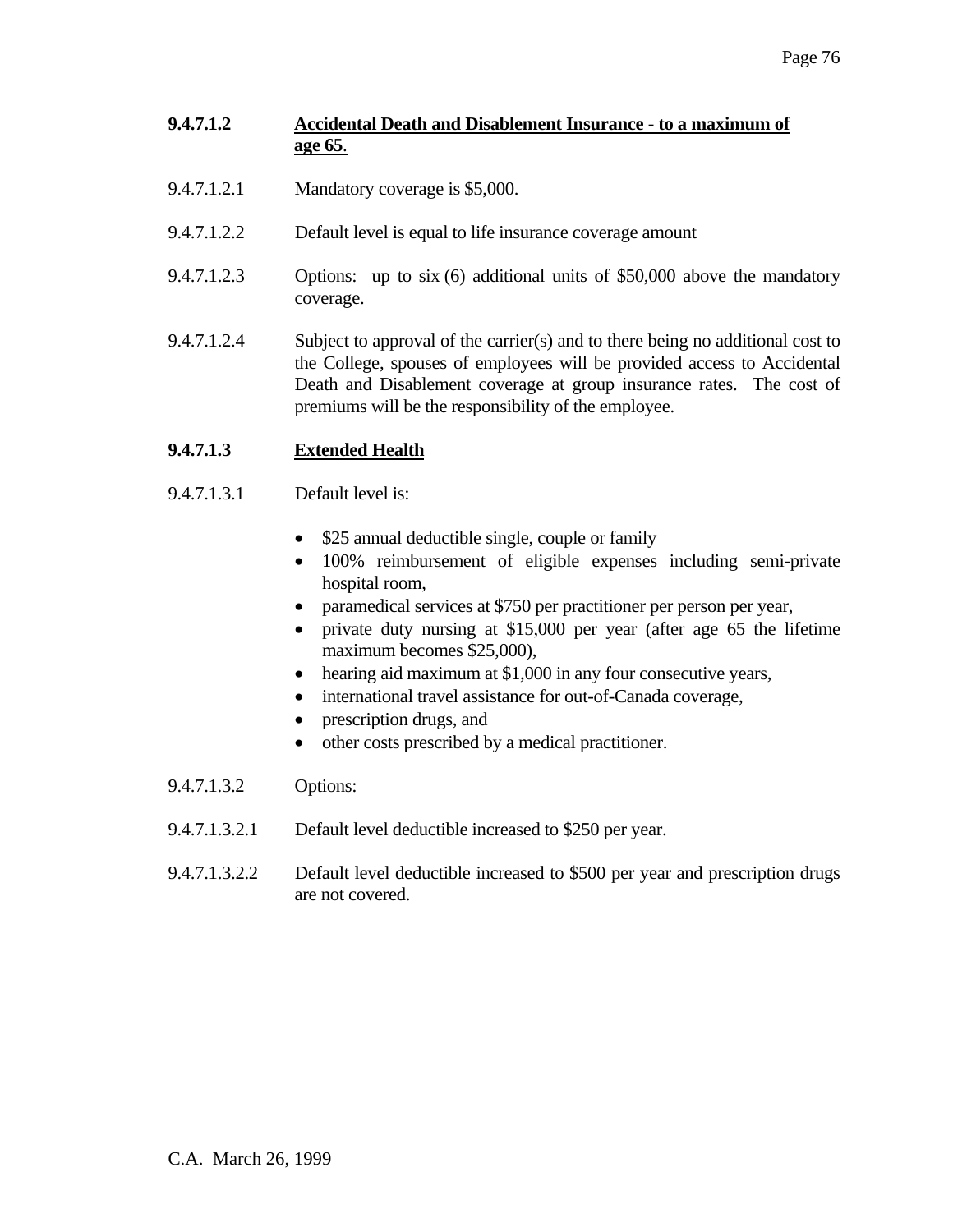**9.4.7.1.2 <u>Accidental Death and Disablement Insurance - to a maximum of age 65</u>.**

9.4.7.1.2.1 Mandatory coverage is $5,000.

9.4.7.1.2.2 Default level is equal to life insurance coverage amount

9.4.7.1.2.3 Options: up to six (6) additional units of $50,000 above the mandatory coverage.

9.4.7.1.2.4 Subject to approval of the carrier(s) and to there being no additional cost to the College, spouses of employees will be provided access to Accidental Death and Disablement coverage at group insurance rates. The cost of premiums will be the responsibility of the employee.

**9.4.7.1.3 <u>Extended Health</u>**

9.4.7.1.3.1 Default level is:

- $25 annual deductible single, couple or family
- 100% reimbursement of eligible expenses including semi-private hospital room,
- paramedical services at $750 per practitioner per person per year,
- private duty nursing at $15,000 per year (after age 65 the lifetime maximum becomes $25,000),
- hearing aid maximum at $1,000 in any four consecutive years,
- international travel assistance for out-of-Canada coverage,
- prescription drugs, and
- other costs prescribed by a medical practitioner.

9.4.7.1.3.2 Options:

9.4.7.1.3.2.1 Default level deductible increased to $250 per year.

9.4.7.1.3.2.2 Default level deductible increased to $500 per year and prescription drugs are not covered.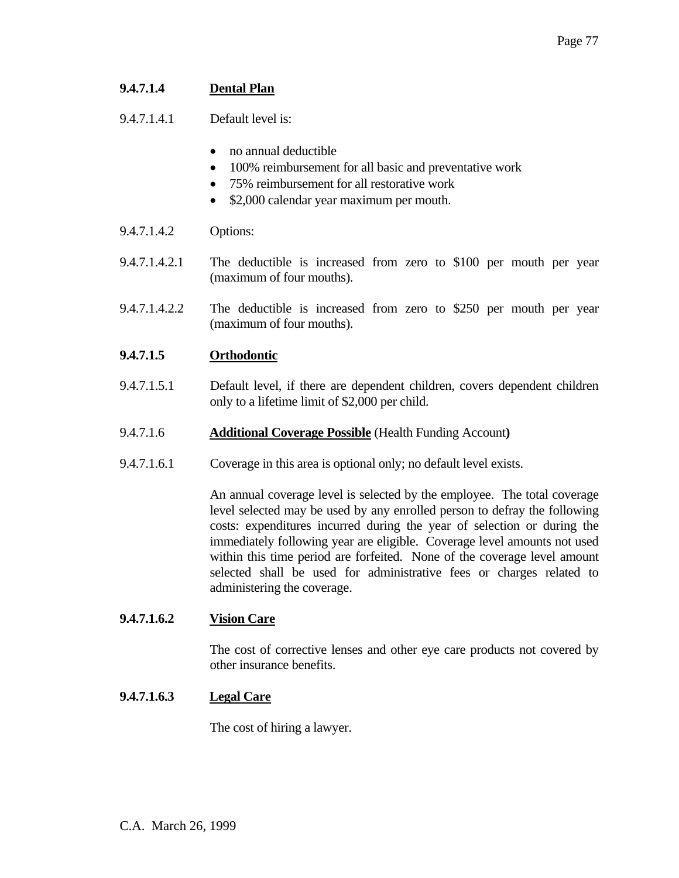**9.4.7.1.4 Dental Plan**

9.4.7.1.4.1 Default level is:

- no annual deductible
- 100% reimbursement for all basic and preventative work
- 75% reimbursement for all restorative work
- $2,000 calendar year maximum per mouth.

9.4.7.1.4.2 Options:

9.4.7.1.4.2.1 The deductible is increased from zero to $100 per mouth per year (maximum of four mouths).

9.4.7.1.4.2.2 The deductible is increased from zero to $250 per mouth per year (maximum of four mouths).

**9.4.7.1.5 Orthodontic**

9.4.7.1.5.1 Default level, if there are dependent children, covers dependent children only to a lifetime limit of $2,000 per child.

9.4.7.1.6 **Additional Coverage Possible** (Health Funding Account**)**

9.4.7.1.6.1 Coverage in this area is optional only; no default level exists.

An annual coverage level is selected by the employee. The total coverage level selected may be used by any enrolled person to defray the following costs: expenditures incurred during the year of selection or during the immediately following year are eligible. Coverage level amounts not used within this time period are forfeited. None of the coverage level amount selected shall be used for administrative fees or charges related to administering the coverage.

**9.4.7.1.6.2 Vision Care**

The cost of corrective lenses and other eye care products not covered by other insurance benefits.

**9.4.7.1.6.3 Legal Care**

The cost of hiring a lawyer.

C.A. March 26, 1999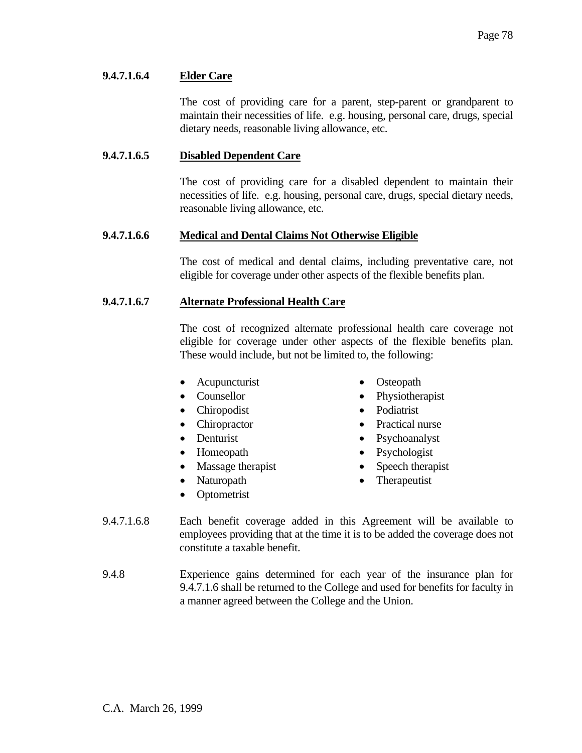**9.4.7.1.6.4 Elder Care**

The cost of providing care for a parent, step-parent or grandparent to maintain their necessities of life. e.g. housing, personal care, drugs, special dietary needs, reasonable living allowance, etc.

**9.4.7.1.6.5 Disabled Dependent Care**

The cost of providing care for a disabled dependent to maintain their necessities of life. e.g. housing, personal care, drugs, special dietary needs, reasonable living allowance, etc.

**9.4.7.1.6.6 Medical and Dental Claims Not Otherwise Eligible**

The cost of medical and dental claims, including preventative care, not eligible for coverage under other aspects of the flexible benefits plan.

**9.4.7.1.6.7 Alternate Professional Health Care**

The cost of recognized alternate professional health care coverage not eligible for coverage under other aspects of the flexible benefits plan. These would include, but not be limited to, the following:

- Acupuncturist
- Counsellor
- Chiropodist
- Chiropractor
- Denturist
- Homeopath
- Massage therapist
- Naturopath
- Optometrist
- Osteopath
- Physiotherapist
- Podiatrist
- Practical nurse
- Psychoanalyst
- Psychologist
- Speech therapist
- Therapeutist

9.4.7.1.6.8 Each benefit coverage added in this Agreement will be available to employees providing that at the time it is to be added the coverage does not constitute a taxable benefit.

9.4.8 Experience gains determined for each year of the insurance plan for 9.4.7.1.6 shall be returned to the College and used for benefits for faculty in a manner agreed between the College and the Union.

C.A. March 26, 1999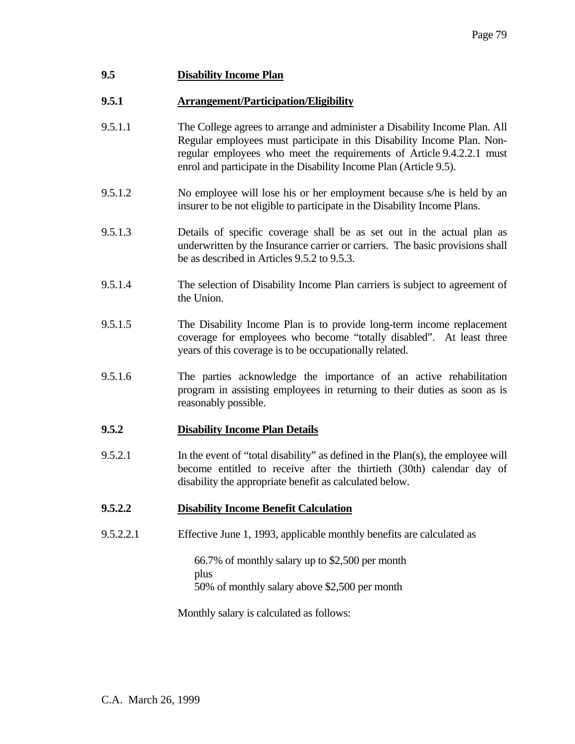## 9.5 Disability Income Plan

### 9.5.1 Arrangement/Participation/Eligibility

9.5.1.1 The College agrees to arrange and administer a Disability Income Plan. All Regular employees must participate in this Disability Income Plan. Non-regular employees who meet the requirements of Article 9.4.2.2.1 must enrol and participate in the Disability Income Plan (Article 9.5).

9.5.1.2 No employee will lose his or her employment because s/he is held by an insurer to be not eligible to participate in the Disability Income Plans.

9.5.1.3 Details of specific coverage shall be as set out in the actual plan as underwritten by the Insurance carrier or carriers. The basic provisions shall be as described in Articles 9.5.2 to 9.5.3.

9.5.1.4 The selection of Disability Income Plan carriers is subject to agreement of the Union.

9.5.1.5 The Disability Income Plan is to provide long-term income replacement coverage for employees who become "totally disabled". At least three years of this coverage is to be occupationally related.

9.5.1.6 The parties acknowledge the importance of an active rehabilitation program in assisting employees in returning to their duties as soon as is reasonably possible.

### 9.5.2 Disability Income Plan Details

9.5.2.1 In the event of "total disability" as defined in the Plan(s), the employee will become entitled to receive after the thirtieth (30th) calendar day of disability the appropriate benefit as calculated below.

#### 9.5.2.2 Disability Income Benefit Calculation

9.5.2.2.1 Effective June 1, 1993, applicable monthly benefits are calculated as

> 66.7% of monthly salary up to $2,500 per month
> plus
> 50% of monthly salary above $2,500 per month

Monthly salary is calculated as follows: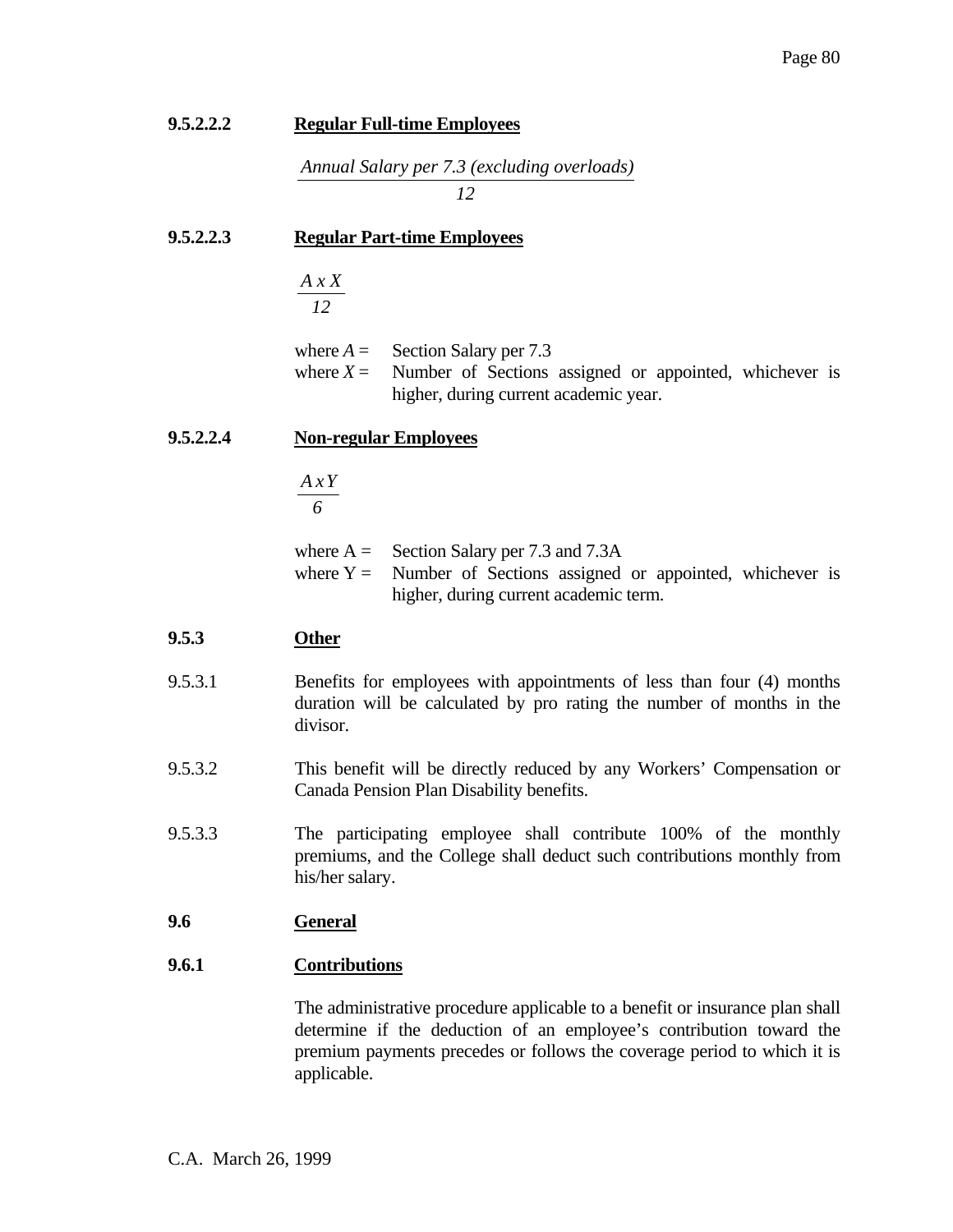#### 9.5.2.2.2 Regular Full-time Employees

$$\frac{\textit{Annual Salary per 7.3 (excluding overloads)}}{12}$$

#### 9.5.2.2.3 Regular Part-time Employees

$$\frac{A \times X}{12}$$

where $A$ = Section Salary per 7.3
where $X$ = Number of Sections assigned or appointed, whichever is higher, during current academic year.

#### 9.5.2.2.4 Non-regular Employees

$$\frac{A \times Y}{6}$$

where A = Section Salary per 7.3 and 7.3A
where Y = Number of Sections assigned or appointed, whichever is higher, during current academic term.

### 9.5.3 Other

9.5.3.1 Benefits for employees with appointments of less than four (4) months duration will be calculated by pro rating the number of months in the divisor.

9.5.3.2 This benefit will be directly reduced by any Workers' Compensation or Canada Pension Plan Disability benefits.

9.5.3.3 The participating employee shall contribute 100% of the monthly premiums, and the College shall deduct such contributions monthly from his/her salary.

## 9.6 General

### 9.6.1 Contributions

The administrative procedure applicable to a benefit or insurance plan shall determine if the deduction of an employee's contribution toward the premium payments precedes or follows the coverage period to which it is applicable.

C.A. March 26, 1999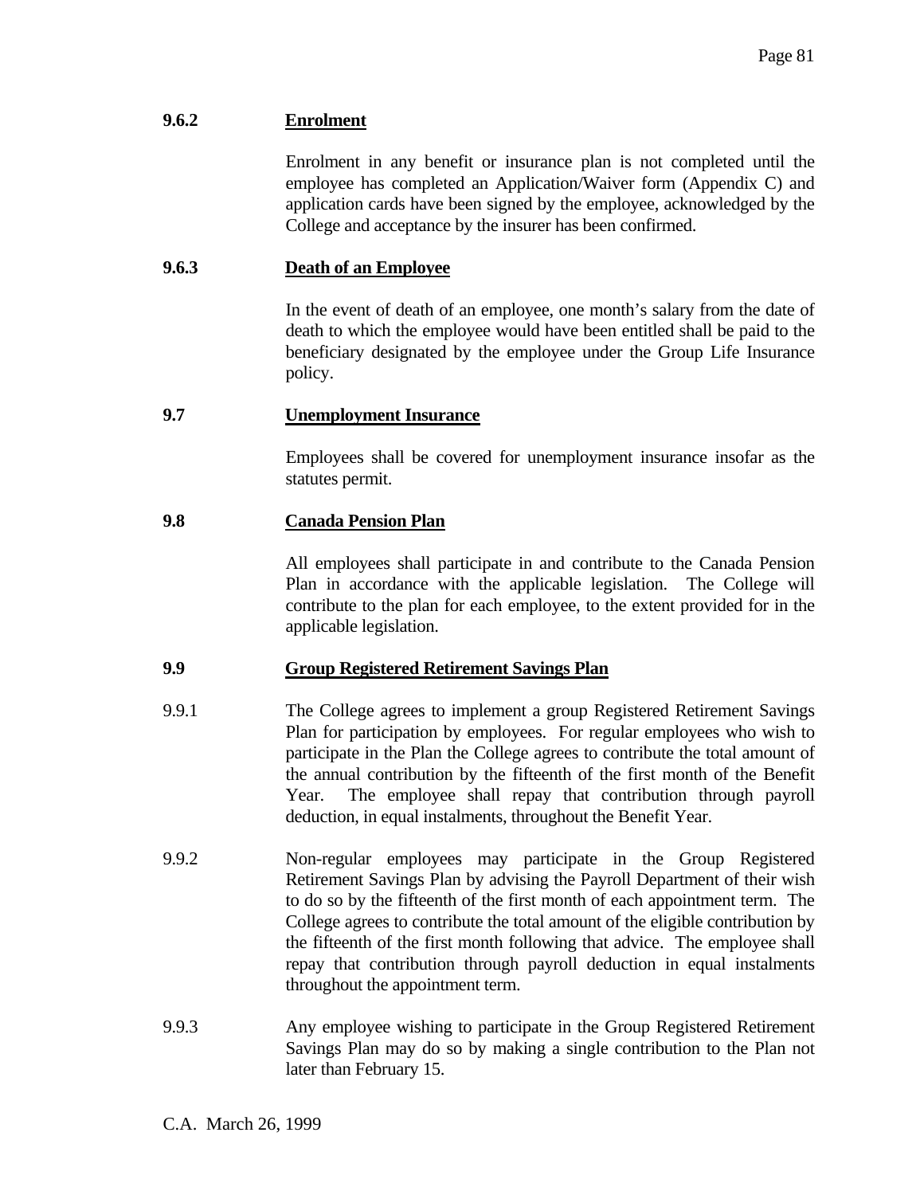### 9.6.2 Enrolment

Enrolment in any benefit or insurance plan is not completed until the employee has completed an Application/Waiver form (Appendix C) and application cards have been signed by the employee, acknowledged by the College and acceptance by the insurer has been confirmed.

### 9.6.3 Death of an Employee

In the event of death of an employee, one month's salary from the date of death to which the employee would have been entitled shall be paid to the beneficiary designated by the employee under the Group Life Insurance policy.

## 9.7 Unemployment Insurance

Employees shall be covered for unemployment insurance insofar as the statutes permit.

## 9.8 Canada Pension Plan

All employees shall participate in and contribute to the Canada Pension Plan in accordance with the applicable legislation. The College will contribute to the plan for each employee, to the extent provided for in the applicable legislation.

## 9.9 Group Registered Retirement Savings Plan

9.9.1 The College agrees to implement a group Registered Retirement Savings Plan for participation by employees. For regular employees who wish to participate in the Plan the College agrees to contribute the total amount of the annual contribution by the fifteenth of the first month of the Benefit Year. The employee shall repay that contribution through payroll deduction, in equal instalments, throughout the Benefit Year.

9.9.2 Non-regular employees may participate in the Group Registered Retirement Savings Plan by advising the Payroll Department of their wish to do so by the fifteenth of the first month of each appointment term. The College agrees to contribute the total amount of the eligible contribution by the fifteenth of the first month following that advice. The employee shall repay that contribution through payroll deduction in equal instalments throughout the appointment term.

9.9.3 Any employee wishing to participate in the Group Registered Retirement Savings Plan may do so by making a single contribution to the Plan not later than February 15.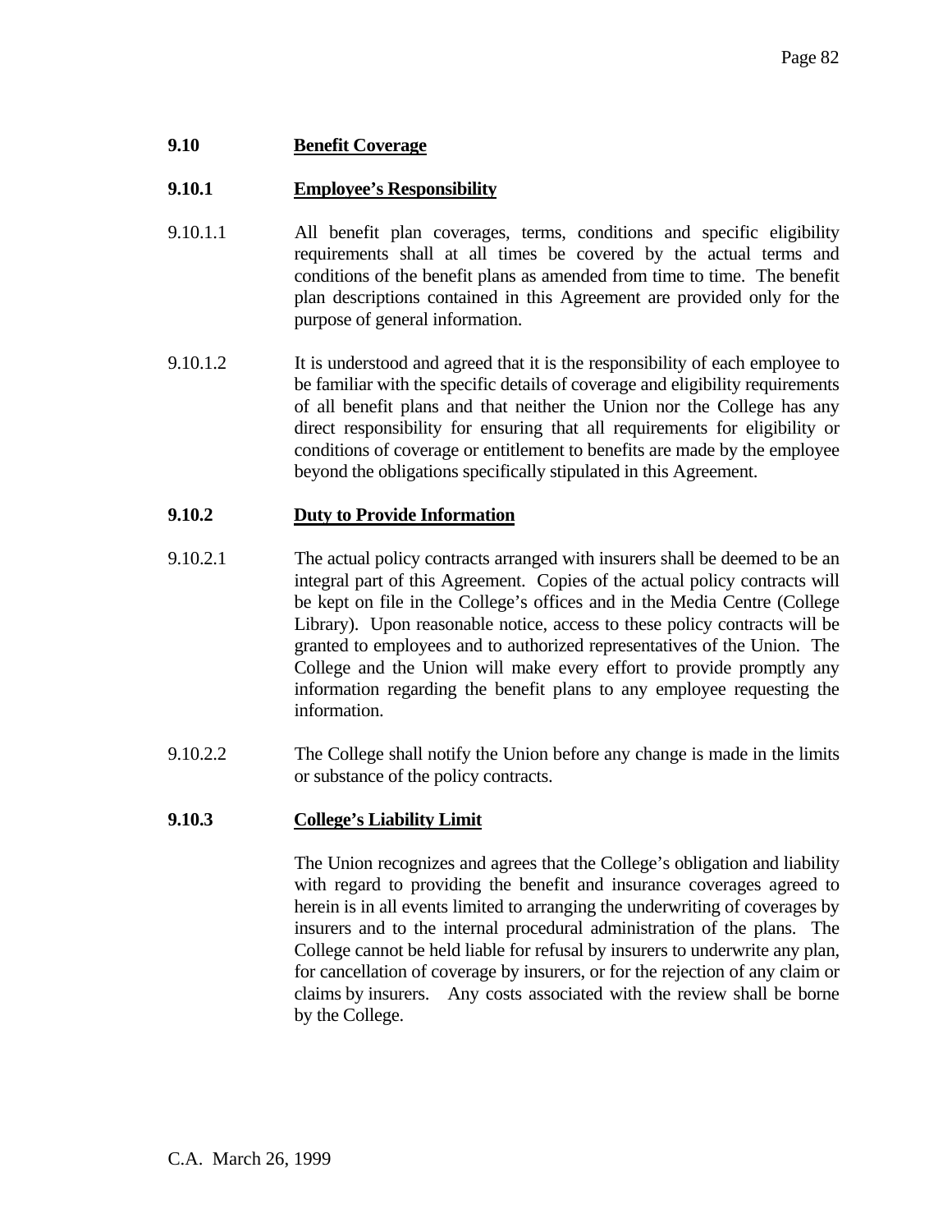## 9.10 Benefit Coverage

### 9.10.1 Employee's Responsibility

9.10.1.1 All benefit plan coverages, terms, conditions and specific eligibility requirements shall at all times be covered by the actual terms and conditions of the benefit plans as amended from time to time. The benefit plan descriptions contained in this Agreement are provided only for the purpose of general information.

9.10.1.2 It is understood and agreed that it is the responsibility of each employee to be familiar with the specific details of coverage and eligibility requirements of all benefit plans and that neither the Union nor the College has any direct responsibility for ensuring that all requirements for eligibility or conditions of coverage or entitlement to benefits are made by the employee beyond the obligations specifically stipulated in this Agreement.

### 9.10.2 Duty to Provide Information

9.10.2.1 The actual policy contracts arranged with insurers shall be deemed to be an integral part of this Agreement. Copies of the actual policy contracts will be kept on file in the College's offices and in the Media Centre (College Library). Upon reasonable notice, access to these policy contracts will be granted to employees and to authorized representatives of the Union. The College and the Union will make every effort to provide promptly any information regarding the benefit plans to any employee requesting the information.

9.10.2.2 The College shall notify the Union before any change is made in the limits or substance of the policy contracts.

### 9.10.3 College's Liability Limit

The Union recognizes and agrees that the College's obligation and liability with regard to providing the benefit and insurance coverages agreed to herein is in all events limited to arranging the underwriting of coverages by insurers and to the internal procedural administration of the plans. The College cannot be held liable for refusal by insurers to underwrite any plan, for cancellation of coverage by insurers, or for the rejection of any claim or claims by insurers. Any costs associated with the review shall be borne by the College.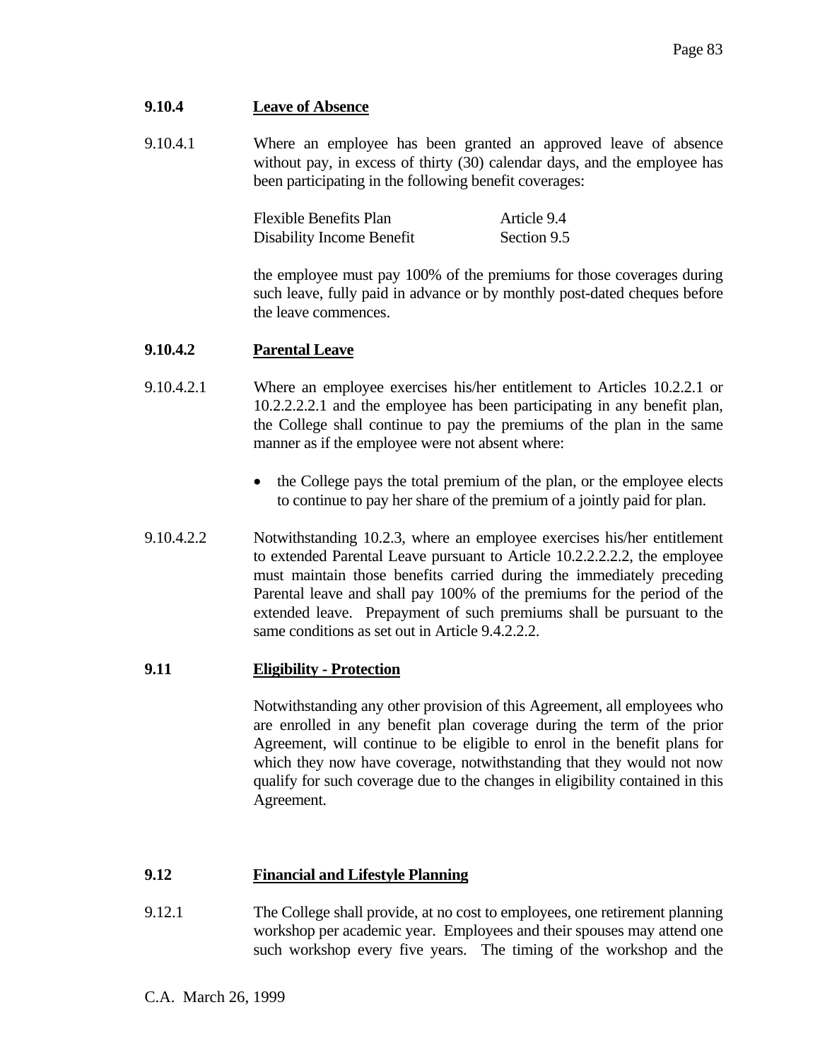### 9.10.4 Leave of Absence

9.10.4.1 Where an employee has been granted an approved leave of absence without pay, in excess of thirty (30) calendar days, and the employee has been participating in the following benefit coverages:

| | |
|---|---|
| Flexible Benefits Plan | Article 9.4 |
| Disability Income Benefit | Section 9.5 |

the employee must pay 100% of the premiums for those coverages during such leave, fully paid in advance or by monthly post-dated cheques before the leave commences.

### 9.10.4.2 Parental Leave

9.10.4.2.1 Where an employee exercises his/her entitlement to Articles 10.2.2.1 or 10.2.2.2.2.1 and the employee has been participating in any benefit plan, the College shall continue to pay the premiums of the plan in the same manner as if the employee were not absent where:

- the College pays the total premium of the plan, or the employee elects to continue to pay her share of the premium of a jointly paid for plan.

9.10.4.2.2 Notwithstanding 10.2.3, where an employee exercises his/her entitlement to extended Parental Leave pursuant to Article 10.2.2.2.2.2, the employee must maintain those benefits carried during the immediately preceding Parental leave and shall pay 100% of the premiums for the period of the extended leave. Prepayment of such premiums shall be pursuant to the same conditions as set out in Article 9.4.2.2.2.

## 9.11 Eligibility - Protection

Notwithstanding any other provision of this Agreement, all employees who are enrolled in any benefit plan coverage during the term of the prior Agreement, will continue to be eligible to enrol in the benefit plans for which they now have coverage, notwithstanding that they would not now qualify for such coverage due to the changes in eligibility contained in this Agreement.

## 9.12 Financial and Lifestyle Planning

9.12.1 The College shall provide, at no cost to employees, one retirement planning workshop per academic year. Employees and their spouses may attend one such workshop every five years. The timing of the workshop and the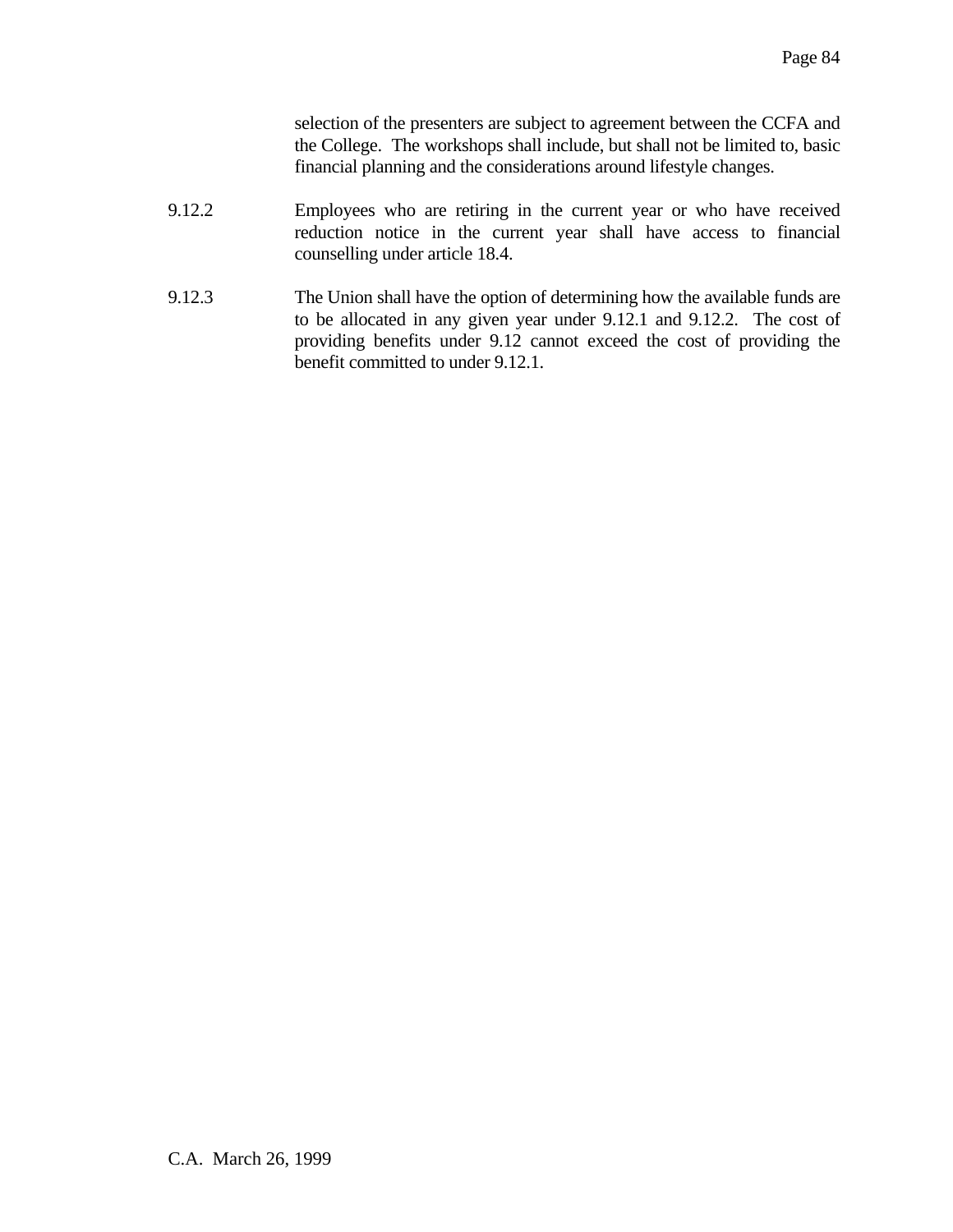selection of the presenters are subject to agreement between the CCFA and the College. The workshops shall include, but shall not be limited to, basic financial planning and the considerations around lifestyle changes.

9.12.2 Employees who are retiring in the current year or who have received reduction notice in the current year shall have access to financial counselling under article 18.4.

9.12.3 The Union shall have the option of determining how the available funds are to be allocated in any given year under 9.12.1 and 9.12.2. The cost of providing benefits under 9.12 cannot exceed the cost of providing the benefit committed to under 9.12.1.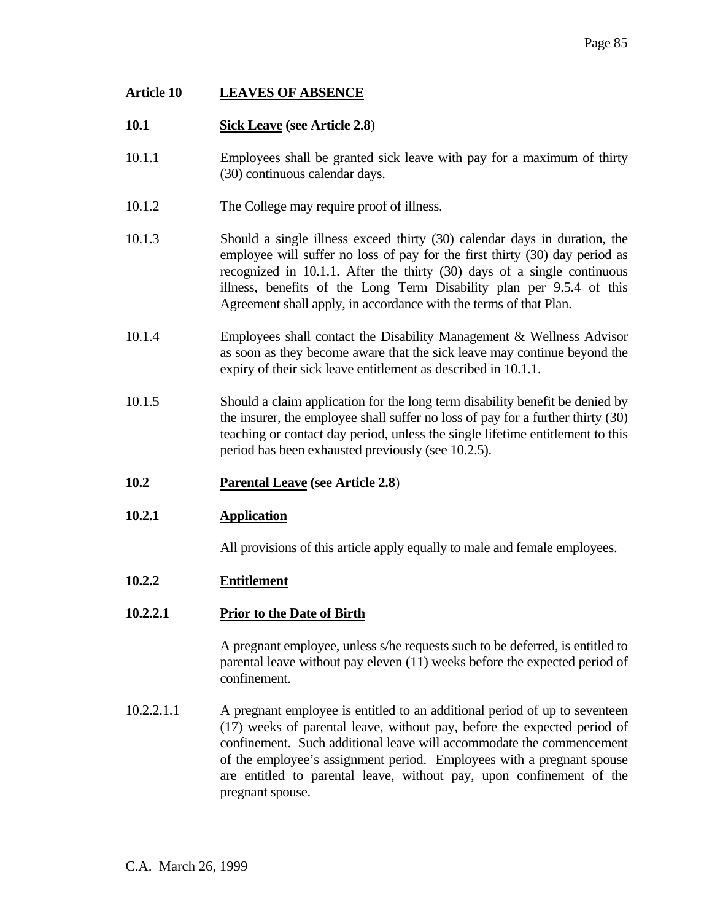# Article 10 LEAVES OF ABSENCE

## 10.1 **Sick Leave (see Article 2.8)**

10.1.1 Employees shall be granted sick leave with pay for a maximum of thirty (30) continuous calendar days.

10.1.2 The College may require proof of illness.

10.1.3 Should a single illness exceed thirty (30) calendar days in duration, the employee will suffer no loss of pay for the first thirty (30) day period as recognized in 10.1.1. After the thirty (30) days of a single continuous illness, benefits of the Long Term Disability plan per 9.5.4 of this Agreement shall apply, in accordance with the terms of that Plan.

10.1.4 Employees shall contact the Disability Management & Wellness Advisor as soon as they become aware that the sick leave may continue beyond the expiry of their sick leave entitlement as described in 10.1.1.

10.1.5 Should a claim application for the long term disability benefit be denied by the insurer, the employee shall suffer no loss of pay for a further thirty (30) teaching or contact day period, unless the single lifetime entitlement to this period has been exhausted previously (see 10.2.5).

## 10.2 **Parental Leave (see Article 2.8)**

### 10.2.1 **Application**

All provisions of this article apply equally to male and female employees.

### 10.2.2 **Entitlement**

#### 10.2.2.1 **Prior to the Date of Birth**

A pregnant employee, unless s/he requests such to be deferred, is entitled to parental leave without pay eleven (11) weeks before the expected period of confinement.

10.2.2.1.1 A pregnant employee is entitled to an additional period of up to seventeen (17) weeks of parental leave, without pay, before the expected period of confinement. Such additional leave will accommodate the commencement of the employee's assignment period. Employees with a pregnant spouse are entitled to parental leave, without pay, upon confinement of the pregnant spouse.

C.A. March 26, 1999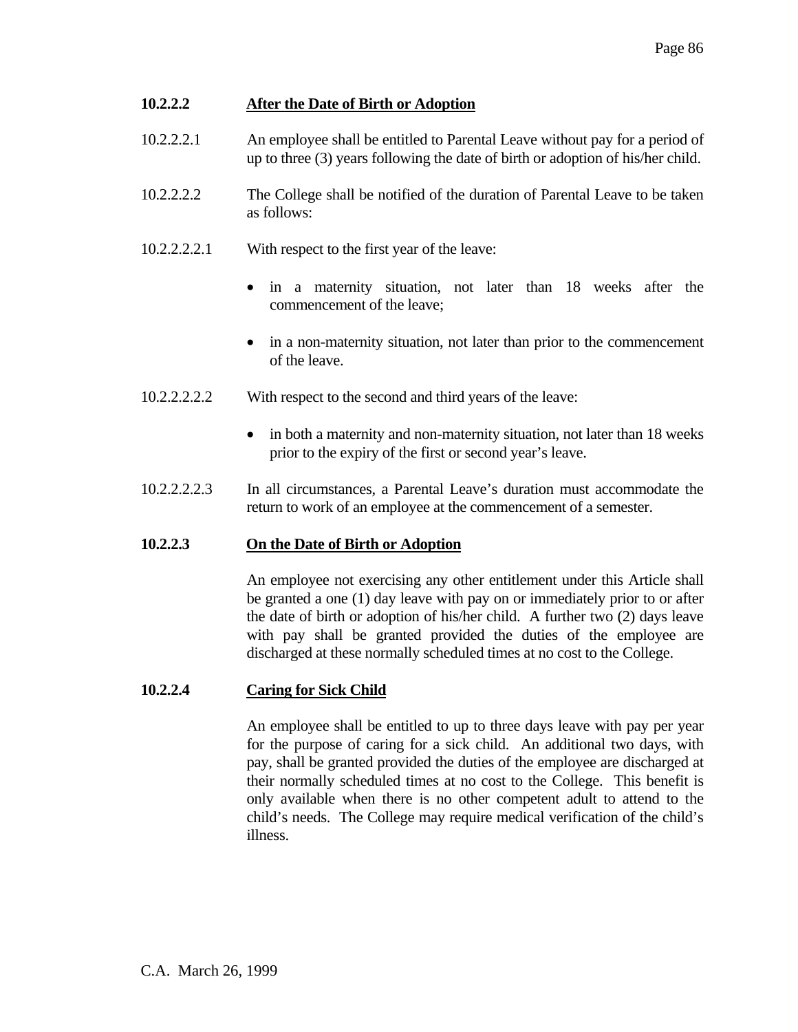### 10.2.2.2 After the Date of Birth or Adoption

10.2.2.2.1 An employee shall be entitled to Parental Leave without pay for a period of up to three (3) years following the date of birth or adoption of his/her child.

10.2.2.2.2 The College shall be notified of the duration of Parental Leave to be taken as follows:

10.2.2.2.2.1 With respect to the first year of the leave:

- in a maternity situation, not later than 18 weeks after the commencement of the leave;
- in a non-maternity situation, not later than prior to the commencement of the leave.

10.2.2.2.2.2 With respect to the second and third years of the leave:

- in both a maternity and non-maternity situation, not later than 18 weeks prior to the expiry of the first or second year's leave.

10.2.2.2.2.3 In all circumstances, a Parental Leave's duration must accommodate the return to work of an employee at the commencement of a semester.

### 10.2.2.3 On the Date of Birth or Adoption

An employee not exercising any other entitlement under this Article shall be granted a one (1) day leave with pay on or immediately prior to or after the date of birth or adoption of his/her child. A further two (2) days leave with pay shall be granted provided the duties of the employee are discharged at these normally scheduled times at no cost to the College.

### 10.2.2.4 Caring for Sick Child

An employee shall be entitled to up to three days leave with pay per year for the purpose of caring for a sick child. An additional two days, with pay, shall be granted provided the duties of the employee are discharged at their normally scheduled times at no cost to the College. This benefit is only available when there is no other competent adult to attend to the child's needs. The College may require medical verification of the child's illness.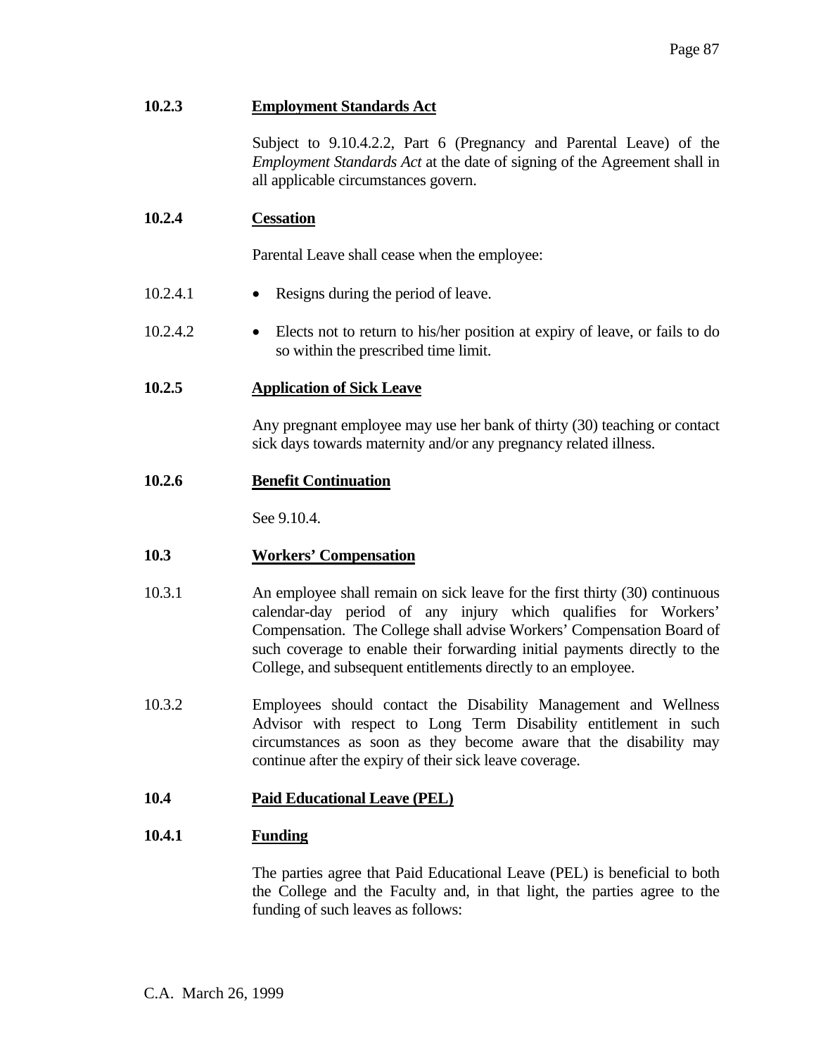**10.2.3 Employment Standards Act**

Subject to 9.10.4.2.2, Part 6 (Pregnancy and Parental Leave) of the *Employment Standards Act* at the date of signing of the Agreement shall in all applicable circumstances govern.

**10.2.4 Cessation**

Parental Leave shall cease when the employee:

10.2.4.1 • Resigns during the period of leave.

10.2.4.2 • Elects not to return to his/her position at expiry of leave, or fails to do so within the prescribed time limit.

**10.2.5 Application of Sick Leave**

Any pregnant employee may use her bank of thirty (30) teaching or contact sick days towards maternity and/or any pregnancy related illness.

**10.2.6 Benefit Continuation**

See 9.10.4.

**10.3 Workers' Compensation**

10.3.1 An employee shall remain on sick leave for the first thirty (30) continuous calendar-day period of any injury which qualifies for Workers' Compensation. The College shall advise Workers' Compensation Board of such coverage to enable their forwarding initial payments directly to the College, and subsequent entitlements directly to an employee.

10.3.2 Employees should contact the Disability Management and Wellness Advisor with respect to Long Term Disability entitlement in such circumstances as soon as they become aware that the disability may continue after the expiry of their sick leave coverage.

**10.4 Paid Educational Leave (PEL)**

**10.4.1 Funding**

The parties agree that Paid Educational Leave (PEL) is beneficial to both the College and the Faculty and, in that light, the parties agree to the funding of such leaves as follows:

C.A. March 26, 1999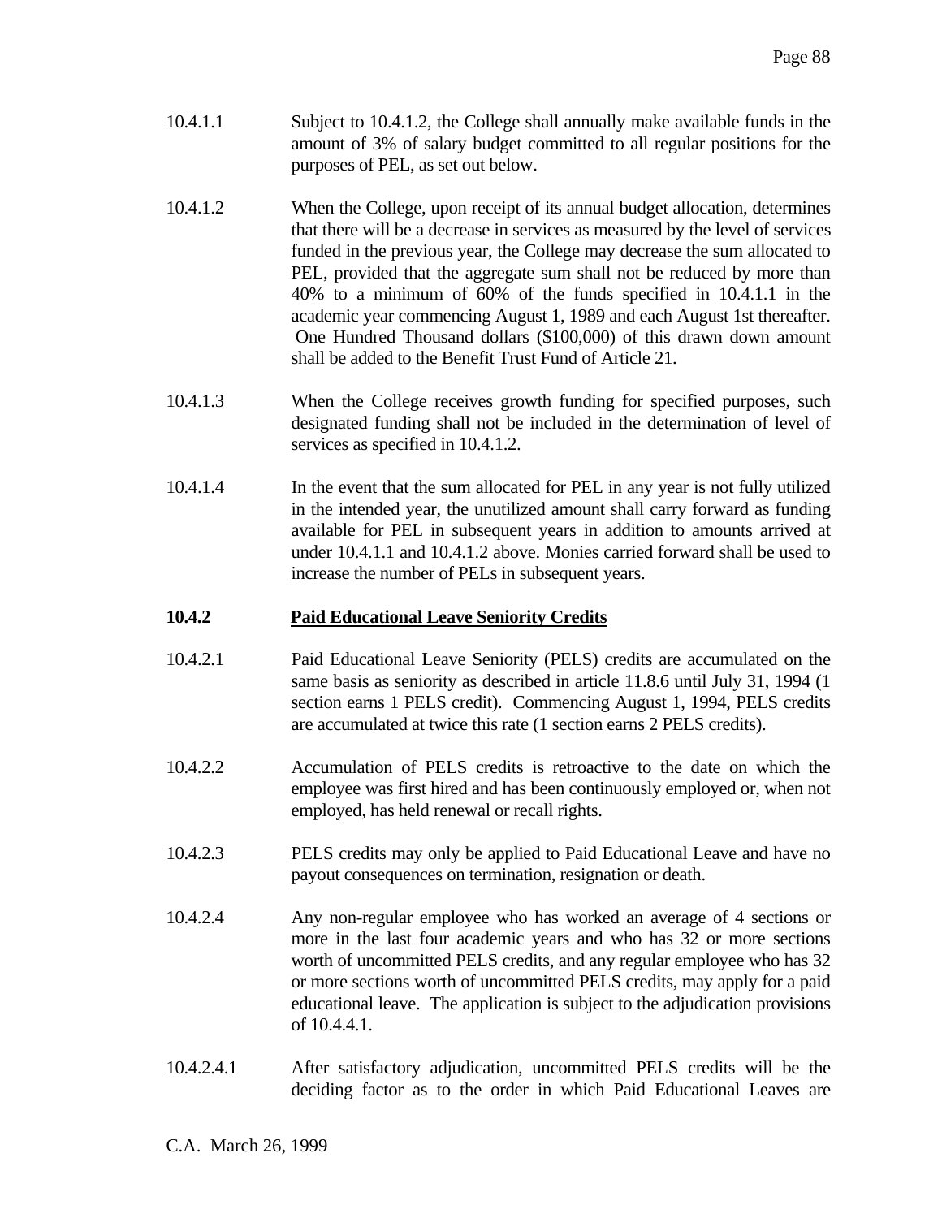10.4.1.1 Subject to 10.4.1.2, the College shall annually make available funds in the amount of 3% of salary budget committed to all regular positions for the purposes of PEL, as set out below.

10.4.1.2 When the College, upon receipt of its annual budget allocation, determines that there will be a decrease in services as measured by the level of services funded in the previous year, the College may decrease the sum allocated to PEL, provided that the aggregate sum shall not be reduced by more than 40% to a minimum of 60% of the funds specified in 10.4.1.1 in the academic year commencing August 1, 1989 and each August 1st thereafter. One Hundred Thousand dollars ($100,000) of this drawn down amount shall be added to the Benefit Trust Fund of Article 21.

10.4.1.3 When the College receives growth funding for specified purposes, such designated funding shall not be included in the determination of level of services as specified in 10.4.1.2.

10.4.1.4 In the event that the sum allocated for PEL in any year is not fully utilized in the intended year, the unutilized amount shall carry forward as funding available for PEL in subsequent years in addition to amounts arrived at under 10.4.1.1 and 10.4.1.2 above. Monies carried forward shall be used to increase the number of PELs in subsequent years.

**10.4.2 <u>Paid Educational Leave Seniority Credits</u>**

10.4.2.1 Paid Educational Leave Seniority (PELS) credits are accumulated on the same basis as seniority as described in article 11.8.6 until July 31, 1994 (1 section earns 1 PELS credit). Commencing August 1, 1994, PELS credits are accumulated at twice this rate (1 section earns 2 PELS credits).

10.4.2.2 Accumulation of PELS credits is retroactive to the date on which the employee was first hired and has been continuously employed or, when not employed, has held renewal or recall rights.

10.4.2.3 PELS credits may only be applied to Paid Educational Leave and have no payout consequences on termination, resignation or death.

10.4.2.4 Any non-regular employee who has worked an average of 4 sections or more in the last four academic years and who has 32 or more sections worth of uncommitted PELS credits, and any regular employee who has 32 or more sections worth of uncommitted PELS credits, may apply for a paid educational leave. The application is subject to the adjudication provisions of 10.4.4.1.

10.4.2.4.1 After satisfactory adjudication, uncommitted PELS credits will be the deciding factor as to the order in which Paid Educational Leaves are

C.A. March 26, 1999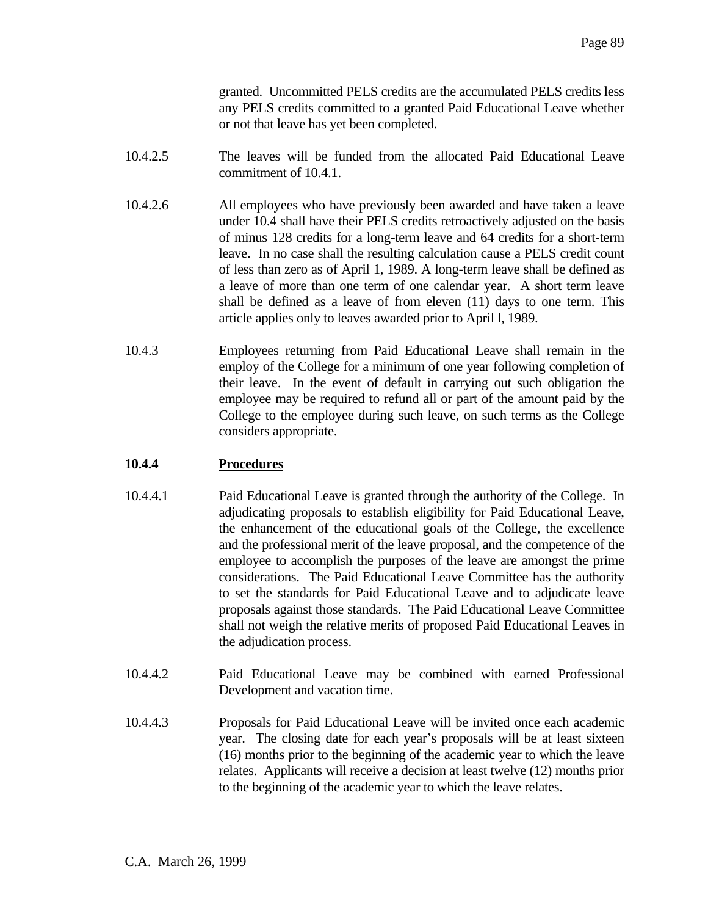granted. Uncommitted PELS credits are the accumulated PELS credits less any PELS credits committed to a granted Paid Educational Leave whether or not that leave has yet been completed.

10.4.2.5 The leaves will be funded from the allocated Paid Educational Leave commitment of 10.4.1.

10.4.2.6 All employees who have previously been awarded and have taken a leave under 10.4 shall have their PELS credits retroactively adjusted on the basis of minus 128 credits for a long-term leave and 64 credits for a short-term leave. In no case shall the resulting calculation cause a PELS credit count of less than zero as of April 1, 1989. A long-term leave shall be defined as a leave of more than one term of one calendar year. A short term leave shall be defined as a leave of from eleven (11) days to one term. This article applies only to leaves awarded prior to April l, 1989.

10.4.3 Employees returning from Paid Educational Leave shall remain in the employ of the College for a minimum of one year following completion of their leave. In the event of default in carrying out such obligation the employee may be required to refund all or part of the amount paid by the College to the employee during such leave, on such terms as the College considers appropriate.

**10.4.4 Procedures**

10.4.4.1 Paid Educational Leave is granted through the authority of the College. In adjudicating proposals to establish eligibility for Paid Educational Leave, the enhancement of the educational goals of the College, the excellence and the professional merit of the leave proposal, and the competence of the employee to accomplish the purposes of the leave are amongst the prime considerations. The Paid Educational Leave Committee has the authority to set the standards for Paid Educational Leave and to adjudicate leave proposals against those standards. The Paid Educational Leave Committee shall not weigh the relative merits of proposed Paid Educational Leaves in the adjudication process.

10.4.4.2 Paid Educational Leave may be combined with earned Professional Development and vacation time.

10.4.4.3 Proposals for Paid Educational Leave will be invited once each academic year. The closing date for each year's proposals will be at least sixteen (16) months prior to the beginning of the academic year to which the leave relates. Applicants will receive a decision at least twelve (12) months prior to the beginning of the academic year to which the leave relates.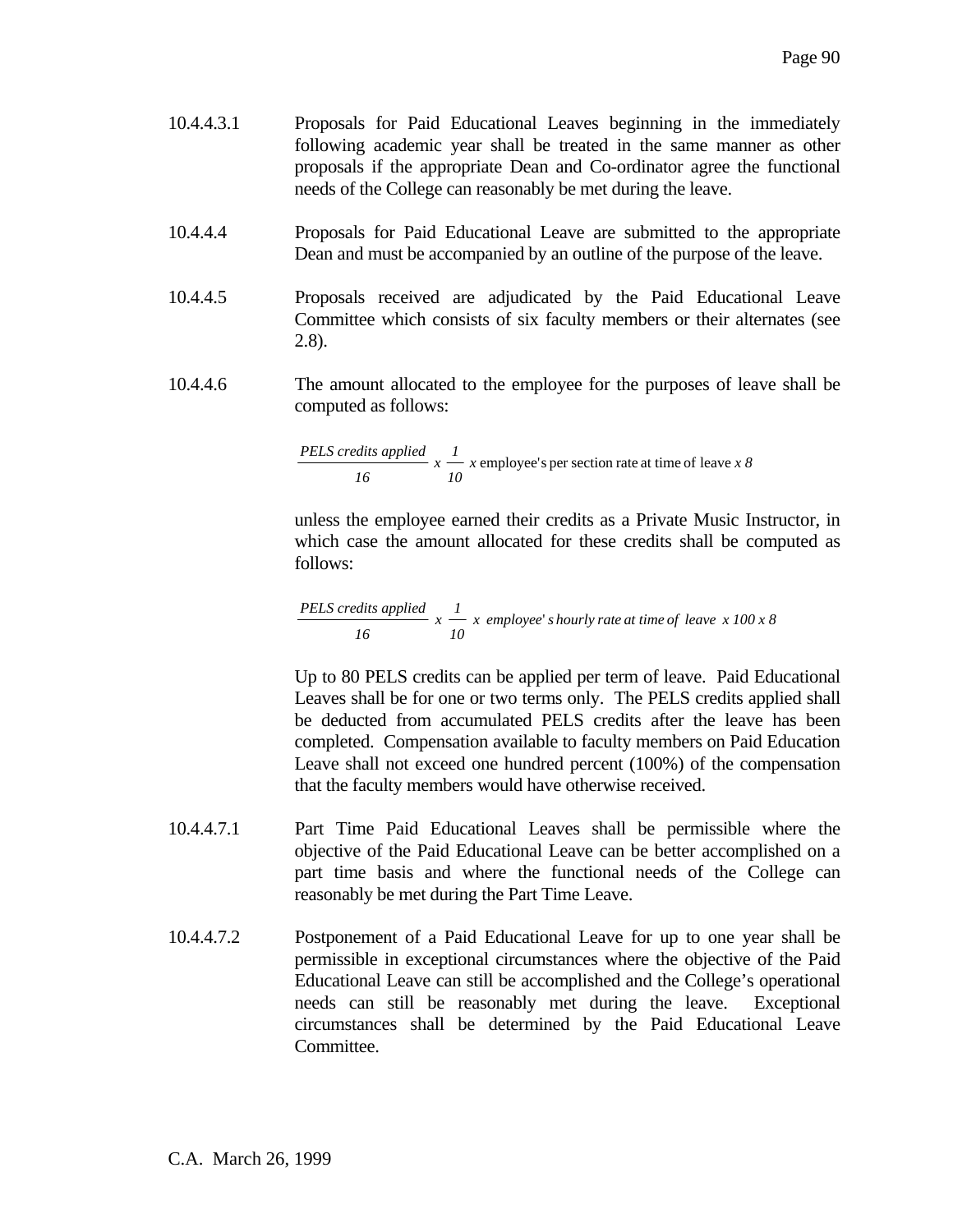10.4.4.3.1 Proposals for Paid Educational Leaves beginning in the immediately following academic year shall be treated in the same manner as other proposals if the appropriate Dean and Co-ordinator agree the functional needs of the College can reasonably be met during the leave.

10.4.4.4 Proposals for Paid Educational Leave are submitted to the appropriate Dean and must be accompanied by an outline of the purpose of the leave.

10.4.4.5 Proposals received are adjudicated by the Paid Educational Leave Committee which consists of six faculty members or their alternates (see 2.8).

10.4.4.6 The amount allocated to the employee for the purposes of leave shall be computed as follows:

$$\frac{\textit{PELS credits applied}}{16} \; x \; \frac{1}{10} \; x \text{ employee's per section rate at time of leave } x \; 8$$

unless the employee earned their credits as a Private Music Instructor, in which case the amount allocated for these credits shall be computed as follows:

$$\frac{\textit{PELS credits applied}}{16} \; x \; \frac{1}{10} \; x \; \textit{employee's hourly rate at time of leave } x \; 100 \; x \; 8$$

Up to 80 PELS credits can be applied per term of leave. Paid Educational Leaves shall be for one or two terms only. The PELS credits applied shall be deducted from accumulated PELS credits after the leave has been completed. Compensation available to faculty members on Paid Education Leave shall not exceed one hundred percent (100%) of the compensation that the faculty members would have otherwise received.

10.4.4.7.1 Part Time Paid Educational Leaves shall be permissible where the objective of the Paid Educational Leave can be better accomplished on a part time basis and where the functional needs of the College can reasonably be met during the Part Time Leave.

10.4.4.7.2 Postponement of a Paid Educational Leave for up to one year shall be permissible in exceptional circumstances where the objective of the Paid Educational Leave can still be accomplished and the College's operational needs can still be reasonably met during the leave. Exceptional circumstances shall be determined by the Paid Educational Leave Committee.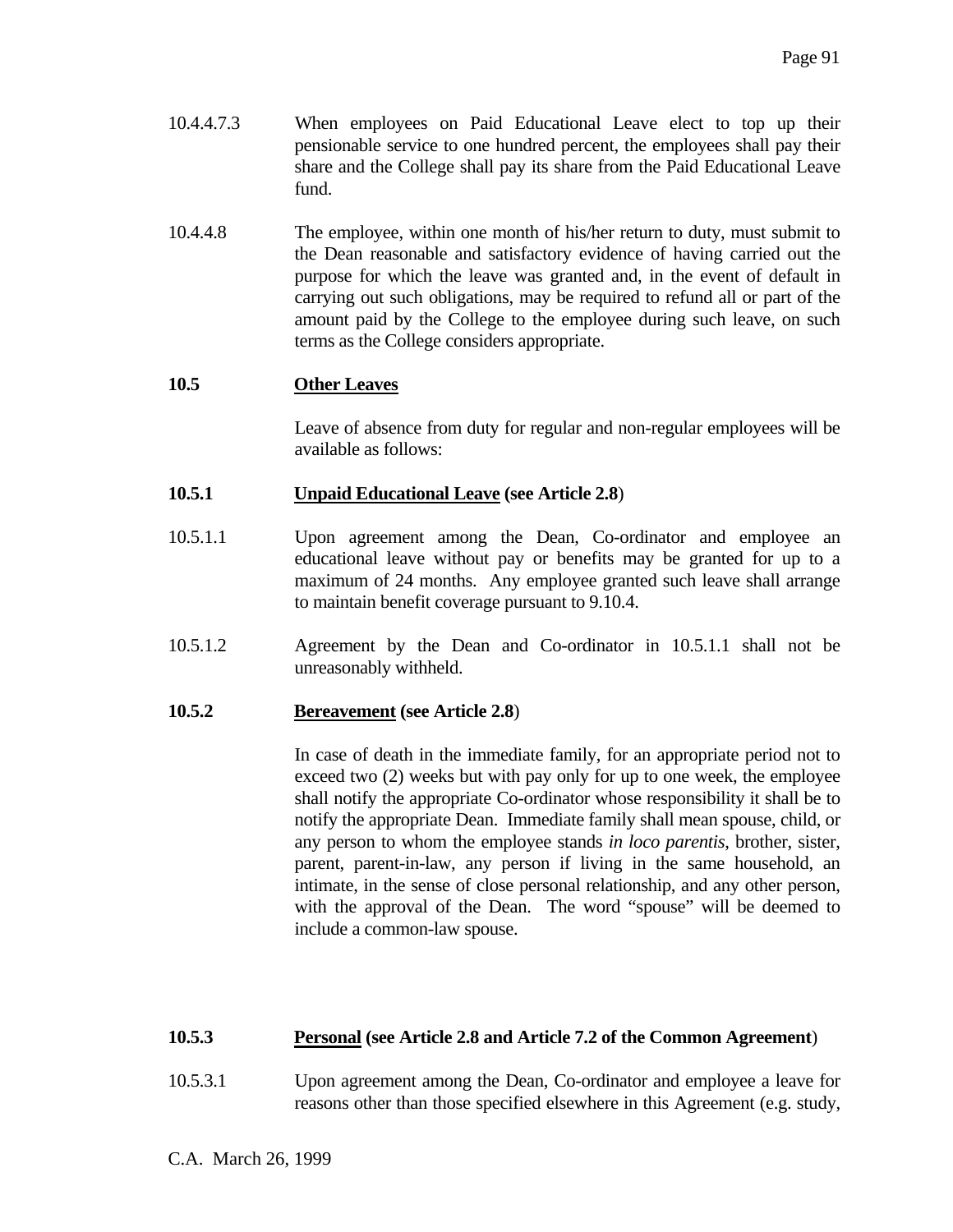10.4.4.7.3 When employees on Paid Educational Leave elect to top up their pensionable service to one hundred percent, the employees shall pay their share and the College shall pay its share from the Paid Educational Leave fund.

10.4.4.8 The employee, within one month of his/her return to duty, must submit to the Dean reasonable and satisfactory evidence of having carried out the purpose for which the leave was granted and, in the event of default in carrying out such obligations, may be required to refund all or part of the amount paid by the College to the employee during such leave, on such terms as the College considers appropriate.

## 10.5 <u>Other Leaves</u>

Leave of absence from duty for regular and non-regular employees will be available as follows:

### 10.5.1 <u>Unpaid Educational Leave</u> (see Article 2.8)

10.5.1.1 Upon agreement among the Dean, Co-ordinator and employee an educational leave without pay or benefits may be granted for up to a maximum of 24 months. Any employee granted such leave shall arrange to maintain benefit coverage pursuant to 9.10.4.

10.5.1.2 Agreement by the Dean and Co-ordinator in 10.5.1.1 shall not be unreasonably withheld.

### 10.5.2 <u>Bereavement</u> (see Article 2.8)

In case of death in the immediate family, for an appropriate period not to exceed two (2) weeks but with pay only for up to one week, the employee shall notify the appropriate Co-ordinator whose responsibility it shall be to notify the appropriate Dean. Immediate family shall mean spouse, child, or any person to whom the employee stands *in loco parentis*, brother, sister, parent, parent-in-law, any person if living in the same household, an intimate, in the sense of close personal relationship, and any other person, with the approval of the Dean. The word "spouse" will be deemed to include a common-law spouse.

### 10.5.3 <u>Personal</u> (see Article 2.8 and Article 7.2 of the Common Agreement)

10.5.3.1 Upon agreement among the Dean, Co-ordinator and employee a leave for reasons other than those specified elsewhere in this Agreement (e.g. study,

C.A. March 26, 1999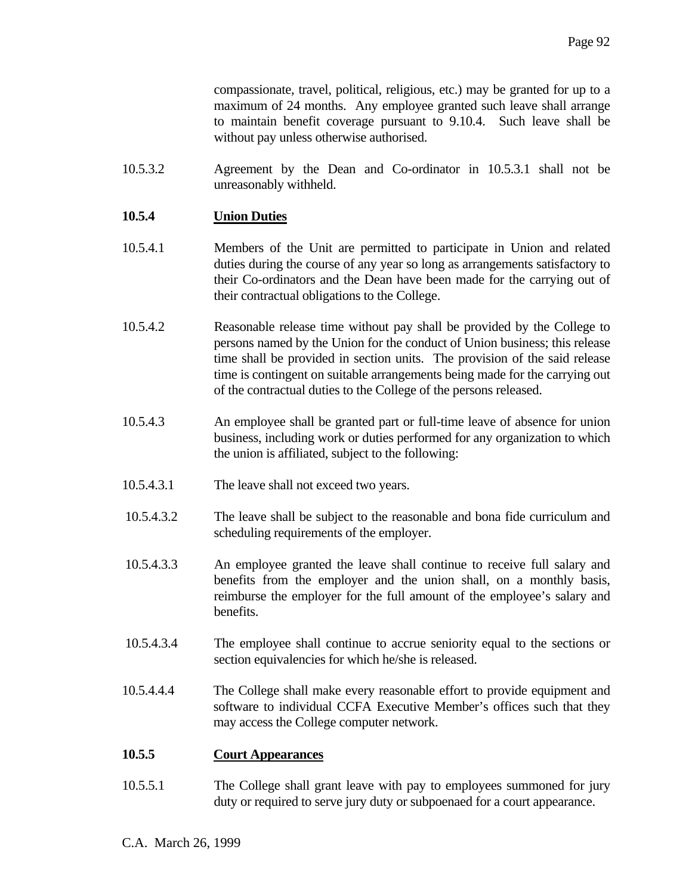compassionate, travel, political, religious, etc.) may be granted for up to a maximum of 24 months. Any employee granted such leave shall arrange to maintain benefit coverage pursuant to 9.10.4. Such leave shall be without pay unless otherwise authorised.

10.5.3.2 Agreement by the Dean and Co-ordinator in 10.5.3.1 shall not be unreasonably withheld.

**10.5.4 Union Duties**

10.5.4.1 Members of the Unit are permitted to participate in Union and related duties during the course of any year so long as arrangements satisfactory to their Co-ordinators and the Dean have been made for the carrying out of their contractual obligations to the College.

10.5.4.2 Reasonable release time without pay shall be provided by the College to persons named by the Union for the conduct of Union business; this release time shall be provided in section units. The provision of the said release time is contingent on suitable arrangements being made for the carrying out of the contractual duties to the College of the persons released.

10.5.4.3 An employee shall be granted part or full-time leave of absence for union business, including work or duties performed for any organization to which the union is affiliated, subject to the following:

10.5.4.3.1 The leave shall not exceed two years.

10.5.4.3.2 The leave shall be subject to the reasonable and bona fide curriculum and scheduling requirements of the employer.

10.5.4.3.3 An employee granted the leave shall continue to receive full salary and benefits from the employer and the union shall, on a monthly basis, reimburse the employer for the full amount of the employee's salary and benefits.

10.5.4.3.4 The employee shall continue to accrue seniority equal to the sections or section equivalencies for which he/she is released.

10.5.4.4.4 The College shall make every reasonable effort to provide equipment and software to individual CCFA Executive Member's offices such that they may access the College computer network.

**10.5.5 Court Appearances**

10.5.5.1 The College shall grant leave with pay to employees summoned for jury duty or required to serve jury duty or subpoenaed for a court appearance.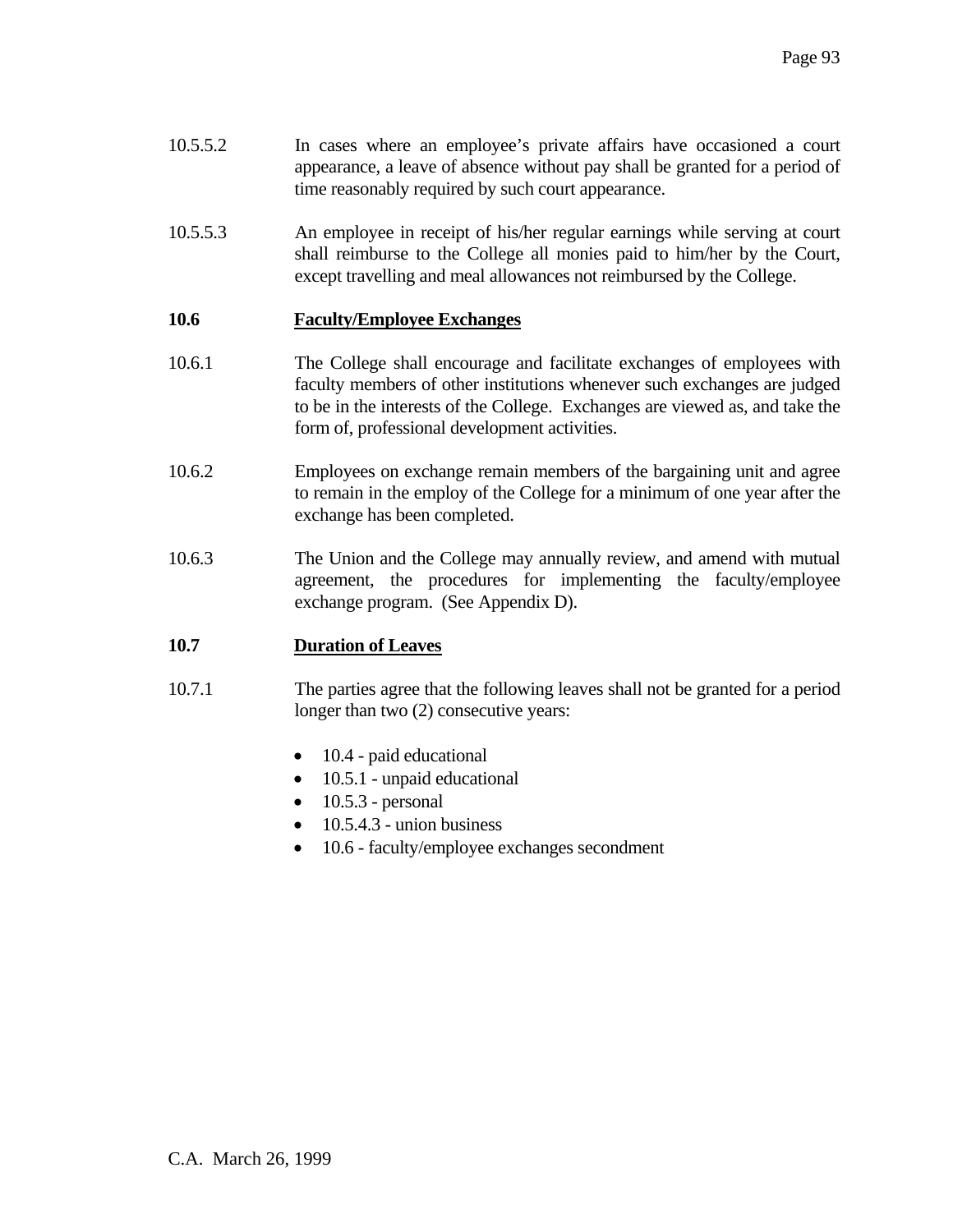10.5.5.2 In cases where an employee's private affairs have occasioned a court appearance, a leave of absence without pay shall be granted for a period of time reasonably required by such court appearance.

10.5.5.3 An employee in receipt of his/her regular earnings while serving at court shall reimburse to the College all monies paid to him/her by the Court, except travelling and meal allowances not reimbursed by the College.

## 10.6 Faculty/Employee Exchanges

10.6.1 The College shall encourage and facilitate exchanges of employees with faculty members of other institutions whenever such exchanges are judged to be in the interests of the College. Exchanges are viewed as, and take the form of, professional development activities.

10.6.2 Employees on exchange remain members of the bargaining unit and agree to remain in the employ of the College for a minimum of one year after the exchange has been completed.

10.6.3 The Union and the College may annually review, and amend with mutual agreement, the procedures for implementing the faculty/employee exchange program. (See Appendix D).

## 10.7 Duration of Leaves

10.7.1 The parties agree that the following leaves shall not be granted for a period longer than two (2) consecutive years:

- 10.4 - paid educational
- 10.5.1 - unpaid educational
- 10.5.3 - personal
- 10.5.4.3 - union business
- 10.6 - faculty/employee exchanges secondment

C.A. March 26, 1999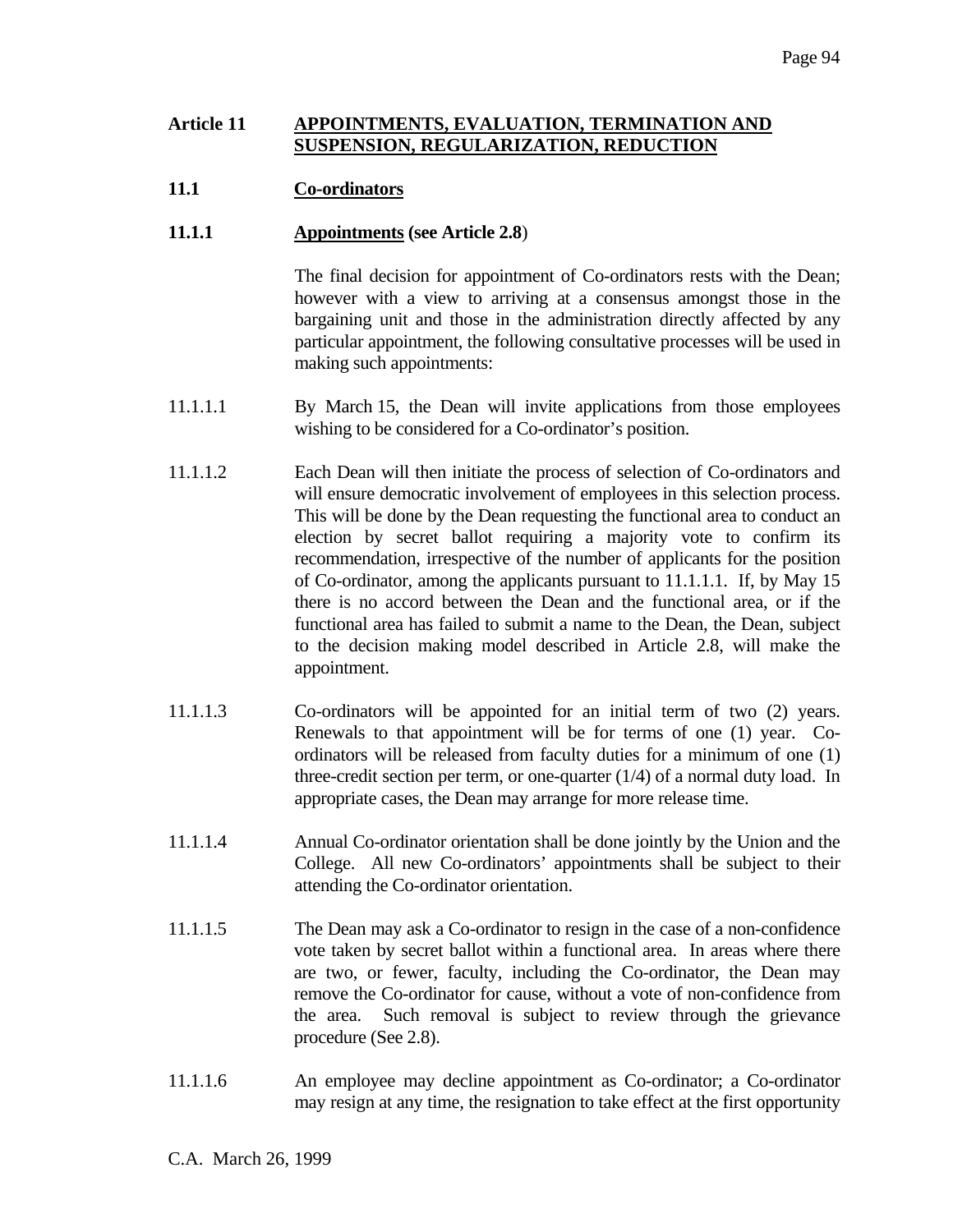## Article 11 APPOINTMENTS, EVALUATION, TERMINATION AND SUSPENSION, REGULARIZATION, REDUCTION

### 11.1 Co-ordinators

#### 11.1.1 Appointments (see Article 2.8)

The final decision for appointment of Co-ordinators rests with the Dean; however with a view to arriving at a consensus amongst those in the bargaining unit and those in the administration directly affected by any particular appointment, the following consultative processes will be used in making such appointments:

11.1.1.1 By March 15, the Dean will invite applications from those employees wishing to be considered for a Co-ordinator's position.

11.1.1.2 Each Dean will then initiate the process of selection of Co-ordinators and will ensure democratic involvement of employees in this selection process. This will be done by the Dean requesting the functional area to conduct an election by secret ballot requiring a majority vote to confirm its recommendation, irrespective of the number of applicants for the position of Co-ordinator, among the applicants pursuant to 11.1.1.1. If, by May 15 there is no accord between the Dean and the functional area, or if the functional area has failed to submit a name to the Dean, the Dean, subject to the decision making model described in Article 2.8, will make the appointment.

11.1.1.3 Co-ordinators will be appointed for an initial term of two (2) years. Renewals to that appointment will be for terms of one (1) year. Co-ordinators will be released from faculty duties for a minimum of one (1) three-credit section per term, or one-quarter (1/4) of a normal duty load. In appropriate cases, the Dean may arrange for more release time.

11.1.1.4 Annual Co-ordinator orientation shall be done jointly by the Union and the College. All new Co-ordinators' appointments shall be subject to their attending the Co-ordinator orientation.

11.1.1.5 The Dean may ask a Co-ordinator to resign in the case of a non-confidence vote taken by secret ballot within a functional area. In areas where there are two, or fewer, faculty, including the Co-ordinator, the Dean may remove the Co-ordinator for cause, without a vote of non-confidence from the area. Such removal is subject to review through the grievance procedure (See 2.8).

11.1.1.6 An employee may decline appointment as Co-ordinator; a Co-ordinator may resign at any time, the resignation to take effect at the first opportunity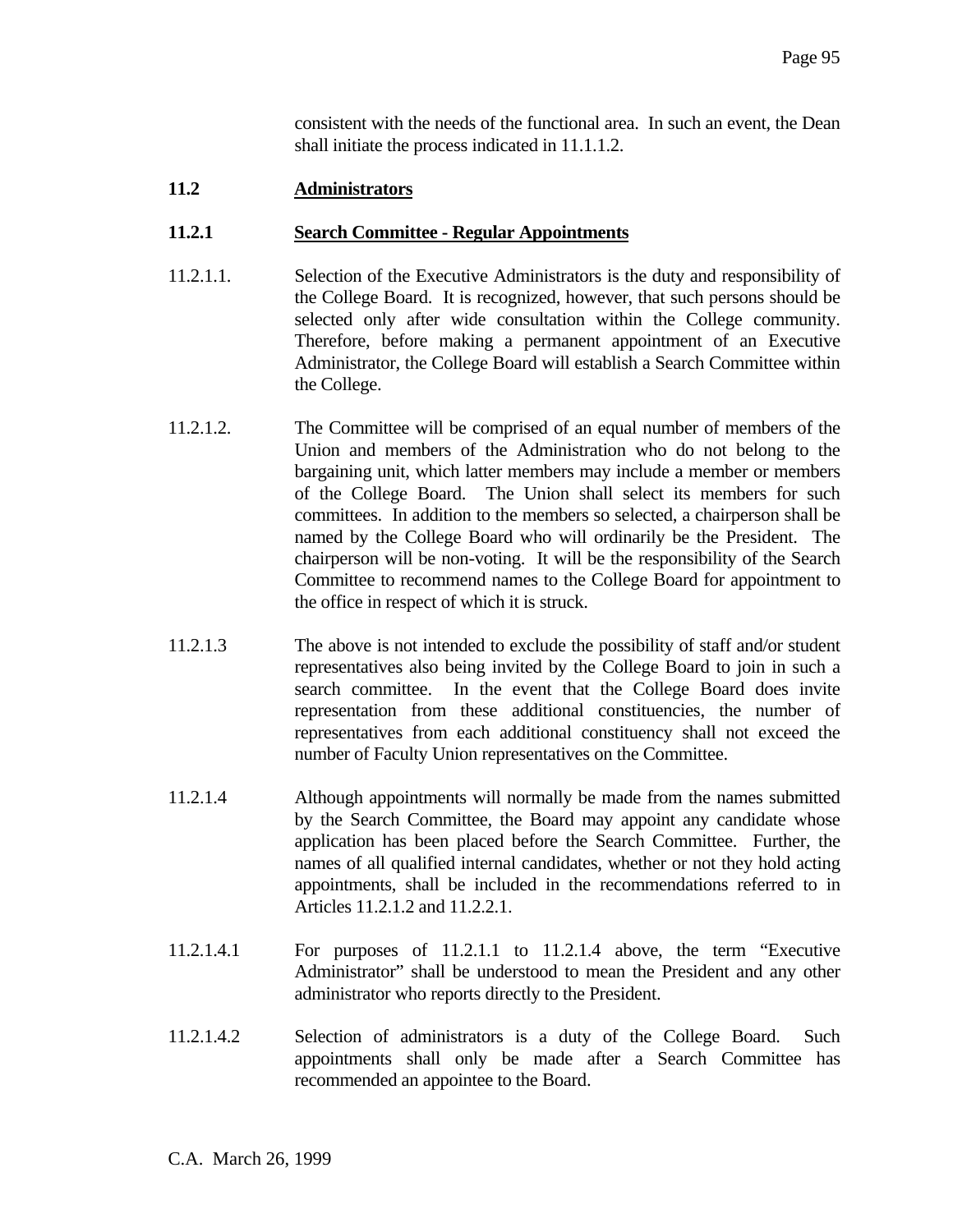consistent with the needs of the functional area. In such an event, the Dean shall initiate the process indicated in 11.1.1.2.

## 11.2 Administrators

### 11.2.1 Search Committee - Regular Appointments

11.2.1.1. Selection of the Executive Administrators is the duty and responsibility of the College Board. It is recognized, however, that such persons should be selected only after wide consultation within the College community. Therefore, before making a permanent appointment of an Executive Administrator, the College Board will establish a Search Committee within the College.

11.2.1.2. The Committee will be comprised of an equal number of members of the Union and members of the Administration who do not belong to the bargaining unit, which latter members may include a member or members of the College Board. The Union shall select its members for such committees. In addition to the members so selected, a chairperson shall be named by the College Board who will ordinarily be the President. The chairperson will be non-voting. It will be the responsibility of the Search Committee to recommend names to the College Board for appointment to the office in respect of which it is struck.

11.2.1.3 The above is not intended to exclude the possibility of staff and/or student representatives also being invited by the College Board to join in such a search committee. In the event that the College Board does invite representation from these additional constituencies, the number of representatives from each additional constituency shall not exceed the number of Faculty Union representatives on the Committee.

11.2.1.4 Although appointments will normally be made from the names submitted by the Search Committee, the Board may appoint any candidate whose application has been placed before the Search Committee. Further, the names of all qualified internal candidates, whether or not they hold acting appointments, shall be included in the recommendations referred to in Articles 11.2.1.2 and 11.2.2.1.

11.2.1.4.1 For purposes of 11.2.1.1 to 11.2.1.4 above, the term "Executive Administrator" shall be understood to mean the President and any other administrator who reports directly to the President.

11.2.1.4.2 Selection of administrators is a duty of the College Board. Such appointments shall only be made after a Search Committee has recommended an appointee to the Board.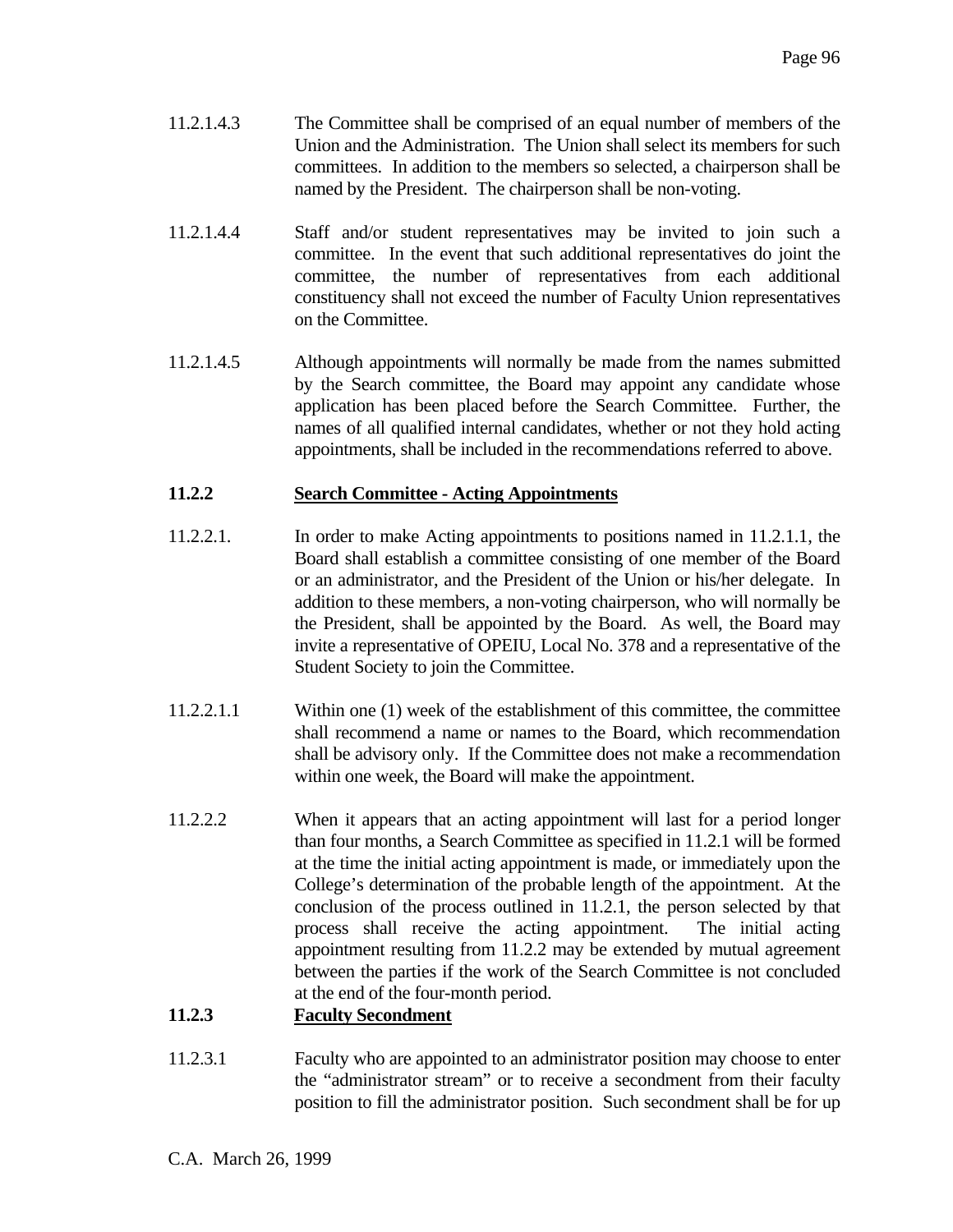11.2.1.4.3 The Committee shall be comprised of an equal number of members of the Union and the Administration. The Union shall select its members for such committees. In addition to the members so selected, a chairperson shall be named by the President. The chairperson shall be non-voting.

11.2.1.4.4 Staff and/or student representatives may be invited to join such a committee. In the event that such additional representatives do joint the committee, the number of representatives from each additional constituency shall not exceed the number of Faculty Union representatives on the Committee.

11.2.1.4.5 Although appointments will normally be made from the names submitted by the Search committee, the Board may appoint any candidate whose application has been placed before the Search Committee. Further, the names of all qualified internal candidates, whether or not they hold acting appointments, shall be included in the recommendations referred to above.

**11.2.2 <u>Search Committee - Acting Appointments</u>**

11.2.2.1. In order to make Acting appointments to positions named in 11.2.1.1, the Board shall establish a committee consisting of one member of the Board or an administrator, and the President of the Union or his/her delegate. In addition to these members, a non-voting chairperson, who will normally be the President, shall be appointed by the Board. As well, the Board may invite a representative of OPEIU, Local No. 378 and a representative of the Student Society to join the Committee.

11.2.2.1.1 Within one (1) week of the establishment of this committee, the committee shall recommend a name or names to the Board, which recommendation shall be advisory only. If the Committee does not make a recommendation within one week, the Board will make the appointment.

11.2.2.2 When it appears that an acting appointment will last for a period longer than four months, a Search Committee as specified in 11.2.1 will be formed at the time the initial acting appointment is made, or immediately upon the College's determination of the probable length of the appointment. At the conclusion of the process outlined in 11.2.1, the person selected by that process shall receive the acting appointment. The initial acting appointment resulting from 11.2.2 may be extended by mutual agreement between the parties if the work of the Search Committee is not concluded at the end of the four-month period.

**11.2.3 <u>Faculty Secondment</u>**

11.2.3.1 Faculty who are appointed to an administrator position may choose to enter the "administrator stream" or to receive a secondment from their faculty position to fill the administrator position. Such secondment shall be for up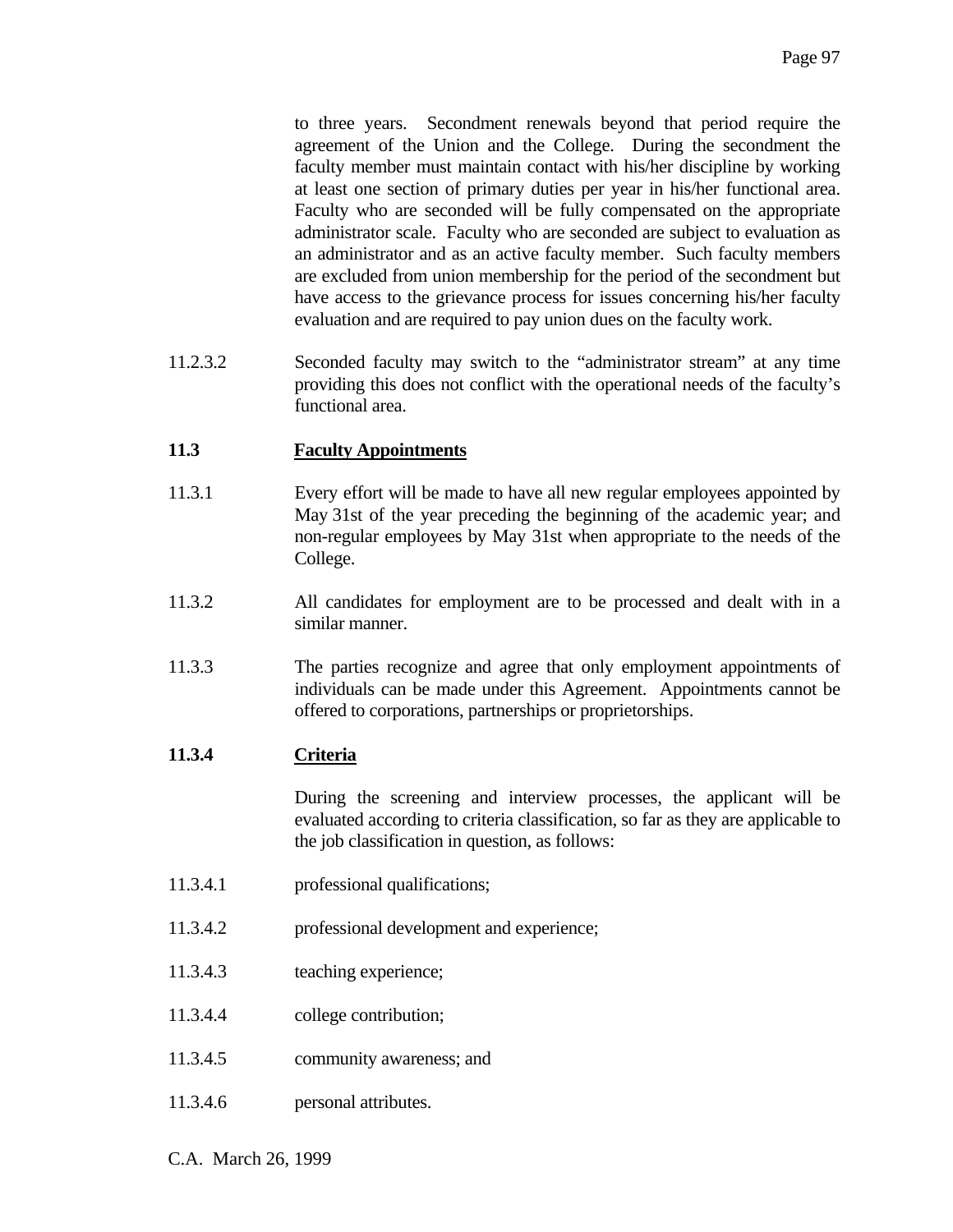to three years. Secondment renewals beyond that period require the agreement of the Union and the College. During the secondment the faculty member must maintain contact with his/her discipline by working at least one section of primary duties per year in his/her functional area. Faculty who are seconded will be fully compensated on the appropriate administrator scale. Faculty who are seconded are subject to evaluation as an administrator and as an active faculty member. Such faculty members are excluded from union membership for the period of the secondment but have access to the grievance process for issues concerning his/her faculty evaluation and are required to pay union dues on the faculty work.

11.2.3.2 Seconded faculty may switch to the "administrator stream" at any time providing this does not conflict with the operational needs of the faculty's functional area.

## 11.3 Faculty Appointments

11.3.1 Every effort will be made to have all new regular employees appointed by May 31st of the year preceding the beginning of the academic year; and non-regular employees by May 31st when appropriate to the needs of the College.

11.3.2 All candidates for employment are to be processed and dealt with in a similar manner.

11.3.3 The parties recognize and agree that only employment appointments of individuals can be made under this Agreement. Appointments cannot be offered to corporations, partnerships or proprietorships.

### 11.3.4 Criteria

During the screening and interview processes, the applicant will be evaluated according to criteria classification, so far as they are applicable to the job classification in question, as follows:

11.3.4.1 professional qualifications;

11.3.4.2 professional development and experience;

11.3.4.3 teaching experience;

11.3.4.4 college contribution;

11.3.4.5 community awareness; and

11.3.4.6 personal attributes.

C.A. March 26, 1999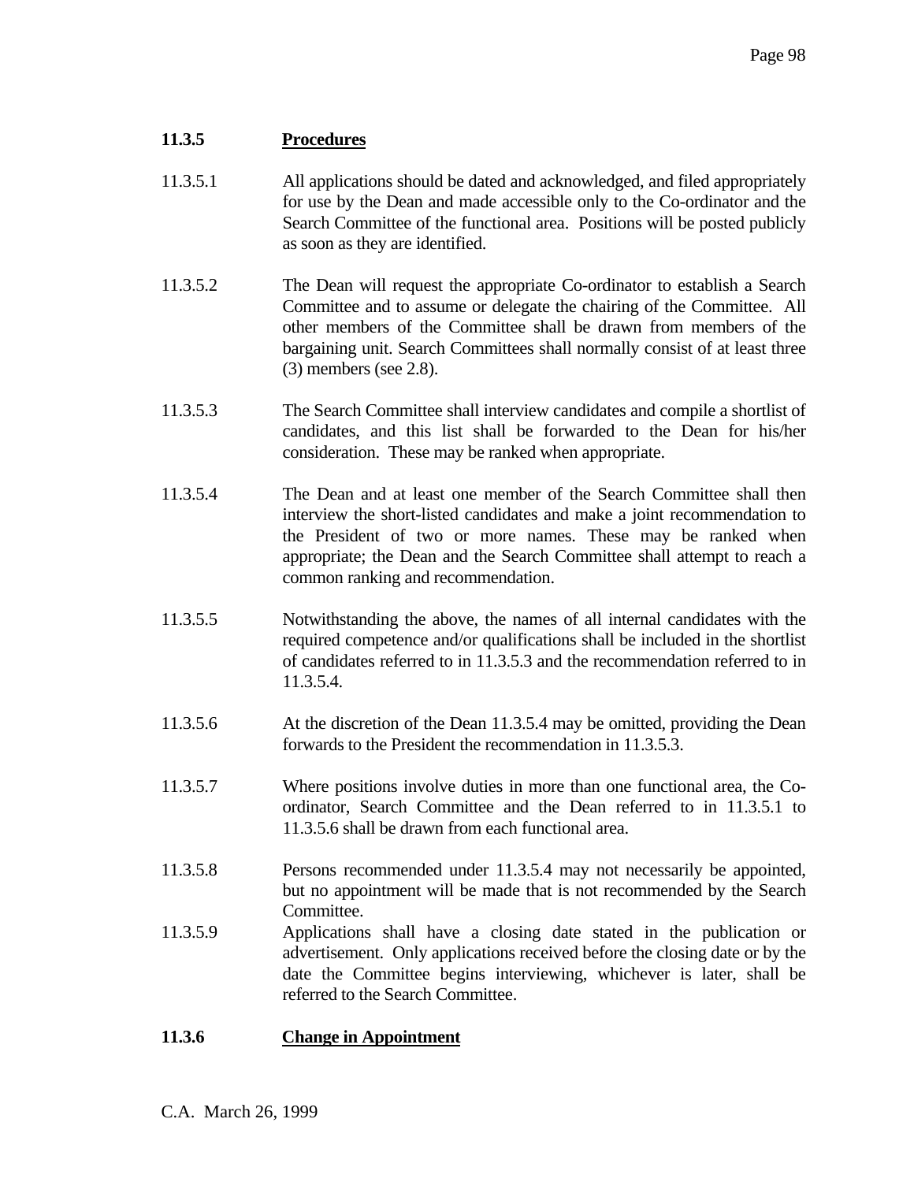### 11.3.5 Procedures

11.3.5.1 All applications should be dated and acknowledged, and filed appropriately for use by the Dean and made accessible only to the Co-ordinator and the Search Committee of the functional area. Positions will be posted publicly as soon as they are identified.

11.3.5.2 The Dean will request the appropriate Co-ordinator to establish a Search Committee and to assume or delegate the chairing of the Committee. All other members of the Committee shall be drawn from members of the bargaining unit. Search Committees shall normally consist of at least three (3) members (see 2.8).

11.3.5.3 The Search Committee shall interview candidates and compile a shortlist of candidates, and this list shall be forwarded to the Dean for his/her consideration. These may be ranked when appropriate.

11.3.5.4 The Dean and at least one member of the Search Committee shall then interview the short-listed candidates and make a joint recommendation to the President of two or more names. These may be ranked when appropriate; the Dean and the Search Committee shall attempt to reach a common ranking and recommendation.

11.3.5.5 Notwithstanding the above, the names of all internal candidates with the required competence and/or qualifications shall be included in the shortlist of candidates referred to in 11.3.5.3 and the recommendation referred to in 11.3.5.4.

11.3.5.6 At the discretion of the Dean 11.3.5.4 may be omitted, providing the Dean forwards to the President the recommendation in 11.3.5.3.

11.3.5.7 Where positions involve duties in more than one functional area, the Co-ordinator, Search Committee and the Dean referred to in 11.3.5.1 to 11.3.5.6 shall be drawn from each functional area.

11.3.5.8 Persons recommended under 11.3.5.4 may not necessarily be appointed, but no appointment will be made that is not recommended by the Search Committee.

11.3.5.9 Applications shall have a closing date stated in the publication or advertisement. Only applications received before the closing date or by the date the Committee begins interviewing, whichever is later, shall be referred to the Search Committee.

### 11.3.6 Change in Appointment

C.A. March 26, 1999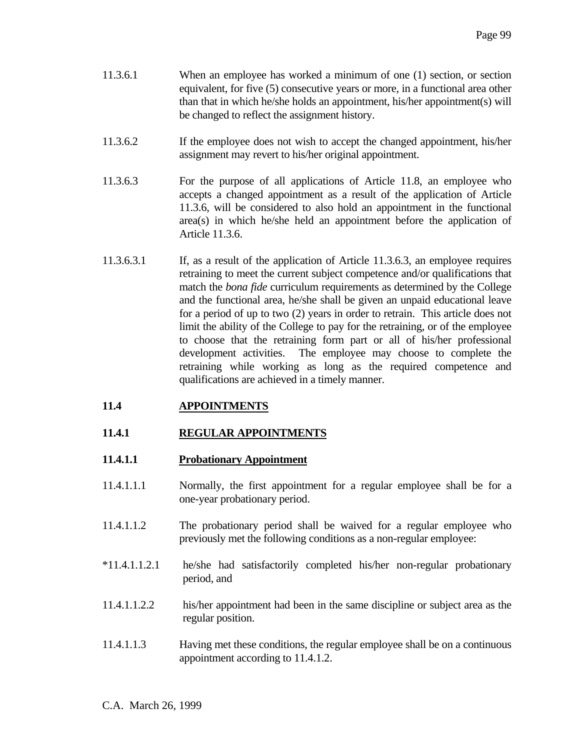11.3.6.1 When an employee has worked a minimum of one (1) section, or section equivalent, for five (5) consecutive years or more, in a functional area other than that in which he/she holds an appointment, his/her appointment(s) will be changed to reflect the assignment history.

11.3.6.2 If the employee does not wish to accept the changed appointment, his/her assignment may revert to his/her original appointment.

11.3.6.3 For the purpose of all applications of Article 11.8, an employee who accepts a changed appointment as a result of the application of Article 11.3.6, will be considered to also hold an appointment in the functional area(s) in which he/she held an appointment before the application of Article 11.3.6.

11.3.6.3.1 If, as a result of the application of Article 11.3.6.3, an employee requires retraining to meet the current subject competence and/or qualifications that match the *bona fide* curriculum requirements as determined by the College and the functional area, he/she shall be given an unpaid educational leave for a period of up to two (2) years in order to retrain. This article does not limit the ability of the College to pay for the retraining, or of the employee to choose that the retraining form part or all of his/her professional development activities. The employee may choose to complete the retraining while working as long as the required competence and qualifications are achieved in a timely manner.

## 11.4 APPOINTMENTS

### 11.4.1 REGULAR APPOINTMENTS

#### 11.4.1.1 Probationary Appointment

11.4.1.1.1 Normally, the first appointment for a regular employee shall be for a one-year probationary period.

11.4.1.1.2 The probationary period shall be waived for a regular employee who previously met the following conditions as a non-regular employee:

*11.4.1.1.2.1 he/she had satisfactorily completed his/her non-regular probationary period, and

11.4.1.1.2.2 his/her appointment had been in the same discipline or subject area as the regular position.

11.4.1.1.3 Having met these conditions, the regular employee shall be on a continuous appointment according to 11.4.1.2.

C.A. March 26, 1999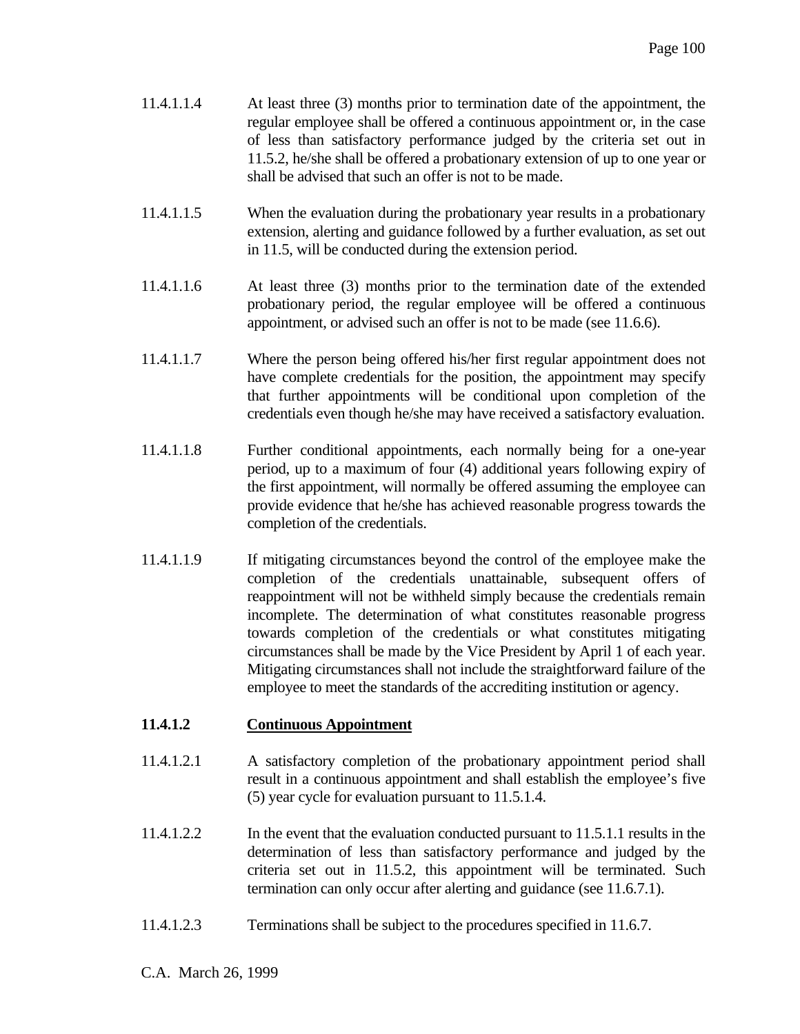11.4.1.1.4 At least three (3) months prior to termination date of the appointment, the regular employee shall be offered a continuous appointment or, in the case of less than satisfactory performance judged by the criteria set out in 11.5.2, he/she shall be offered a probationary extension of up to one year or shall be advised that such an offer is not to be made.

11.4.1.1.5 When the evaluation during the probationary year results in a probationary extension, alerting and guidance followed by a further evaluation, as set out in 11.5, will be conducted during the extension period.

11.4.1.1.6 At least three (3) months prior to the termination date of the extended probationary period, the regular employee will be offered a continuous appointment, or advised such an offer is not to be made (see 11.6.6).

11.4.1.1.7 Where the person being offered his/her first regular appointment does not have complete credentials for the position, the appointment may specify that further appointments will be conditional upon completion of the credentials even though he/she may have received a satisfactory evaluation.

11.4.1.1.8 Further conditional appointments, each normally being for a one-year period, up to a maximum of four (4) additional years following expiry of the first appointment, will normally be offered assuming the employee can provide evidence that he/she has achieved reasonable progress towards the completion of the credentials.

11.4.1.1.9 If mitigating circumstances beyond the control of the employee make the completion of the credentials unattainable, subsequent offers of reappointment will not be withheld simply because the credentials remain incomplete. The determination of what constitutes reasonable progress towards completion of the credentials or what constitutes mitigating circumstances shall be made by the Vice President by April 1 of each year. Mitigating circumstances shall not include the straightforward failure of the employee to meet the standards of the accrediting institution or agency.

### 11.4.1.2 Continuous Appointment

11.4.1.2.1 A satisfactory completion of the probationary appointment period shall result in a continuous appointment and shall establish the employee's five (5) year cycle for evaluation pursuant to 11.5.1.4.

11.4.1.2.2 In the event that the evaluation conducted pursuant to 11.5.1.1 results in the determination of less than satisfactory performance and judged by the criteria set out in 11.5.2, this appointment will be terminated. Such termination can only occur after alerting and guidance (see 11.6.7.1).

11.4.1.2.3 Terminations shall be subject to the procedures specified in 11.6.7.

C.A. March 26, 1999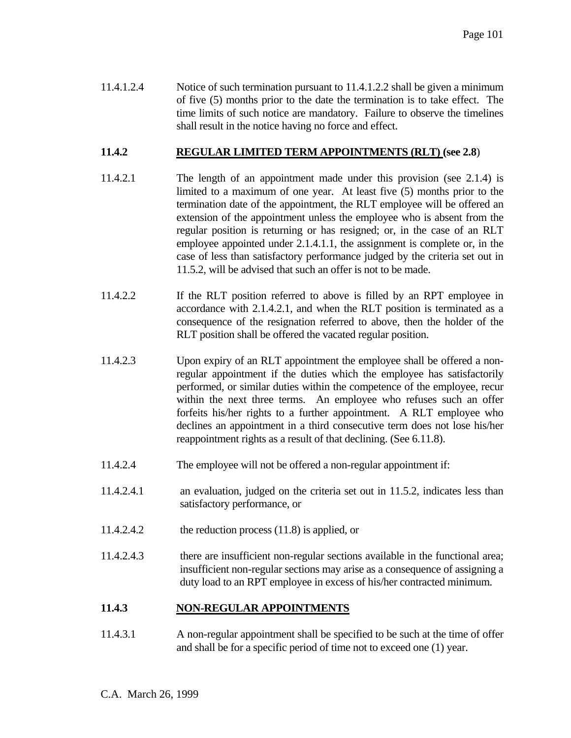11.4.1.2.4 Notice of such termination pursuant to 11.4.1.2.2 shall be given a minimum of five (5) months prior to the date the termination is to take effect. The time limits of such notice are mandatory. Failure to observe the timelines shall result in the notice having no force and effect.

### 11.4.2 REGULAR LIMITED TERM APPOINTMENTS (RLT) (see 2.8)

11.4.2.1 The length of an appointment made under this provision (see 2.1.4) is limited to a maximum of one year. At least five (5) months prior to the termination date of the appointment, the RLT employee will be offered an extension of the appointment unless the employee who is absent from the regular position is returning or has resigned; or, in the case of an RLT employee appointed under 2.1.4.1.1, the assignment is complete or, in the case of less than satisfactory performance judged by the criteria set out in 11.5.2, will be advised that such an offer is not to be made.

11.4.2.2 If the RLT position referred to above is filled by an RPT employee in accordance with 2.1.4.2.1, and when the RLT position is terminated as a consequence of the resignation referred to above, then the holder of the RLT position shall be offered the vacated regular position.

11.4.2.3 Upon expiry of an RLT appointment the employee shall be offered a non-regular appointment if the duties which the employee has satisfactorily performed, or similar duties within the competence of the employee, recur within the next three terms. An employee who refuses such an offer forfeits his/her rights to a further appointment. A RLT employee who declines an appointment in a third consecutive term does not lose his/her reappointment rights as a result of that declining. (See 6.11.8).

11.4.2.4 The employee will not be offered a non-regular appointment if:

11.4.2.4.1 an evaluation, judged on the criteria set out in 11.5.2, indicates less than satisfactory performance, or

11.4.2.4.2 the reduction process (11.8) is applied, or

11.4.2.4.3 there are insufficient non-regular sections available in the functional area; insufficient non-regular sections may arise as a consequence of assigning a duty load to an RPT employee in excess of his/her contracted minimum.

### 11.4.3 NON-REGULAR APPOINTMENTS

11.4.3.1 A non-regular appointment shall be specified to be such at the time of offer and shall be for a specific period of time not to exceed one (1) year.

C.A. March 26, 1999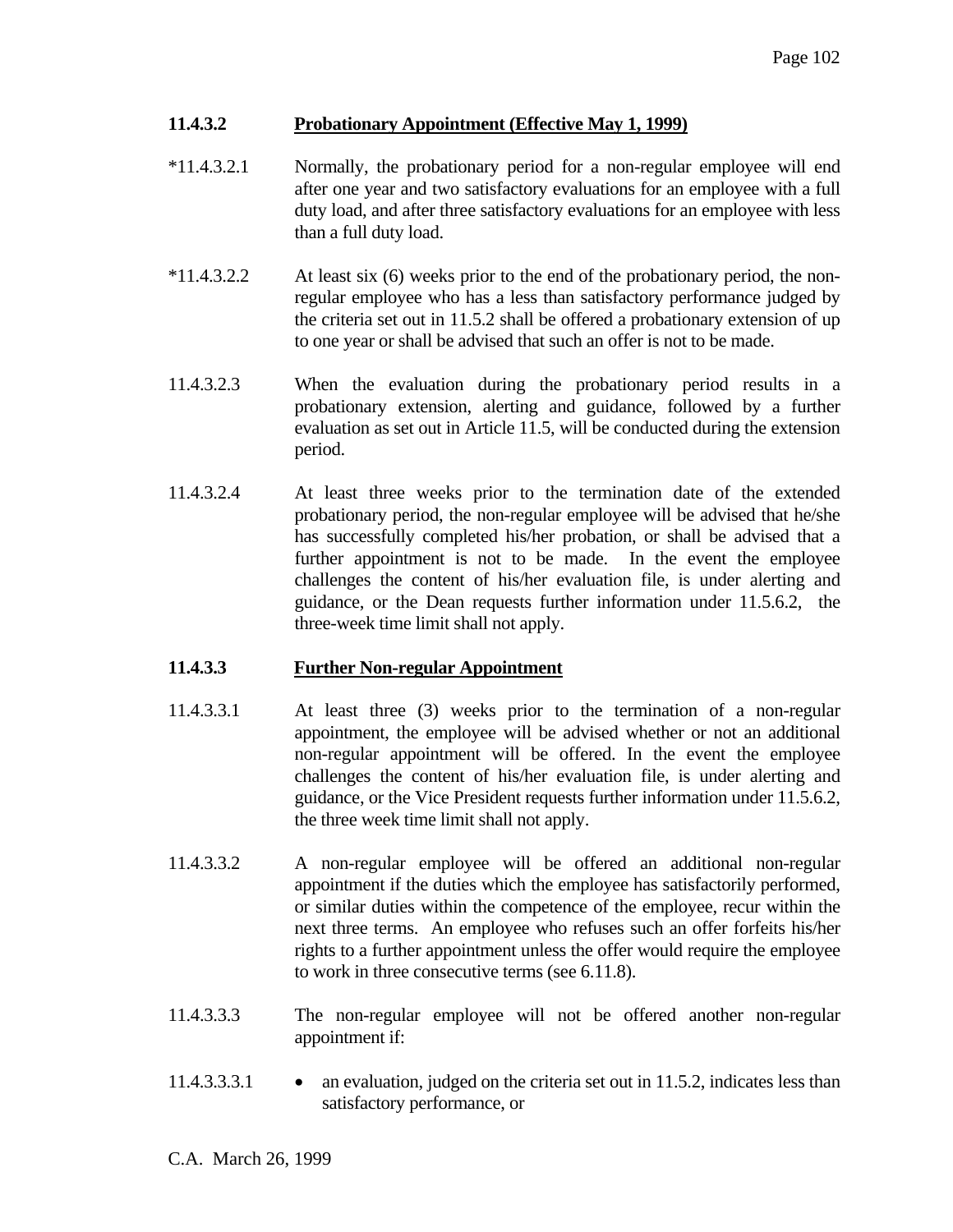### 11.4.3.2 Probationary Appointment (Effective May 1, 1999)

*11.4.3.2.1 Normally, the probationary period for a non-regular employee will end after one year and two satisfactory evaluations for an employee with a full duty load, and after three satisfactory evaluations for an employee with less than a full duty load.

*11.4.3.2.2 At least six (6) weeks prior to the end of the probationary period, the non-regular employee who has a less than satisfactory performance judged by the criteria set out in 11.5.2 shall be offered a probationary extension of up to one year or shall be advised that such an offer is not to be made.

11.4.3.2.3 When the evaluation during the probationary period results in a probationary extension, alerting and guidance, followed by a further evaluation as set out in Article 11.5, will be conducted during the extension period.

11.4.3.2.4 At least three weeks prior to the termination date of the extended probationary period, the non-regular employee will be advised that he/she has successfully completed his/her probation, or shall be advised that a further appointment is not to be made. In the event the employee challenges the content of his/her evaluation file, is under alerting and guidance, or the Dean requests further information under 11.5.6.2, the three-week time limit shall not apply.

### 11.4.3.3 Further Non-regular Appointment

11.4.3.3.1 At least three (3) weeks prior to the termination of a non-regular appointment, the employee will be advised whether or not an additional non-regular appointment will be offered. In the event the employee challenges the content of his/her evaluation file, is under alerting and guidance, or the Vice President requests further information under 11.5.6.2, the three week time limit shall not apply.

11.4.3.3.2 A non-regular employee will be offered an additional non-regular appointment if the duties which the employee has satisfactorily performed, or similar duties within the competence of the employee, recur within the next three terms. An employee who refuses such an offer forfeits his/her rights to a further appointment unless the offer would require the employee to work in three consecutive terms (see 6.11.8).

11.4.3.3.3 The non-regular employee will not be offered another non-regular appointment if:

11.4.3.3.3.1
- an evaluation, judged on the criteria set out in 11.5.2, indicates less than satisfactory performance, or

C.A. March 26, 1999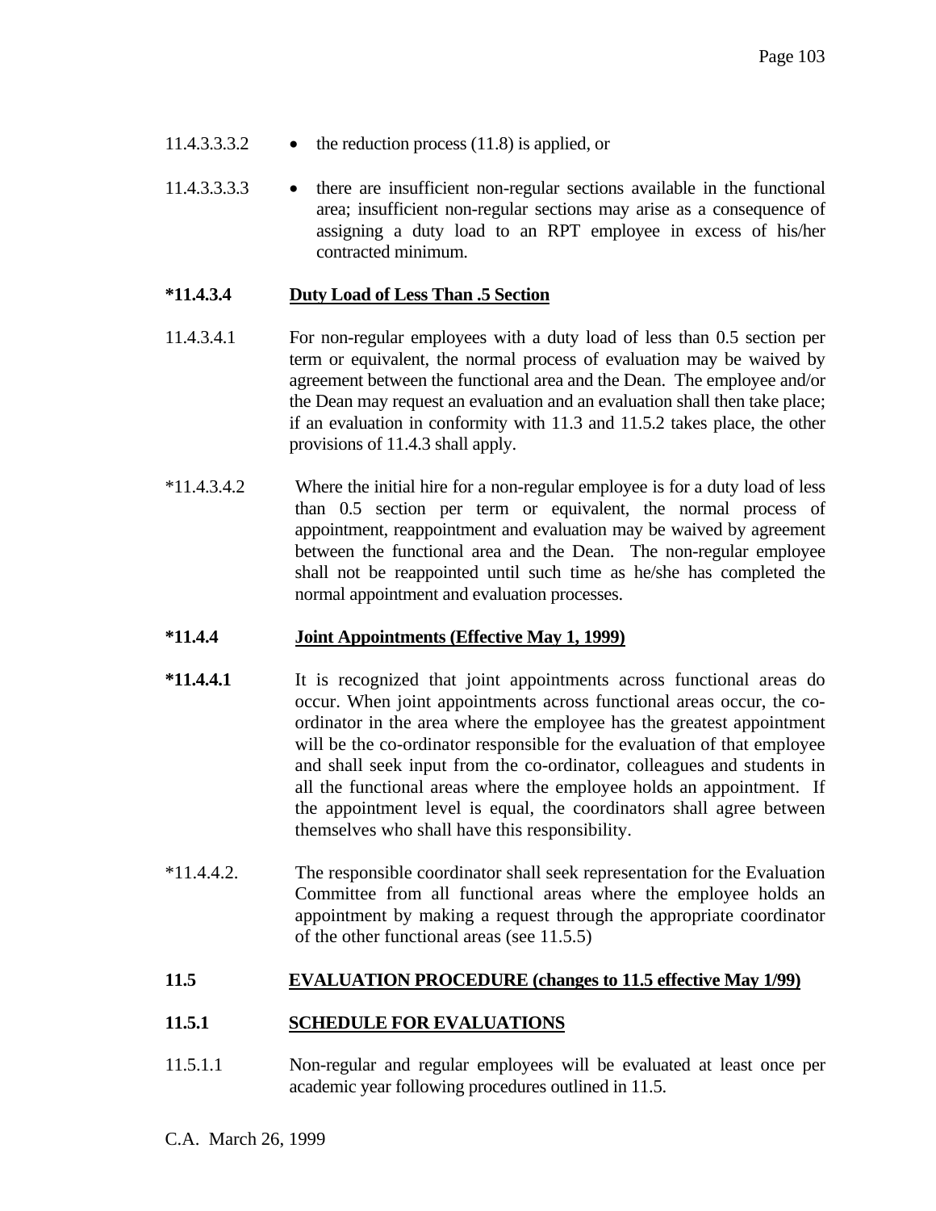11.4.3.3.3.2 • the reduction process (11.8) is applied, or

11.4.3.3.3.3 • there are insufficient non-regular sections available in the functional area; insufficient non-regular sections may arise as a consequence of assigning a duty load to an RPT employee in excess of his/her contracted minimum.

**\*11.4.3.4 <u>Duty Load of Less Than .5 Section</u>**

11.4.3.4.1 For non-regular employees with a duty load of less than 0.5 section per term or equivalent, the normal process of evaluation may be waived by agreement between the functional area and the Dean. The employee and/or the Dean may request an evaluation and an evaluation shall then take place; if an evaluation in conformity with 11.3 and 11.5.2 takes place, the other provisions of 11.4.3 shall apply.

\*11.4.3.4.2 Where the initial hire for a non-regular employee is for a duty load of less than 0.5 section per term or equivalent, the normal process of appointment, reappointment and evaluation may be waived by agreement between the functional area and the Dean. The non-regular employee shall not be reappointed until such time as he/she has completed the normal appointment and evaluation processes.

**\*11.4.4 <u>Joint Appointments (Effective May 1, 1999)</u>**

**\*11.4.4.1** It is recognized that joint appointments across functional areas do occur. When joint appointments across functional areas occur, the co-ordinator in the area where the employee has the greatest appointment will be the co-ordinator responsible for the evaluation of that employee and shall seek input from the co-ordinator, colleagues and students in all the functional areas where the employee holds an appointment. If the appointment level is equal, the coordinators shall agree between themselves who shall have this responsibility.

\*11.4.4.2. The responsible coordinator shall seek representation for the Evaluation Committee from all functional areas where the employee holds an appointment by making a request through the appropriate coordinator of the other functional areas (see 11.5.5)

**11.5 <u>EVALUATION PROCEDURE (changes to 11.5 effective May 1/99)</u>**

**11.5.1 <u>SCHEDULE FOR EVALUATIONS</u>**

11.5.1.1 Non-regular and regular employees will be evaluated at least once per academic year following procedures outlined in 11.5.

C.A. March 26, 1999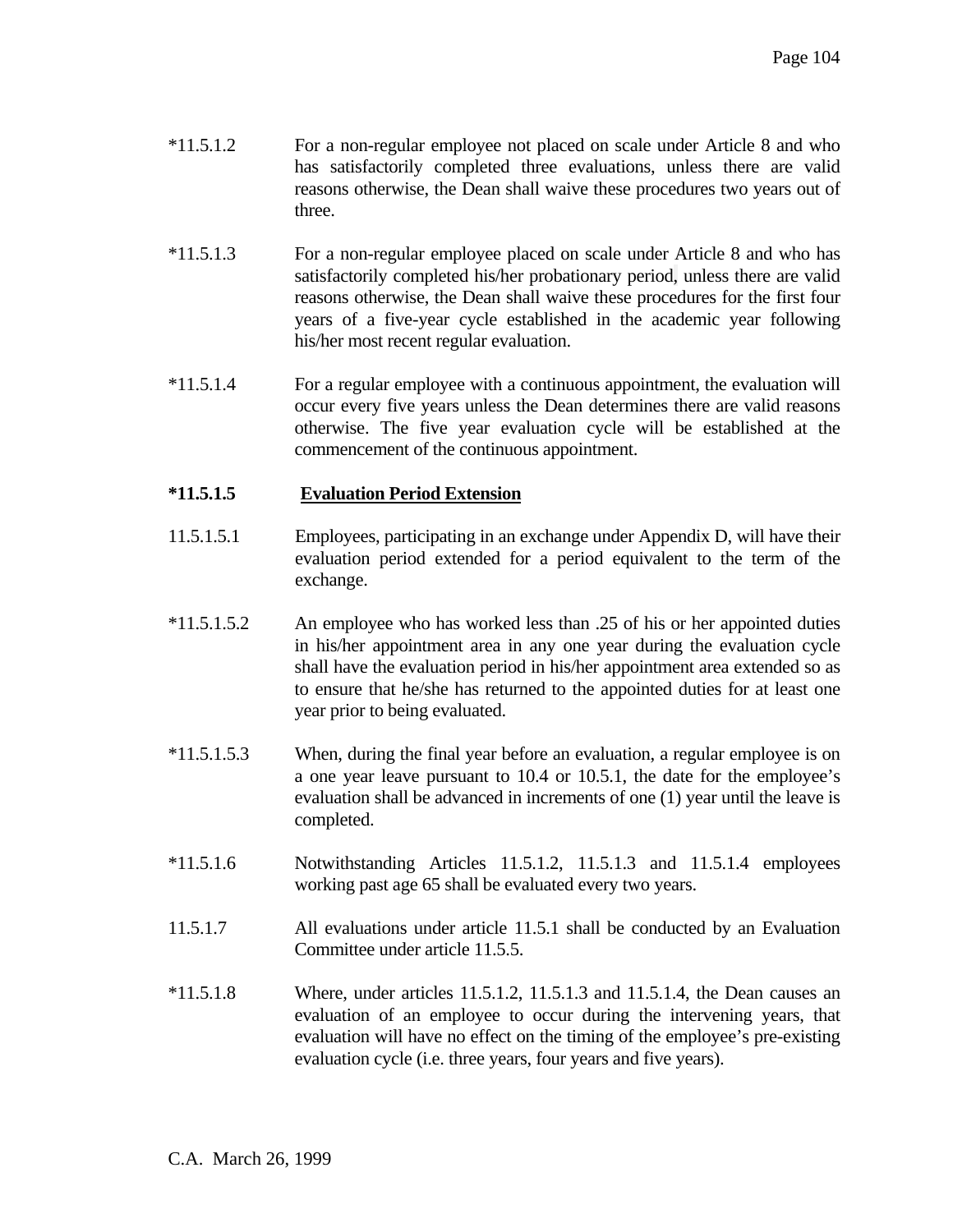*11.5.1.2 For a non-regular employee not placed on scale under Article 8 and who has satisfactorily completed three evaluations, unless there are valid reasons otherwise, the Dean shall waive these procedures two years out of three.

*11.5.1.3 For a non-regular employee placed on scale under Article 8 and who has satisfactorily completed his/her probationary period, unless there are valid reasons otherwise, the Dean shall waive these procedures for the first four years of a five-year cycle established in the academic year following his/her most recent regular evaluation.

*11.5.1.4 For a regular employee with a continuous appointment, the evaluation will occur every five years unless the Dean determines there are valid reasons otherwise. The five year evaluation cycle will be established at the commencement of the continuous appointment.

**\*11.5.1.5 <u>Evaluation Period Extension</u>**

11.5.1.5.1 Employees, participating in an exchange under Appendix D, will have their evaluation period extended for a period equivalent to the term of the exchange.

*11.5.1.5.2 An employee who has worked less than .25 of his or her appointed duties in his/her appointment area in any one year during the evaluation cycle shall have the evaluation period in his/her appointment area extended so as to ensure that he/she has returned to the appointed duties for at least one year prior to being evaluated.

*11.5.1.5.3 When, during the final year before an evaluation, a regular employee is on a one year leave pursuant to 10.4 or 10.5.1, the date for the employee's evaluation shall be advanced in increments of one (1) year until the leave is completed.

*11.5.1.6 Notwithstanding Articles 11.5.1.2, 11.5.1.3 and 11.5.1.4 employees working past age 65 shall be evaluated every two years.

11.5.1.7 All evaluations under article 11.5.1 shall be conducted by an Evaluation Committee under article 11.5.5.

*11.5.1.8 Where, under articles 11.5.1.2, 11.5.1.3 and 11.5.1.4, the Dean causes an evaluation of an employee to occur during the intervening years, that evaluation will have no effect on the timing of the employee's pre-existing evaluation cycle (i.e. three years, four years and five years).

C.A. March 26, 1999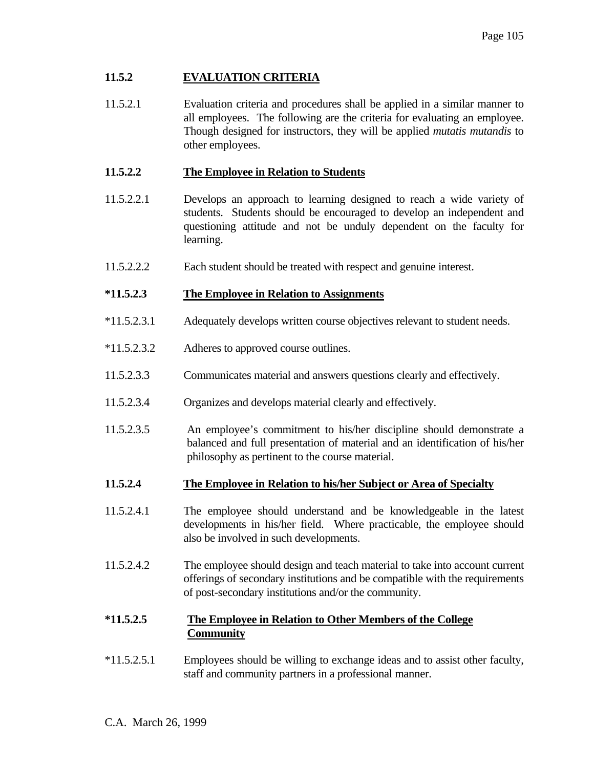### 11.5.2 EVALUATION CRITERIA

11.5.2.1 Evaluation criteria and procedures shall be applied in a similar manner to all employees. The following are the criteria for evaluating an employee. Though designed for instructors, they will be applied *mutatis mutandis* to other employees.

#### 11.5.2.2 The Employee in Relation to Students

11.5.2.2.1 Develops an approach to learning designed to reach a wide variety of students. Students should be encouraged to develop an independent and questioning attitude and not be unduly dependent on the faculty for learning.

11.5.2.2.2 Each student should be treated with respect and genuine interest.

#### *11.5.2.3 The Employee in Relation to Assignments

*11.5.2.3.1 Adequately develops written course objectives relevant to student needs.

*11.5.2.3.2 Adheres to approved course outlines.

11.5.2.3.3 Communicates material and answers questions clearly and effectively.

11.5.2.3.4 Organizes and develops material clearly and effectively.

11.5.2.3.5 An employee's commitment to his/her discipline should demonstrate a balanced and full presentation of material and an identification of his/her philosophy as pertinent to the course material.

#### 11.5.2.4 The Employee in Relation to his/her Subject or Area of Specialty

11.5.2.4.1 The employee should understand and be knowledgeable in the latest developments in his/her field. Where practicable, the employee should also be involved in such developments.

11.5.2.4.2 The employee should design and teach material to take into account current offerings of secondary institutions and be compatible with the requirements of post-secondary institutions and/or the community.

#### *11.5.2.5 The Employee in Relation to Other Members of the College Community

*11.5.2.5.1 Employees should be willing to exchange ideas and to assist other faculty, staff and community partners in a professional manner.

C.A. March 26, 1999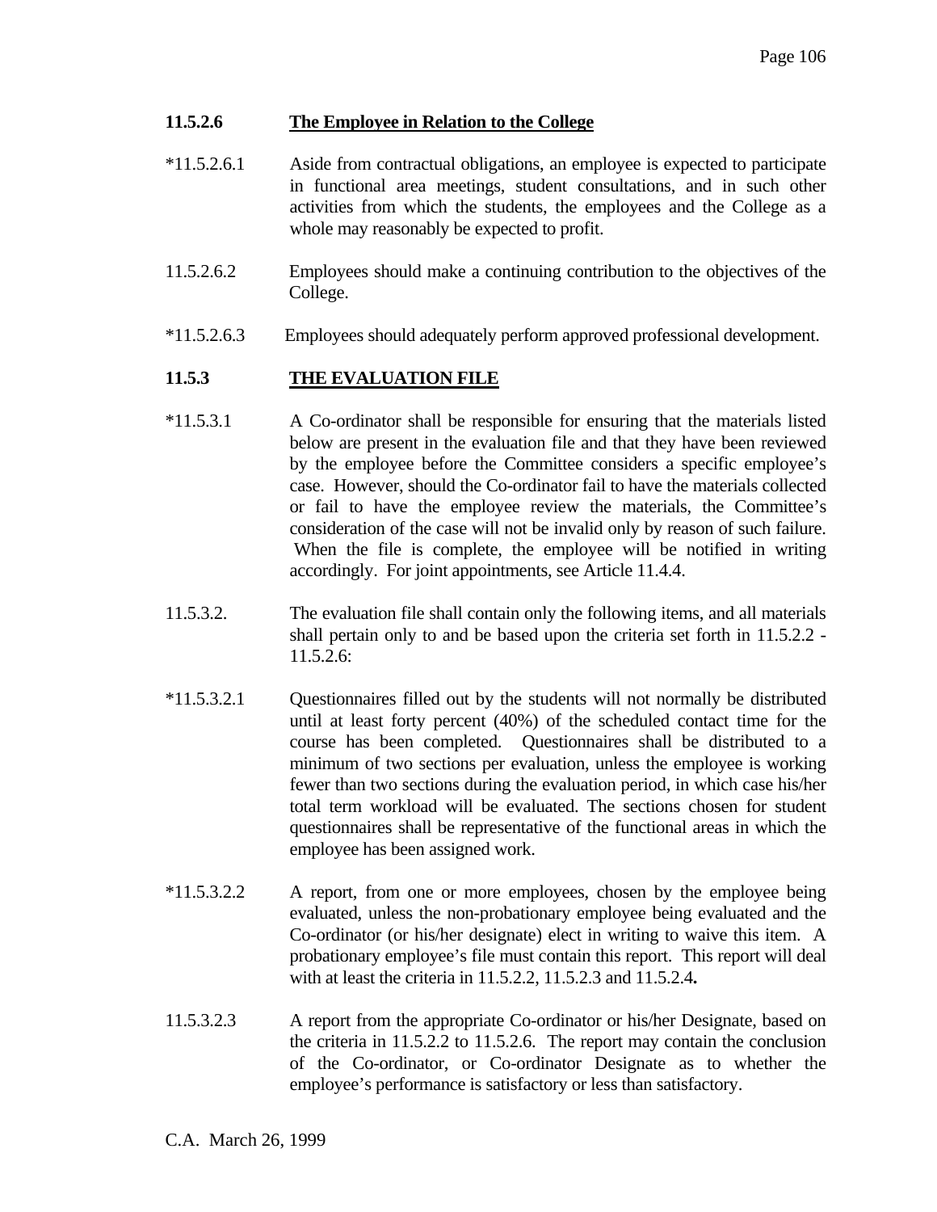### 11.5.2.6 The Employee in Relation to the College

*11.5.2.6.1 Aside from contractual obligations, an employee is expected to participate in functional area meetings, student consultations, and in such other activities from which the students, the employees and the College as a whole may reasonably be expected to profit.

11.5.2.6.2 Employees should make a continuing contribution to the objectives of the College.

*11.5.2.6.3 Employees should adequately perform approved professional development.

### 11.5.3 THE EVALUATION FILE

*11.5.3.1 A Co-ordinator shall be responsible for ensuring that the materials listed below are present in the evaluation file and that they have been reviewed by the employee before the Committee considers a specific employee's case. However, should the Co-ordinator fail to have the materials collected or fail to have the employee review the materials, the Committee's consideration of the case will not be invalid only by reason of such failure. When the file is complete, the employee will be notified in writing accordingly. For joint appointments, see Article 11.4.4.

11.5.3.2. The evaluation file shall contain only the following items, and all materials shall pertain only to and be based upon the criteria set forth in 11.5.2.2 - 11.5.2.6:

*11.5.3.2.1 Questionnaires filled out by the students will not normally be distributed until at least forty percent (40%) of the scheduled contact time for the course has been completed. Questionnaires shall be distributed to a minimum of two sections per evaluation, unless the employee is working fewer than two sections during the evaluation period, in which case his/her total term workload will be evaluated. The sections chosen for student questionnaires shall be representative of the functional areas in which the employee has been assigned work.

*11.5.3.2.2 A report, from one or more employees, chosen by the employee being evaluated, unless the non-probationary employee being evaluated and the Co-ordinator (or his/her designate) elect in writing to waive this item. A probationary employee's file must contain this report. This report will deal with at least the criteria in 11.5.2.2, 11.5.2.3 and 11.5.2.4**.**

11.5.3.2.3 A report from the appropriate Co-ordinator or his/her Designate, based on the criteria in 11.5.2.2 to 11.5.2.6. The report may contain the conclusion of the Co-ordinator, or Co-ordinator Designate as to whether the employee's performance is satisfactory or less than satisfactory.

C.A. March 26, 1999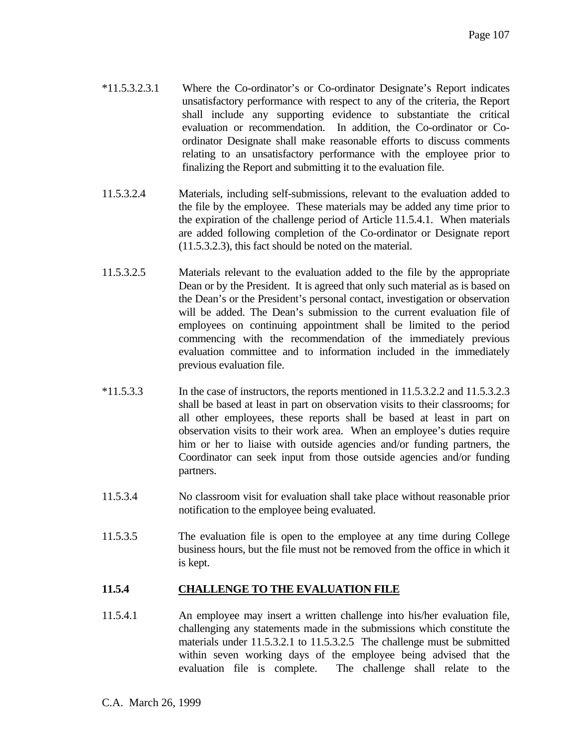*11.5.3.2.3.1 Where the Co-ordinator's or Co-ordinator Designate's Report indicates unsatisfactory performance with respect to any of the criteria, the Report shall include any supporting evidence to substantiate the critical evaluation or recommendation. In addition, the Co-ordinator or Co-ordinator Designate shall make reasonable efforts to discuss comments relating to an unsatisfactory performance with the employee prior to finalizing the Report and submitting it to the evaluation file.

11.5.3.2.4 Materials, including self-submissions, relevant to the evaluation added to the file by the employee. These materials may be added any time prior to the expiration of the challenge period of Article 11.5.4.1. When materials are added following completion of the Co-ordinator or Designate report (11.5.3.2.3), this fact should be noted on the material.

11.5.3.2.5 Materials relevant to the evaluation added to the file by the appropriate Dean or by the President. It is agreed that only such material as is based on the Dean's or the President's personal contact, investigation or observation will be added. The Dean's submission to the current evaluation file of employees on continuing appointment shall be limited to the period commencing with the recommendation of the immediately previous evaluation committee and to information included in the immediately previous evaluation file.

*11.5.3.3 In the case of instructors, the reports mentioned in 11.5.3.2.2 and 11.5.3.2.3 shall be based at least in part on observation visits to their classrooms; for all other employees, these reports shall be based at least in part on observation visits to their work area. When an employee's duties require him or her to liaise with outside agencies and/or funding partners, the Coordinator can seek input from those outside agencies and/or funding partners.

11.5.3.4 No classroom visit for evaluation shall take place without reasonable prior notification to the employee being evaluated.

11.5.3.5 The evaluation file is open to the employee at any time during College business hours, but the file must not be removed from the office in which it is kept.

### 11.5.4 CHALLENGE TO THE EVALUATION FILE

11.5.4.1 An employee may insert a written challenge into his/her evaluation file, challenging any statements made in the submissions which constitute the materials under 11.5.3.2.1 to 11.5.3.2.5 The challenge must be submitted within seven working days of the employee being advised that the evaluation file is complete. The challenge shall relate to the

C.A. March 26, 1999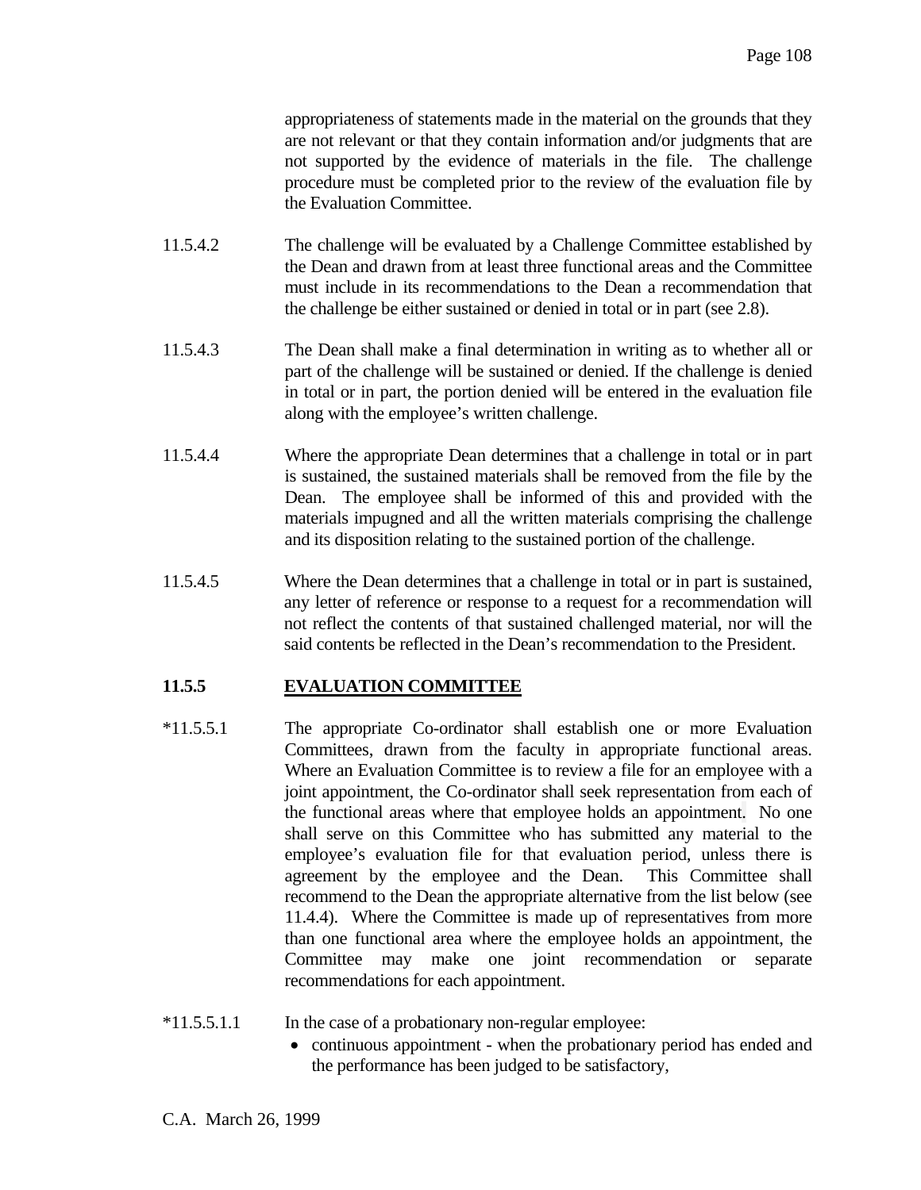appropriateness of statements made in the material on the grounds that they are not relevant or that they contain information and/or judgments that are not supported by the evidence of materials in the file. The challenge procedure must be completed prior to the review of the evaluation file by the Evaluation Committee.

11.5.4.2 The challenge will be evaluated by a Challenge Committee established by the Dean and drawn from at least three functional areas and the Committee must include in its recommendations to the Dean a recommendation that the challenge be either sustained or denied in total or in part (see 2.8).

11.5.4.3 The Dean shall make a final determination in writing as to whether all or part of the challenge will be sustained or denied. If the challenge is denied in total or in part, the portion denied will be entered in the evaluation file along with the employee's written challenge.

11.5.4.4 Where the appropriate Dean determines that a challenge in total or in part is sustained, the sustained materials shall be removed from the file by the Dean. The employee shall be informed of this and provided with the materials impugned and all the written materials comprising the challenge and its disposition relating to the sustained portion of the challenge.

11.5.4.5 Where the Dean determines that a challenge in total or in part is sustained, any letter of reference or response to a request for a recommendation will not reflect the contents of that sustained challenged material, nor will the said contents be reflected in the Dean's recommendation to the President.

**11.5.5 <u>EVALUATION COMMITTEE</u>**

*11.5.5.1 The appropriate Co-ordinator shall establish one or more Evaluation Committees, drawn from the faculty in appropriate functional areas. Where an Evaluation Committee is to review a file for an employee with a joint appointment, the Co-ordinator shall seek representation from each of the functional areas where that employee holds an appointment. No one shall serve on this Committee who has submitted any material to the employee's evaluation file for that evaluation period, unless there is agreement by the employee and the Dean. This Committee shall recommend to the Dean the appropriate alternative from the list below (see 11.4.4). Where the Committee is made up of representatives from more than one functional area where the employee holds an appointment, the Committee may make one joint recommendation or separate recommendations for each appointment.

*11.5.5.1.1 In the case of a probationary non-regular employee:

- continuous appointment - when the probationary period has ended and the performance has been judged to be satisfactory,

C.A. March 26, 1999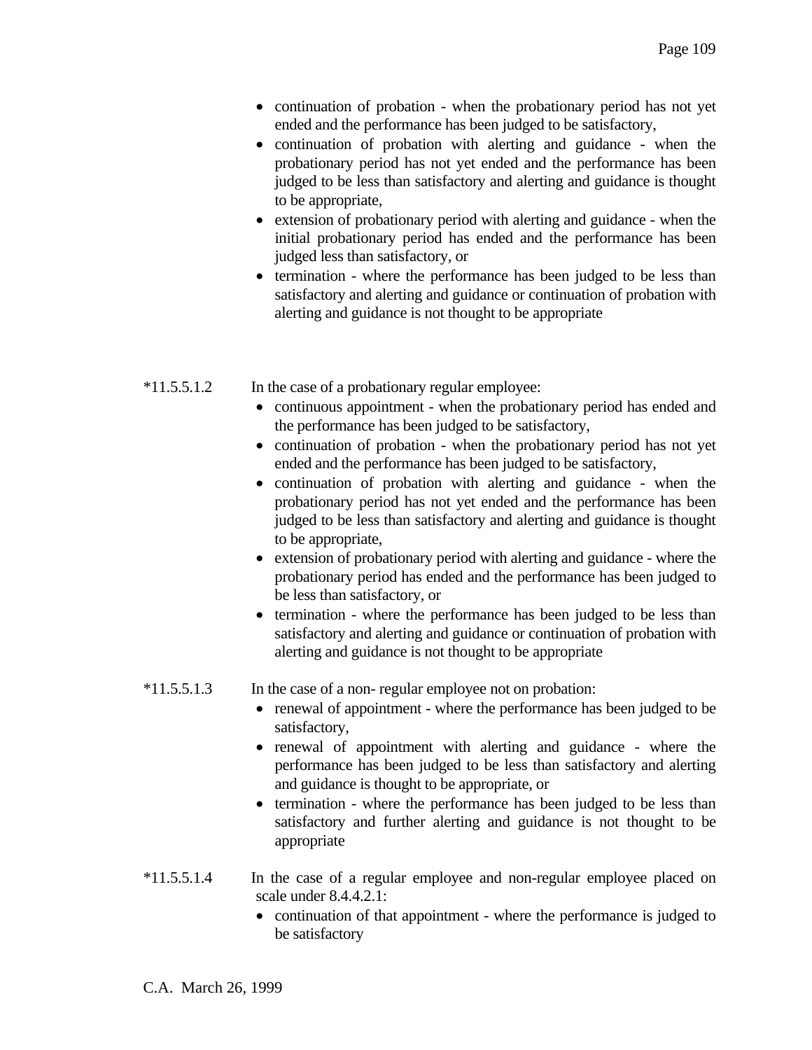- continuation of probation - when the probationary period has not yet ended and the performance has been judged to be satisfactory,
- continuation of probation with alerting and guidance - when the probationary period has not yet ended and the performance has been judged to be less than satisfactory and alerting and guidance is thought to be appropriate,
- extension of probationary period with alerting and guidance - when the initial probationary period has ended and the performance has been judged less than satisfactory, or
- termination - where the performance has been judged to be less than satisfactory and alerting and guidance or continuation of probation with alerting and guidance is not thought to be appropriate

*11.5.5.1.2 In the case of a probationary regular employee:

- continuous appointment - when the probationary period has ended and the performance has been judged to be satisfactory,
- continuation of probation - when the probationary period has not yet ended and the performance has been judged to be satisfactory,
- continuation of probation with alerting and guidance - when the probationary period has not yet ended and the performance has been judged to be less than satisfactory and alerting and guidance is thought to be appropriate,
- extension of probationary period with alerting and guidance - where the probationary period has ended and the performance has been judged to be less than satisfactory, or
- termination - where the performance has been judged to be less than satisfactory and alerting and guidance or continuation of probation with alerting and guidance is not thought to be appropriate

*11.5.5.1.3 In the case of a non- regular employee not on probation:

- renewal of appointment - where the performance has been judged to be satisfactory,
- renewal of appointment with alerting and guidance - where the performance has been judged to be less than satisfactory and alerting and guidance is thought to be appropriate, or
- termination - where the performance has been judged to be less than satisfactory and further alerting and guidance is not thought to be appropriate

*11.5.5.1.4 In the case of a regular employee and non-regular employee placed on scale under 8.4.4.2.1:

- continuation of that appointment - where the performance is judged to be satisfactory

C.A. March 26, 1999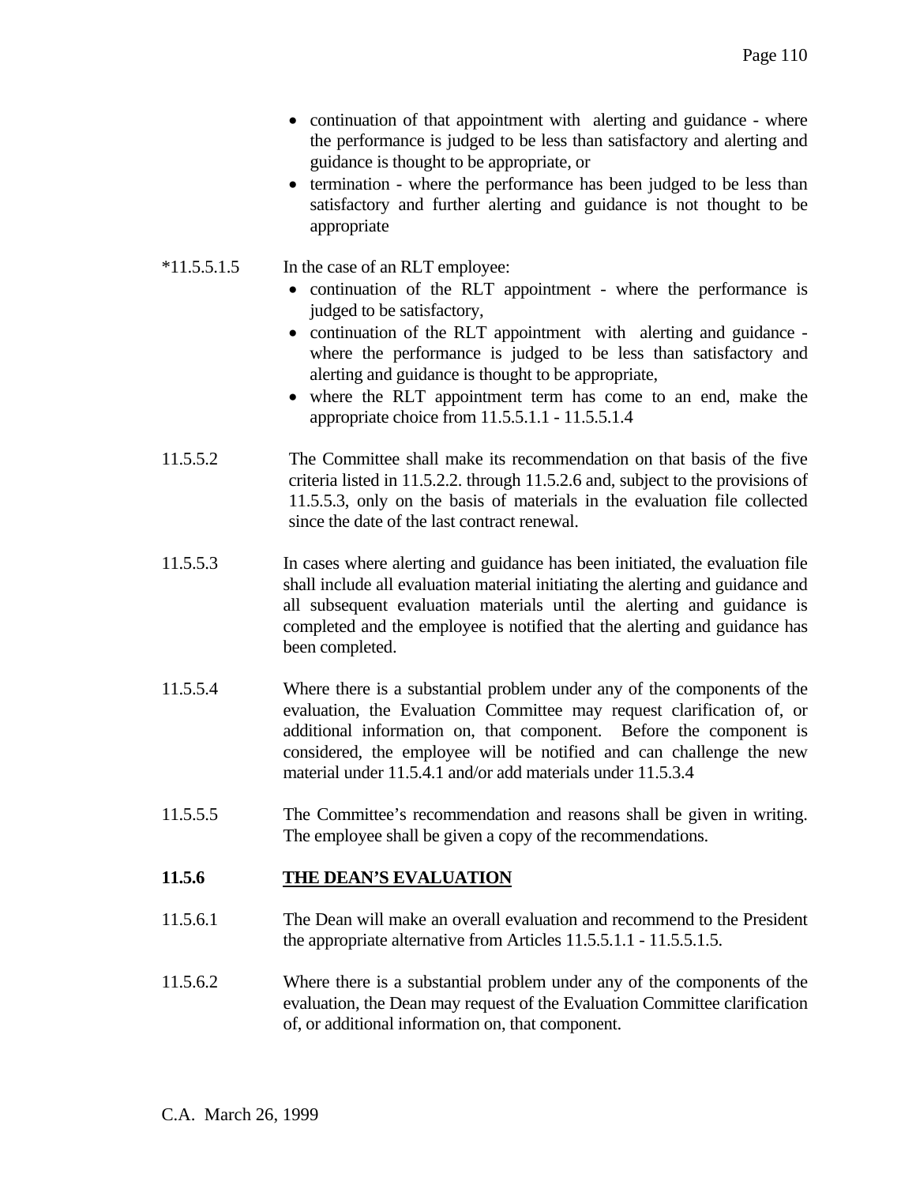- continuation of that appointment with alerting and guidance - where the performance is judged to be less than satisfactory and alerting and guidance is thought to be appropriate, or
- termination - where the performance has been judged to be less than satisfactory and further alerting and guidance is not thought to be appropriate

*11.5.5.1.5 In the case of an RLT employee:

- continuation of the RLT appointment - where the performance is judged to be satisfactory,
- continuation of the RLT appointment with alerting and guidance - where the performance is judged to be less than satisfactory and alerting and guidance is thought to be appropriate,
- where the RLT appointment term has come to an end, make the appropriate choice from 11.5.5.1.1 - 11.5.5.1.4

11.5.5.2 The Committee shall make its recommendation on that basis of the five criteria listed in 11.5.2.2. through 11.5.2.6 and, subject to the provisions of 11.5.5.3, only on the basis of materials in the evaluation file collected since the date of the last contract renewal.

11.5.5.3 In cases where alerting and guidance has been initiated, the evaluation file shall include all evaluation material initiating the alerting and guidance and all subsequent evaluation materials until the alerting and guidance is completed and the employee is notified that the alerting and guidance has been completed.

11.5.5.4 Where there is a substantial problem under any of the components of the evaluation, the Evaluation Committee may request clarification of, or additional information on, that component. Before the component is considered, the employee will be notified and can challenge the new material under 11.5.4.1 and/or add materials under 11.5.3.4

11.5.5.5 The Committee's recommendation and reasons shall be given in writing. The employee shall be given a copy of the recommendations.

### 11.5.6 THE DEAN'S EVALUATION

11.5.6.1 The Dean will make an overall evaluation and recommend to the President the appropriate alternative from Articles 11.5.5.1.1 - 11.5.5.1.5.

11.5.6.2 Where there is a substantial problem under any of the components of the evaluation, the Dean may request of the Evaluation Committee clarification of, or additional information on, that component.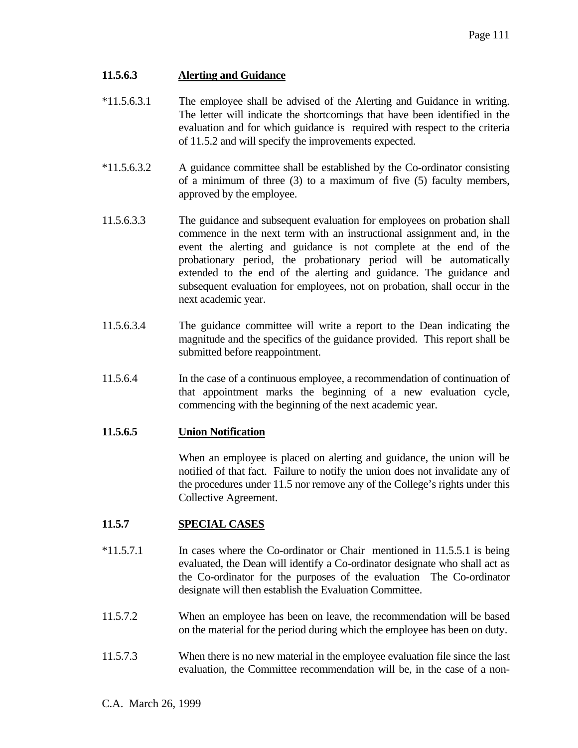**11.5.6.3 Alerting and Guidance**

*11.5.6.3.1 The employee shall be advised of the Alerting and Guidance in writing. The letter will indicate the shortcomings that have been identified in the evaluation and for which guidance is required with respect to the criteria of 11.5.2 and will specify the improvements expected.

*11.5.6.3.2 A guidance committee shall be established by the Co-ordinator consisting of a minimum of three (3) to a maximum of five (5) faculty members, approved by the employee.

11.5.6.3.3 The guidance and subsequent evaluation for employees on probation shall commence in the next term with an instructional assignment and, in the event the alerting and guidance is not complete at the end of the probationary period, the probationary period will be automatically extended to the end of the alerting and guidance. The guidance and subsequent evaluation for employees, not on probation, shall occur in the next academic year.

11.5.6.3.4 The guidance committee will write a report to the Dean indicating the magnitude and the specifics of the guidance provided. This report shall be submitted before reappointment.

11.5.6.4 In the case of a continuous employee, a recommendation of continuation of that appointment marks the beginning of a new evaluation cycle, commencing with the beginning of the next academic year.

**11.5.6.5 Union Notification**

When an employee is placed on alerting and guidance, the union will be notified of that fact. Failure to notify the union does not invalidate any of the procedures under 11.5 nor remove any of the College's rights under this Collective Agreement.

**11.5.7 SPECIAL CASES**

*11.5.7.1 In cases where the Co-ordinator or Chair mentioned in 11.5.5.1 is being evaluated, the Dean will identify a Co-ordinator designate who shall act as the Co-ordinator for the purposes of the evaluation The Co-ordinator designate will then establish the Evaluation Committee.

11.5.7.2 When an employee has been on leave, the recommendation will be based on the material for the period during which the employee has been on duty.

11.5.7.3 When there is no new material in the employee evaluation file since the last evaluation, the Committee recommendation will be, in the case of a non-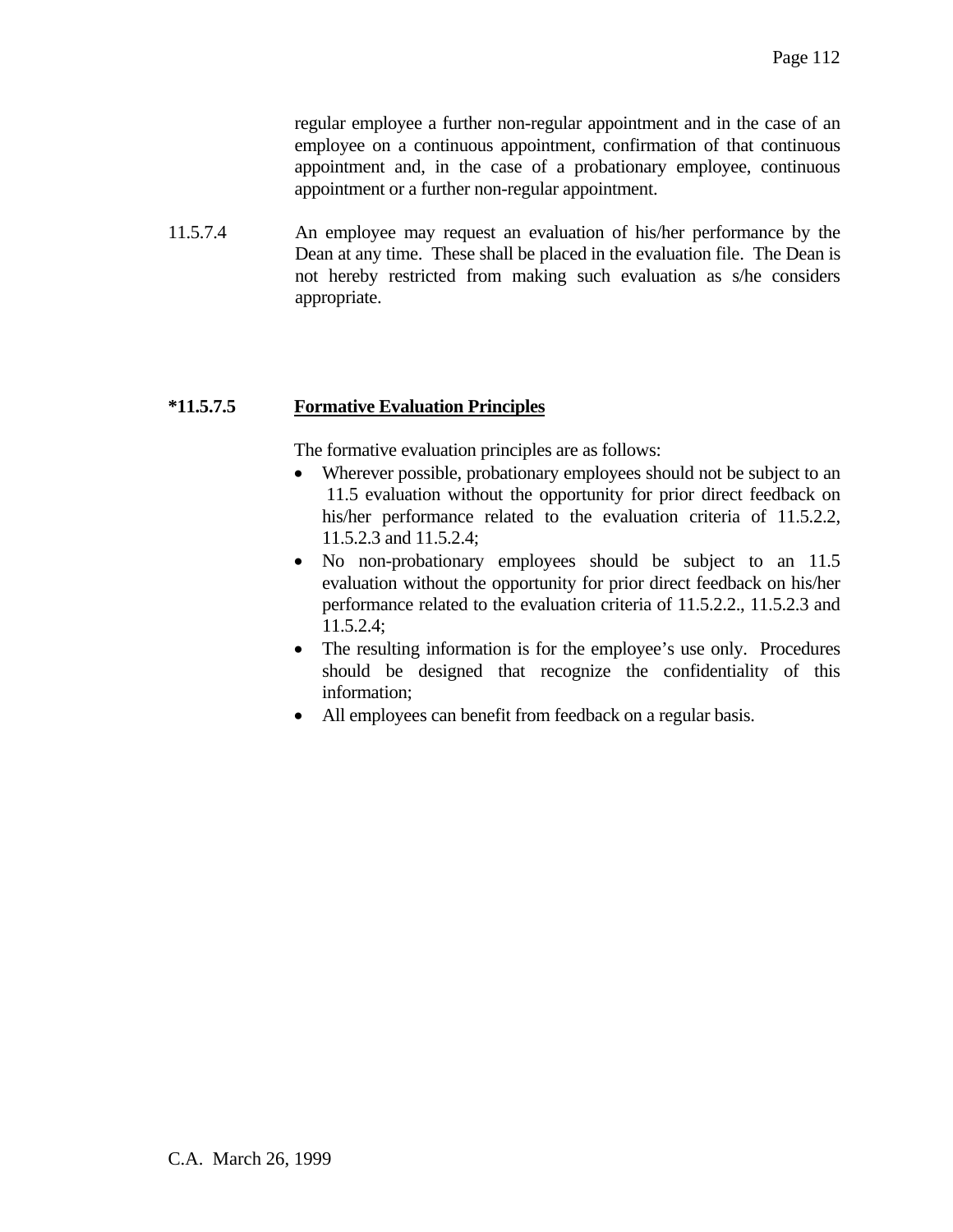regular employee a further non-regular appointment and in the case of an employee on a continuous appointment, confirmation of that continuous appointment and, in the case of a probationary employee, continuous appointment or a further non-regular appointment.

11.5.7.4 An employee may request an evaluation of his/her performance by the Dean at any time. These shall be placed in the evaluation file. The Dean is not hereby restricted from making such evaluation as s/he considers appropriate.

**\*11.5.7.5** **<u>Formative Evaluation Principles</u>**

The formative evaluation principles are as follows:

- Wherever possible, probationary employees should not be subject to an 11.5 evaluation without the opportunity for prior direct feedback on his/her performance related to the evaluation criteria of 11.5.2.2, 11.5.2.3 and 11.5.2.4;
- No non-probationary employees should be subject to an 11.5 evaluation without the opportunity for prior direct feedback on his/her performance related to the evaluation criteria of 11.5.2.2., 11.5.2.3 and 11.5.2.4;
- The resulting information is for the employee's use only. Procedures should be designed that recognize the confidentiality of this information;
- All employees can benefit from feedback on a regular basis.

C.A. March 26, 1999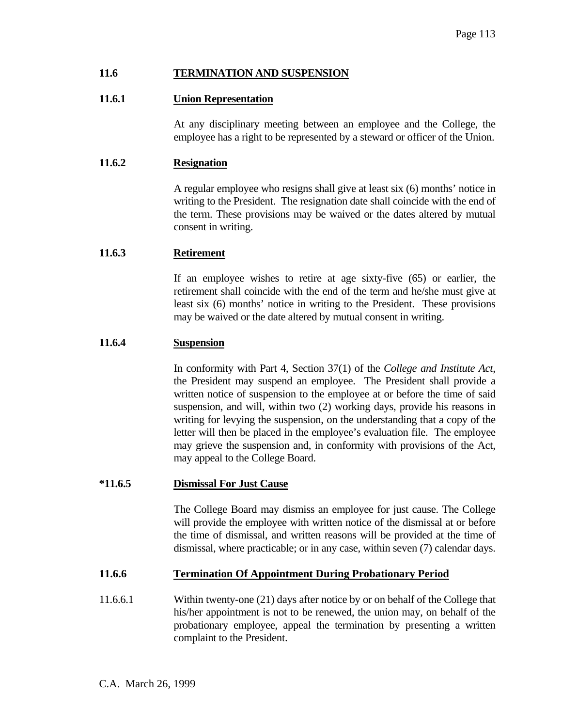## 11.6 TERMINATION AND SUSPENSION

### 11.6.1 Union Representation

At any disciplinary meeting between an employee and the College, the employee has a right to be represented by a steward or officer of the Union.

### 11.6.2 Resignation

A regular employee who resigns shall give at least six (6) months' notice in writing to the President. The resignation date shall coincide with the end of the term. These provisions may be waived or the dates altered by mutual consent in writing.

### 11.6.3 Retirement

If an employee wishes to retire at age sixty-five (65) or earlier, the retirement shall coincide with the end of the term and he/she must give at least six (6) months' notice in writing to the President. These provisions may be waived or the date altered by mutual consent in writing.

### 11.6.4 Suspension

In conformity with Part 4, Section 37(1) of the *College and Institute Act*, the President may suspend an employee. The President shall provide a written notice of suspension to the employee at or before the time of said suspension, and will, within two (2) working days, provide his reasons in writing for levying the suspension, on the understanding that a copy of the letter will then be placed in the employee's evaluation file. The employee may grieve the suspension and, in conformity with provisions of the Act, may appeal to the College Board.

### *11.6.5 Dismissal For Just Cause

The College Board may dismiss an employee for just cause. The College will provide the employee with written notice of the dismissal at or before the time of dismissal, and written reasons will be provided at the time of dismissal, where practicable; or in any case, within seven (7) calendar days.

### 11.6.6 Termination Of Appointment During Probationary Period

11.6.6.1 Within twenty-one (21) days after notice by or on behalf of the College that his/her appointment is not to be renewed, the union may, on behalf of the probationary employee, appeal the termination by presenting a written complaint to the President.

C.A. March 26, 1999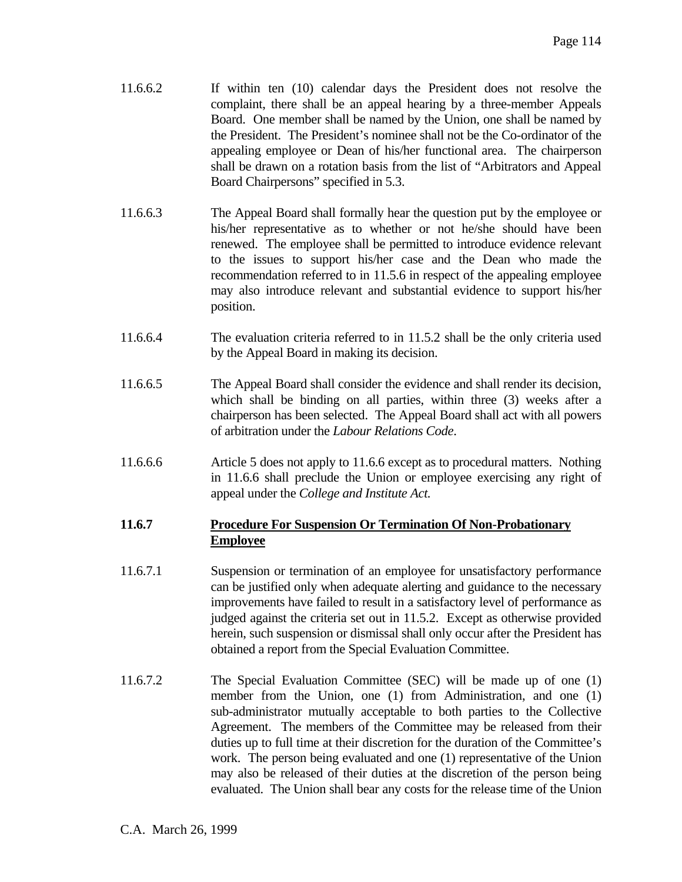11.6.6.2 If within ten (10) calendar days the President does not resolve the complaint, there shall be an appeal hearing by a three-member Appeals Board. One member shall be named by the Union, one shall be named by the President. The President's nominee shall not be the Co-ordinator of the appealing employee or Dean of his/her functional area. The chairperson shall be drawn on a rotation basis from the list of "Arbitrators and Appeal Board Chairpersons" specified in 5.3.

11.6.6.3 The Appeal Board shall formally hear the question put by the employee or his/her representative as to whether or not he/she should have been renewed. The employee shall be permitted to introduce evidence relevant to the issues to support his/her case and the Dean who made the recommendation referred to in 11.5.6 in respect of the appealing employee may also introduce relevant and substantial evidence to support his/her position.

11.6.6.4 The evaluation criteria referred to in 11.5.2 shall be the only criteria used by the Appeal Board in making its decision.

11.6.6.5 The Appeal Board shall consider the evidence and shall render its decision, which shall be binding on all parties, within three (3) weeks after a chairperson has been selected. The Appeal Board shall act with all powers of arbitration under the *Labour Relations Code*.

11.6.6.6 Article 5 does not apply to 11.6.6 except as to procedural matters. Nothing in 11.6.6 shall preclude the Union or employee exercising any right of appeal under the *College and Institute Act.*

### 11.6.7 Procedure For Suspension Or Termination Of Non-Probationary Employee

11.6.7.1 Suspension or termination of an employee for unsatisfactory performance can be justified only when adequate alerting and guidance to the necessary improvements have failed to result in a satisfactory level of performance as judged against the criteria set out in 11.5.2. Except as otherwise provided herein, such suspension or dismissal shall only occur after the President has obtained a report from the Special Evaluation Committee.

11.6.7.2 The Special Evaluation Committee (SEC) will be made up of one (1) member from the Union, one (1) from Administration, and one (1) sub-administrator mutually acceptable to both parties to the Collective Agreement. The members of the Committee may be released from their duties up to full time at their discretion for the duration of the Committee's work. The person being evaluated and one (1) representative of the Union may also be released of their duties at the discretion of the person being evaluated. The Union shall bear any costs for the release time of the Union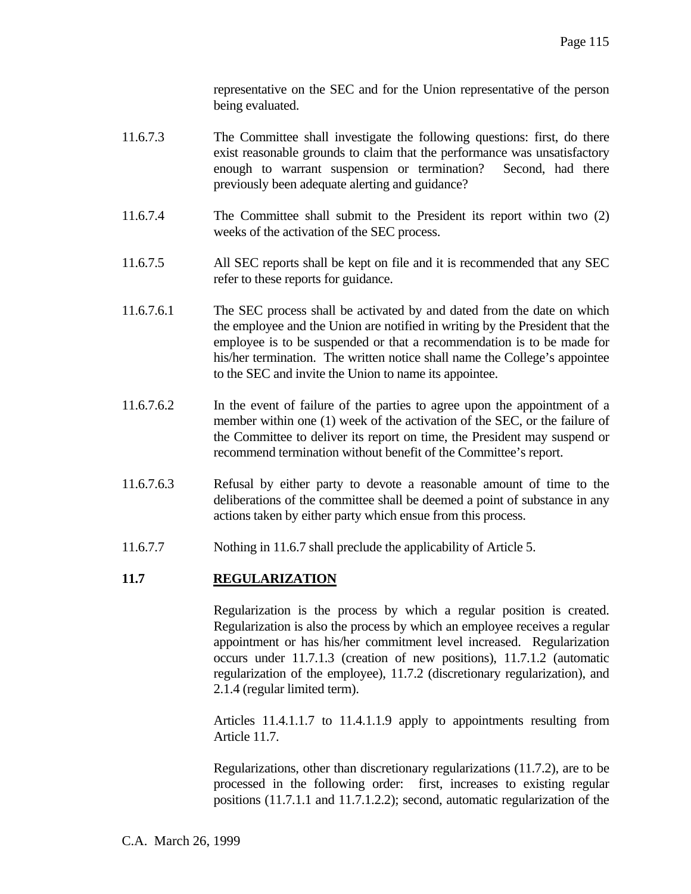representative on the SEC and for the Union representative of the person being evaluated.

11.6.7.3 The Committee shall investigate the following questions: first, do there exist reasonable grounds to claim that the performance was unsatisfactory enough to warrant suspension or termination? Second, had there previously been adequate alerting and guidance?

11.6.7.4 The Committee shall submit to the President its report within two (2) weeks of the activation of the SEC process.

11.6.7.5 All SEC reports shall be kept on file and it is recommended that any SEC refer to these reports for guidance.

11.6.7.6.1 The SEC process shall be activated by and dated from the date on which the employee and the Union are notified in writing by the President that the employee is to be suspended or that a recommendation is to be made for his/her termination. The written notice shall name the College's appointee to the SEC and invite the Union to name its appointee.

11.6.7.6.2 In the event of failure of the parties to agree upon the appointment of a member within one (1) week of the activation of the SEC, or the failure of the Committee to deliver its report on time, the President may suspend or recommend termination without benefit of the Committee's report.

11.6.7.6.3 Refusal by either party to devote a reasonable amount of time to the deliberations of the committee shall be deemed a point of substance in any actions taken by either party which ensue from this process.

11.6.7.7 Nothing in 11.6.7 shall preclude the applicability of Article 5.

## 11.7 REGULARIZATION

Regularization is the process by which a regular position is created. Regularization is also the process by which an employee receives a regular appointment or has his/her commitment level increased. Regularization occurs under 11.7.1.3 (creation of new positions), 11.7.1.2 (automatic regularization of the employee), 11.7.2 (discretionary regularization), and 2.1.4 (regular limited term).

Articles 11.4.1.1.7 to 11.4.1.1.9 apply to appointments resulting from Article 11.7.

Regularizations, other than discretionary regularizations (11.7.2), are to be processed in the following order: first, increases to existing regular positions (11.7.1.1 and 11.7.1.2.2); second, automatic regularization of the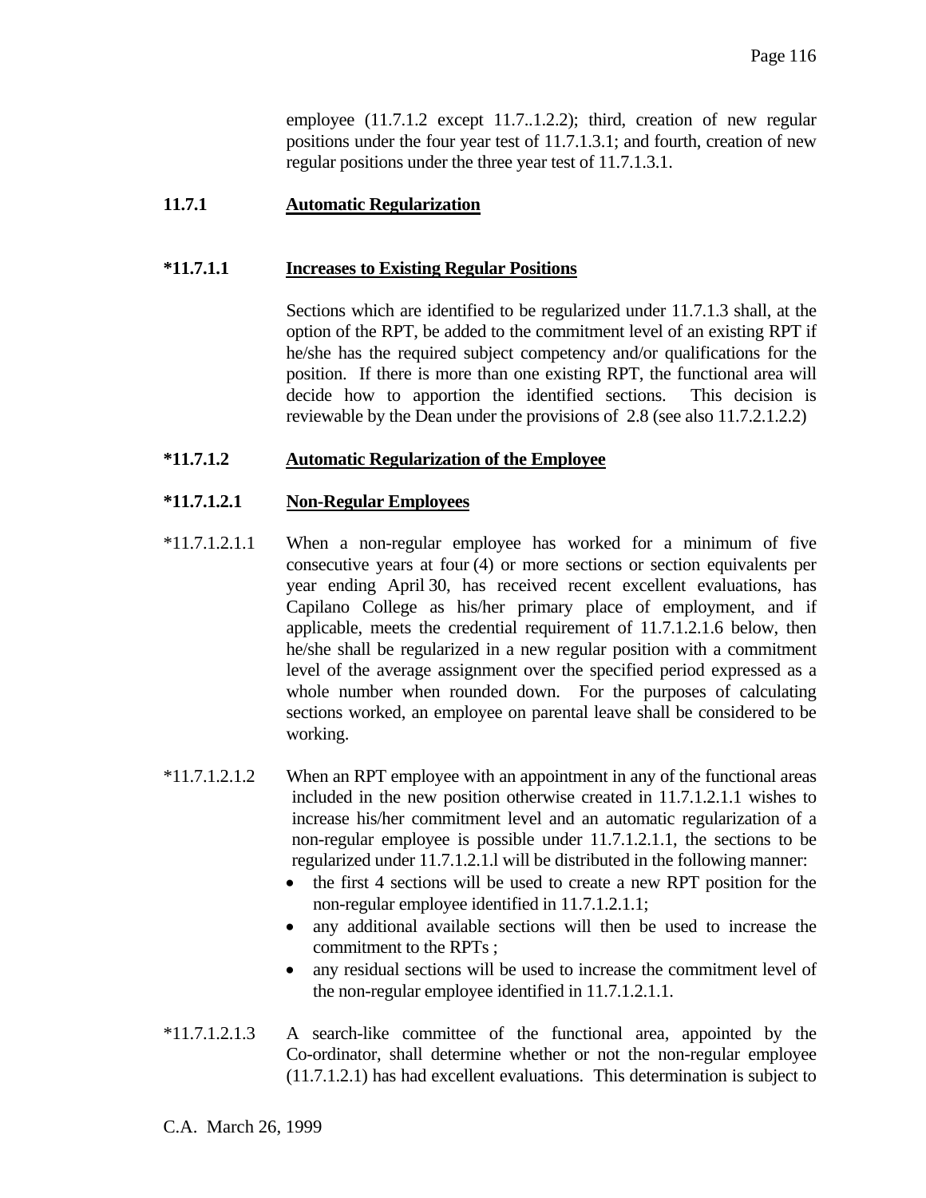employee (11.7.1.2 except 11.7..1.2.2); third, creation of new regular positions under the four year test of 11.7.1.3.1; and fourth, creation of new regular positions under the three year test of 11.7.1.3.1.

### 11.7.1 Automatic Regularization

#### *11.7.1.1 Increases to Existing Regular Positions

Sections which are identified to be regularized under 11.7.1.3 shall, at the option of the RPT, be added to the commitment level of an existing RPT if he/she has the required subject competency and/or qualifications for the position. If there is more than one existing RPT, the functional area will decide how to apportion the identified sections. This decision is reviewable by the Dean under the provisions of 2.8 (see also 11.7.2.1.2.2)

#### *11.7.1.2 Automatic Regularization of the Employee

#### *11.7.1.2.1 Non-Regular Employees

*11.7.1.2.1.1 When a non-regular employee has worked for a minimum of five consecutive years at four (4) or more sections or section equivalents per year ending April 30, has received recent excellent evaluations, has Capilano College as his/her primary place of employment, and if applicable, meets the credential requirement of 11.7.1.2.1.6 below, then he/she shall be regularized in a new regular position with a commitment level of the average assignment over the specified period expressed as a whole number when rounded down. For the purposes of calculating sections worked, an employee on parental leave shall be considered to be working.

*11.7.1.2.1.2 When an RPT employee with an appointment in any of the functional areas included in the new position otherwise created in 11.7.1.2.1.1 wishes to increase his/her commitment level and an automatic regularization of a non-regular employee is possible under 11.7.1.2.1.1, the sections to be regularized under 11.7.1.2.1.l will be distributed in the following manner:

- the first 4 sections will be used to create a new RPT position for the non-regular employee identified in 11.7.1.2.1.1;
- any additional available sections will then be used to increase the commitment to the RPTs ;
- any residual sections will be used to increase the commitment level of the non-regular employee identified in 11.7.1.2.1.1.

*11.7.1.2.1.3 A search-like committee of the functional area, appointed by the Co-ordinator, shall determine whether or not the non-regular employee (11.7.1.2.1) has had excellent evaluations. This determination is subject to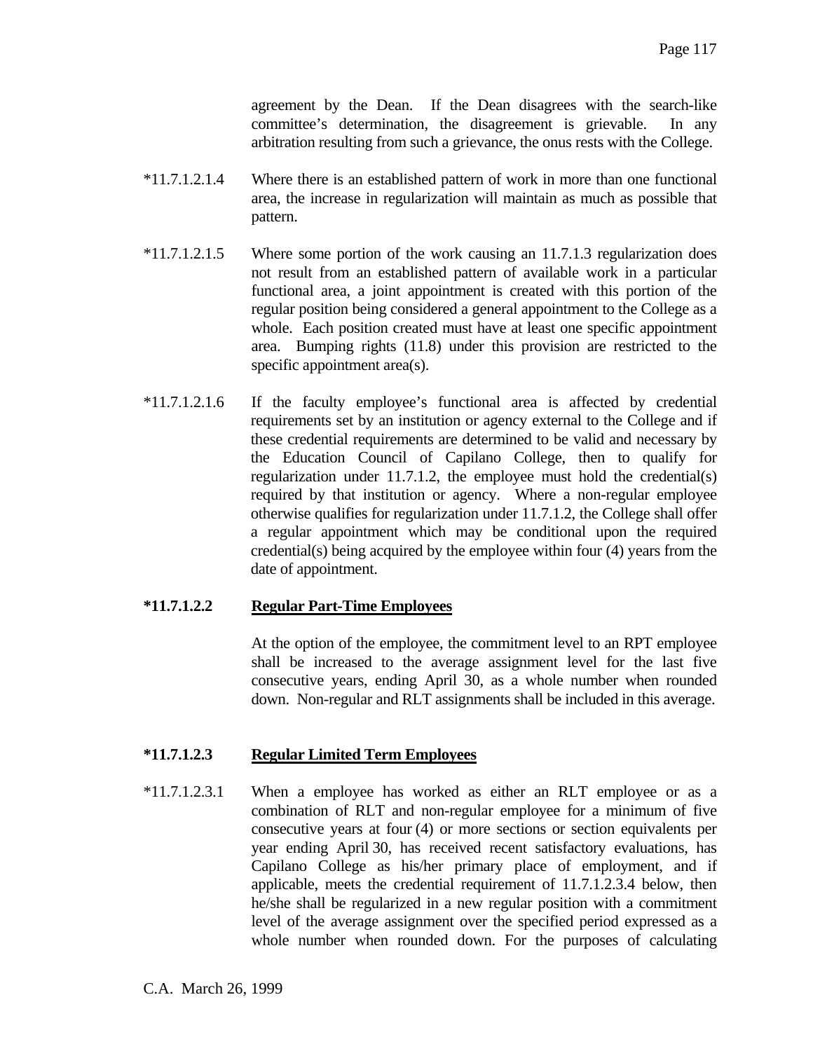agreement by the Dean. If the Dean disagrees with the search-like committee's determination, the disagreement is grievable. In any arbitration resulting from such a grievance, the onus rests with the College.

*11.7.1.2.1.4 Where there is an established pattern of work in more than one functional area, the increase in regularization will maintain as much as possible that pattern.

*11.7.1.2.1.5 Where some portion of the work causing an 11.7.1.3 regularization does not result from an established pattern of available work in a particular functional area, a joint appointment is created with this portion of the regular position being considered a general appointment to the College as a whole. Each position created must have at least one specific appointment area. Bumping rights (11.8) under this provision are restricted to the specific appointment area(s).

*11.7.1.2.1.6 If the faculty employee's functional area is affected by credential requirements set by an institution or agency external to the College and if these credential requirements are determined to be valid and necessary by the Education Council of Capilano College, then to qualify for regularization under 11.7.1.2, the employee must hold the credential(s) required by that institution or agency. Where a non-regular employee otherwise qualifies for regularization under 11.7.1.2, the College shall offer a regular appointment which may be conditional upon the required credential(s) being acquired by the employee within four (4) years from the date of appointment.

**\*11.7.1.2.2 Regular Part-Time Employees**

At the option of the employee, the commitment level to an RPT employee shall be increased to the average assignment level for the last five consecutive years, ending April 30, as a whole number when rounded down. Non-regular and RLT assignments shall be included in this average.

**\*11.7.1.2.3 Regular Limited Term Employees**

*11.7.1.2.3.1 When a employee has worked as either an RLT employee or as a combination of RLT and non-regular employee for a minimum of five consecutive years at four (4) or more sections or section equivalents per year ending April 30, has received recent satisfactory evaluations, has Capilano College as his/her primary place of employment, and if applicable, meets the credential requirement of 11.7.1.2.3.4 below, then he/she shall be regularized in a new regular position with a commitment level of the average assignment over the specified period expressed as a whole number when rounded down. For the purposes of calculating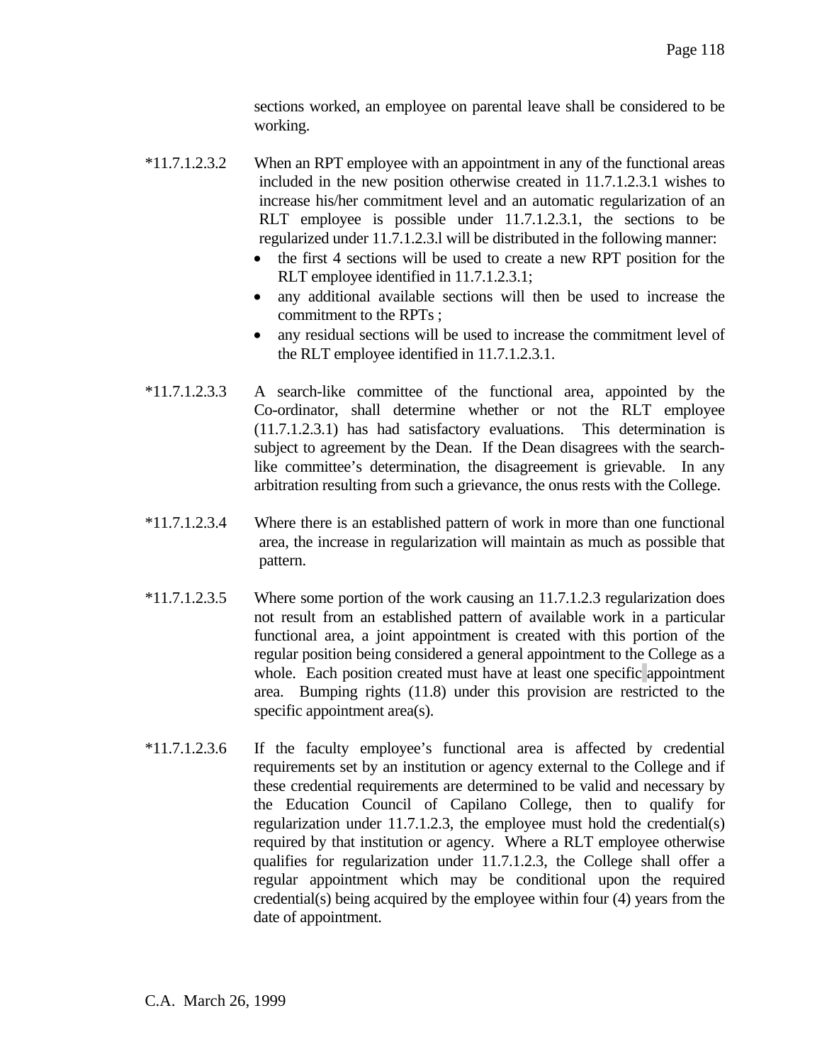sections worked, an employee on parental leave shall be considered to be working.

*11.7.1.2.3.2 When an RPT employee with an appointment in any of the functional areas included in the new position otherwise created in 11.7.1.2.3.1 wishes to increase his/her commitment level and an automatic regularization of an RLT employee is possible under 11.7.1.2.3.1, the sections to be regularized under 11.7.1.2.3.l will be distributed in the following manner:

- the first 4 sections will be used to create a new RPT position for the RLT employee identified in 11.7.1.2.3.1;
- any additional available sections will then be used to increase the commitment to the RPTs ;
- any residual sections will be used to increase the commitment level of the RLT employee identified in 11.7.1.2.3.1.

*11.7.1.2.3.3 A search-like committee of the functional area, appointed by the Co-ordinator, shall determine whether or not the RLT employee (11.7.1.2.3.1) has had satisfactory evaluations. This determination is subject to agreement by the Dean. If the Dean disagrees with the search-like committee's determination, the disagreement is grievable. In any arbitration resulting from such a grievance, the onus rests with the College.

*11.7.1.2.3.4 Where there is an established pattern of work in more than one functional area, the increase in regularization will maintain as much as possible that pattern.

*11.7.1.2.3.5 Where some portion of the work causing an 11.7.1.2.3 regularization does not result from an established pattern of available work in a particular functional area, a joint appointment is created with this portion of the regular position being considered a general appointment to the College as a whole. Each position created must have at least one specific appointment area. Bumping rights (11.8) under this provision are restricted to the specific appointment area(s).

*11.7.1.2.3.6 If the faculty employee's functional area is affected by credential requirements set by an institution or agency external to the College and if these credential requirements are determined to be valid and necessary by the Education Council of Capilano College, then to qualify for regularization under 11.7.1.2.3, the employee must hold the credential(s) required by that institution or agency. Where a RLT employee otherwise qualifies for regularization under 11.7.1.2.3, the College shall offer a regular appointment which may be conditional upon the required credential(s) being acquired by the employee within four (4) years from the date of appointment.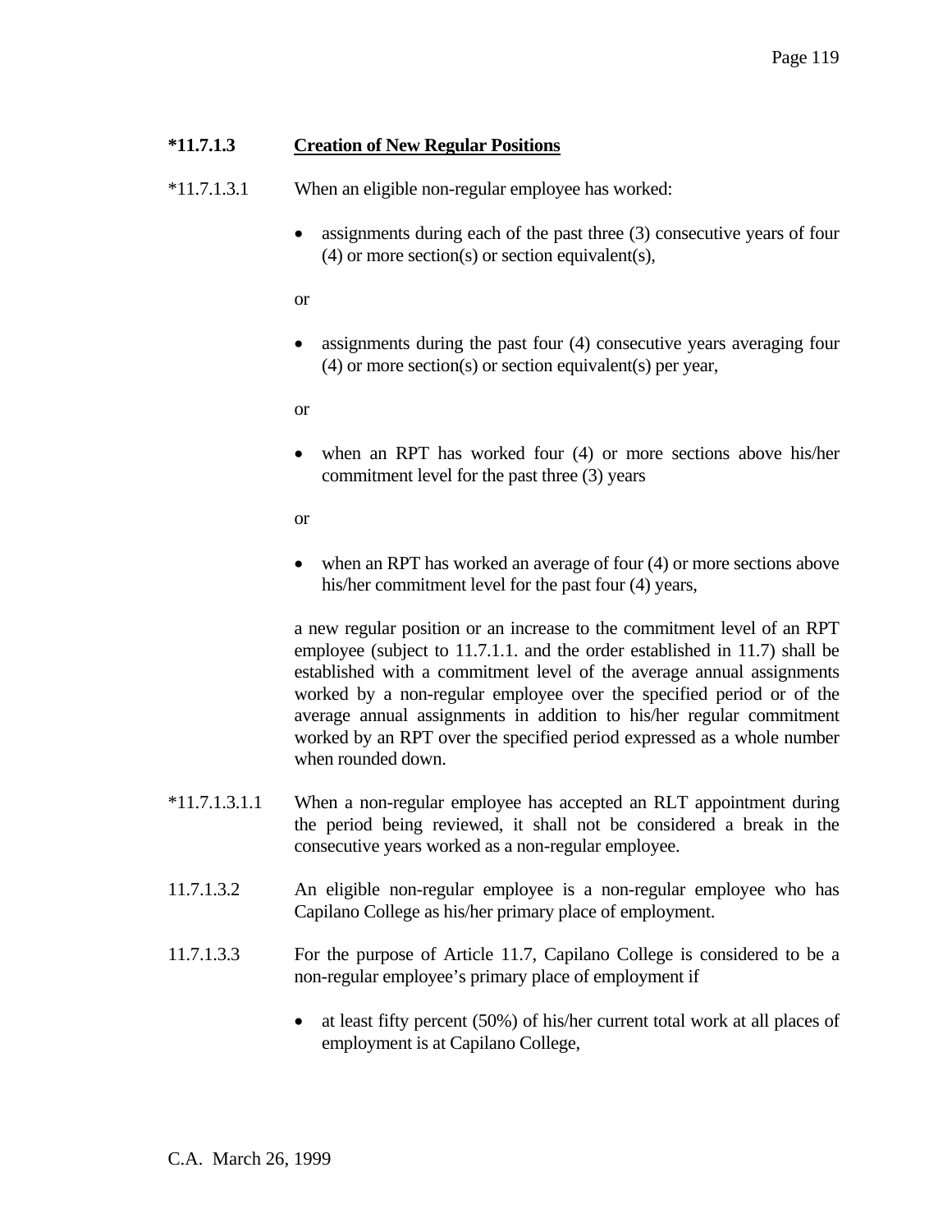**\*11.7.1.3 Creation of New Regular Positions**

*11.7.1.3.1 When an eligible non-regular employee has worked:

- assignments during each of the past three (3) consecutive years of four (4) or more section(s) or section equivalent(s),

or

- assignments during the past four (4) consecutive years averaging four (4) or more section(s) or section equivalent(s) per year,

or

- when an RPT has worked four (4) or more sections above his/her commitment level for the past three (3) years

or

- when an RPT has worked an average of four (4) or more sections above his/her commitment level for the past four (4) years,

a new regular position or an increase to the commitment level of an RPT employee (subject to 11.7.1.1. and the order established in 11.7) shall be established with a commitment level of the average annual assignments worked by a non-regular employee over the specified period or of the average annual assignments in addition to his/her regular commitment worked by an RPT over the specified period expressed as a whole number when rounded down.

*11.7.1.3.1.1 When a non-regular employee has accepted an RLT appointment during the period being reviewed, it shall not be considered a break in the consecutive years worked as a non-regular employee.

11.7.1.3.2 An eligible non-regular employee is a non-regular employee who has Capilano College as his/her primary place of employment.

11.7.1.3.3 For the purpose of Article 11.7, Capilano College is considered to be a non-regular employee's primary place of employment if

- at least fifty percent (50%) of his/her current total work at all places of employment is at Capilano College,

C.A. March 26, 1999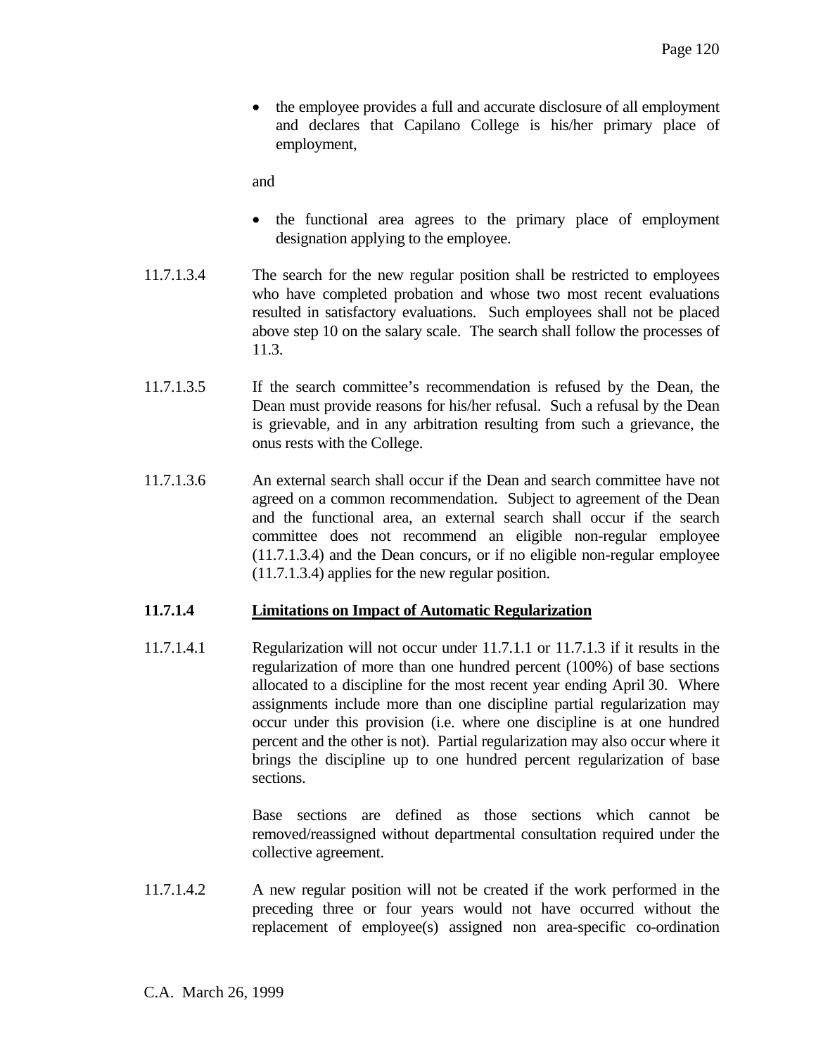- the employee provides a full and accurate disclosure of all employment and declares that Capilano College is his/her primary place of employment,

and

- the functional area agrees to the primary place of employment designation applying to the employee.

11.7.1.3.4 The search for the new regular position shall be restricted to employees who have completed probation and whose two most recent evaluations resulted in satisfactory evaluations. Such employees shall not be placed above step 10 on the salary scale. The search shall follow the processes of 11.3.

11.7.1.3.5 If the search committee's recommendation is refused by the Dean, the Dean must provide reasons for his/her refusal. Such a refusal by the Dean is grievable, and in any arbitration resulting from such a grievance, the onus rests with the College.

11.7.1.3.6 An external search shall occur if the Dean and search committee have not agreed on a common recommendation. Subject to agreement of the Dean and the functional area, an external search shall occur if the search committee does not recommend an eligible non-regular employee (11.7.1.3.4) and the Dean concurs, or if no eligible non-regular employee (11.7.1.3.4) applies for the new regular position.

**11.7.1.4 Limitations on Impact of Automatic Regularization**

11.7.1.4.1 Regularization will not occur under 11.7.1.1 or 11.7.1.3 if it results in the regularization of more than one hundred percent (100%) of base sections allocated to a discipline for the most recent year ending April 30. Where assignments include more than one discipline partial regularization may occur under this provision (i.e. where one discipline is at one hundred percent and the other is not). Partial regularization may also occur where it brings the discipline up to one hundred percent regularization of base sections.

Base sections are defined as those sections which cannot be removed/reassigned without departmental consultation required under the collective agreement.

11.7.1.4.2 A new regular position will not be created if the work performed in the preceding three or four years would not have occurred without the replacement of employee(s) assigned non area-specific co-ordination

C.A. March 26, 1999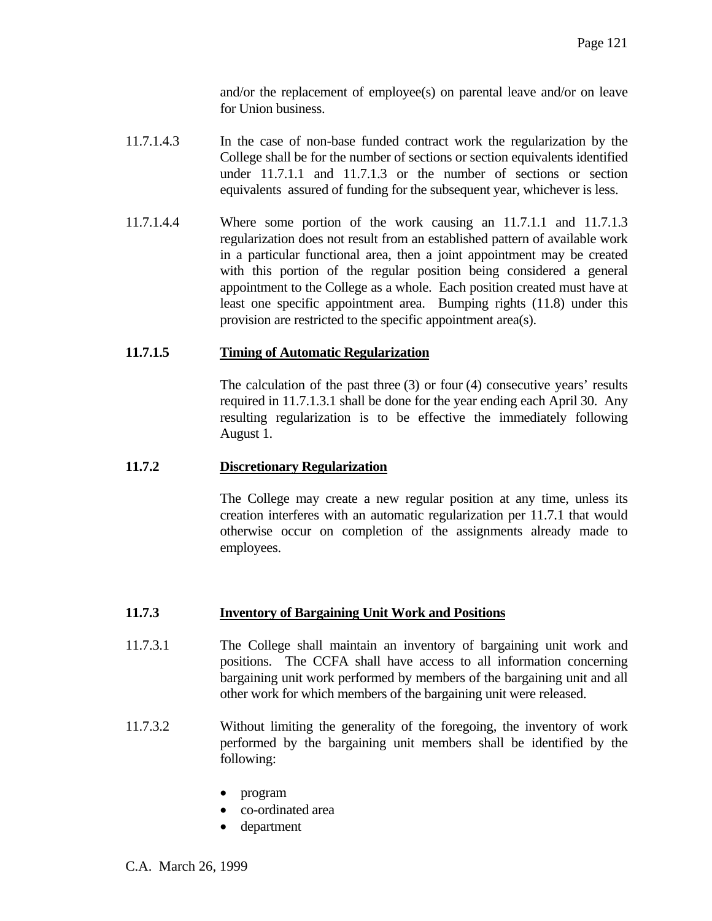and/or the replacement of employee(s) on parental leave and/or on leave for Union business.

11.7.1.4.3 In the case of non-base funded contract work the regularization by the College shall be for the number of sections or section equivalents identified under 11.7.1.1 and 11.7.1.3 or the number of sections or section equivalents assured of funding for the subsequent year, whichever is less.

11.7.1.4.4 Where some portion of the work causing an 11.7.1.1 and 11.7.1.3 regularization does not result from an established pattern of available work in a particular functional area, then a joint appointment may be created with this portion of the regular position being considered a general appointment to the College as a whole. Each position created must have at least one specific appointment area. Bumping rights (11.8) under this provision are restricted to the specific appointment area(s).

### 11.7.1.5 Timing of Automatic Regularization

The calculation of the past three (3) or four (4) consecutive years' results required in 11.7.1.3.1 shall be done for the year ending each April 30. Any resulting regularization is to be effective the immediately following August 1.

### 11.7.2 Discretionary Regularization

The College may create a new regular position at any time, unless its creation interferes with an automatic regularization per 11.7.1 that would otherwise occur on completion of the assignments already made to employees.

### 11.7.3 Inventory of Bargaining Unit Work and Positions

11.7.3.1 The College shall maintain an inventory of bargaining unit work and positions. The CCFA shall have access to all information concerning bargaining unit work performed by members of the bargaining unit and all other work for which members of the bargaining unit were released.

11.7.3.2 Without limiting the generality of the foregoing, the inventory of work performed by the bargaining unit members shall be identified by the following:

- program
- co-ordinated area
- department

C.A. March 26, 1999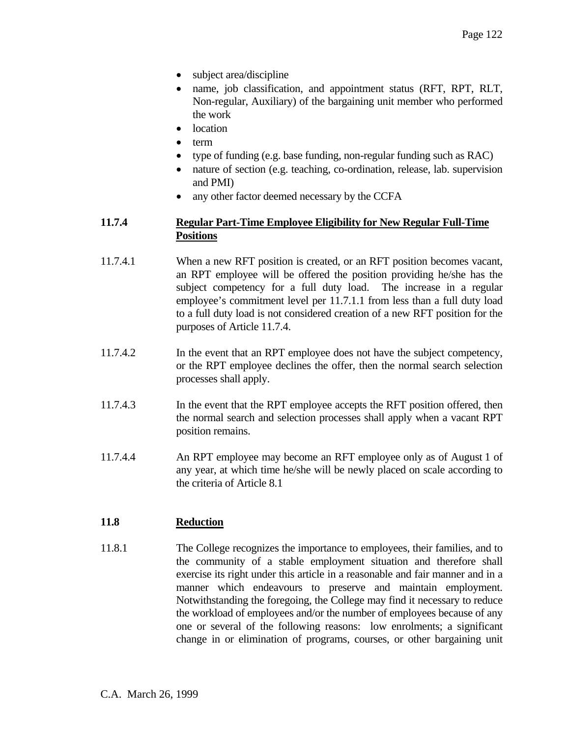- subject area/discipline
- name, job classification, and appointment status (RFT, RPT, RLT, Non-regular, Auxiliary) of the bargaining unit member who performed the work
- location
- term
- type of funding (e.g. base funding, non-regular funding such as RAC)
- nature of section (e.g. teaching, co-ordination, release, lab. supervision and PMI)
- any other factor deemed necessary by the CCFA

### 11.7.4 **Regular Part-Time Employee Eligibility for New Regular Full-Time Positions**

11.7.4.1 When a new RFT position is created, or an RFT position becomes vacant, an RPT employee will be offered the position providing he/she has the subject competency for a full duty load. The increase in a regular employee's commitment level per 11.7.1.1 from less than a full duty load to a full duty load is not considered creation of a new RFT position for the purposes of Article 11.7.4.

11.7.4.2 In the event that an RPT employee does not have the subject competency, or the RPT employee declines the offer, then the normal search selection processes shall apply.

11.7.4.3 In the event that the RPT employee accepts the RFT position offered, then the normal search and selection processes shall apply when a vacant RPT position remains.

11.7.4.4 An RPT employee may become an RFT employee only as of August 1 of any year, at which time he/she will be newly placed on scale according to the criteria of Article 8.1

## 11.8 **Reduction**

11.8.1 The College recognizes the importance to employees, their families, and to the community of a stable employment situation and therefore shall exercise its right under this article in a reasonable and fair manner and in a manner which endeavours to preserve and maintain employment. Notwithstanding the foregoing, the College may find it necessary to reduce the workload of employees and/or the number of employees because of any one or several of the following reasons: low enrolments; a significant change in or elimination of programs, courses, or other bargaining unit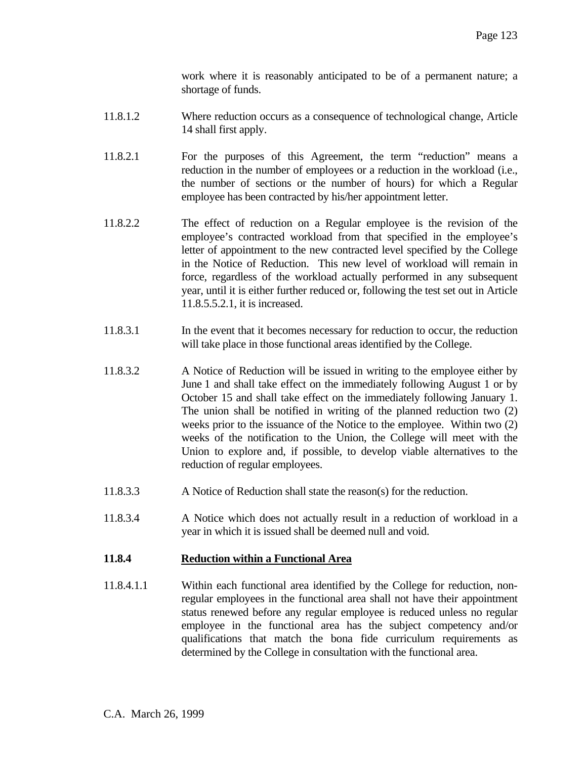work where it is reasonably anticipated to be of a permanent nature; a shortage of funds.

11.8.1.2 Where reduction occurs as a consequence of technological change, Article 14 shall first apply.

11.8.2.1 For the purposes of this Agreement, the term "reduction" means a reduction in the number of employees or a reduction in the workload (i.e., the number of sections or the number of hours) for which a Regular employee has been contracted by his/her appointment letter.

11.8.2.2 The effect of reduction on a Regular employee is the revision of the employee's contracted workload from that specified in the employee's letter of appointment to the new contracted level specified by the College in the Notice of Reduction. This new level of workload will remain in force, regardless of the workload actually performed in any subsequent year, until it is either further reduced or, following the test set out in Article 11.8.5.5.2.1, it is increased.

11.8.3.1 In the event that it becomes necessary for reduction to occur, the reduction will take place in those functional areas identified by the College.

11.8.3.2 A Notice of Reduction will be issued in writing to the employee either by June 1 and shall take effect on the immediately following August 1 or by October 15 and shall take effect on the immediately following January 1. The union shall be notified in writing of the planned reduction two (2) weeks prior to the issuance of the Notice to the employee. Within two (2) weeks of the notification to the Union, the College will meet with the Union to explore and, if possible, to develop viable alternatives to the reduction of regular employees.

11.8.3.3 A Notice of Reduction shall state the reason(s) for the reduction.

11.8.3.4 A Notice which does not actually result in a reduction of workload in a year in which it is issued shall be deemed null and void.

### 11.8.4 Reduction within a Functional Area

11.8.4.1.1 Within each functional area identified by the College for reduction, non-regular employees in the functional area shall not have their appointment status renewed before any regular employee is reduced unless no regular employee in the functional area has the subject competency and/or qualifications that match the bona fide curriculum requirements as determined by the College in consultation with the functional area.

C.A. March 26, 1999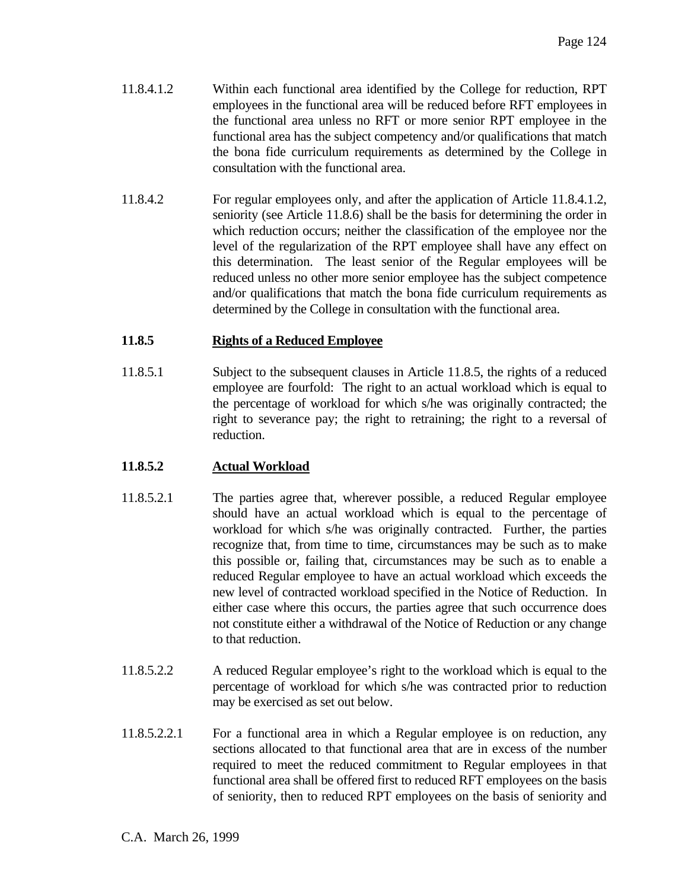11.8.4.1.2 Within each functional area identified by the College for reduction, RPT employees in the functional area will be reduced before RFT employees in the functional area unless no RFT or more senior RPT employee in the functional area has the subject competency and/or qualifications that match the bona fide curriculum requirements as determined by the College in consultation with the functional area.

11.8.4.2 For regular employees only, and after the application of Article 11.8.4.1.2, seniority (see Article 11.8.6) shall be the basis for determining the order in which reduction occurs; neither the classification of the employee nor the level of the regularization of the RPT employee shall have any effect on this determination. The least senior of the Regular employees will be reduced unless no other more senior employee has the subject competence and/or qualifications that match the bona fide curriculum requirements as determined by the College in consultation with the functional area.

**11.8.5 <u>Rights of a Reduced Employee</u>**

11.8.5.1 Subject to the subsequent clauses in Article 11.8.5, the rights of a reduced employee are fourfold: The right to an actual workload which is equal to the percentage of workload for which s/he was originally contracted; the right to severance pay; the right to retraining; the right to a reversal of reduction.

**11.8.5.2 <u>Actual Workload</u>**

11.8.5.2.1 The parties agree that, wherever possible, a reduced Regular employee should have an actual workload which is equal to the percentage of workload for which s/he was originally contracted. Further, the parties recognize that, from time to time, circumstances may be such as to make this possible or, failing that, circumstances may be such as to enable a reduced Regular employee to have an actual workload which exceeds the new level of contracted workload specified in the Notice of Reduction. In either case where this occurs, the parties agree that such occurrence does not constitute either a withdrawal of the Notice of Reduction or any change to that reduction.

11.8.5.2.2 A reduced Regular employee's right to the workload which is equal to the percentage of workload for which s/he was contracted prior to reduction may be exercised as set out below.

11.8.5.2.2.1 For a functional area in which a Regular employee is on reduction, any sections allocated to that functional area that are in excess of the number required to meet the reduced commitment to Regular employees in that functional area shall be offered first to reduced RFT employees on the basis of seniority, then to reduced RPT employees on the basis of seniority and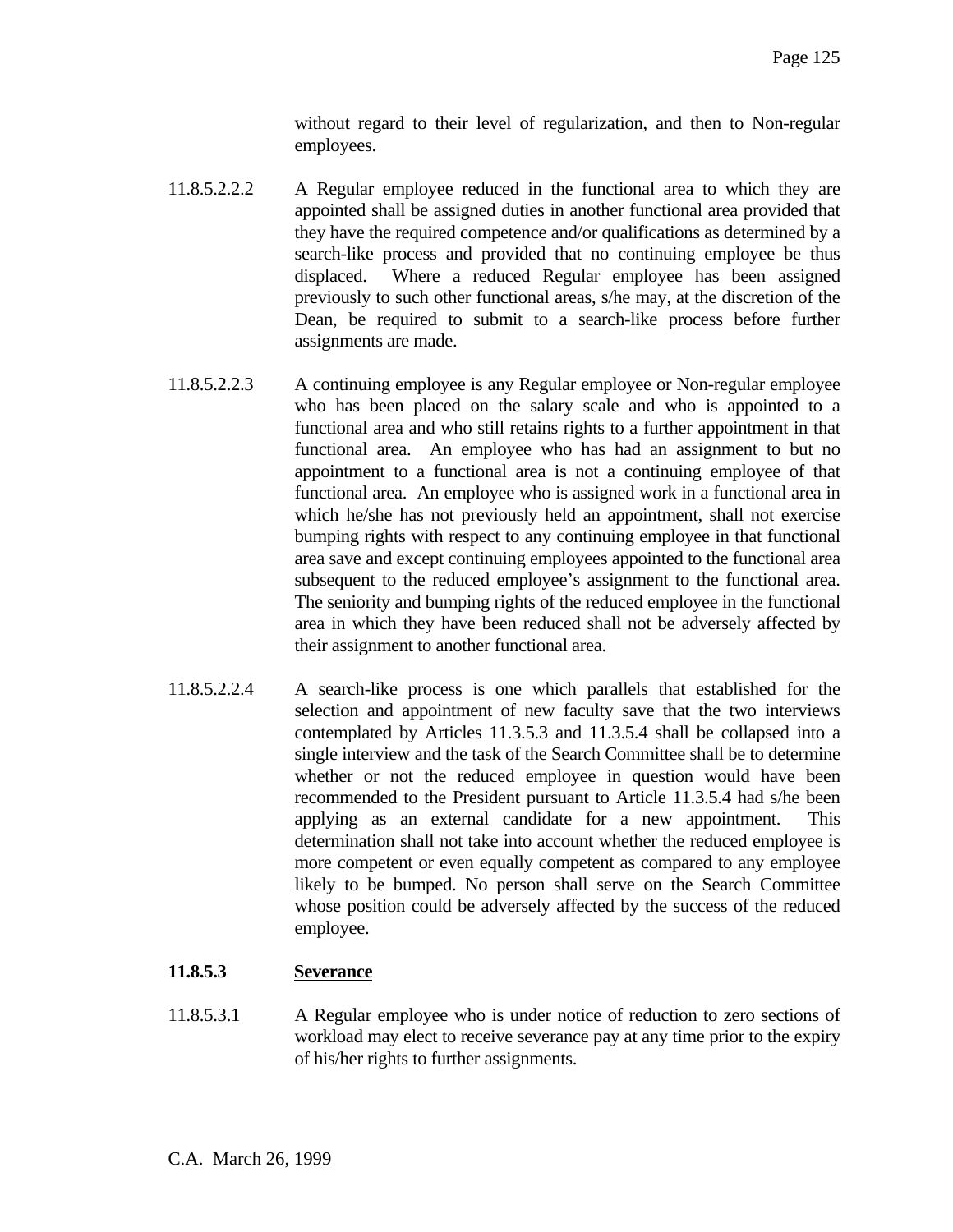without regard to their level of regularization, and then to Non-regular employees.

11.8.5.2.2.2 A Regular employee reduced in the functional area to which they are appointed shall be assigned duties in another functional area provided that they have the required competence and/or qualifications as determined by a search-like process and provided that no continuing employee be thus displaced. Where a reduced Regular employee has been assigned previously to such other functional areas, s/he may, at the discretion of the Dean, be required to submit to a search-like process before further assignments are made.

11.8.5.2.2.3 A continuing employee is any Regular employee or Non-regular employee who has been placed on the salary scale and who is appointed to a functional area and who still retains rights to a further appointment in that functional area. An employee who has had an assignment to but no appointment to a functional area is not a continuing employee of that functional area. An employee who is assigned work in a functional area in which he/she has not previously held an appointment, shall not exercise bumping rights with respect to any continuing employee in that functional area save and except continuing employees appointed to the functional area subsequent to the reduced employee's assignment to the functional area. The seniority and bumping rights of the reduced employee in the functional area in which they have been reduced shall not be adversely affected by their assignment to another functional area.

11.8.5.2.2.4 A search-like process is one which parallels that established for the selection and appointment of new faculty save that the two interviews contemplated by Articles 11.3.5.3 and 11.3.5.4 shall be collapsed into a single interview and the task of the Search Committee shall be to determine whether or not the reduced employee in question would have been recommended to the President pursuant to Article 11.3.5.4 had s/he been applying as an external candidate for a new appointment. This determination shall not take into account whether the reduced employee is more competent or even equally competent as compared to any employee likely to be bumped. No person shall serve on the Search Committee whose position could be adversely affected by the success of the reduced employee.

**11.8.5.3 Severance**

11.8.5.3.1 A Regular employee who is under notice of reduction to zero sections of workload may elect to receive severance pay at any time prior to the expiry of his/her rights to further assignments.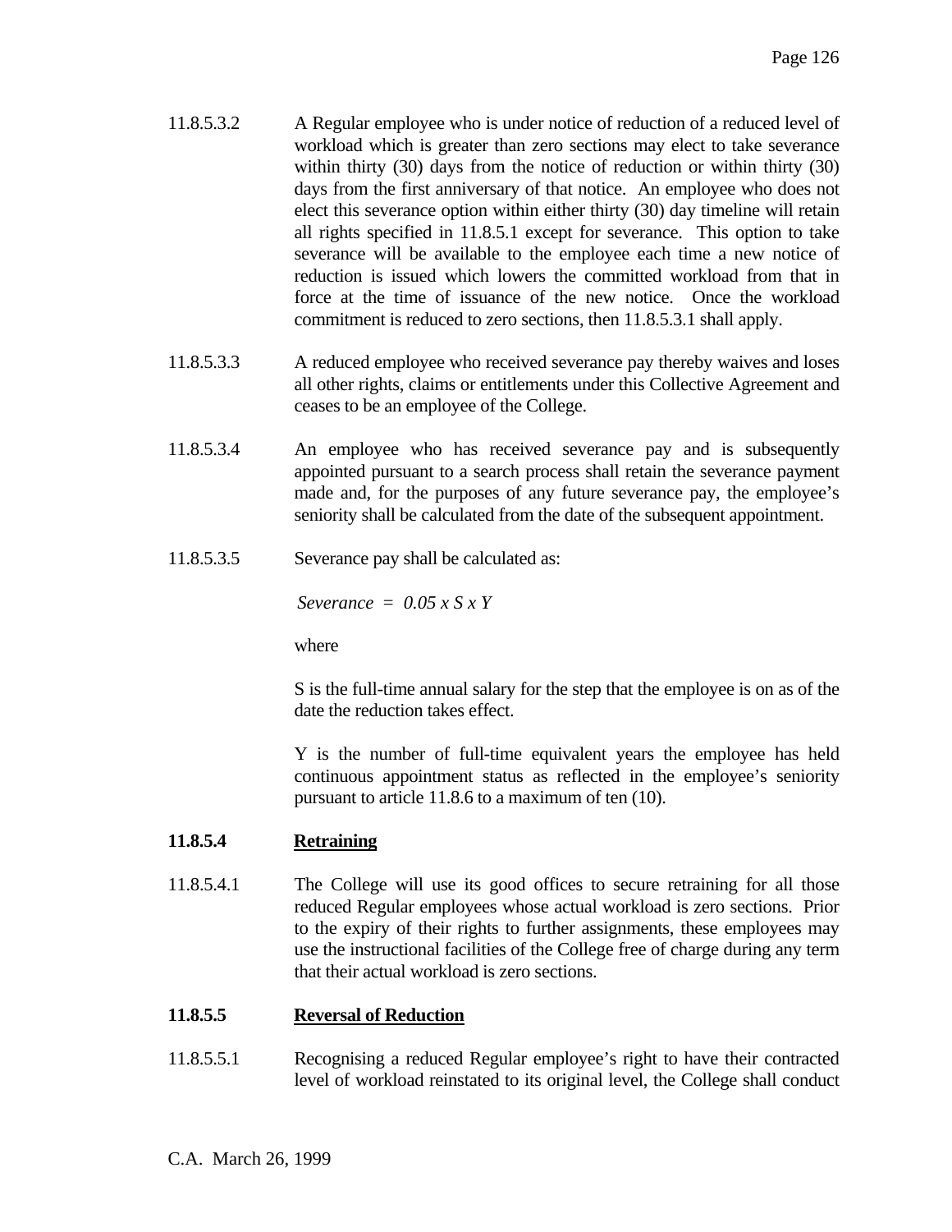11.8.5.3.2 A Regular employee who is under notice of reduction of a reduced level of workload which is greater than zero sections may elect to take severance within thirty (30) days from the notice of reduction or within thirty (30) days from the first anniversary of that notice. An employee who does not elect this severance option within either thirty (30) day timeline will retain all rights specified in 11.8.5.1 except for severance. This option to take severance will be available to the employee each time a new notice of reduction is issued which lowers the committed workload from that in force at the time of issuance of the new notice. Once the workload commitment is reduced to zero sections, then 11.8.5.3.1 shall apply.

11.8.5.3.3 A reduced employee who received severance pay thereby waives and loses all other rights, claims or entitlements under this Collective Agreement and ceases to be an employee of the College.

11.8.5.3.4 An employee who has received severance pay and is subsequently appointed pursuant to a search process shall retain the severance payment made and, for the purposes of any future severance pay, the employee's seniority shall be calculated from the date of the subsequent appointment.

11.8.5.3.5 Severance pay shall be calculated as:

$$Severance = 0.05 \times S \times Y$$

where

$S$ is the full-time annual salary for the step that the employee is on as of the date the reduction takes effect.

$Y$ is the number of full-time equivalent years the employee has held continuous appointment status as reflected in the employee's seniority pursuant to article 11.8.6 to a maximum of ten (10).

### 11.8.5.4 Retraining

11.8.5.4.1 The College will use its good offices to secure retraining for all those reduced Regular employees whose actual workload is zero sections. Prior to the expiry of their rights to further assignments, these employees may use the instructional facilities of the College free of charge during any term that their actual workload is zero sections.

### 11.8.5.5 Reversal of Reduction

11.8.5.5.1 Recognising a reduced Regular employee's right to have their contracted level of workload reinstated to its original level, the College shall conduct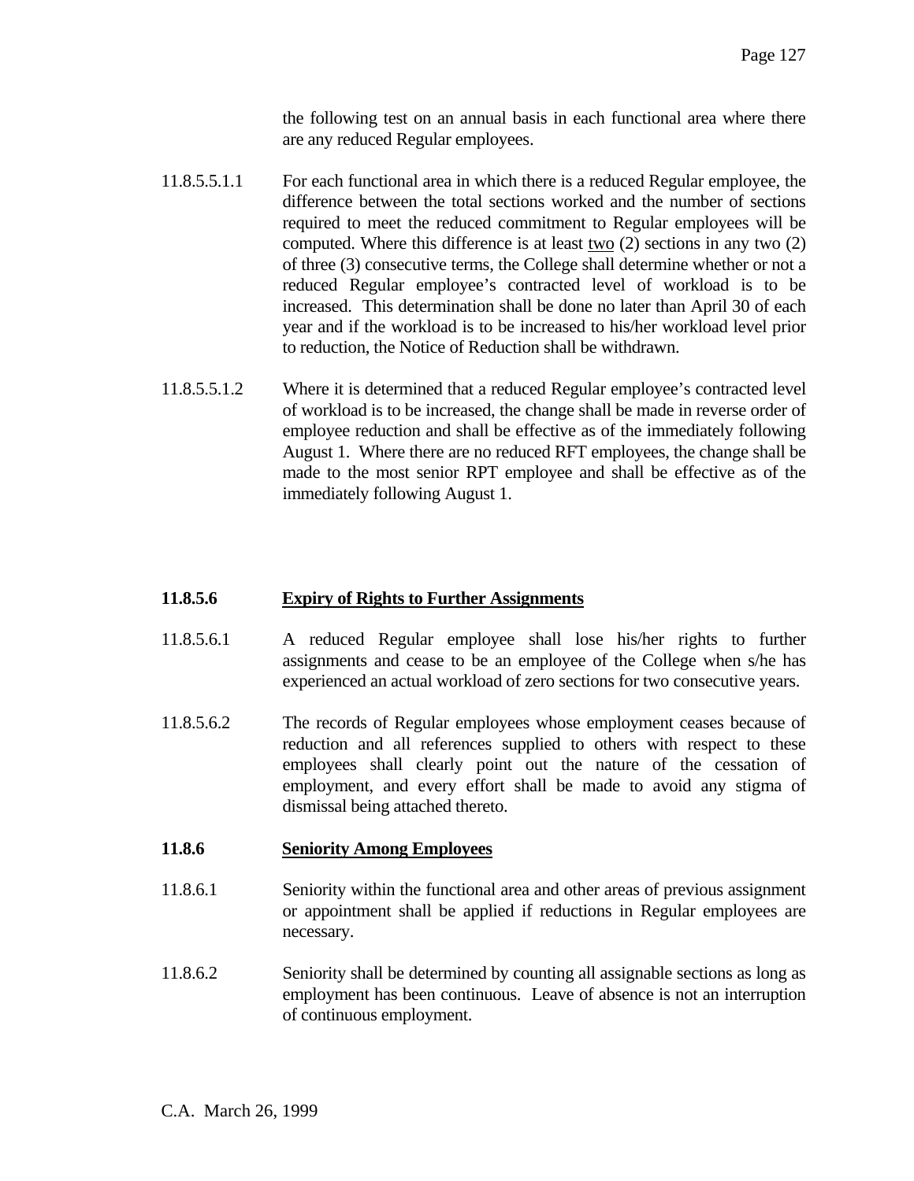the following test on an annual basis in each functional area where there are any reduced Regular employees.

11.8.5.5.1.1 For each functional area in which there is a reduced Regular employee, the difference between the total sections worked and the number of sections required to meet the reduced commitment to Regular employees will be computed. Where this difference is at least <u>two</u> (2) sections in any two (2) of three (3) consecutive terms, the College shall determine whether or not a reduced Regular employee's contracted level of workload is to be increased. This determination shall be done no later than April 30 of each year and if the workload is to be increased to his/her workload level prior to reduction, the Notice of Reduction shall be withdrawn.

11.8.5.5.1.2 Where it is determined that a reduced Regular employee's contracted level of workload is to be increased, the change shall be made in reverse order of employee reduction and shall be effective as of the immediately following August 1. Where there are no reduced RFT employees, the change shall be made to the most senior RPT employee and shall be effective as of the immediately following August 1.

**11.8.5.6 <u>Expiry of Rights to Further Assignments</u>**

11.8.5.6.1 A reduced Regular employee shall lose his/her rights to further assignments and cease to be an employee of the College when s/he has experienced an actual workload of zero sections for two consecutive years.

11.8.5.6.2 The records of Regular employees whose employment ceases because of reduction and all references supplied to others with respect to these employees shall clearly point out the nature of the cessation of employment, and every effort shall be made to avoid any stigma of dismissal being attached thereto.

**11.8.6 <u>Seniority Among Employees</u>**

11.8.6.1 Seniority within the functional area and other areas of previous assignment or appointment shall be applied if reductions in Regular employees are necessary.

11.8.6.2 Seniority shall be determined by counting all assignable sections as long as employment has been continuous. Leave of absence is not an interruption of continuous employment.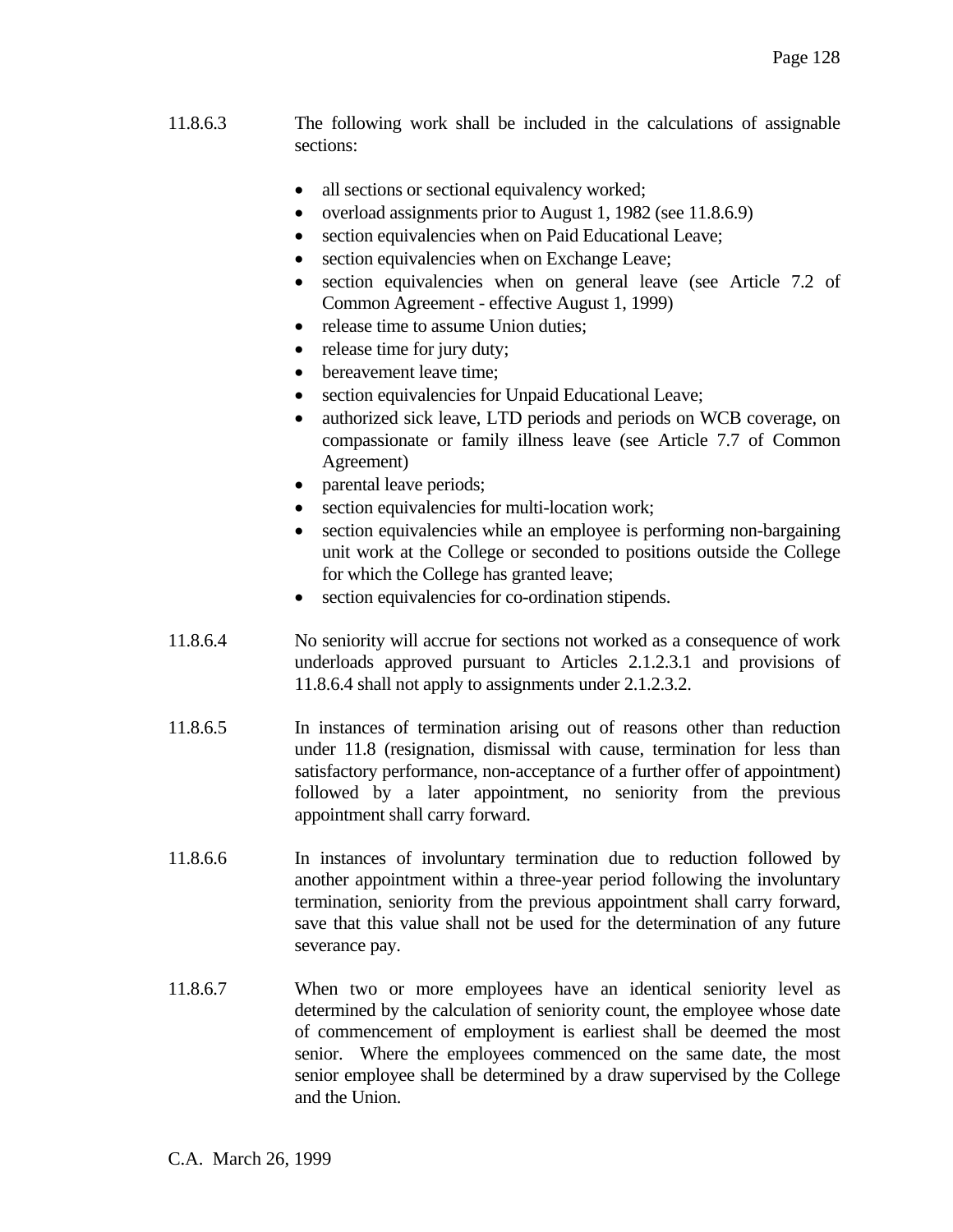11.8.6.3 The following work shall be included in the calculations of assignable sections:

- all sections or sectional equivalency worked;
- overload assignments prior to August 1, 1982 (see 11.8.6.9)
- section equivalencies when on Paid Educational Leave;
- section equivalencies when on Exchange Leave;
- section equivalencies when on general leave (see Article 7.2 of Common Agreement - effective August 1, 1999)
- release time to assume Union duties;
- release time for jury duty;
- bereavement leave time;
- section equivalencies for Unpaid Educational Leave;
- authorized sick leave, LTD periods and periods on WCB coverage, on compassionate or family illness leave (see Article 7.7 of Common Agreement)
- parental leave periods;
- section equivalencies for multi-location work;
- section equivalencies while an employee is performing non-bargaining unit work at the College or seconded to positions outside the College for which the College has granted leave;
- section equivalencies for co-ordination stipends.

11.8.6.4 No seniority will accrue for sections not worked as a consequence of work underloads approved pursuant to Articles 2.1.2.3.1 and provisions of 11.8.6.4 shall not apply to assignments under 2.1.2.3.2.

11.8.6.5 In instances of termination arising out of reasons other than reduction under 11.8 (resignation, dismissal with cause, termination for less than satisfactory performance, non-acceptance of a further offer of appointment) followed by a later appointment, no seniority from the previous appointment shall carry forward.

11.8.6.6 In instances of involuntary termination due to reduction followed by another appointment within a three-year period following the involuntary termination, seniority from the previous appointment shall carry forward, save that this value shall not be used for the determination of any future severance pay.

11.8.6.7 When two or more employees have an identical seniority level as determined by the calculation of seniority count, the employee whose date of commencement of employment is earliest shall be deemed the most senior. Where the employees commenced on the same date, the most senior employee shall be determined by a draw supervised by the College and the Union.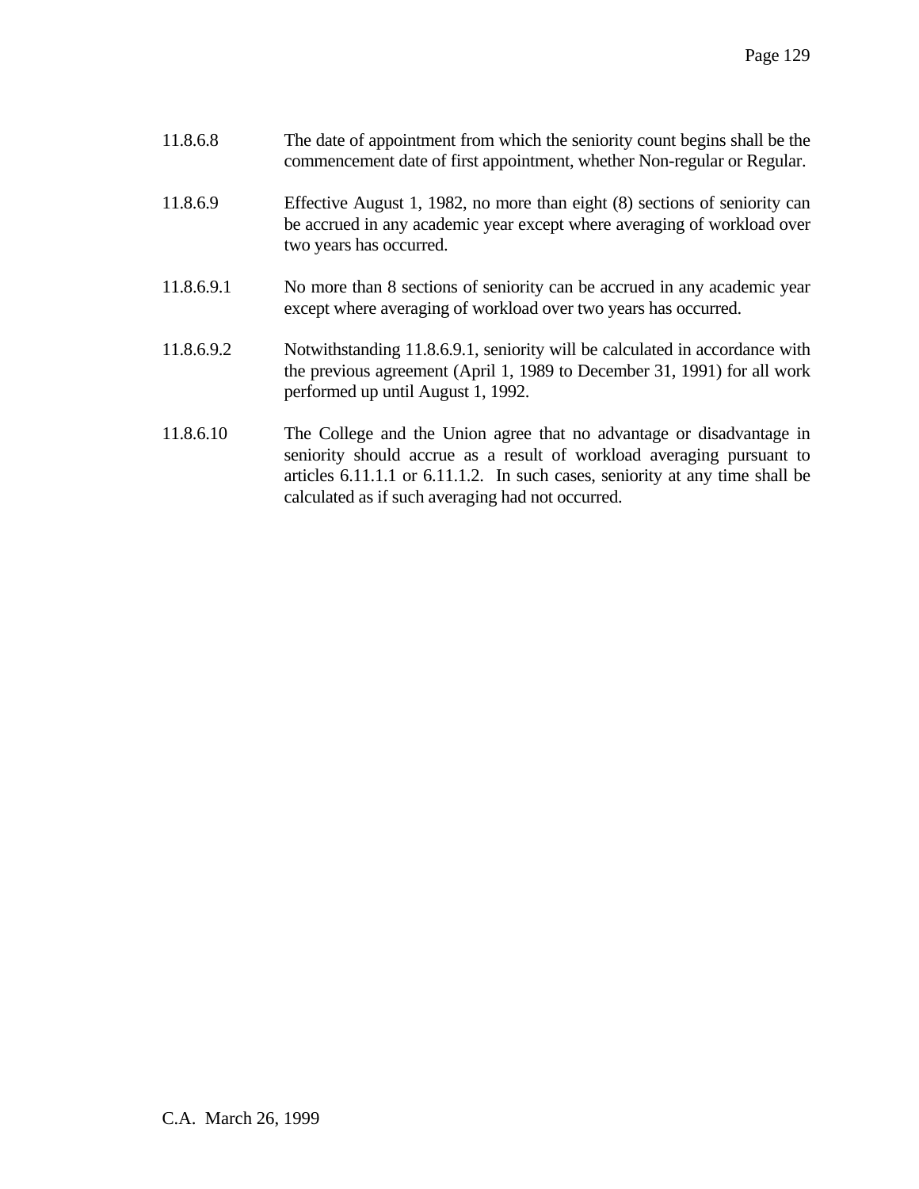11.8.6.8 The date of appointment from which the seniority count begins shall be the commencement date of first appointment, whether Non-regular or Regular.

11.8.6.9 Effective August 1, 1982, no more than eight (8) sections of seniority can be accrued in any academic year except where averaging of workload over two years has occurred.

11.8.6.9.1 No more than 8 sections of seniority can be accrued in any academic year except where averaging of workload over two years has occurred.

11.8.6.9.2 Notwithstanding 11.8.6.9.1, seniority will be calculated in accordance with the previous agreement (April 1, 1989 to December 31, 1991) for all work performed up until August 1, 1992.

11.8.6.10 The College and the Union agree that no advantage or disadvantage in seniority should accrue as a result of workload averaging pursuant to articles 6.11.1.1 or 6.11.1.2. In such cases, seniority at any time shall be calculated as if such averaging had not occurred.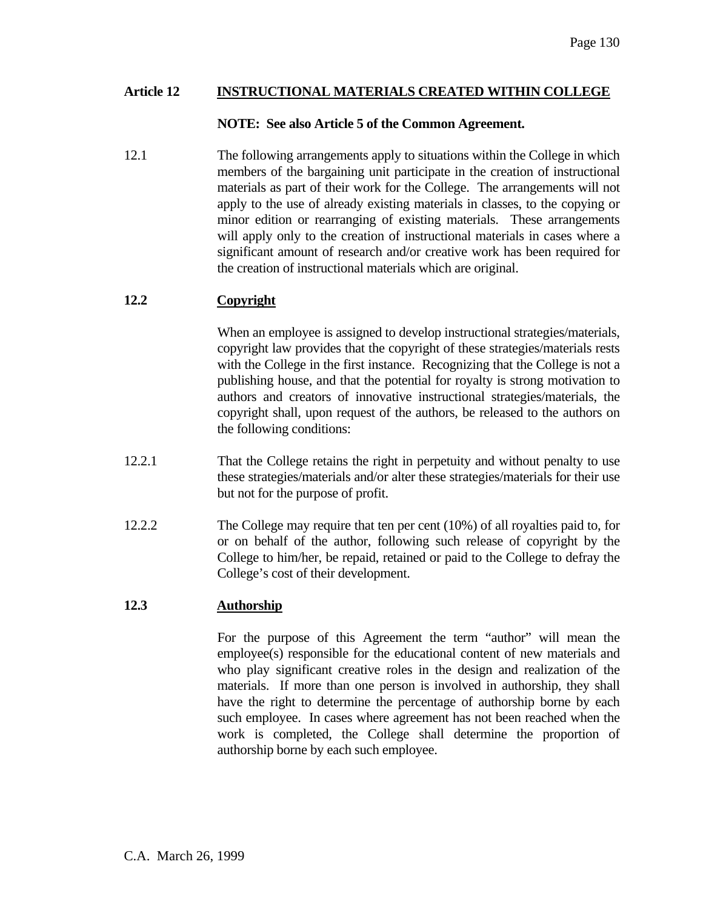## Article 12 INSTRUCTIONAL MATERIALS CREATED WITHIN COLLEGE

**NOTE: See also Article 5 of the Common Agreement.**

12.1 The following arrangements apply to situations within the College in which members of the bargaining unit participate in the creation of instructional materials as part of their work for the College. The arrangements will not apply to the use of already existing materials in classes, to the copying or minor edition or rearranging of existing materials. These arrangements will apply only to the creation of instructional materials in cases where a significant amount of research and/or creative work has been required for the creation of instructional materials which are original.

### 12.2 Copyright

When an employee is assigned to develop instructional strategies/materials, copyright law provides that the copyright of these strategies/materials rests with the College in the first instance. Recognizing that the College is not a publishing house, and that the potential for royalty is strong motivation to authors and creators of innovative instructional strategies/materials, the copyright shall, upon request of the authors, be released to the authors on the following conditions:

12.2.1 That the College retains the right in perpetuity and without penalty to use these strategies/materials and/or alter these strategies/materials for their use but not for the purpose of profit.

12.2.2 The College may require that ten per cent (10%) of all royalties paid to, for or on behalf of the author, following such release of copyright by the College to him/her, be repaid, retained or paid to the College to defray the College's cost of their development.

### 12.3 Authorship

For the purpose of this Agreement the term "author" will mean the employee(s) responsible for the educational content of new materials and who play significant creative roles in the design and realization of the materials. If more than one person is involved in authorship, they shall have the right to determine the percentage of authorship borne by each such employee. In cases where agreement has not been reached when the work is completed, the College shall determine the proportion of authorship borne by each such employee.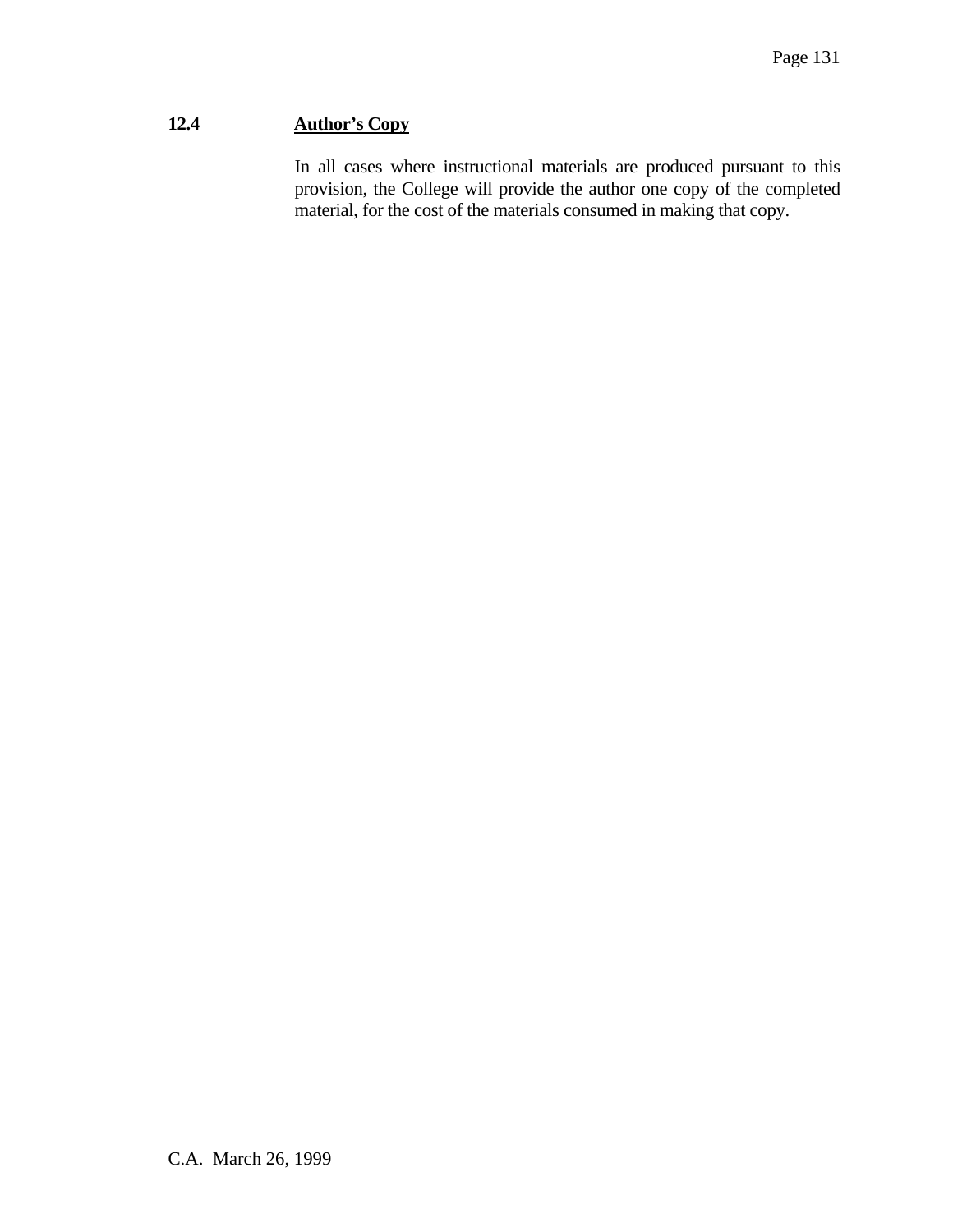**12.4 Author's Copy**

In all cases where instructional materials are produced pursuant to this provision, the College will provide the author one copy of the completed material, for the cost of the materials consumed in making that copy.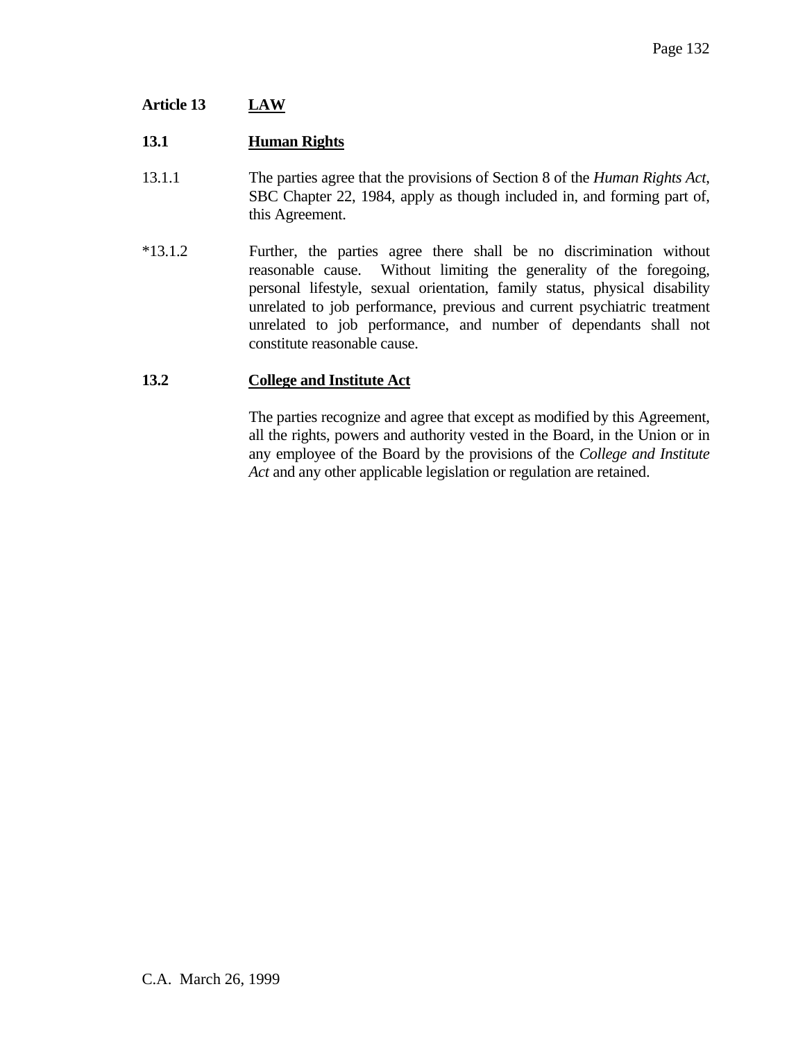## Article 13 LAW

### 13.1 Human Rights

13.1.1 The parties agree that the provisions of Section 8 of the *Human Rights Act*, SBC Chapter 22, 1984, apply as though included in, and forming part of, this Agreement.

*13.1.2 Further, the parties agree there shall be no discrimination without reasonable cause. Without limiting the generality of the foregoing, personal lifestyle, sexual orientation, family status, physical disability unrelated to job performance, previous and current psychiatric treatment unrelated to job performance, and number of dependants shall not constitute reasonable cause.

### 13.2 College and Institute Act

The parties recognize and agree that except as modified by this Agreement, all the rights, powers and authority vested in the Board, in the Union or in any employee of the Board by the provisions of the *College and Institute Act* and any other applicable legislation or regulation are retained.

C.A. March 26, 1999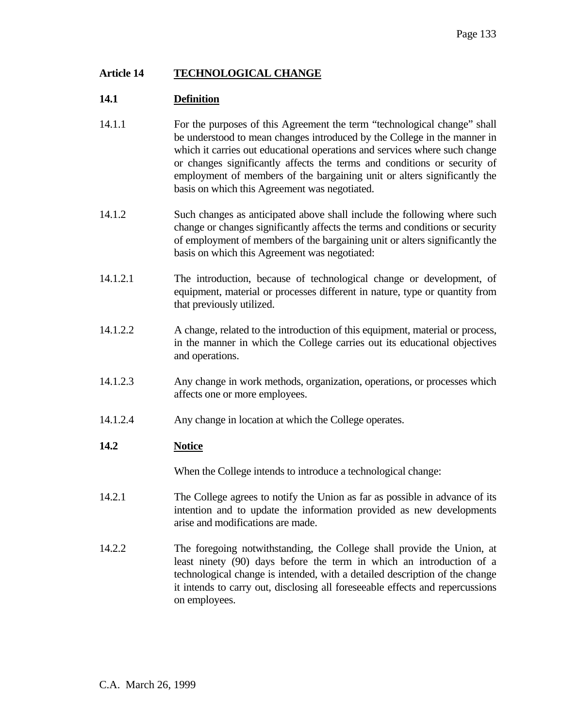## Article 14 TECHNOLOGICAL CHANGE

### 14.1 Definition

14.1.1 For the purposes of this Agreement the term “technological change” shall be understood to mean changes introduced by the College in the manner in which it carries out educational operations and services where such change or changes significantly affects the terms and conditions or security of employment of members of the bargaining unit or alters significantly the basis on which this Agreement was negotiated.

14.1.2 Such changes as anticipated above shall include the following where such change or changes significantly affects the terms and conditions or security of employment of members of the bargaining unit or alters significantly the basis on which this Agreement was negotiated:

14.1.2.1 The introduction, because of technological change or development, of equipment, material or processes different in nature, type or quantity from that previously utilized.

14.1.2.2 A change, related to the introduction of this equipment, material or process, in the manner in which the College carries out its educational objectives and operations.

14.1.2.3 Any change in work methods, organization, operations, or processes which affects one or more employees.

14.1.2.4 Any change in location at which the College operates.

### 14.2 Notice

When the College intends to introduce a technological change:

14.2.1 The College agrees to notify the Union as far as possible in advance of its intention and to update the information provided as new developments arise and modifications are made.

14.2.2 The foregoing notwithstanding, the College shall provide the Union, at least ninety (90) days before the term in which an introduction of a technological change is intended, with a detailed description of the change it intends to carry out, disclosing all foreseeable effects and repercussions on employees.

C.A. March 26, 1999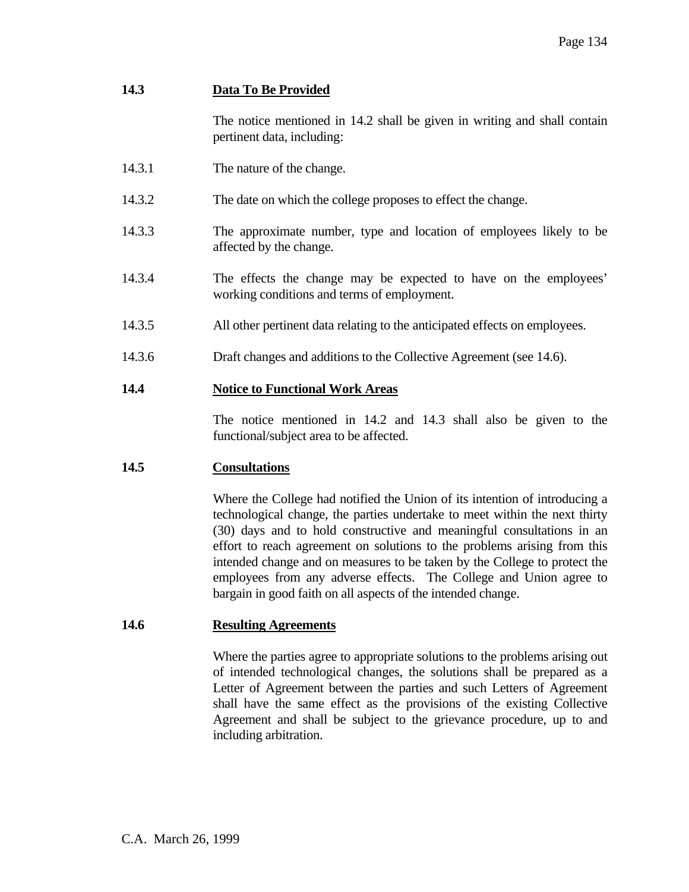**14.3 Data To Be Provided**

The notice mentioned in 14.2 shall be given in writing and shall contain pertinent data, including:

14.3.1 The nature of the change.

14.3.2 The date on which the college proposes to effect the change.

14.3.3 The approximate number, type and location of employees likely to be affected by the change.

14.3.4 The effects the change may be expected to have on the employees' working conditions and terms of employment.

14.3.5 All other pertinent data relating to the anticipated effects on employees.

14.3.6 Draft changes and additions to the Collective Agreement (see 14.6).

**14.4 Notice to Functional Work Areas**

The notice mentioned in 14.2 and 14.3 shall also be given to the functional/subject area to be affected.

**14.5 Consultations**

Where the College had notified the Union of its intention of introducing a technological change, the parties undertake to meet within the next thirty (30) days and to hold constructive and meaningful consultations in an effort to reach agreement on solutions to the problems arising from this intended change and on measures to be taken by the College to protect the employees from any adverse effects. The College and Union agree to bargain in good faith on all aspects of the intended change.

**14.6 Resulting Agreements**

Where the parties agree to appropriate solutions to the problems arising out of intended technological changes, the solutions shall be prepared as a Letter of Agreement between the parties and such Letters of Agreement shall have the same effect as the provisions of the existing Collective Agreement and shall be subject to the grievance procedure, up to and including arbitration.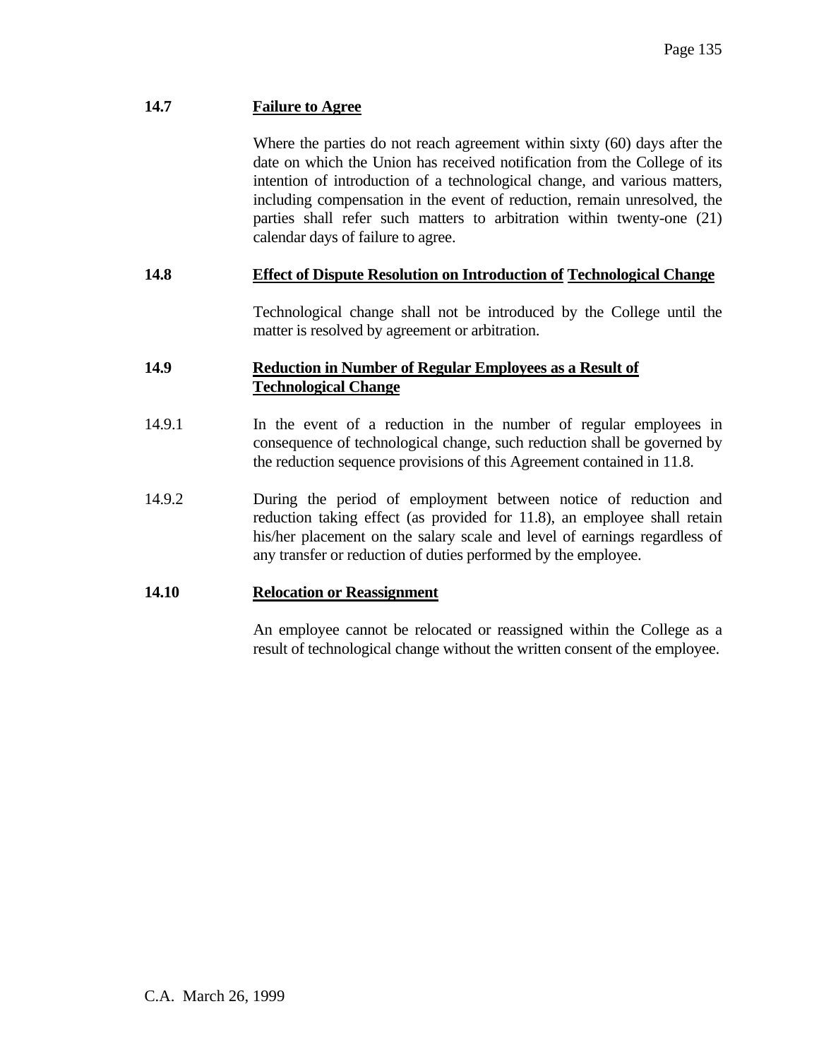### 14.7 Failure to Agree

Where the parties do not reach agreement within sixty (60) days after the date on which the Union has received notification from the College of its intention of introduction of a technological change, and various matters, including compensation in the event of reduction, remain unresolved, the parties shall refer such matters to arbitration within twenty-one (21) calendar days of failure to agree.

### 14.8 Effect of Dispute Resolution on Introduction of Technological Change

Technological change shall not be introduced by the College until the matter is resolved by agreement or arbitration.

### 14.9 Reduction in Number of Regular Employees as a Result of Technological Change

14.9.1 In the event of a reduction in the number of regular employees in consequence of technological change, such reduction shall be governed by the reduction sequence provisions of this Agreement contained in 11.8.

14.9.2 During the period of employment between notice of reduction and reduction taking effect (as provided for 11.8), an employee shall retain his/her placement on the salary scale and level of earnings regardless of any transfer or reduction of duties performed by the employee.

### 14.10 Relocation or Reassignment

An employee cannot be relocated or reassigned within the College as a result of technological change without the written consent of the employee.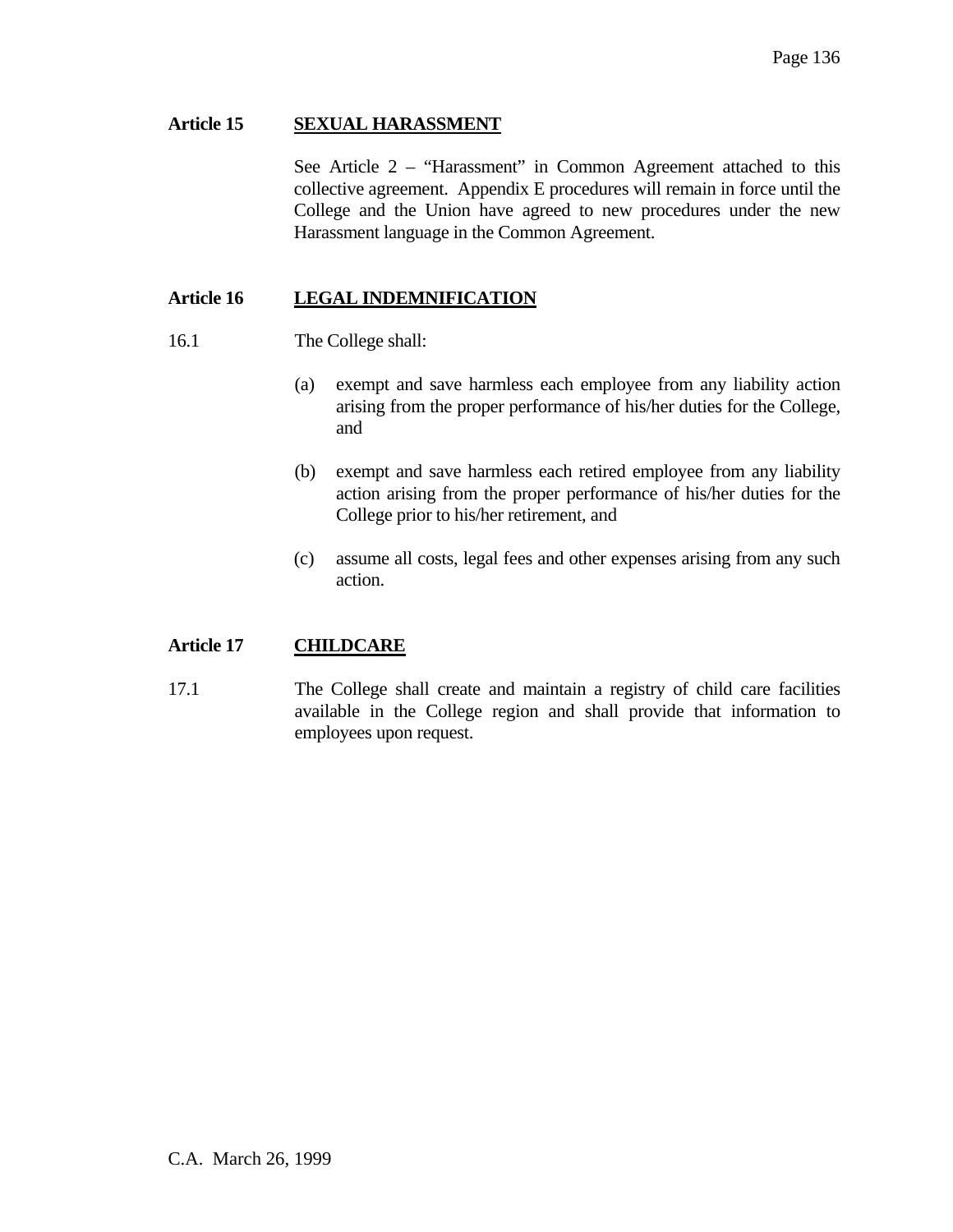## Article 15 SEXUAL HARASSMENT

See Article 2 – "Harassment" in Common Agreement attached to this collective agreement. Appendix E procedures will remain in force until the College and the Union have agreed to new procedures under the new Harassment language in the Common Agreement.

## Article 16 LEGAL INDEMNIFICATION

16.1 The College shall:

(a) exempt and save harmless each employee from any liability action arising from the proper performance of his/her duties for the College, and

(b) exempt and save harmless each retired employee from any liability action arising from the proper performance of his/her duties for the College prior to his/her retirement, and

(c) assume all costs, legal fees and other expenses arising from any such action.

## Article 17 CHILDCARE

17.1 The College shall create and maintain a registry of child care facilities available in the College region and shall provide that information to employees upon request.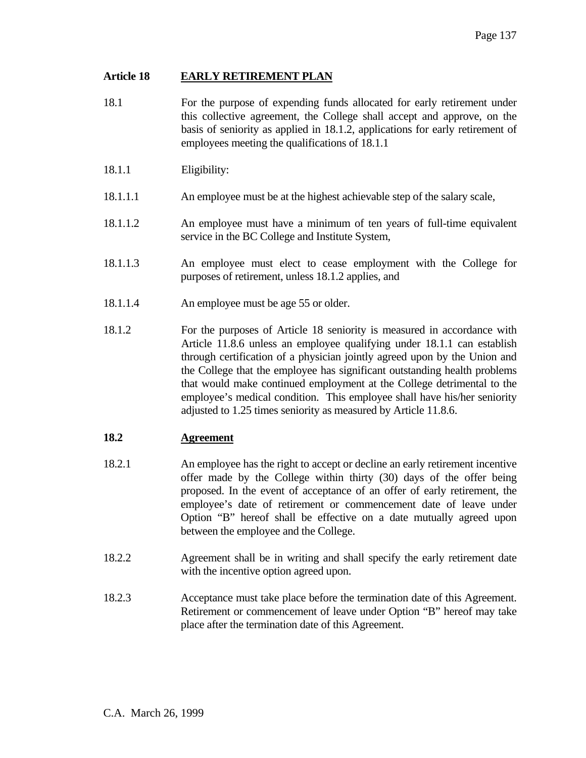## Article 18 EARLY RETIREMENT PLAN

18.1 For the purpose of expending funds allocated for early retirement under this collective agreement, the College shall accept and approve, on the basis of seniority as applied in 18.1.2, applications for early retirement of employees meeting the qualifications of 18.1.1

18.1.1 Eligibility:

18.1.1.1 An employee must be at the highest achievable step of the salary scale,

18.1.1.2 An employee must have a minimum of ten years of full-time equivalent service in the BC College and Institute System,

18.1.1.3 An employee must elect to cease employment with the College for purposes of retirement, unless 18.1.2 applies, and

18.1.1.4 An employee must be age 55 or older.

18.1.2 For the purposes of Article 18 seniority is measured in accordance with Article 11.8.6 unless an employee qualifying under 18.1.1 can establish through certification of a physician jointly agreed upon by the Union and the College that the employee has significant outstanding health problems that would make continued employment at the College detrimental to the employee's medical condition. This employee shall have his/her seniority adjusted to 1.25 times seniority as measured by Article 11.8.6.

### 18.2 Agreement

18.2.1 An employee has the right to accept or decline an early retirement incentive offer made by the College within thirty (30) days of the offer being proposed. In the event of acceptance of an offer of early retirement, the employee's date of retirement or commencement date of leave under Option "B" hereof shall be effective on a date mutually agreed upon between the employee and the College.

18.2.2 Agreement shall be in writing and shall specify the early retirement date with the incentive option agreed upon.

18.2.3 Acceptance must take place before the termination date of this Agreement. Retirement or commencement of leave under Option "B" hereof may take place after the termination date of this Agreement.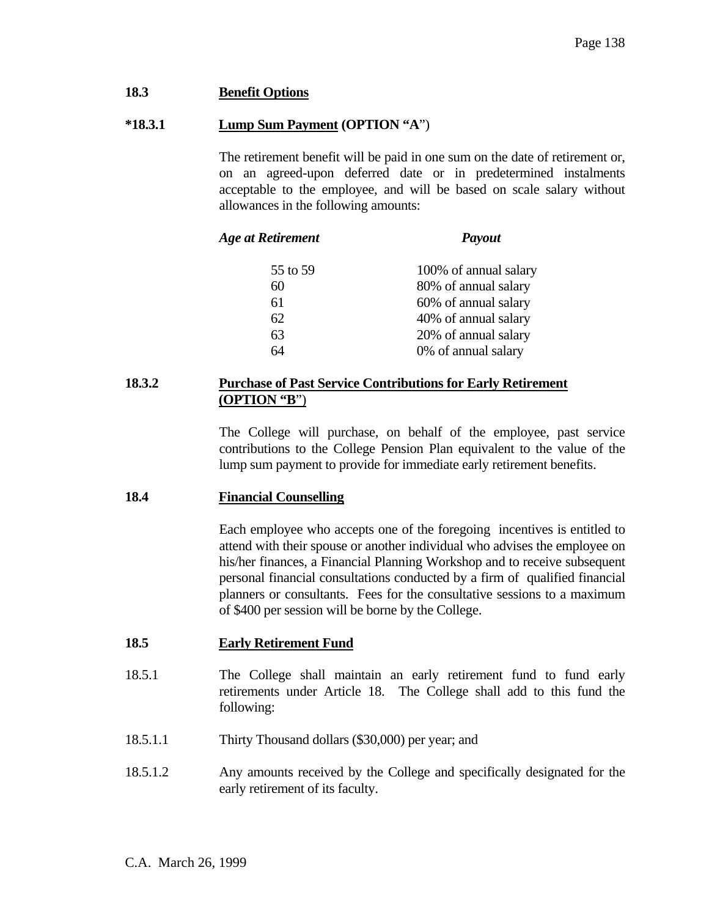## 18.3 **Benefit Options**

### *18.3.1 **Lump Sum Payment (OPTION "A")**

The retirement benefit will be paid in one sum on the date of retirement or, on an agreed-upon deferred date or in predetermined instalments acceptable to the employee, and will be based on scale salary without allowances in the following amounts:

| *Age at Retirement* | *Payout* |
|---|---|
| 55 to 59 | 100% of annual salary |
| 60 | 80% of annual salary |
| 61 | 60% of annual salary |
| 62 | 40% of annual salary |
| 63 | 20% of annual salary |
| 64 | 0% of annual salary |

### 18.3.2 **Purchase of Past Service Contributions for Early Retirement (OPTION "B")**

The College will purchase, on behalf of the employee, past service contributions to the College Pension Plan equivalent to the value of the lump sum payment to provide for immediate early retirement benefits.

## 18.4 **Financial Counselling**

Each employee who accepts one of the foregoing incentives is entitled to attend with their spouse or another individual who advises the employee on his/her finances, a Financial Planning Workshop and to receive subsequent personal financial consultations conducted by a firm of qualified financial planners or consultants. Fees for the consultative sessions to a maximum of $400 per session will be borne by the College.

## 18.5 **Early Retirement Fund**

18.5.1 The College shall maintain an early retirement fund to fund early retirements under Article 18. The College shall add to this fund the following:

18.5.1.1 Thirty Thousand dollars ($30,000) per year; and

18.5.1.2 Any amounts received by the College and specifically designated for the early retirement of its faculty.

C.A. March 26, 1999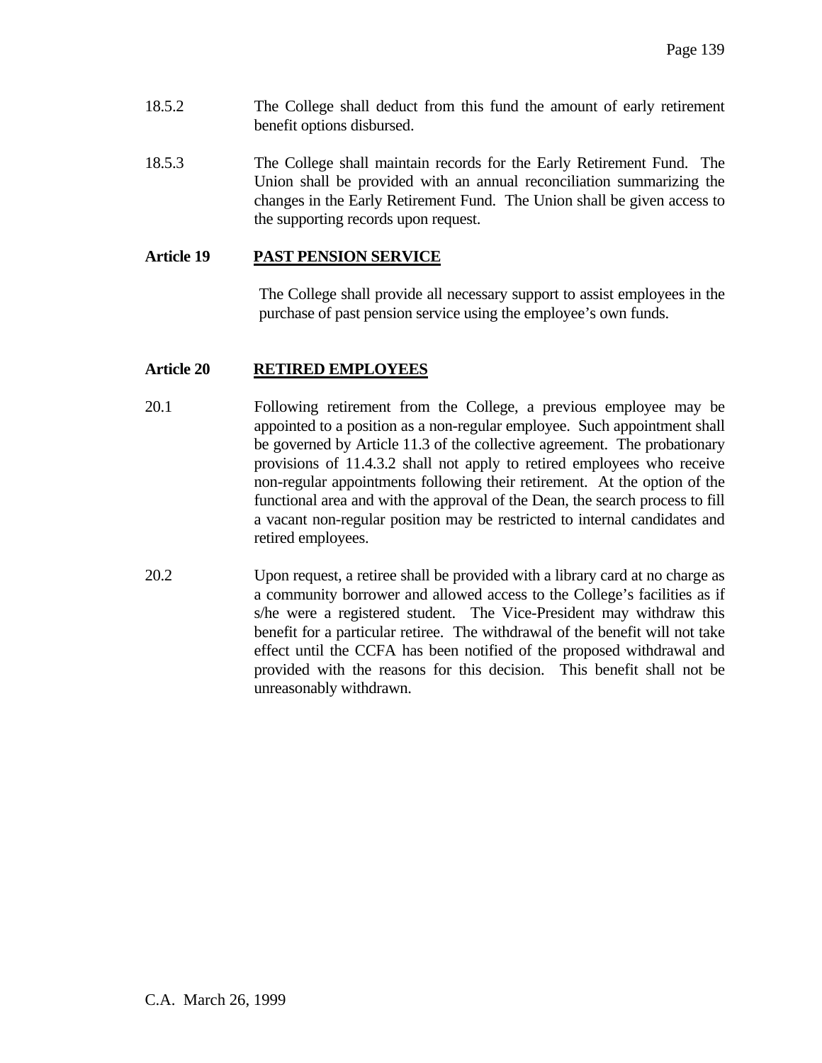18.5.2 The College shall deduct from this fund the amount of early retirement benefit options disbursed.

18.5.3 The College shall maintain records for the Early Retirement Fund. The Union shall be provided with an annual reconciliation summarizing the changes in the Early Retirement Fund. The Union shall be given access to the supporting records upon request.

## Article 19 PAST PENSION SERVICE

The College shall provide all necessary support to assist employees in the purchase of past pension service using the employee's own funds.

## Article 20 RETIRED EMPLOYEES

20.1 Following retirement from the College, a previous employee may be appointed to a position as a non-regular employee. Such appointment shall be governed by Article 11.3 of the collective agreement. The probationary provisions of 11.4.3.2 shall not apply to retired employees who receive non-regular appointments following their retirement. At the option of the functional area and with the approval of the Dean, the search process to fill a vacant non-regular position may be restricted to internal candidates and retired employees.

20.2 Upon request, a retiree shall be provided with a library card at no charge as a community borrower and allowed access to the College's facilities as if s/he were a registered student. The Vice-President may withdraw this benefit for a particular retiree. The withdrawal of the benefit will not take effect until the CCFA has been notified of the proposed withdrawal and provided with the reasons for this decision. This benefit shall not be unreasonably withdrawn.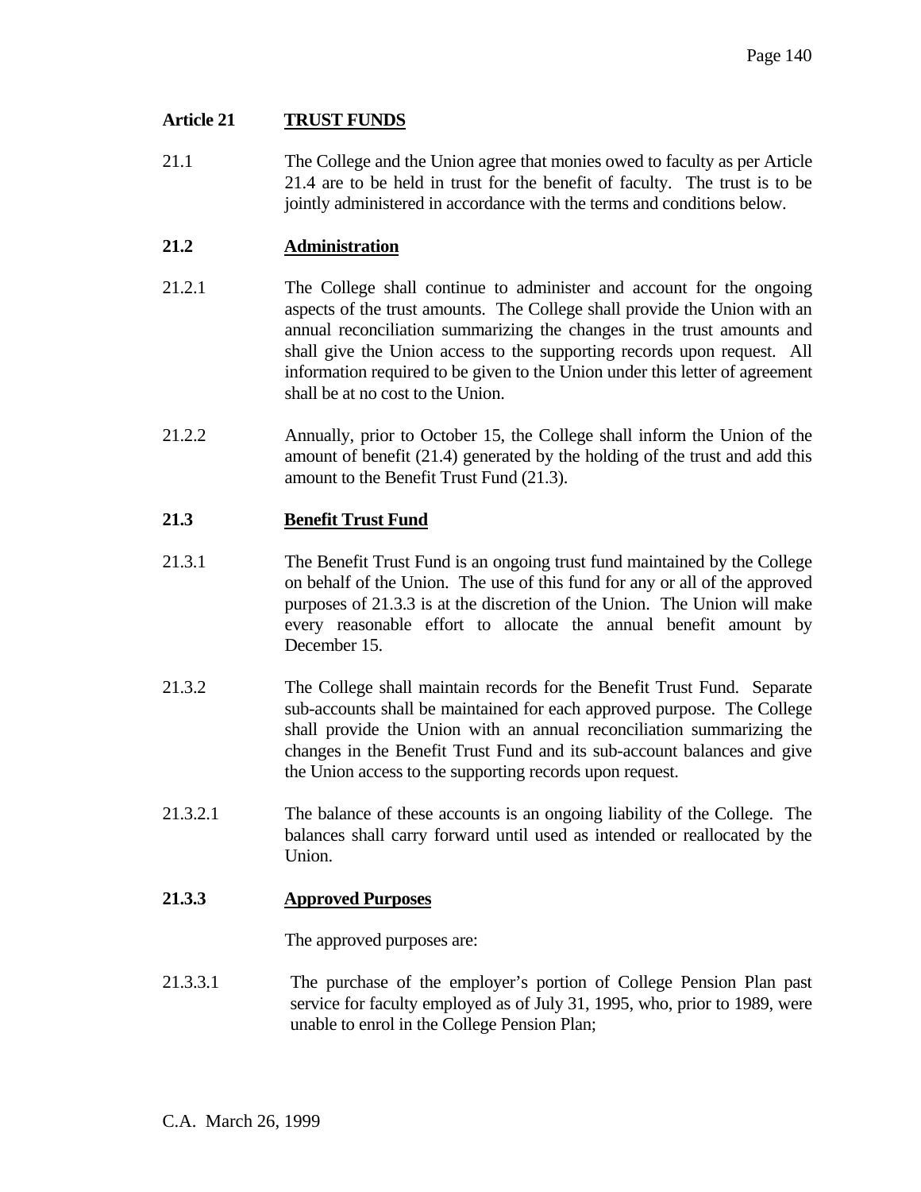## Article 21 TRUST FUNDS

21.1 The College and the Union agree that monies owed to faculty as per Article 21.4 are to be held in trust for the benefit of faculty. The trust is to be jointly administered in accordance with the terms and conditions below.

### 21.2 Administration

21.2.1 The College shall continue to administer and account for the ongoing aspects of the trust amounts. The College shall provide the Union with an annual reconciliation summarizing the changes in the trust amounts and shall give the Union access to the supporting records upon request. All information required to be given to the Union under this letter of agreement shall be at no cost to the Union.

21.2.2 Annually, prior to October 15, the College shall inform the Union of the amount of benefit (21.4) generated by the holding of the trust and add this amount to the Benefit Trust Fund (21.3).

### 21.3 Benefit Trust Fund

21.3.1 The Benefit Trust Fund is an ongoing trust fund maintained by the College on behalf of the Union. The use of this fund for any or all of the approved purposes of 21.3.3 is at the discretion of the Union. The Union will make every reasonable effort to allocate the annual benefit amount by December 15.

21.3.2 The College shall maintain records for the Benefit Trust Fund. Separate sub-accounts shall be maintained for each approved purpose. The College shall provide the Union with an annual reconciliation summarizing the changes in the Benefit Trust Fund and its sub-account balances and give the Union access to the supporting records upon request.

21.3.2.1 The balance of these accounts is an ongoing liability of the College. The balances shall carry forward until used as intended or reallocated by the Union.

### 21.3.3 Approved Purposes

The approved purposes are:

21.3.3.1 The purchase of the employer's portion of College Pension Plan past service for faculty employed as of July 31, 1995, who, prior to 1989, were unable to enrol in the College Pension Plan;

C.A. March 26, 1999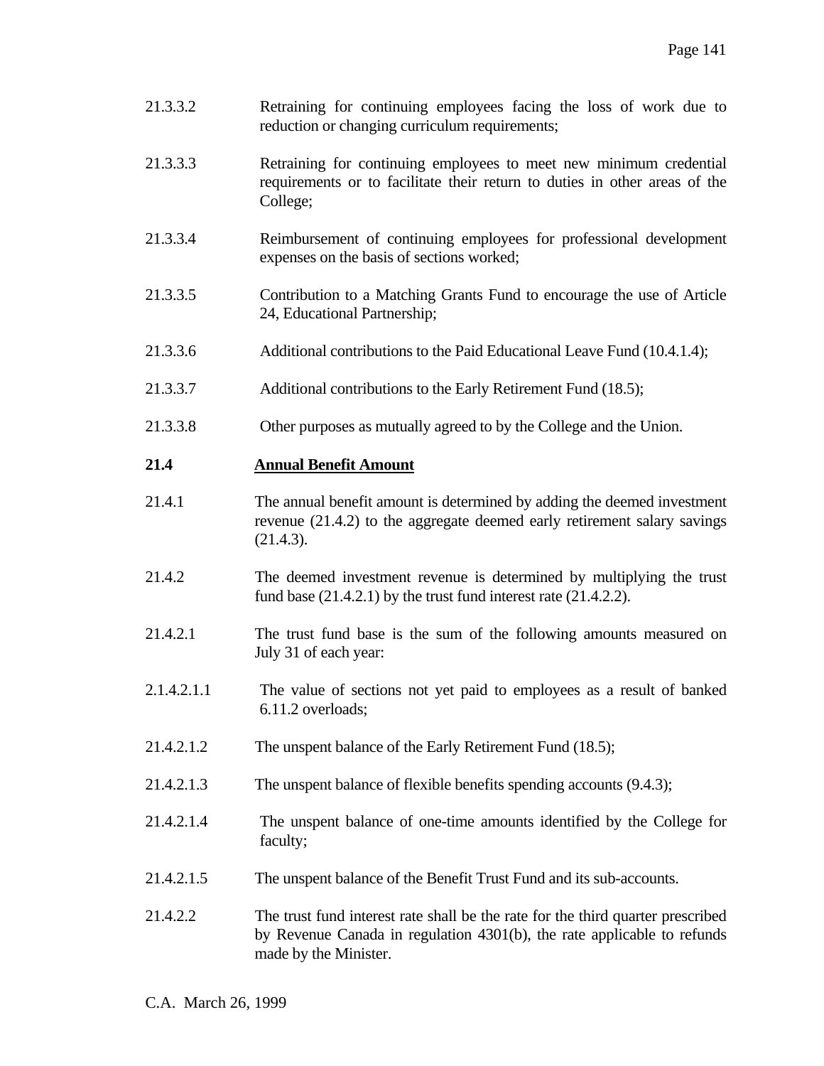21.3.3.2 Retraining for continuing employees facing the loss of work due to reduction or changing curriculum requirements;

21.3.3.3 Retraining for continuing employees to meet new minimum credential requirements or to facilitate their return to duties in other areas of the College;

21.3.3.4 Reimbursement of continuing employees for professional development expenses on the basis of sections worked;

21.3.3.5 Contribution to a Matching Grants Fund to encourage the use of Article 24, Educational Partnership;

21.3.3.6 Additional contributions to the Paid Educational Leave Fund (10.4.1.4);

21.3.3.7 Additional contributions to the Early Retirement Fund (18.5);

21.3.3.8 Other purposes as mutually agreed to by the College and the Union.

**21.4 <u>Annual Benefit Amount</u>**

21.4.1 The annual benefit amount is determined by adding the deemed investment revenue (21.4.2) to the aggregate deemed early retirement salary savings (21.4.3).

21.4.2 The deemed investment revenue is determined by multiplying the trust fund base (21.4.2.1) by the trust fund interest rate (21.4.2.2).

21.4.2.1 The trust fund base is the sum of the following amounts measured on July 31 of each year:

2.1.4.2.1.1 The value of sections not yet paid to employees as a result of banked 6.11.2 overloads;

21.4.2.1.2 The unspent balance of the Early Retirement Fund (18.5);

21.4.2.1.3 The unspent balance of flexible benefits spending accounts (9.4.3);

21.4.2.1.4 The unspent balance of one-time amounts identified by the College for faculty;

21.4.2.1.5 The unspent balance of the Benefit Trust Fund and its sub-accounts.

21.4.2.2 The trust fund interest rate shall be the rate for the third quarter prescribed by Revenue Canada in regulation 4301(b), the rate applicable to refunds made by the Minister.

C.A. March 26, 1999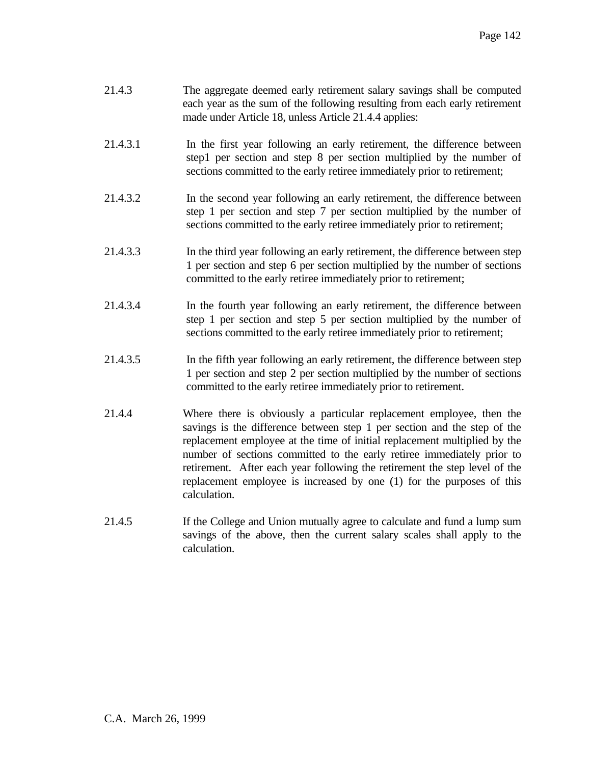21.4.3 The aggregate deemed early retirement salary savings shall be computed each year as the sum of the following resulting from each early retirement made under Article 18, unless Article 21.4.4 applies:

21.4.3.1 In the first year following an early retirement, the difference between step1 per section and step 8 per section multiplied by the number of sections committed to the early retiree immediately prior to retirement;

21.4.3.2 In the second year following an early retirement, the difference between step 1 per section and step 7 per section multiplied by the number of sections committed to the early retiree immediately prior to retirement;

21.4.3.3 In the third year following an early retirement, the difference between step 1 per section and step 6 per section multiplied by the number of sections committed to the early retiree immediately prior to retirement;

21.4.3.4 In the fourth year following an early retirement, the difference between step 1 per section and step 5 per section multiplied by the number of sections committed to the early retiree immediately prior to retirement;

21.4.3.5 In the fifth year following an early retirement, the difference between step 1 per section and step 2 per section multiplied by the number of sections committed to the early retiree immediately prior to retirement.

21.4.4 Where there is obviously a particular replacement employee, then the savings is the difference between step 1 per section and the step of the replacement employee at the time of initial replacement multiplied by the number of sections committed to the early retiree immediately prior to retirement. After each year following the retirement the step level of the replacement employee is increased by one (1) for the purposes of this calculation.

21.4.5 If the College and Union mutually agree to calculate and fund a lump sum savings of the above, then the current salary scales shall apply to the calculation.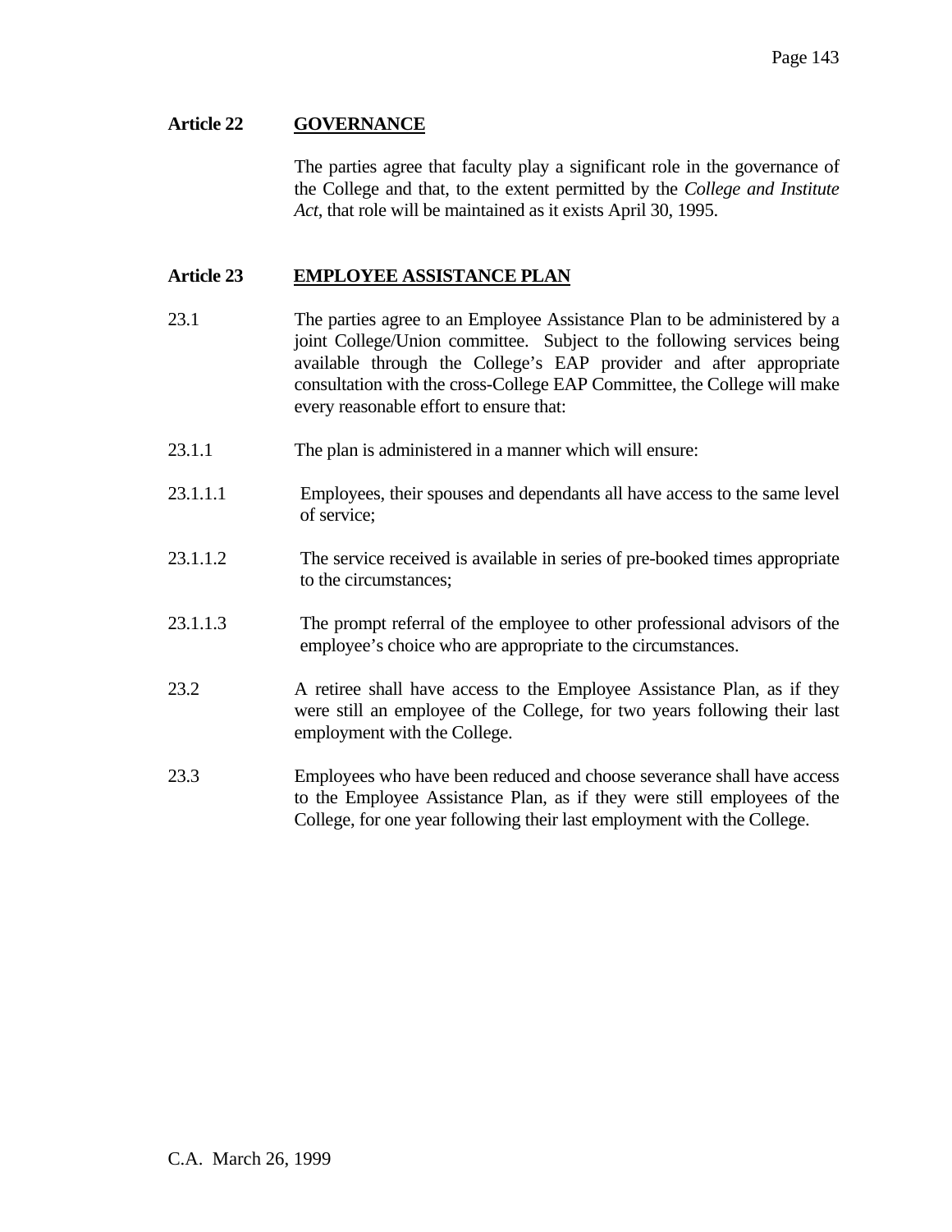## Article 22 GOVERNANCE

The parties agree that faculty play a significant role in the governance of the College and that, to the extent permitted by the *College and Institute Act*, that role will be maintained as it exists April 30, 1995.

## Article 23 EMPLOYEE ASSISTANCE PLAN

23.1 The parties agree to an Employee Assistance Plan to be administered by a joint College/Union committee. Subject to the following services being available through the College's EAP provider and after appropriate consultation with the cross-College EAP Committee, the College will make every reasonable effort to ensure that:

23.1.1 The plan is administered in a manner which will ensure:

23.1.1.1 Employees, their spouses and dependants all have access to the same level of service;

23.1.1.2 The service received is available in series of pre-booked times appropriate to the circumstances;

23.1.1.3 The prompt referral of the employee to other professional advisors of the employee's choice who are appropriate to the circumstances.

23.2 A retiree shall have access to the Employee Assistance Plan, as if they were still an employee of the College, for two years following their last employment with the College.

23.3 Employees who have been reduced and choose severance shall have access to the Employee Assistance Plan, as if they were still employees of the College, for one year following their last employment with the College.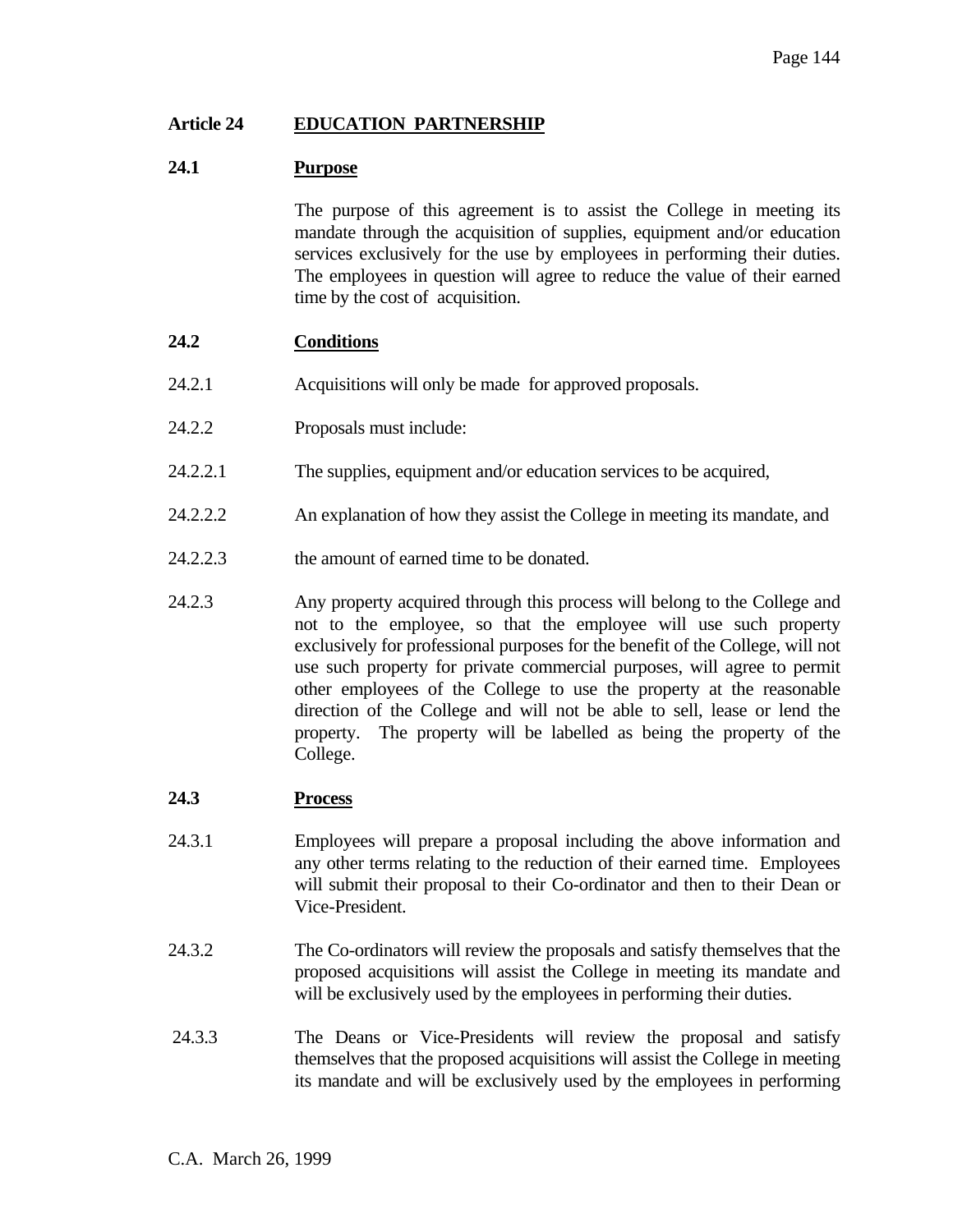## Article 24 EDUCATION PARTNERSHIP

### 24.1 Purpose

The purpose of this agreement is to assist the College in meeting its mandate through the acquisition of supplies, equipment and/or education services exclusively for the use by employees in performing their duties. The employees in question will agree to reduce the value of their earned time by the cost of acquisition.

### 24.2 Conditions

24.2.1 Acquisitions will only be made for approved proposals.

24.2.2 Proposals must include:

24.2.2.1 The supplies, equipment and/or education services to be acquired,

24.2.2.2 An explanation of how they assist the College in meeting its mandate, and

24.2.2.3 the amount of earned time to be donated.

24.2.3 Any property acquired through this process will belong to the College and not to the employee, so that the employee will use such property exclusively for professional purposes for the benefit of the College, will not use such property for private commercial purposes, will agree to permit other employees of the College to use the property at the reasonable direction of the College and will not be able to sell, lease or lend the property. The property will be labelled as being the property of the College.

### 24.3 Process

24.3.1 Employees will prepare a proposal including the above information and any other terms relating to the reduction of their earned time. Employees will submit their proposal to their Co-ordinator and then to their Dean or Vice-President.

24.3.2 The Co-ordinators will review the proposals and satisfy themselves that the proposed acquisitions will assist the College in meeting its mandate and will be exclusively used by the employees in performing their duties.

24.3.3 The Deans or Vice-Presidents will review the proposal and satisfy themselves that the proposed acquisitions will assist the College in meeting its mandate and will be exclusively used by the employees in performing

C.A. March 26, 1999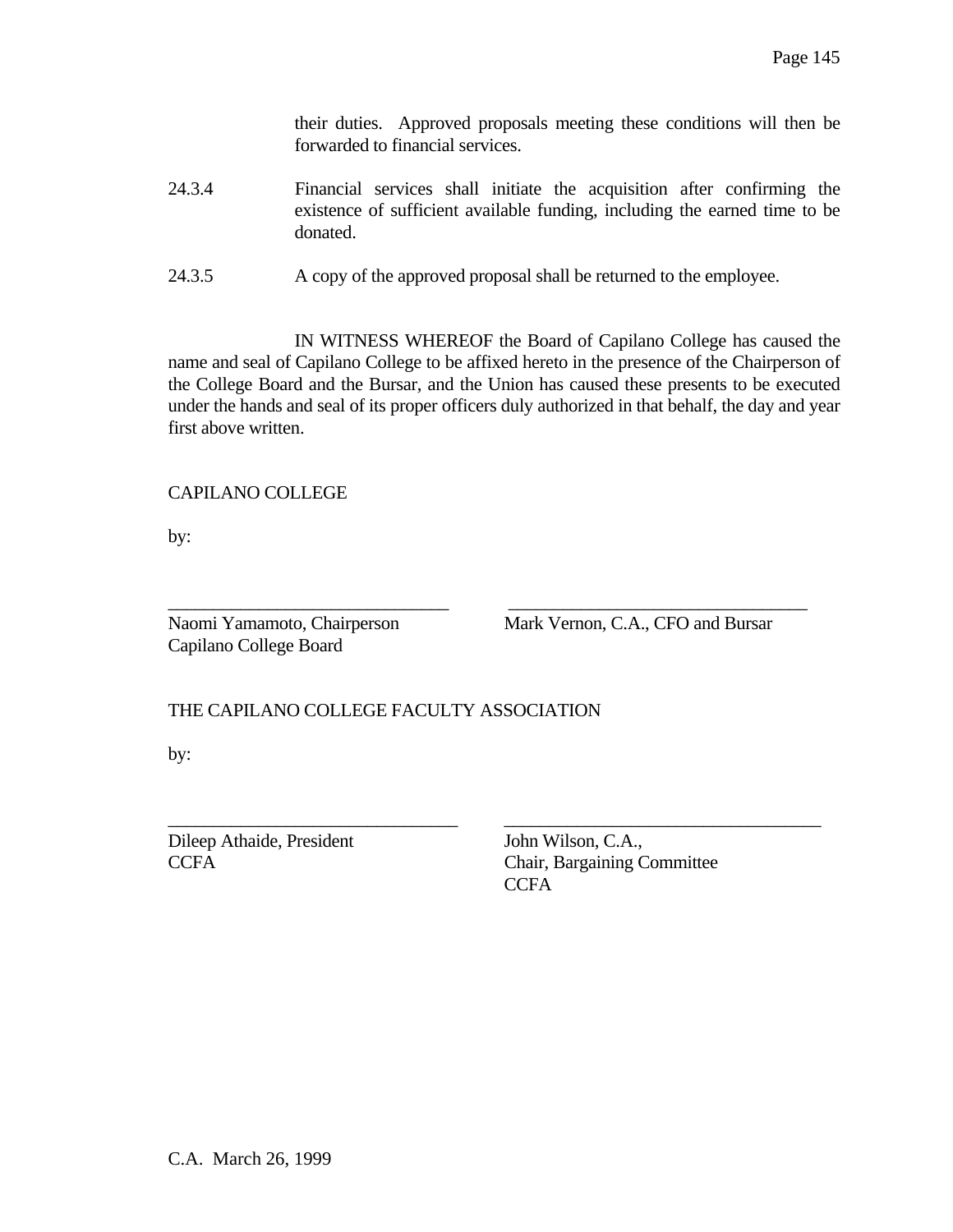their duties. Approved proposals meeting these conditions will then be forwarded to financial services.

24.3.4 Financial services shall initiate the acquisition after confirming the existence of sufficient available funding, including the earned time to be donated.

24.3.5 A copy of the approved proposal shall be returned to the employee.

IN WITNESS WHEREOF the Board of Capilano College has caused the name and seal of Capilano College to be affixed hereto in the presence of the Chairperson of the College Board and the Bursar, and the Union has caused these presents to be executed under the hands and seal of its proper officers duly authorized in that behalf, the day and year first above written.

CAPILANO COLLEGE

by:

| | |
|---|---|
| Naomi Yamamoto, Chairperson<br>Capilano College Board | Mark Vernon, C.A., CFO and Bursar |

THE CAPILANO COLLEGE FACULTY ASSOCIATION

by:

| | |
|---|---|
| Dileep Athaide, President<br>CCFA | John Wilson, C.A.,<br>Chair, Bargaining Committee<br>CCFA |

C.A. March 26, 1999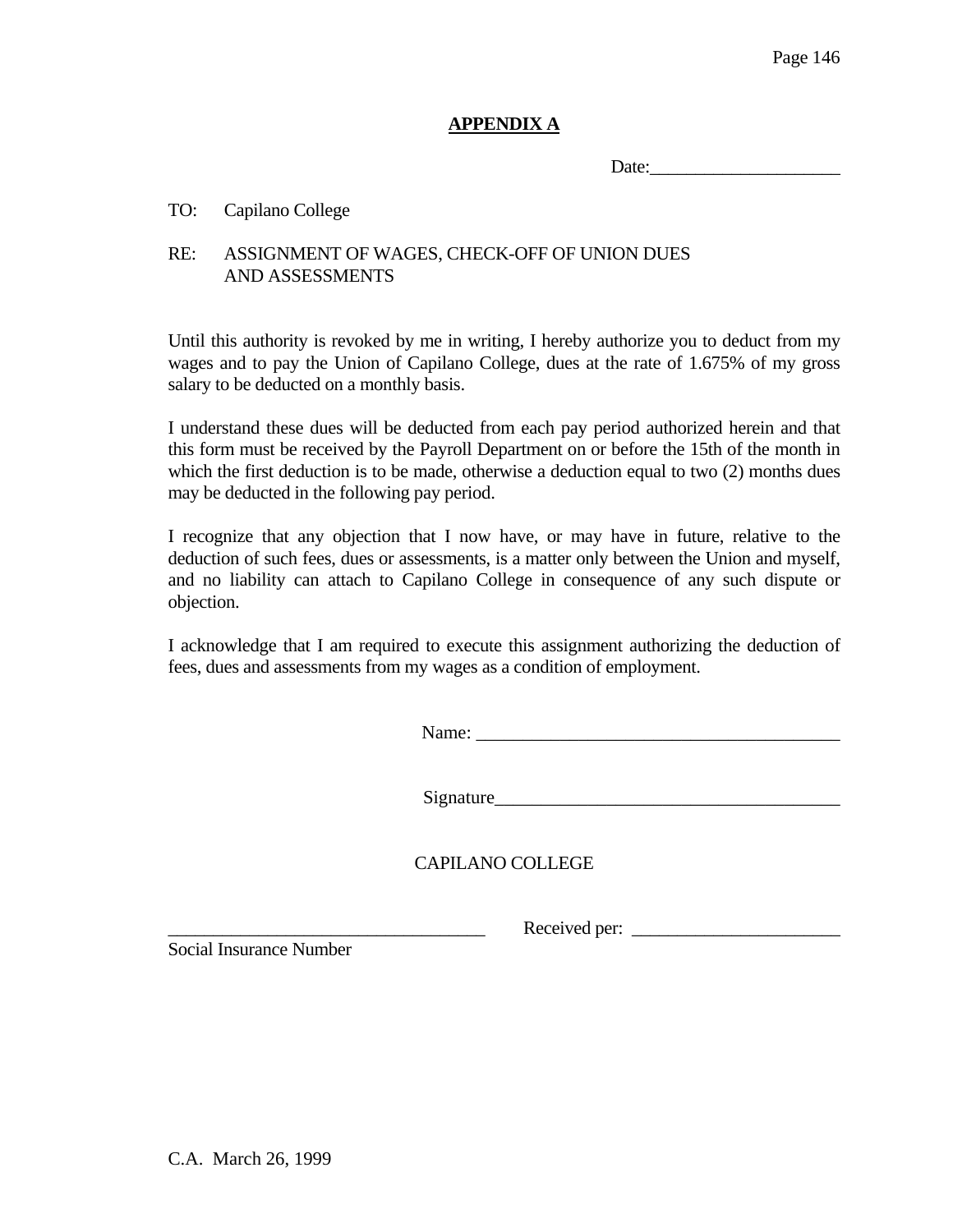## APPENDIX A

Date:____________________

TO: Capilano College

RE: ASSIGNMENT OF WAGES, CHECK-OFF OF UNION DUES AND ASSESSMENTS

Until this authority is revoked by me in writing, I hereby authorize you to deduct from my wages and to pay the Union of Capilano College, dues at the rate of 1.675% of my gross salary to be deducted on a monthly basis.

I understand these dues will be deducted from each pay period authorized herein and that this form must be received by the Payroll Department on or before the 15th of the month in which the first deduction is to be made, otherwise a deduction equal to two (2) months dues may be deducted in the following pay period.

I recognize that any objection that I now have, or may have in future, relative to the deduction of such fees, dues or assessments, is a matter only between the Union and myself, and no liability can attach to Capilano College in consequence of any such dispute or objection.

I acknowledge that I am required to execute this assignment authorizing the deduction of fees, dues and assessments from my wages as a condition of employment.

Name: ________________________________________

Signature_____________________________________

CAPILANO COLLEGE

___________________________________ Received per: _______________________

Social Insurance Number

C.A. March 26, 1999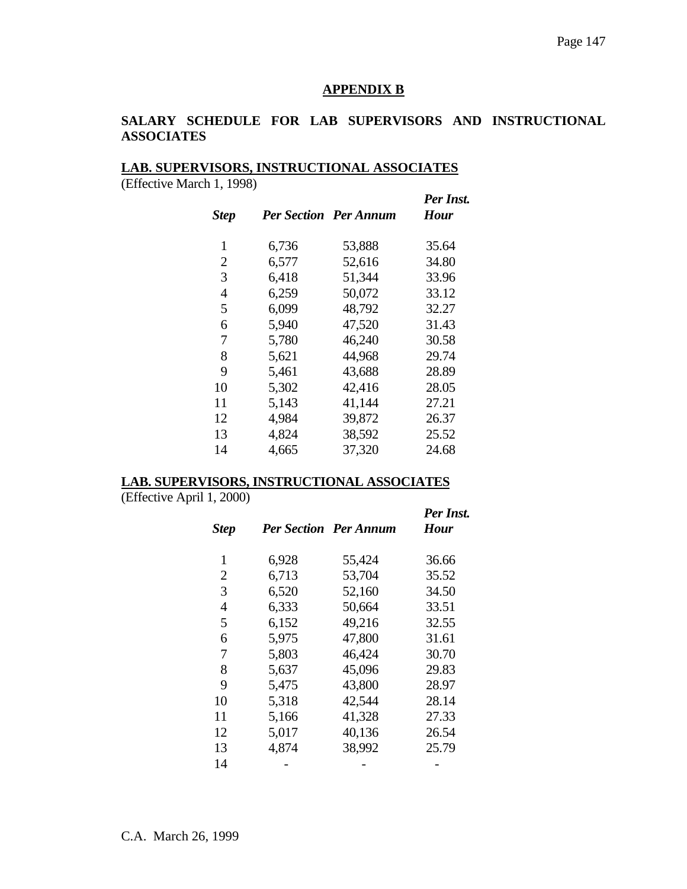## APPENDIX B

**SALARY SCHEDULE FOR LAB SUPERVISORS AND INSTRUCTIONAL ASSOCIATES**

**LAB. SUPERVISORS, INSTRUCTIONAL ASSOCIATES**
(Effective March 1, 1998)

| *Step* | *Per Section* | *Per Annum* | *Per Inst. Hour* |
|---|---|---|---|
| 1 | 6,736 | 53,888 | 35.64 |
| 2 | 6,577 | 52,616 | 34.80 |
| 3 | 6,418 | 51,344 | 33.96 |
| 4 | 6,259 | 50,072 | 33.12 |
| 5 | 6,099 | 48,792 | 32.27 |
| 6 | 5,940 | 47,520 | 31.43 |
| 7 | 5,780 | 46,240 | 30.58 |
| 8 | 5,621 | 44,968 | 29.74 |
| 9 | 5,461 | 43,688 | 28.89 |
| 10 | 5,302 | 42,416 | 28.05 |
| 11 | 5,143 | 41,144 | 27.21 |
| 12 | 4,984 | 39,872 | 26.37 |
| 13 | 4,824 | 38,592 | 25.52 |
| 14 | 4,665 | 37,320 | 24.68 |

**LAB. SUPERVISORS, INSTRUCTIONAL ASSOCIATES**
(Effective April 1, 2000)

| *Step* | *Per Section* | *Per Annum* | *Per Inst. Hour* |
|---|---|---|---|
| 1 | 6,928 | 55,424 | 36.66 |
| 2 | 6,713 | 53,704 | 35.52 |
| 3 | 6,520 | 52,160 | 34.50 |
| 4 | 6,333 | 50,664 | 33.51 |
| 5 | 6,152 | 49,216 | 32.55 |
| 6 | 5,975 | 47,800 | 31.61 |
| 7 | 5,803 | 46,424 | 30.70 |
| 8 | 5,637 | 45,096 | 29.83 |
| 9 | 5,475 | 43,800 | 28.97 |
| 10 | 5,318 | 42,544 | 28.14 |
| 11 | 5,166 | 41,328 | 27.33 |
| 12 | 5,017 | 40,136 | 26.54 |
| 13 | 4,874 | 38,992 | 25.79 |
| 14 | - | - | - |

C.A. March 26, 1999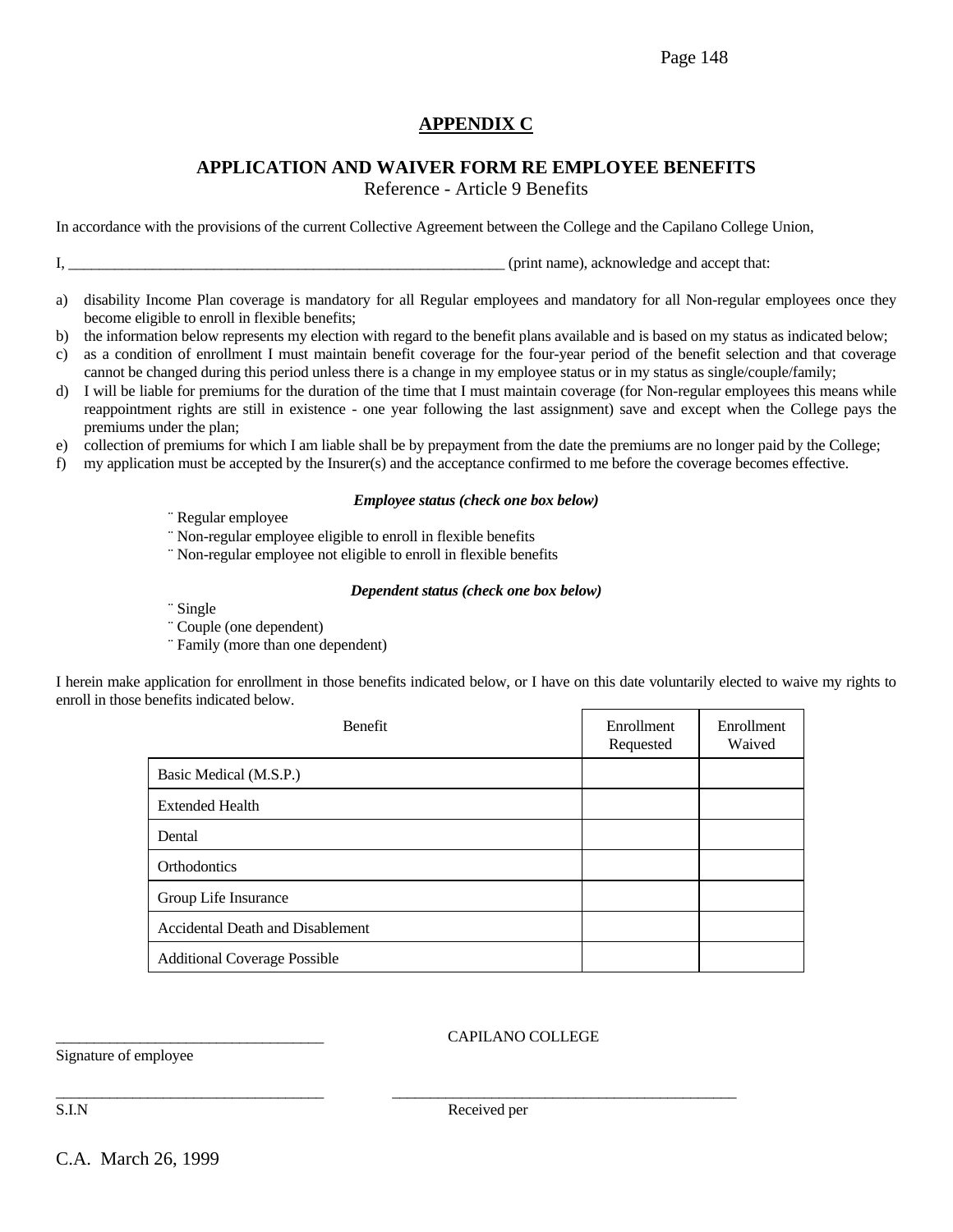# APPENDIX C

## APPLICATION AND WAIVER FORM RE EMPLOYEE BENEFITS

Reference - Article 9 Benefits

In accordance with the provisions of the current Collective Agreement between the College and the Capilano College Union,

I, ____________________________________________________________ (print name), acknowledge and accept that:

a) disability Income Plan coverage is mandatory for all Regular employees and mandatory for all Non-regular employees once they become eligible to enroll in flexible benefits;
b) the information below represents my election with regard to the benefit plans available and is based on my status as indicated below;
c) as a condition of enrollment I must maintain benefit coverage for the four-year period of the benefit selection and that coverage cannot be changed during this period unless there is a change in my employee status or in my status as single/couple/family;
d) I will be liable for premiums for the duration of the time that I must maintain coverage (for Non-regular employees this means while reappointment rights are still in existence - one year following the last assignment) save and except when the College pays the premiums under the plan;
e) collection of premiums for which I am liable shall be by prepayment from the date the premiums are no longer paid by the College;
f) my application must be accepted by the Insurer(s) and the acceptance confirmed to me before the coverage becomes effective.

***Employee status (check one box below)***

¨ Regular employee
¨ Non-regular employee eligible to enroll in flexible benefits
¨ Non-regular employee not eligible to enroll in flexible benefits

***Dependent status (check one box below)***

¨ Single
¨ Couple (one dependent)
¨ Family (more than one dependent)

I herein make application for enrollment in those benefits indicated below, or I have on this date voluntarily elected to waive my rights to enroll in those benefits indicated below.

| Benefit | Enrollment Requested | Enrollment Waived |
|---|---|---|
| Basic Medical (M.S.P.) | | |
| Extended Health | | |
| Dental | | |
| Orthodontics | | |
| Group Life Insurance | | |
| Accidental Death and Disablement | | |
| Additional Coverage Possible | | |

___________________________________ CAPILANO COLLEGE
Signature of employee

___________________________________ ____________________________________________
S.I.N Received per

C.A. March 26, 1999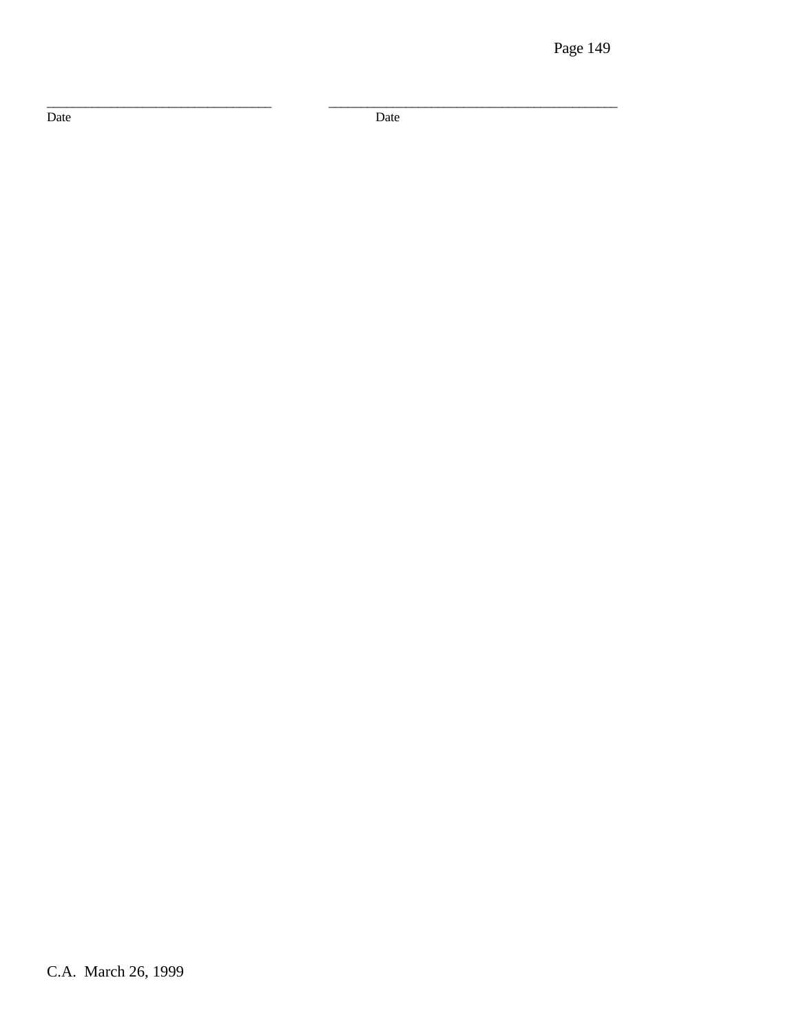\_\_\_\_\_\_\_\_\_\_\_\_\_\_\_\_\_\_\_\_\_\_\_\_\_\_\_\_\_\_\_\_\_\_\_\_ \_\_\_\_\_\_\_\_\_\_\_\_\_\_\_\_\_\_\_\_\_\_\_\_\_\_\_\_\_\_\_\_\_\_\_\_\_\_\_\_\_\_\_\_\_

Date Date

C.A. March 26, 1999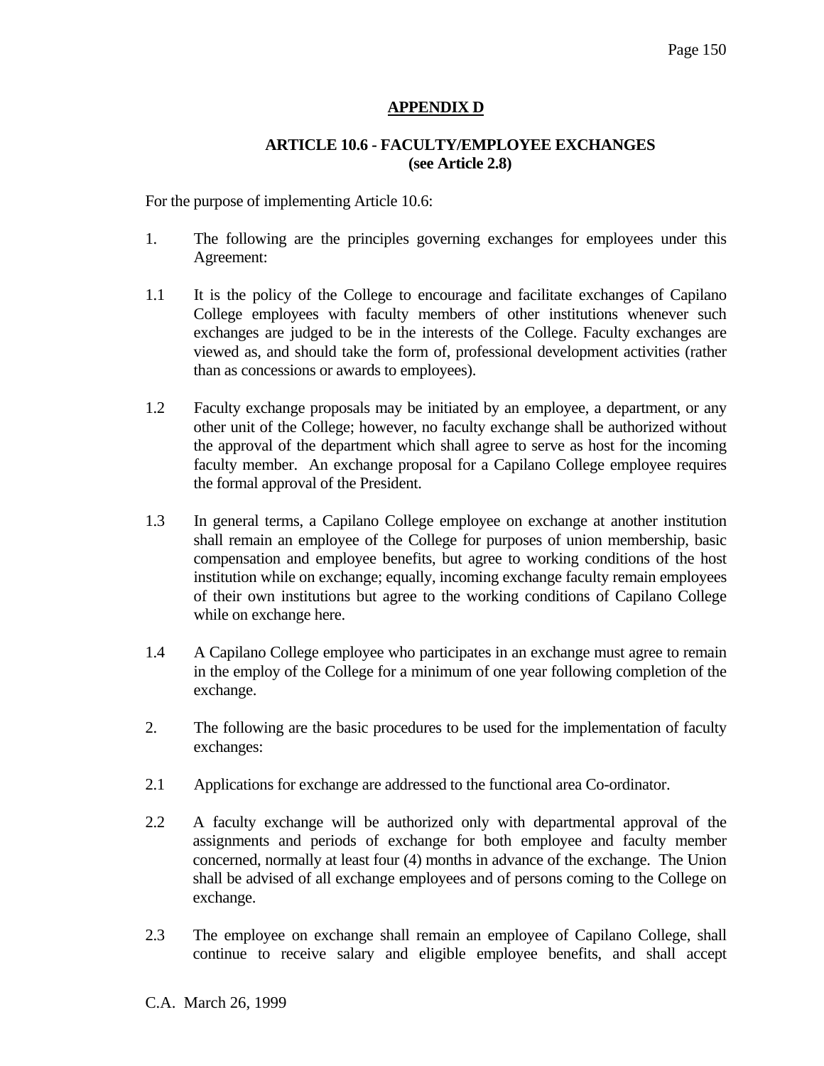## APPENDIX D

### ARTICLE 10.6 - FACULTY/EMPLOYEE EXCHANGES (see Article 2.8)

For the purpose of implementing Article 10.6:

1. The following are the principles governing exchanges for employees under this Agreement:

1.1 It is the policy of the College to encourage and facilitate exchanges of Capilano College employees with faculty members of other institutions whenever such exchanges are judged to be in the interests of the College. Faculty exchanges are viewed as, and should take the form of, professional development activities (rather than as concessions or awards to employees).

1.2 Faculty exchange proposals may be initiated by an employee, a department, or any other unit of the College; however, no faculty exchange shall be authorized without the approval of the department which shall agree to serve as host for the incoming faculty member. An exchange proposal for a Capilano College employee requires the formal approval of the President.

1.3 In general terms, a Capilano College employee on exchange at another institution shall remain an employee of the College for purposes of union membership, basic compensation and employee benefits, but agree to working conditions of the host institution while on exchange; equally, incoming exchange faculty remain employees of their own institutions but agree to the working conditions of Capilano College while on exchange here.

1.4 A Capilano College employee who participates in an exchange must agree to remain in the employ of the College for a minimum of one year following completion of the exchange.

2. The following are the basic procedures to be used for the implementation of faculty exchanges:

2.1 Applications for exchange are addressed to the functional area Co-ordinator.

2.2 A faculty exchange will be authorized only with departmental approval of the assignments and periods of exchange for both employee and faculty member concerned, normally at least four (4) months in advance of the exchange. The Union shall be advised of all exchange employees and of persons coming to the College on exchange.

2.3 The employee on exchange shall remain an employee of Capilano College, shall continue to receive salary and eligible employee benefits, and shall accept

C.A. March 26, 1999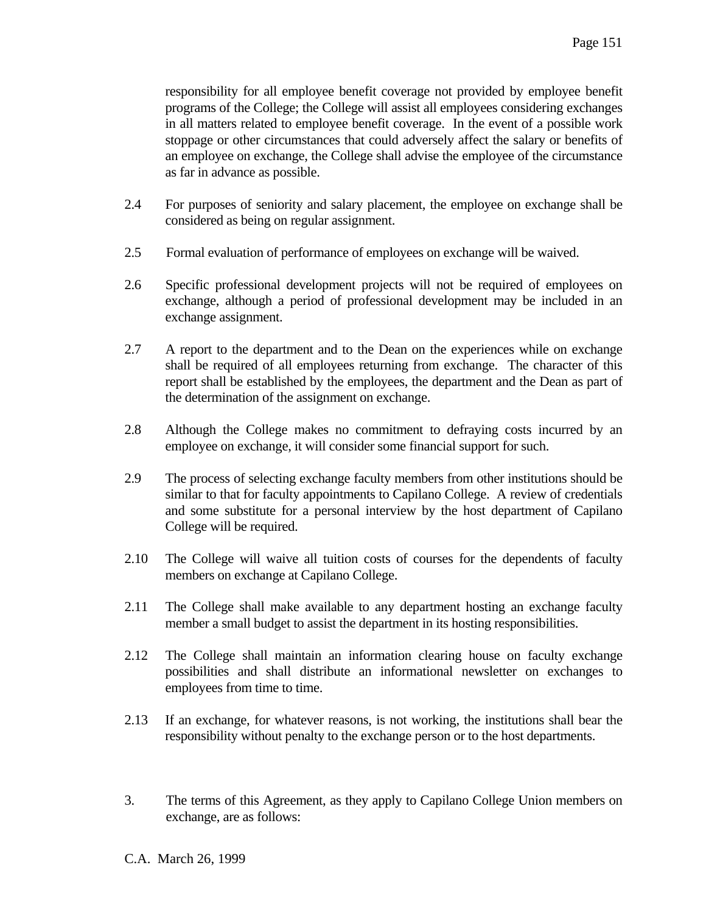responsibility for all employee benefit coverage not provided by employee benefit programs of the College; the College will assist all employees considering exchanges in all matters related to employee benefit coverage. In the event of a possible work stoppage or other circumstances that could adversely affect the salary or benefits of an employee on exchange, the College shall advise the employee of the circumstance as far in advance as possible.

2.4 For purposes of seniority and salary placement, the employee on exchange shall be considered as being on regular assignment.

2.5 Formal evaluation of performance of employees on exchange will be waived.

2.6 Specific professional development projects will not be required of employees on exchange, although a period of professional development may be included in an exchange assignment.

2.7 A report to the department and to the Dean on the experiences while on exchange shall be required of all employees returning from exchange. The character of this report shall be established by the employees, the department and the Dean as part of the determination of the assignment on exchange.

2.8 Although the College makes no commitment to defraying costs incurred by an employee on exchange, it will consider some financial support for such.

2.9 The process of selecting exchange faculty members from other institutions should be similar to that for faculty appointments to Capilano College. A review of credentials and some substitute for a personal interview by the host department of Capilano College will be required.

2.10 The College will waive all tuition costs of courses for the dependents of faculty members on exchange at Capilano College.

2.11 The College shall make available to any department hosting an exchange faculty member a small budget to assist the department in its hosting responsibilities.

2.12 The College shall maintain an information clearing house on faculty exchange possibilities and shall distribute an informational newsletter on exchanges to employees from time to time.

2.13 If an exchange, for whatever reasons, is not working, the institutions shall bear the responsibility without penalty to the exchange person or to the host departments.

3. The terms of this Agreement, as they apply to Capilano College Union members on exchange, are as follows: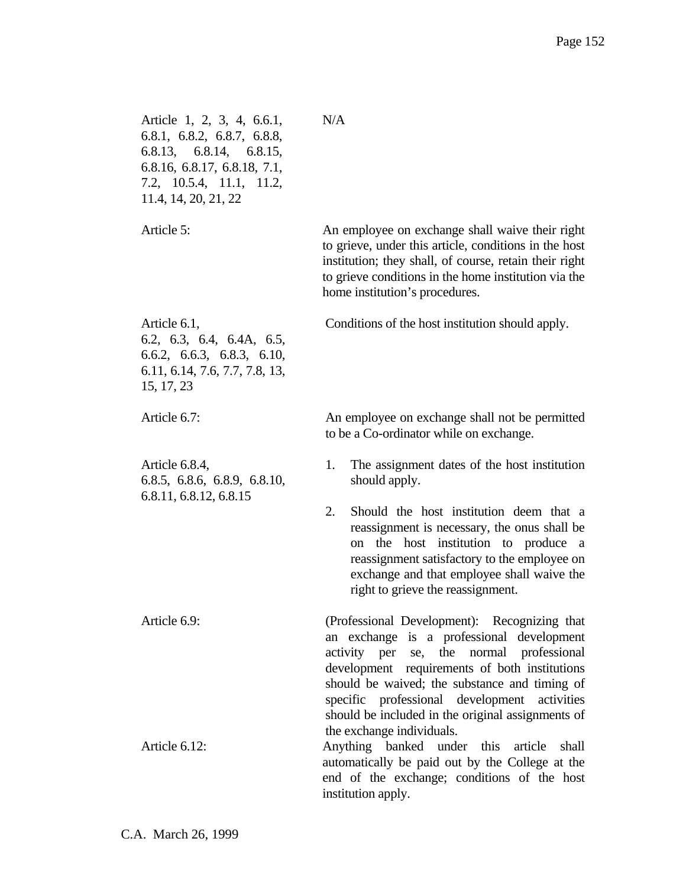| Article | Provision |
|---|---|
| Article 1, 2, 3, 4, 6.6.1, 6.8.1, 6.8.2, 6.8.7, 6.8.8, 6.8.13, 6.8.14, 6.8.15, 6.8.16, 6.8.17, 6.8.18, 7.1, 7.2, 10.5.4, 11.1, 11.2, 11.4, 14, 20, 21, 22 | N/A |
| Article 5: | An employee on exchange shall waive their right to grieve, under this article, conditions in the host institution; they shall, of course, retain their right to grieve conditions in the home institution via the home institution's procedures. |
| Article 6.1, 6.2, 6.3, 6.4, 6.4A, 6.5, 6.6.2, 6.6.3, 6.8.3, 6.10, 6.11, 6.14, 7.6, 7.7, 7.8, 13, 15, 17, 23 | Conditions of the host institution should apply. |
| Article 6.7: | An employee on exchange shall not be permitted to be a Co-ordinator while on exchange. |
| Article 6.8.4, 6.8.5, 6.8.6, 6.8.9, 6.8.10, 6.8.11, 6.8.12, 6.8.15 | 1. The assignment dates of the host institution should apply.<br>2. Should the host institution deem that a reassignment is necessary, the onus shall be on the host institution to produce a reassignment satisfactory to the employee on exchange and that employee shall waive the right to grieve the reassignment. |
| Article 6.9: | (Professional Development): Recognizing that an exchange is a professional development activity per se, the normal professional development requirements of both institutions should be waived; the substance and timing of specific professional development activities should be included in the original assignments of the exchange individuals. |
| Article 6.12: | Anything banked under this article shall automatically be paid out by the College at the end of the exchange; conditions of the host institution apply. |

C.A. March 26, 1999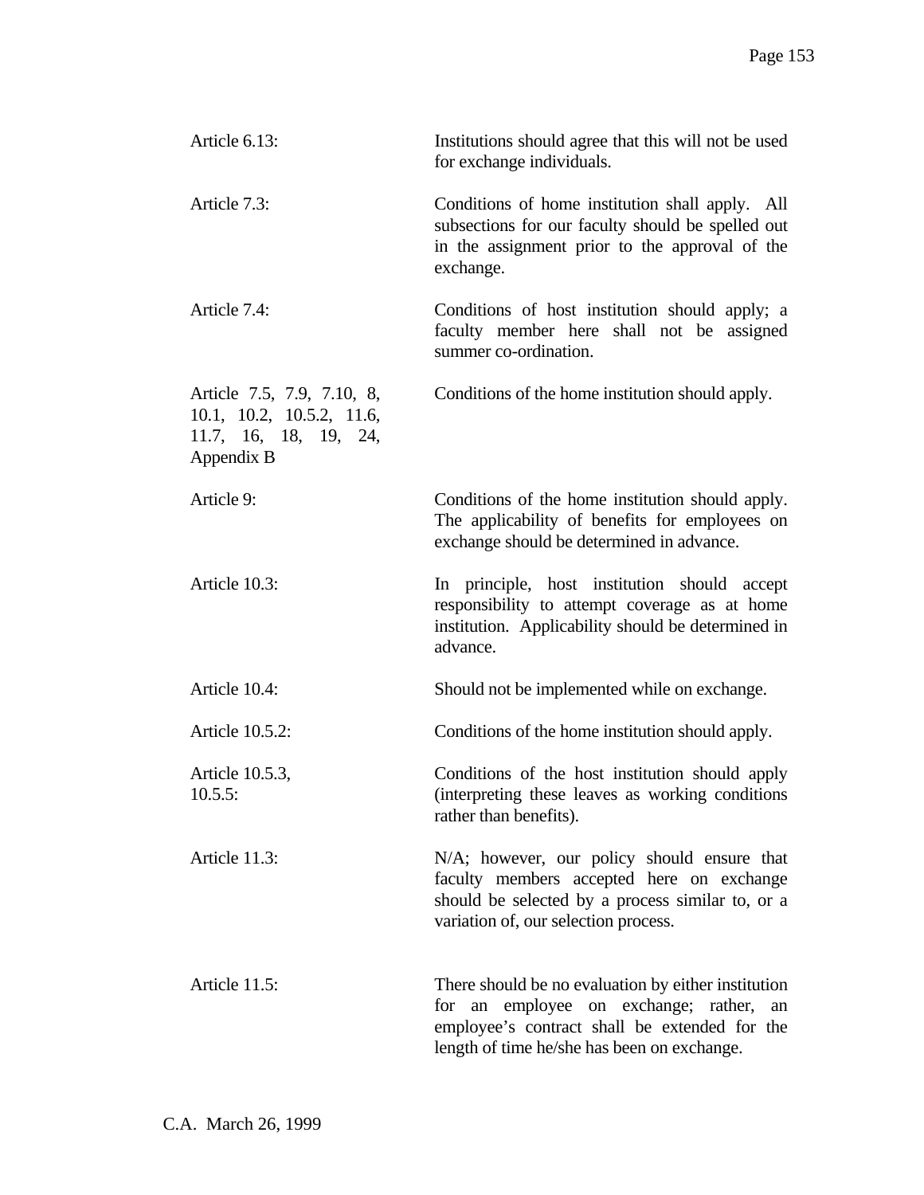| | |
|---|---|
| Article 6.13: | Institutions should agree that this will not be used for exchange individuals. |
| Article 7.3: | Conditions of home institution shall apply. All subsections for our faculty should be spelled out in the assignment prior to the approval of the exchange. |
| Article 7.4: | Conditions of host institution should apply; a faculty member here shall not be assigned summer co-ordination. |
| Article 7.5, 7.9, 7.10, 8, 10.1, 10.2, 10.5.2, 11.6, 11.7, 16, 18, 19, 24, Appendix B | Conditions of the home institution should apply. |
| Article 9: | Conditions of the home institution should apply. The applicability of benefits for employees on exchange should be determined in advance. |
| Article 10.3: | In principle, host institution should accept responsibility to attempt coverage as at home institution. Applicability should be determined in advance. |
| Article 10.4: | Should not be implemented while on exchange. |
| Article 10.5.2: | Conditions of the home institution should apply. |
| Article 10.5.3, 10.5.5: | Conditions of the host institution should apply (interpreting these leaves as working conditions rather than benefits). |
| Article 11.3: | N/A; however, our policy should ensure that faculty members accepted here on exchange should be selected by a process similar to, or a variation of, our selection process. |
| Article 11.5: | There should be no evaluation by either institution for an employee on exchange; rather, an employee's contract shall be extended for the length of time he/she has been on exchange. |

C.A. March 26, 1999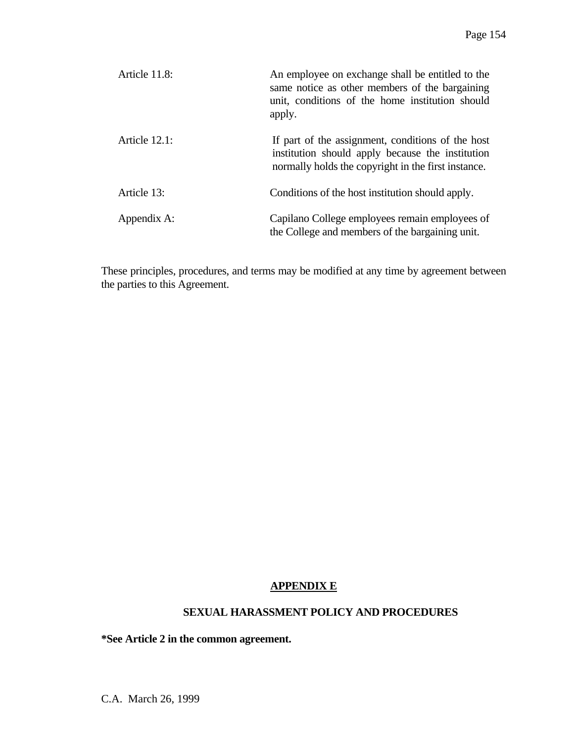| | |
|---|---|
| Article 11.8: | An employee on exchange shall be entitled to the same notice as other members of the bargaining unit, conditions of the home institution should apply. |
| Article 12.1: | If part of the assignment, conditions of the host institution should apply because the institution normally holds the copyright in the first instance. |
| Article 13: | Conditions of the host institution should apply. |
| Appendix A: | Capilano College employees remain employees of the College and members of the bargaining unit. |

These principles, procedures, and terms may be modified at any time by agreement between the parties to this Agreement.

## APPENDIX E

### SEXUAL HARASSMENT POLICY AND PROCEDURES

**\*See Article 2 in the common agreement.**

C.A. March 26, 1999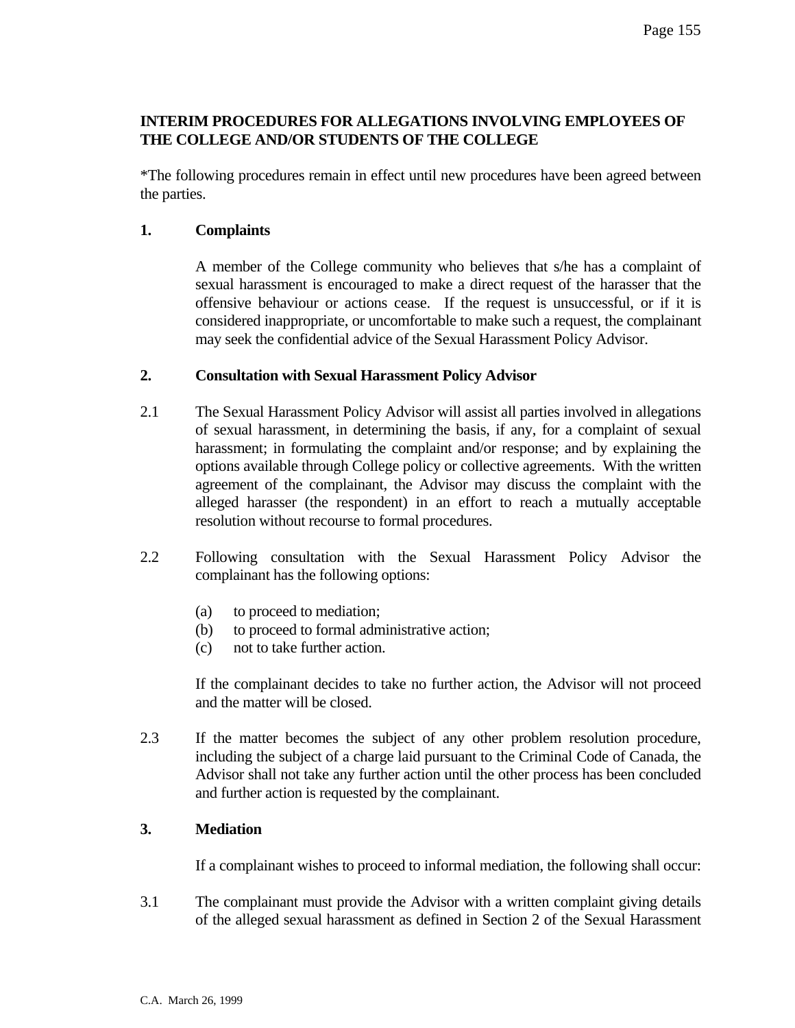**INTERIM PROCEDURES FOR ALLEGATIONS INVOLVING EMPLOYEES OF THE COLLEGE AND/OR STUDENTS OF THE COLLEGE**

*The following procedures remain in effect until new procedures have been agreed between the parties.

**1. Complaints**

A member of the College community who believes that s/he has a complaint of sexual harassment is encouraged to make a direct request of the harasser that the offensive behaviour or actions cease. If the request is unsuccessful, or if it is considered inappropriate, or uncomfortable to make such a request, the complainant may seek the confidential advice of the Sexual Harassment Policy Advisor.

**2. Consultation with Sexual Harassment Policy Advisor**

2.1 The Sexual Harassment Policy Advisor will assist all parties involved in allegations of sexual harassment, in determining the basis, if any, for a complaint of sexual harassment; in formulating the complaint and/or response; and by explaining the options available through College policy or collective agreements. With the written agreement of the complainant, the Advisor may discuss the complaint with the alleged harasser (the respondent) in an effort to reach a mutually acceptable resolution without recourse to formal procedures.

2.2 Following consultation with the Sexual Harassment Policy Advisor the complainant has the following options:

(a) to proceed to mediation;
(b) to proceed to formal administrative action;
(c) not to take further action.

If the complainant decides to take no further action, the Advisor will not proceed and the matter will be closed.

2.3 If the matter becomes the subject of any other problem resolution procedure, including the subject of a charge laid pursuant to the Criminal Code of Canada, the Advisor shall not take any further action until the other process has been concluded and further action is requested by the complainant.

**3. Mediation**

If a complainant wishes to proceed to informal mediation, the following shall occur:

3.1 The complainant must provide the Advisor with a written complaint giving details of the alleged sexual harassment as defined in Section 2 of the Sexual Harassment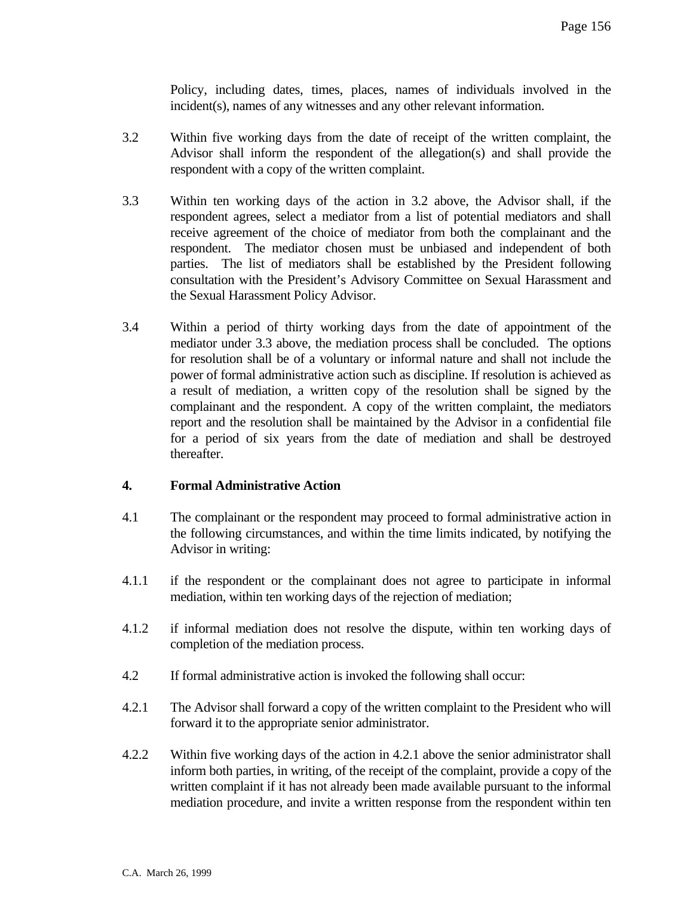Policy, including dates, times, places, names of individuals involved in the incident(s), names of any witnesses and any other relevant information.

3.2 Within five working days from the date of receipt of the written complaint, the Advisor shall inform the respondent of the allegation(s) and shall provide the respondent with a copy of the written complaint.

3.3 Within ten working days of the action in 3.2 above, the Advisor shall, if the respondent agrees, select a mediator from a list of potential mediators and shall receive agreement of the choice of mediator from both the complainant and the respondent. The mediator chosen must be unbiased and independent of both parties. The list of mediators shall be established by the President following consultation with the President's Advisory Committee on Sexual Harassment and the Sexual Harassment Policy Advisor.

3.4 Within a period of thirty working days from the date of appointment of the mediator under 3.3 above, the mediation process shall be concluded. The options for resolution shall be of a voluntary or informal nature and shall not include the power of formal administrative action such as discipline. If resolution is achieved as a result of mediation, a written copy of the resolution shall be signed by the complainant and the respondent. A copy of the written complaint, the mediators report and the resolution shall be maintained by the Advisor in a confidential file for a period of six years from the date of mediation and shall be destroyed thereafter.

**4. Formal Administrative Action**

4.1 The complainant or the respondent may proceed to formal administrative action in the following circumstances, and within the time limits indicated, by notifying the Advisor in writing:

4.1.1 if the respondent or the complainant does not agree to participate in informal mediation, within ten working days of the rejection of mediation;

4.1.2 if informal mediation does not resolve the dispute, within ten working days of completion of the mediation process.

4.2 If formal administrative action is invoked the following shall occur:

4.2.1 The Advisor shall forward a copy of the written complaint to the President who will forward it to the appropriate senior administrator.

4.2.2 Within five working days of the action in 4.2.1 above the senior administrator shall inform both parties, in writing, of the receipt of the complaint, provide a copy of the written complaint if it has not already been made available pursuant to the informal mediation procedure, and invite a written response from the respondent within ten

C.A. March 26, 1999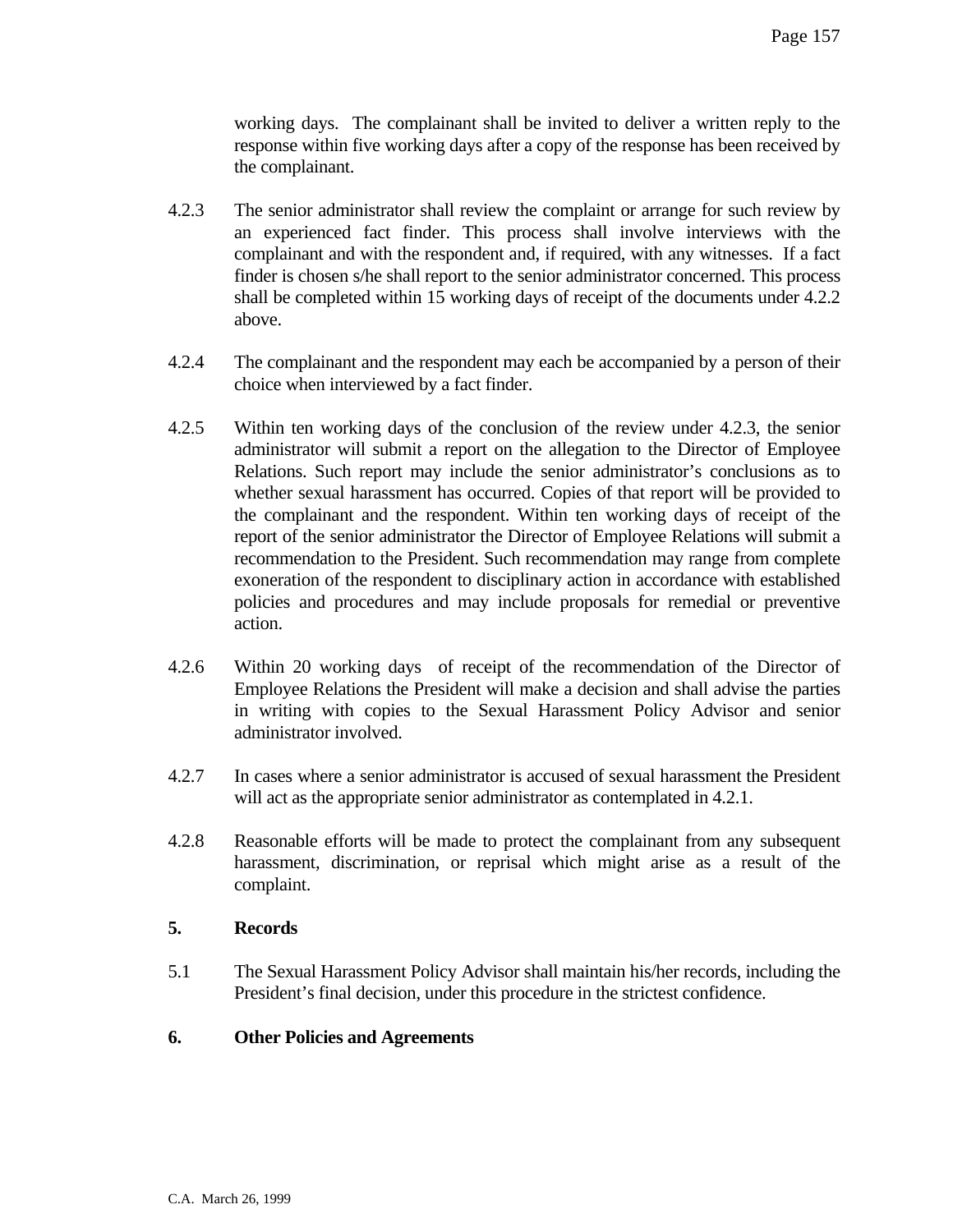working days. The complainant shall be invited to deliver a written reply to the response within five working days after a copy of the response has been received by the complainant.

4.2.3 The senior administrator shall review the complaint or arrange for such review by an experienced fact finder. This process shall involve interviews with the complainant and with the respondent and, if required, with any witnesses. If a fact finder is chosen s/he shall report to the senior administrator concerned. This process shall be completed within 15 working days of receipt of the documents under 4.2.2 above.

4.2.4 The complainant and the respondent may each be accompanied by a person of their choice when interviewed by a fact finder.

4.2.5 Within ten working days of the conclusion of the review under 4.2.3, the senior administrator will submit a report on the allegation to the Director of Employee Relations. Such report may include the senior administrator's conclusions as to whether sexual harassment has occurred. Copies of that report will be provided to the complainant and the respondent. Within ten working days of receipt of the report of the senior administrator the Director of Employee Relations will submit a recommendation to the President. Such recommendation may range from complete exoneration of the respondent to disciplinary action in accordance with established policies and procedures and may include proposals for remedial or preventive action.

4.2.6 Within 20 working days of receipt of the recommendation of the Director of Employee Relations the President will make a decision and shall advise the parties in writing with copies to the Sexual Harassment Policy Advisor and senior administrator involved.

4.2.7 In cases where a senior administrator is accused of sexual harassment the President will act as the appropriate senior administrator as contemplated in 4.2.1.

4.2.8 Reasonable efforts will be made to protect the complainant from any subsequent harassment, discrimination, or reprisal which might arise as a result of the complaint.

**5. Records**

5.1 The Sexual Harassment Policy Advisor shall maintain his/her records, including the President's final decision, under this procedure in the strictest confidence.

**6. Other Policies and Agreements**

C.A. March 26, 1999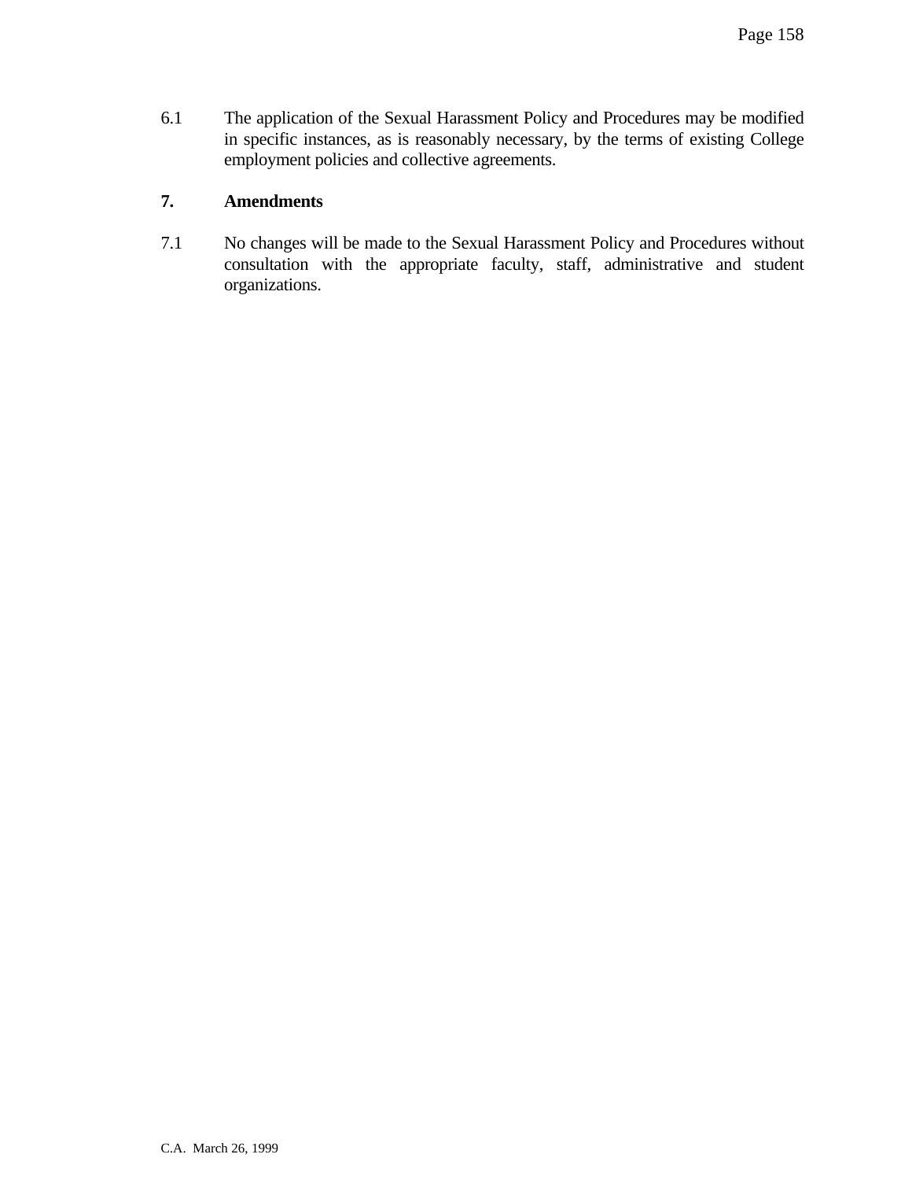6.1 The application of the Sexual Harassment Policy and Procedures may be modified in specific instances, as is reasonably necessary, by the terms of existing College employment policies and collective agreements.

## 7. Amendments

7.1 No changes will be made to the Sexual Harassment Policy and Procedures without consultation with the appropriate faculty, staff, administrative and student organizations.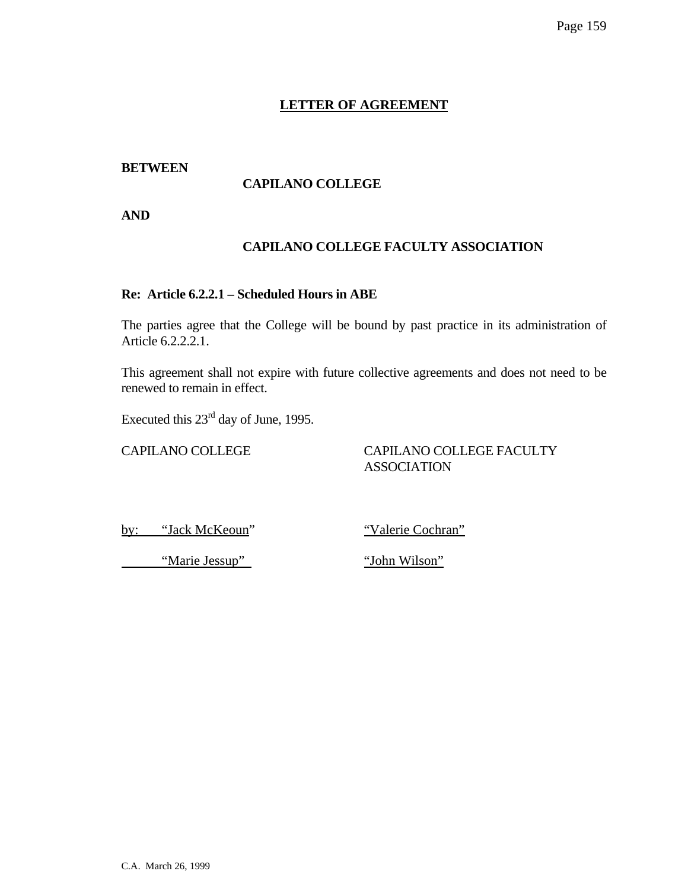## LETTER OF AGREEMENT

**BETWEEN**

**CAPILANO COLLEGE**

**AND**

**CAPILANO COLLEGE FACULTY ASSOCIATION**

**Re: Article 6.2.2.1 – Scheduled Hours in ABE**

The parties agree that the College will be bound by past practice in its administration of Article 6.2.2.2.1.

This agreement shall not expire with future collective agreements and does not need to be renewed to remain in effect.

Executed this 23rd day of June, 1995.

| CAPILANO COLLEGE | CAPILANO COLLEGE FACULTY ASSOCIATION |
|---|---|
| by: "Jack McKeoun" | "Valerie Cochran" |
| "Marie Jessup" | "John Wilson" |

C.A. March 26, 1999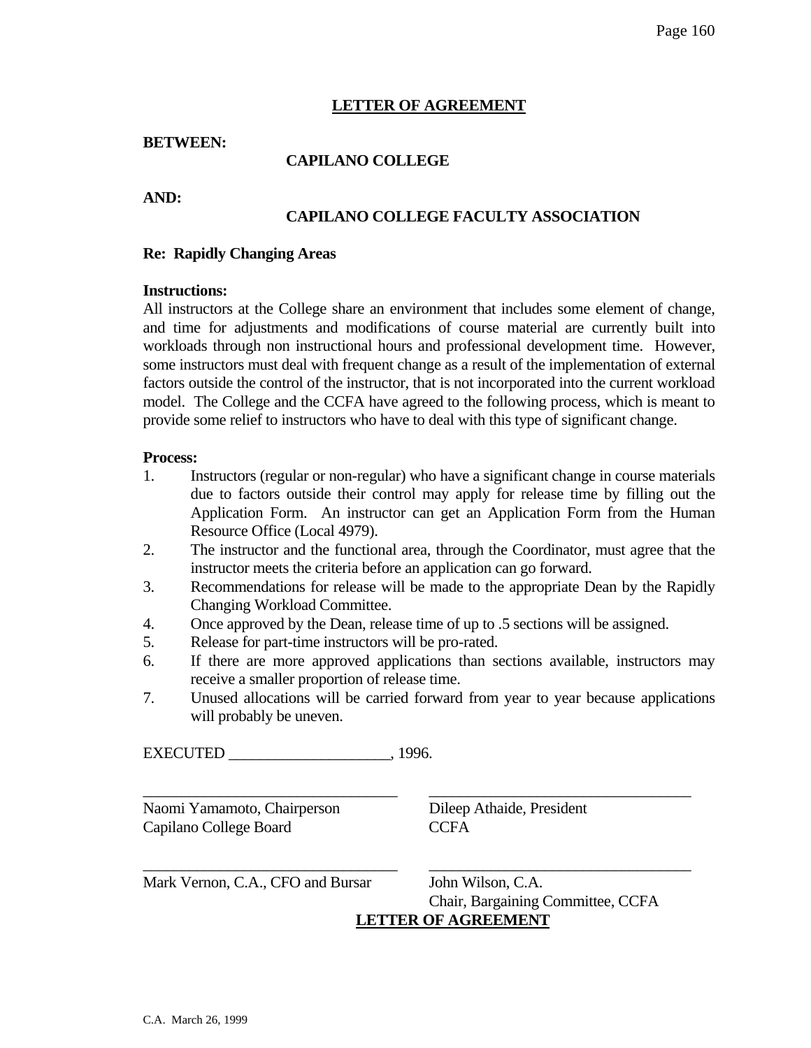## LETTER OF AGREEMENT

**BETWEEN:**

**CAPILANO COLLEGE**

**AND:**

**CAPILANO COLLEGE FACULTY ASSOCIATION**

**Re: Rapidly Changing Areas**

**Instructions:**

All instructors at the College share an environment that includes some element of change, and time for adjustments and modifications of course material are currently built into workloads through non instructional hours and professional development time. However, some instructors must deal with frequent change as a result of the implementation of external factors outside the control of the instructor, that is not incorporated into the current workload model. The College and the CCFA have agreed to the following process, which is meant to provide some relief to instructors who have to deal with this type of significant change.

**Process:**

1. Instructors (regular or non-regular) who have a significant change in course materials due to factors outside their control may apply for release time by filling out the Application Form. An instructor can get an Application Form from the Human Resource Office (Local 4979).
2. The instructor and the functional area, through the Coordinator, must agree that the instructor meets the criteria before an application can go forward.
3. Recommendations for release will be made to the appropriate Dean by the Rapidly Changing Workload Committee.
4. Once approved by the Dean, release time of up to .5 sections will be assigned.
5. Release for part-time instructors will be pro-rated.
6. If there are more approved applications than sections available, instructors may receive a smaller proportion of release time.
7. Unused allocations will be carried forward from year to year because applications will probably be uneven.

EXECUTED ____________________, 1996.

| | |
|---|---|
| ______________________________ | ______________________________ |
| Naomi Yamamoto, Chairperson<br>Capilano College Board | Dileep Athaide, President<br>CCFA |
| ______________________________ | ______________________________ |
| Mark Vernon, C.A., CFO and Bursar | John Wilson, C.A.<br>Chair, Bargaining Committee, CCFA |

## LETTER OF AGREEMENT

C.A. March 26, 1999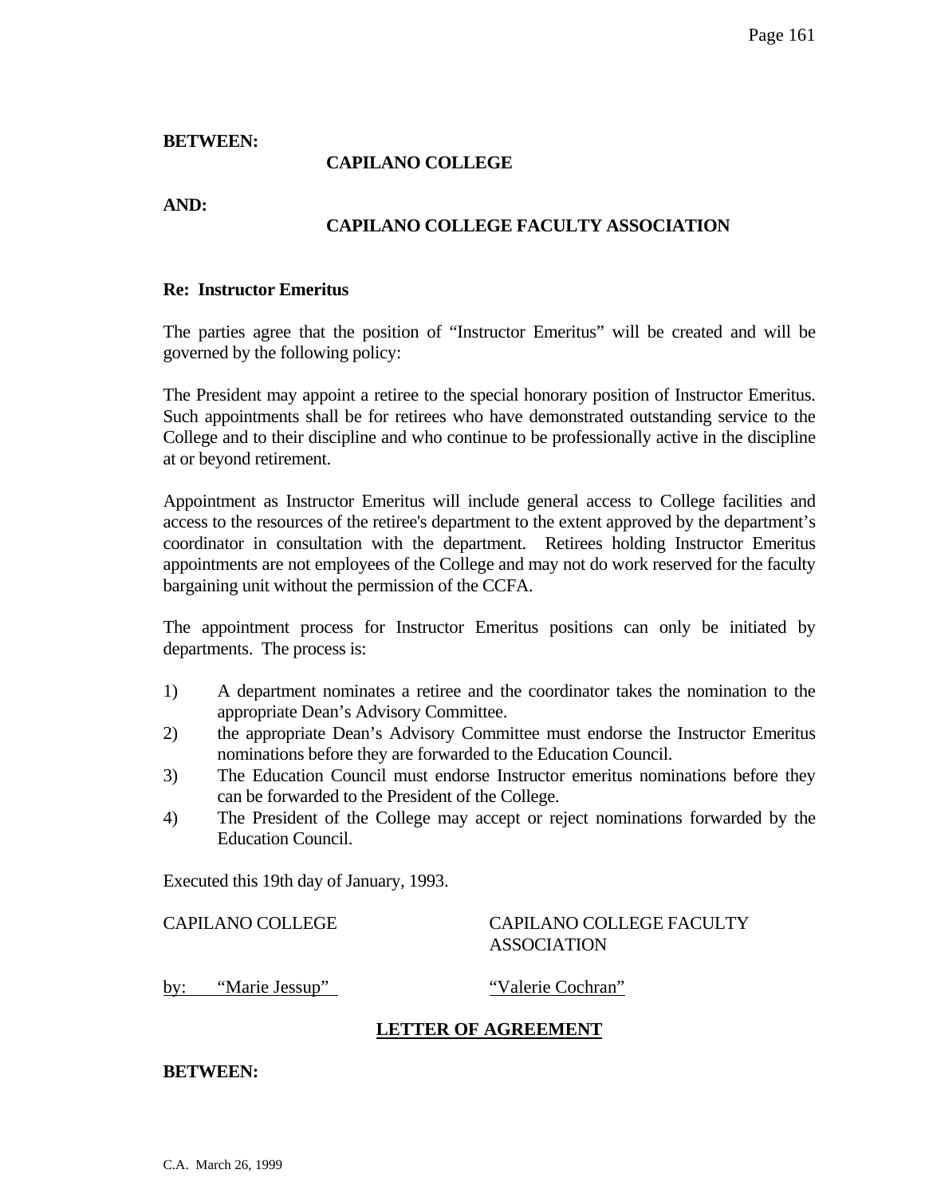**BETWEEN:**

**CAPILANO COLLEGE**

**AND:**

**CAPILANO COLLEGE FACULTY ASSOCIATION**

**Re: Instructor Emeritus**

The parties agree that the position of "Instructor Emeritus" will be created and will be governed by the following policy:

The President may appoint a retiree to the special honorary position of Instructor Emeritus. Such appointments shall be for retirees who have demonstrated outstanding service to the College and to their discipline and who continue to be professionally active in the discipline at or beyond retirement.

Appointment as Instructor Emeritus will include general access to College facilities and access to the resources of the retiree's department to the extent approved by the department's coordinator in consultation with the department. Retirees holding Instructor Emeritus appointments are not employees of the College and may not do work reserved for the faculty bargaining unit without the permission of the CCFA.

The appointment process for Instructor Emeritus positions can only be initiated by departments. The process is:

1) A department nominates a retiree and the coordinator takes the nomination to the appropriate Dean's Advisory Committee.
2) the appropriate Dean's Advisory Committee must endorse the Instructor Emeritus nominations before they are forwarded to the Education Council.
3) The Education Council must endorse Instructor emeritus nominations before they can be forwarded to the President of the College.
4) The President of the College may accept or reject nominations forwarded by the Education Council.

Executed this 19th day of January, 1993.

| CAPILANO COLLEGE | CAPILANO COLLEGE FACULTY ASSOCIATION |
|---|---|
| by: "Marie Jessup" | "Valerie Cochran" |

## LETTER OF AGREEMENT

**BETWEEN:**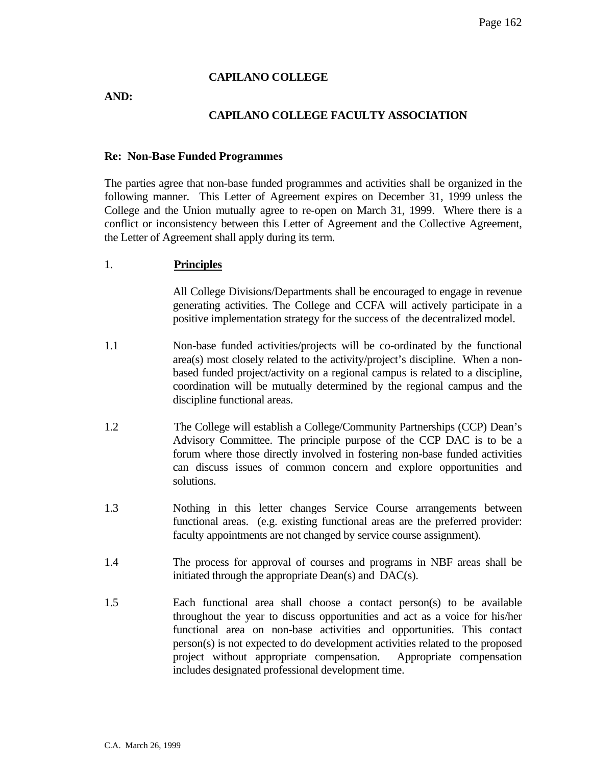**CAPILANO COLLEGE**

**AND:**

**CAPILANO COLLEGE FACULTY ASSOCIATION**

**Re: Non-Base Funded Programmes**

The parties agree that non-base funded programmes and activities shall be organized in the following manner. This Letter of Agreement expires on December 31, 1999 unless the College and the Union mutually agree to re-open on March 31, 1999. Where there is a conflict or inconsistency between this Letter of Agreement and the Collective Agreement, the Letter of Agreement shall apply during its term.

1. **Principles**

   All College Divisions/Departments shall be encouraged to engage in revenue generating activities. The College and CCFA will actively participate in a positive implementation strategy for the success of the decentralized model.

1.1 Non-base funded activities/projects will be co-ordinated by the functional area(s) most closely related to the activity/project's discipline. When a non-based funded project/activity on a regional campus is related to a discipline, coordination will be mutually determined by the regional campus and the discipline functional areas.

1.2 The College will establish a College/Community Partnerships (CCP) Dean's Advisory Committee. The principle purpose of the CCP DAC is to be a forum where those directly involved in fostering non-base funded activities can discuss issues of common concern and explore opportunities and solutions.

1.3 Nothing in this letter changes Service Course arrangements between functional areas. (e.g. existing functional areas are the preferred provider: faculty appointments are not changed by service course assignment).

1.4 The process for approval of courses and programs in NBF areas shall be initiated through the appropriate Dean(s) and DAC(s).

1.5 Each functional area shall choose a contact person(s) to be available throughout the year to discuss opportunities and act as a voice for his/her functional area on non-base activities and opportunities. This contact person(s) is not expected to do development activities related to the proposed project without appropriate compensation. Appropriate compensation includes designated professional development time.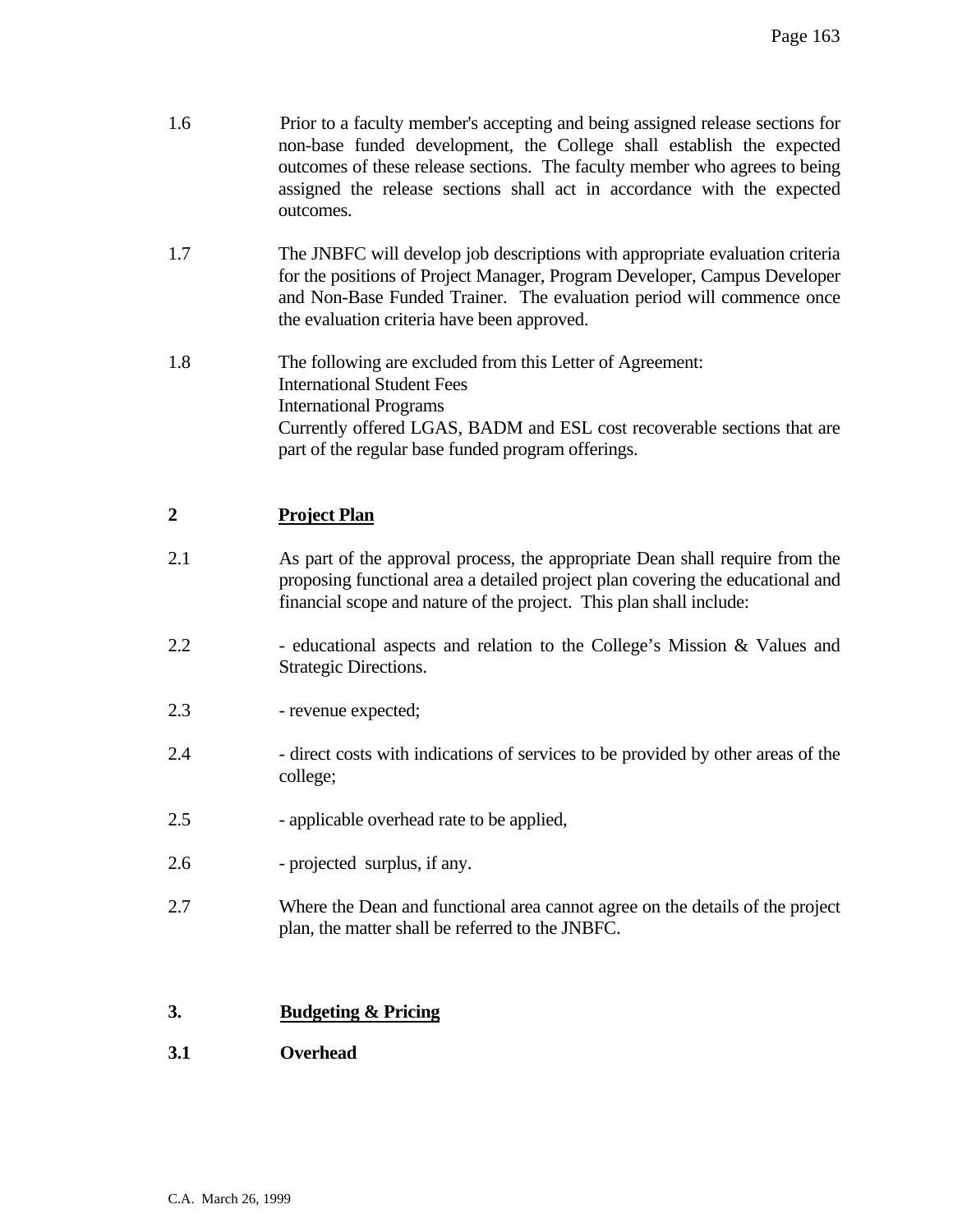1.6 Prior to a faculty member's accepting and being assigned release sections for non-base funded development, the College shall establish the expected outcomes of these release sections. The faculty member who agrees to being assigned the release sections shall act in accordance with the expected outcomes.

1.7 The JNBFC will develop job descriptions with appropriate evaluation criteria for the positions of Project Manager, Program Developer, Campus Developer and Non-Base Funded Trainer. The evaluation period will commence once the evaluation criteria have been approved.

1.8 The following are excluded from this Letter of Agreement:
International Student Fees
International Programs
Currently offered LGAS, BADM and ESL cost recoverable sections that are part of the regular base funded program offerings.

## 2 <u>Project Plan</u>

2.1 As part of the approval process, the appropriate Dean shall require from the proposing functional area a detailed project plan covering the educational and financial scope and nature of the project. This plan shall include:

2.2 - educational aspects and relation to the College's Mission & Values and Strategic Directions.

2.3 - revenue expected;

2.4 - direct costs with indications of services to be provided by other areas of the college;

2.5 - applicable overhead rate to be applied,

2.6 - projected surplus, if any.

2.7 Where the Dean and functional area cannot agree on the details of the project plan, the matter shall be referred to the JNBFC.

## 3. <u>Budgeting & Pricing</u>

### 3.1 Overhead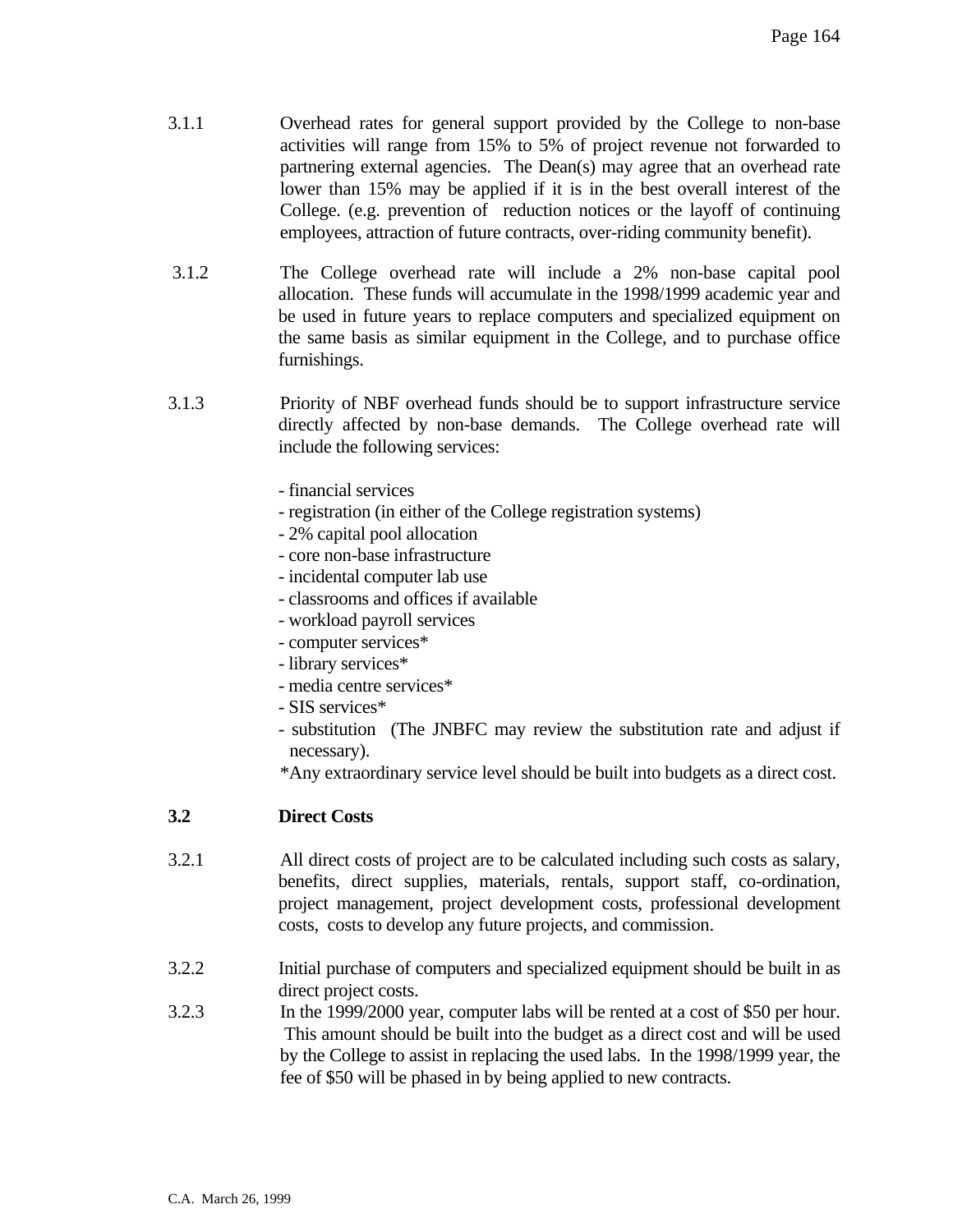3.1.1 Overhead rates for general support provided by the College to non-base activities will range from 15% to 5% of project revenue not forwarded to partnering external agencies. The Dean(s) may agree that an overhead rate lower than 15% may be applied if it is in the best overall interest of the College. (e.g. prevention of reduction notices or the layoff of continuing employees, attraction of future contracts, over-riding community benefit).

3.1.2 The College overhead rate will include a 2% non-base capital pool allocation. These funds will accumulate in the 1998/1999 academic year and be used in future years to replace computers and specialized equipment on the same basis as similar equipment in the College, and to purchase office furnishings.

3.1.3 Priority of NBF overhead funds should be to support infrastructure service directly affected by non-base demands. The College overhead rate will include the following services:

- financial services
- registration (in either of the College registration systems)
- 2% capital pool allocation
- core non-base infrastructure
- incidental computer lab use
- classrooms and offices if available
- workload payroll services
- computer services*
- library services*
- media centre services*
- SIS services*
- substitution (The JNBFC may review the substitution rate and adjust if necessary).

*Any extraordinary service level should be built into budgets as a direct cost.

**3.2 Direct Costs**

3.2.1 All direct costs of project are to be calculated including such costs as salary, benefits, direct supplies, materials, rentals, support staff, co-ordination, project management, project development costs, professional development costs, costs to develop any future projects, and commission.

3.2.2 Initial purchase of computers and specialized equipment should be built in as direct project costs.

3.2.3 In the 1999/2000 year, computer labs will be rented at a cost of $50 per hour. This amount should be built into the budget as a direct cost and will be used by the College to assist in replacing the used labs. In the 1998/1999 year, the fee of $50 will be phased in by being applied to new contracts.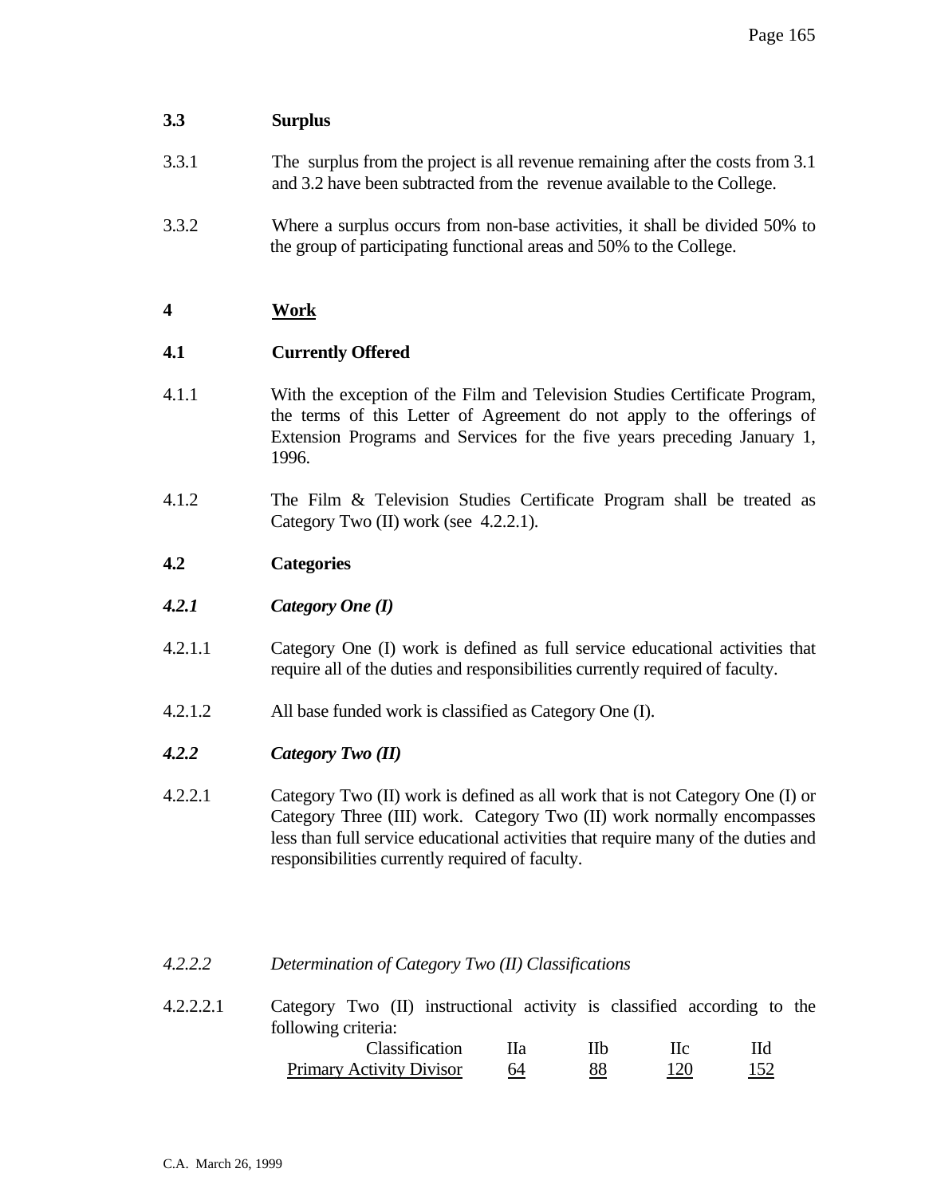**3.3 Surplus**

3.3.1 The surplus from the project is all revenue remaining after the costs from 3.1 and 3.2 have been subtracted from the revenue available to the College.

3.3.2 Where a surplus occurs from non-base activities, it shall be divided 50% to the group of participating functional areas and 50% to the College.

**4 <u>Work</u>**

**4.1 Currently Offered**

4.1.1 With the exception of the Film and Television Studies Certificate Program, the terms of this Letter of Agreement do not apply to the offerings of Extension Programs and Services for the five years preceding January 1, 1996.

4.1.2 The Film & Television Studies Certificate Program shall be treated as Category Two (II) work (see 4.2.2.1).

**4.2 Categories**

***4.2.1 Category One (I)***

4.2.1.1 Category One (I) work is defined as full service educational activities that require all of the duties and responsibilities currently required of faculty.

4.2.1.2 All base funded work is classified as Category One (I).

***4.2.2 Category Two (II)***

4.2.2.1 Category Two (II) work is defined as all work that is not Category One (I) or Category Three (III) work. Category Two (II) work normally encompasses less than full service educational activities that require many of the duties and responsibilities currently required of faculty.

*4.2.2.2 Determination of Category Two (II) Classifications*

4.2.2.2.1 Category Two (II) instructional activity is classified according to the following criteria:

| Classification | IIa | IIb | IIc | IId |
|---|---|---|---|---|
| Primary Activity Divisor | 64 | 88 | 120 | 152 |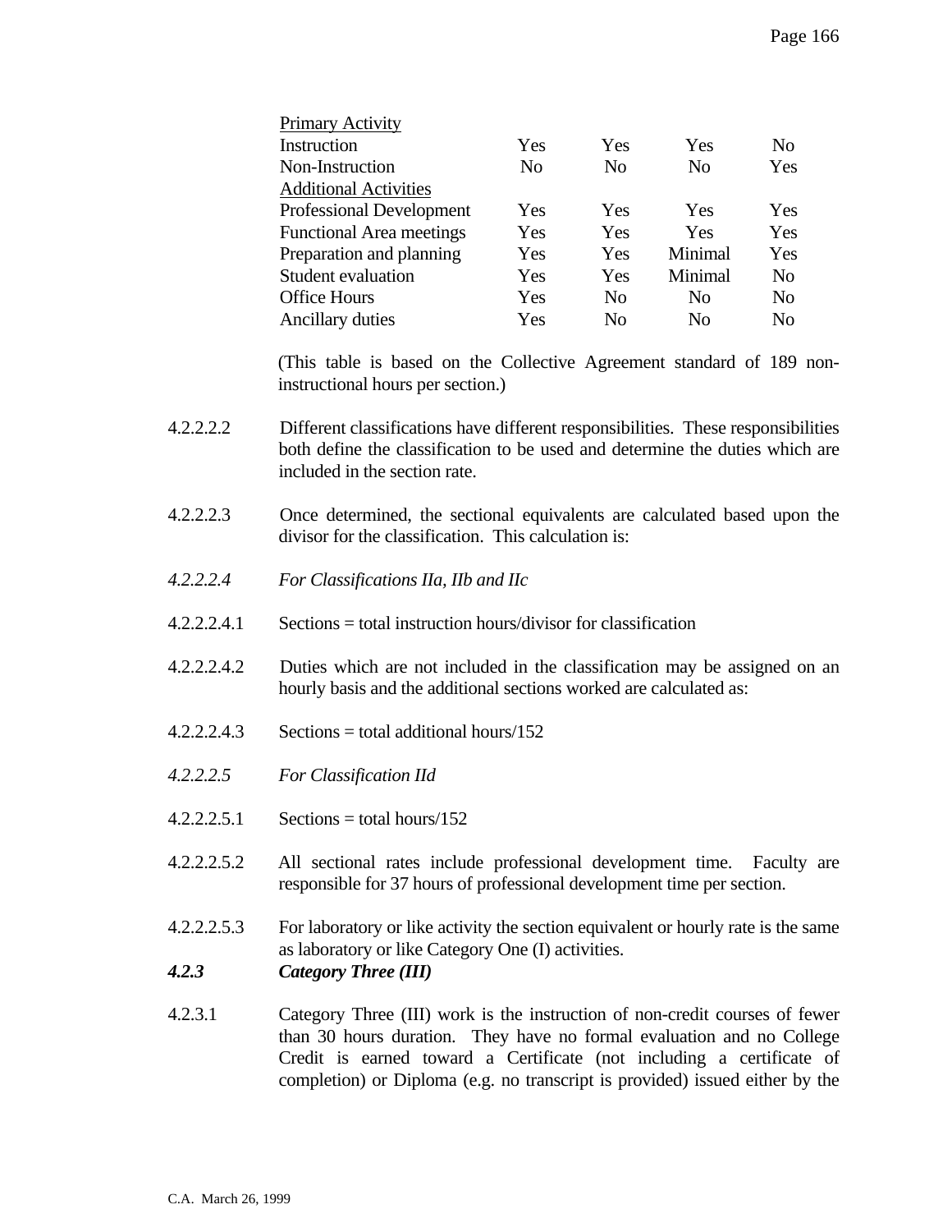| Primary Activity | | | | |
|---|---|---|---|---|
| Instruction | Yes | Yes | Yes | No |
| Non-Instruction | No | No | No | Yes |
| Additional Activities | | | | |
| Professional Development | Yes | Yes | Yes | Yes |
| Functional Area meetings | Yes | Yes | Yes | Yes |
| Preparation and planning | Yes | Yes | Minimal | Yes |
| Student evaluation | Yes | Yes | Minimal | No |
| Office Hours | Yes | No | No | No |
| Ancillary duties | Yes | No | No | No |

(This table is based on the Collective Agreement standard of 189 non-instructional hours per section.)

4.2.2.2.2 Different classifications have different responsibilities. These responsibilities both define the classification to be used and determine the duties which are included in the section rate.

4.2.2.2.3 Once determined, the sectional equivalents are calculated based upon the divisor for the classification. This calculation is:

*4.2.2.2.4 For Classifications IIa, IIb and IIc*

4.2.2.2.4.1 Sections = total instruction hours/divisor for classification

4.2.2.2.4.2 Duties which are not included in the classification may be assigned on an hourly basis and the additional sections worked are calculated as:

4.2.2.2.4.3 Sections = total additional hours/152

*4.2.2.2.5 For Classification IId*

4.2.2.2.5.1 Sections = total hours/152

4.2.2.2.5.2 All sectional rates include professional development time. Faculty are responsible for 37 hours of professional development time per section.

4.2.2.2.5.3 For laboratory or like activity the section equivalent or hourly rate is the same as laboratory or like Category One (I) activities.

***4.2.3 Category Three (III)***

4.2.3.1 Category Three (III) work is the instruction of non-credit courses of fewer than 30 hours duration. They have no formal evaluation and no College Credit is earned toward a Certificate (not including a certificate of completion) or Diploma (e.g. no transcript is provided) issued either by the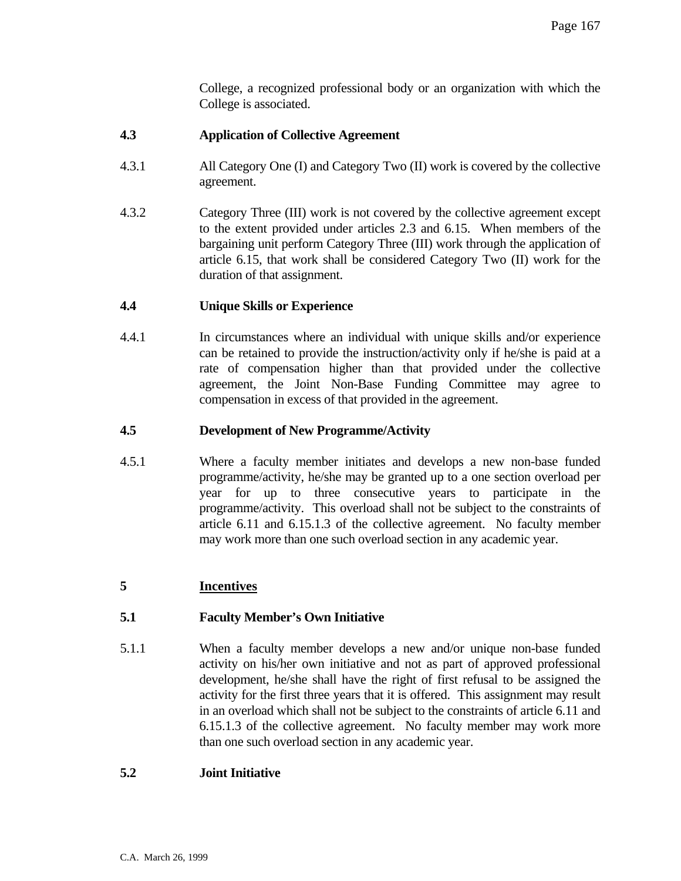College, a recognized professional body or an organization with which the College is associated.

### 4.3 Application of Collective Agreement

4.3.1 All Category One (I) and Category Two (II) work is covered by the collective agreement.

4.3.2 Category Three (III) work is not covered by the collective agreement except to the extent provided under articles 2.3 and 6.15. When members of the bargaining unit perform Category Three (III) work through the application of article 6.15, that work shall be considered Category Two (II) work for the duration of that assignment.

### 4.4 Unique Skills or Experience

4.4.1 In circumstances where an individual with unique skills and/or experience can be retained to provide the instruction/activity only if he/she is paid at a rate of compensation higher than that provided under the collective agreement, the Joint Non-Base Funding Committee may agree to compensation in excess of that provided in the agreement.

### 4.5 Development of New Programme/Activity

4.5.1 Where a faculty member initiates and develops a new non-base funded programme/activity, he/she may be granted up to a one section overload per year for up to three consecutive years to participate in the programme/activity. This overload shall not be subject to the constraints of article 6.11 and 6.15.1.3 of the collective agreement. No faculty member may work more than one such overload section in any academic year.

## 5 <u>Incentives</u>

### 5.1 Faculty Member's Own Initiative

5.1.1 When a faculty member develops a new and/or unique non-base funded activity on his/her own initiative and not as part of approved professional development, he/she shall have the right of first refusal to be assigned the activity for the first three years that it is offered. This assignment may result in an overload which shall not be subject to the constraints of article 6.11 and 6.15.1.3 of the collective agreement. No faculty member may work more than one such overload section in any academic year.

### 5.2 Joint Initiative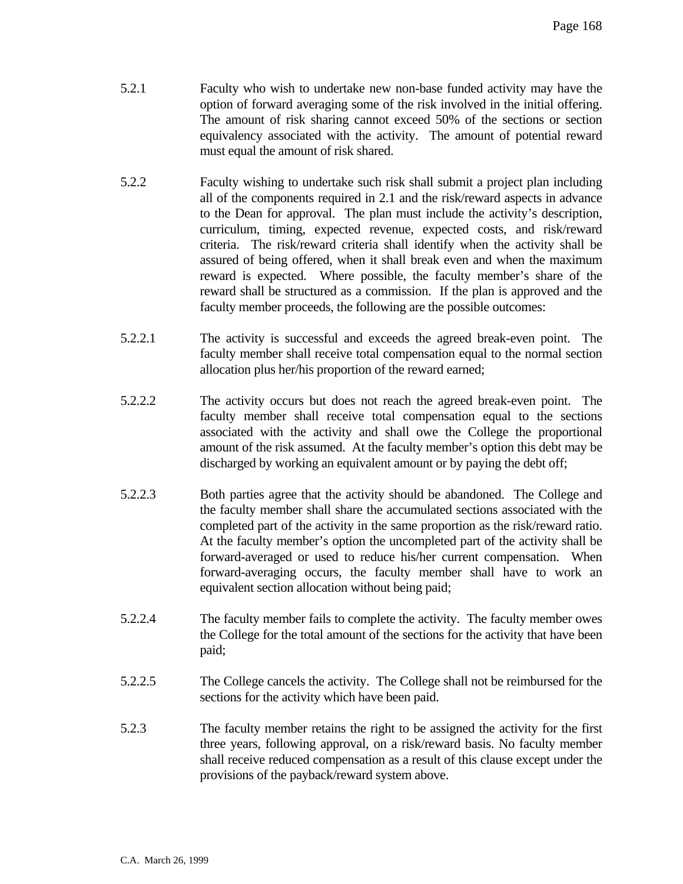5.2.1 Faculty who wish to undertake new non-base funded activity may have the option of forward averaging some of the risk involved in the initial offering. The amount of risk sharing cannot exceed 50% of the sections or section equivalency associated with the activity. The amount of potential reward must equal the amount of risk shared.

5.2.2 Faculty wishing to undertake such risk shall submit a project plan including all of the components required in 2.1 and the risk/reward aspects in advance to the Dean for approval. The plan must include the activity's description, curriculum, timing, expected revenue, expected costs, and risk/reward criteria. The risk/reward criteria shall identify when the activity shall be assured of being offered, when it shall break even and when the maximum reward is expected. Where possible, the faculty member's share of the reward shall be structured as a commission. If the plan is approved and the faculty member proceeds, the following are the possible outcomes:

5.2.2.1 The activity is successful and exceeds the agreed break-even point. The faculty member shall receive total compensation equal to the normal section allocation plus her/his proportion of the reward earned;

5.2.2.2 The activity occurs but does not reach the agreed break-even point. The faculty member shall receive total compensation equal to the sections associated with the activity and shall owe the College the proportional amount of the risk assumed. At the faculty member's option this debt may be discharged by working an equivalent amount or by paying the debt off;

5.2.2.3 Both parties agree that the activity should be abandoned. The College and the faculty member shall share the accumulated sections associated with the completed part of the activity in the same proportion as the risk/reward ratio. At the faculty member's option the uncompleted part of the activity shall be forward-averaged or used to reduce his/her current compensation. When forward-averaging occurs, the faculty member shall have to work an equivalent section allocation without being paid;

5.2.2.4 The faculty member fails to complete the activity. The faculty member owes the College for the total amount of the sections for the activity that have been paid;

5.2.2.5 The College cancels the activity. The College shall not be reimbursed for the sections for the activity which have been paid.

5.2.3 The faculty member retains the right to be assigned the activity for the first three years, following approval, on a risk/reward basis. No faculty member shall receive reduced compensation as a result of this clause except under the provisions of the payback/reward system above.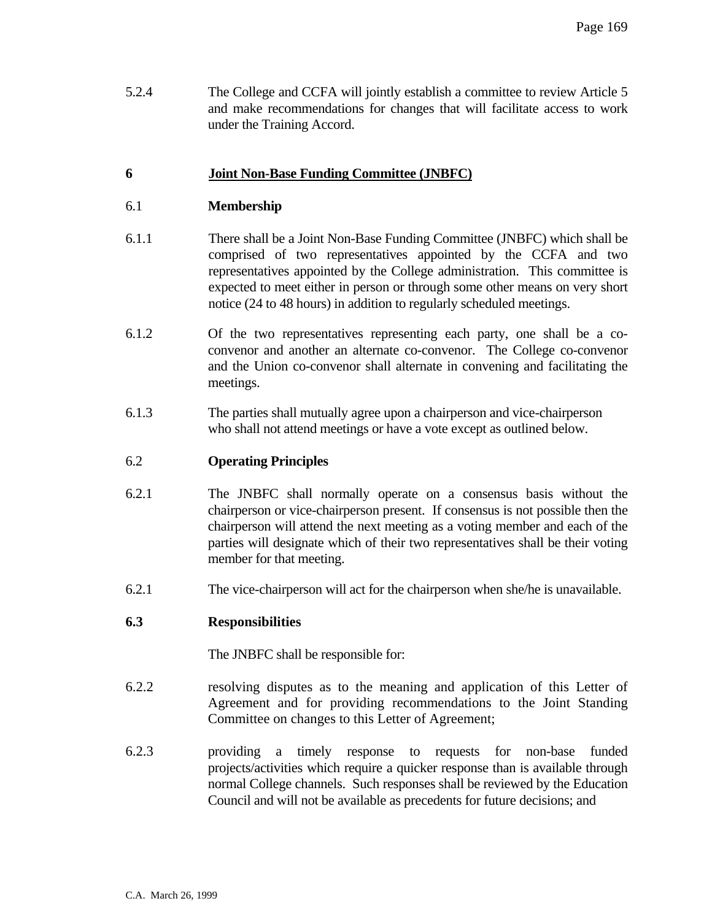5.2.4 The College and CCFA will jointly establish a committee to review Article 5 and make recommendations for changes that will facilitate access to work under the Training Accord.

## 6 Joint Non-Base Funding Committee (JNBFC)

### 6.1 Membership

6.1.1 There shall be a Joint Non-Base Funding Committee (JNBFC) which shall be comprised of two representatives appointed by the CCFA and two representatives appointed by the College administration. This committee is expected to meet either in person or through some other means on very short notice (24 to 48 hours) in addition to regularly scheduled meetings.

6.1.2 Of the two representatives representing each party, one shall be a co-convenor and another an alternate co-convenor. The College co-convenor and the Union co-convenor shall alternate in convening and facilitating the meetings.

6.1.3 The parties shall mutually agree upon a chairperson and vice-chairperson who shall not attend meetings or have a vote except as outlined below.

### 6.2 Operating Principles

6.2.1 The JNBFC shall normally operate on a consensus basis without the chairperson or vice-chairperson present. If consensus is not possible then the chairperson will attend the next meeting as a voting member and each of the parties will designate which of their two representatives shall be their voting member for that meeting.

6.2.1 The vice-chairperson will act for the chairperson when she/he is unavailable.

### 6.3 Responsibilities

The JNBFC shall be responsible for:

6.2.2 resolving disputes as to the meaning and application of this Letter of Agreement and for providing recommendations to the Joint Standing Committee on changes to this Letter of Agreement;

6.2.3 providing a timely response to requests for non-base funded projects/activities which require a quicker response than is available through normal College channels. Such responses shall be reviewed by the Education Council and will not be available as precedents for future decisions; and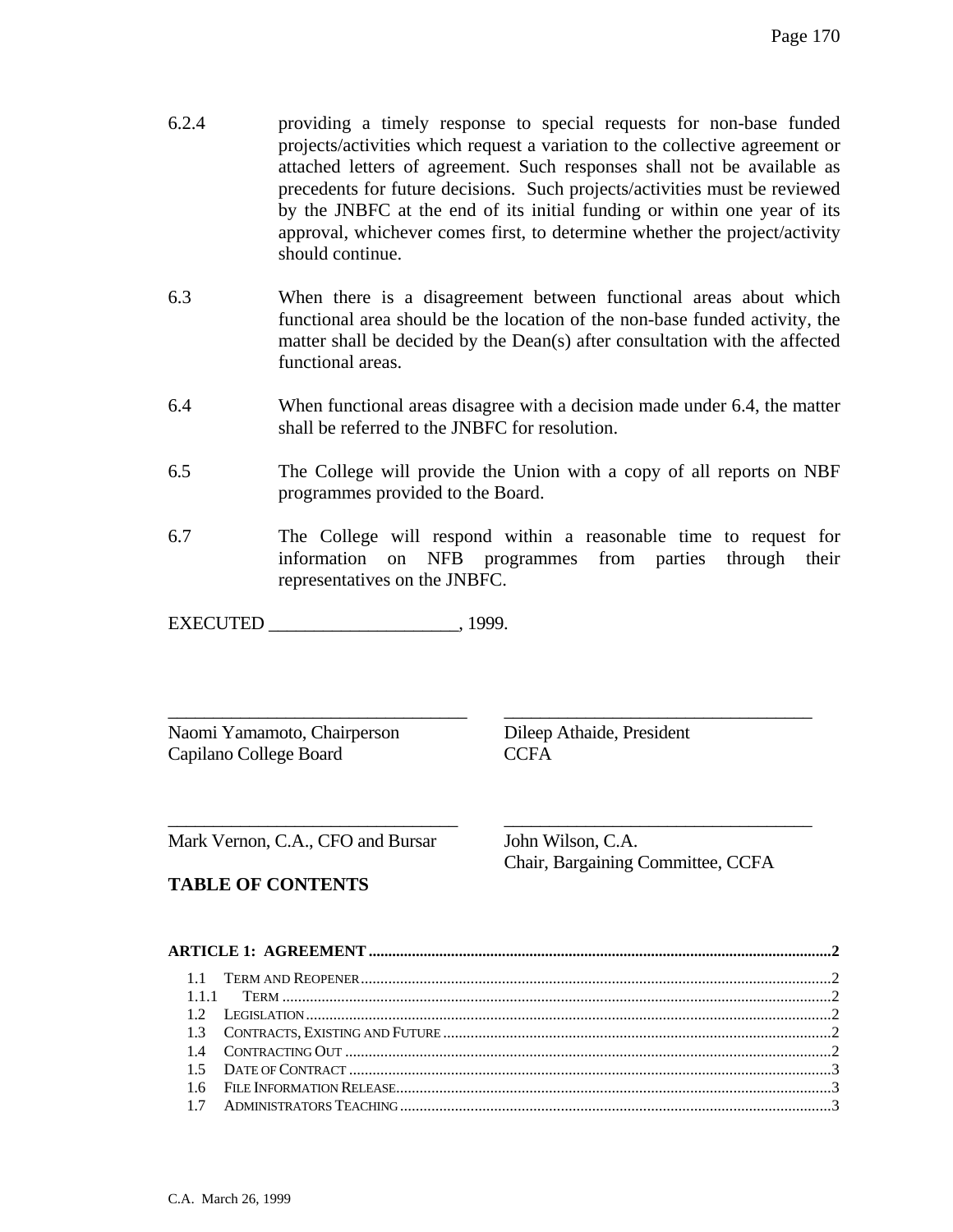6.2.4 providing a timely response to special requests for non-base funded projects/activities which request a variation to the collective agreement or attached letters of agreement. Such responses shall not be available as precedents for future decisions. Such projects/activities must be reviewed by the JNBFC at the end of its initial funding or within one year of its approval, whichever comes first, to determine whether the project/activity should continue.

6.3 When there is a disagreement between functional areas about which functional area should be the location of the non-base funded activity, the matter shall be decided by the Dean(s) after consultation with the affected functional areas.

6.4 When functional areas disagree with a decision made under 6.4, the matter shall be referred to the JNBFC for resolution.

6.5 The College will provide the Union with a copy of all reports on NBF programmes provided to the Board.

6.7 The College will respond within a reasonable time to request for information on NFB programmes from parties through their representatives on the JNBFC.

EXECUTED ____________________, 1999.

| | |
|---|---|
| ________________________________ | ________________________________ |
| Naomi Yamamoto, Chairperson<br>Capilano College Board | Dileep Athaide, President<br>CCFA |
| ________________________________ | ________________________________ |
| Mark Vernon, C.A., CFO and Bursar | John Wilson, C.A.<br>Chair, Bargaining Committee, CCFA |

## TABLE OF CONTENTS

**ARTICLE 1: AGREEMENT** .......... **2**

- 1.1 TERM AND REOPENER .......... 2
- 1.1.1 TERM .......... 2
- 1.2 LEGISLATION .......... 2
- 1.3 CONTRACTS, EXISTING AND FUTURE .......... 2
- 1.4 CONTRACTING OUT .......... 2
- 1.5 DATE OF CONTRACT .......... 3
- 1.6 FILE INFORMATION RELEASE .......... 3
- 1.7 ADMINISTRATORS TEACHING .......... 3

C.A. March 26, 1999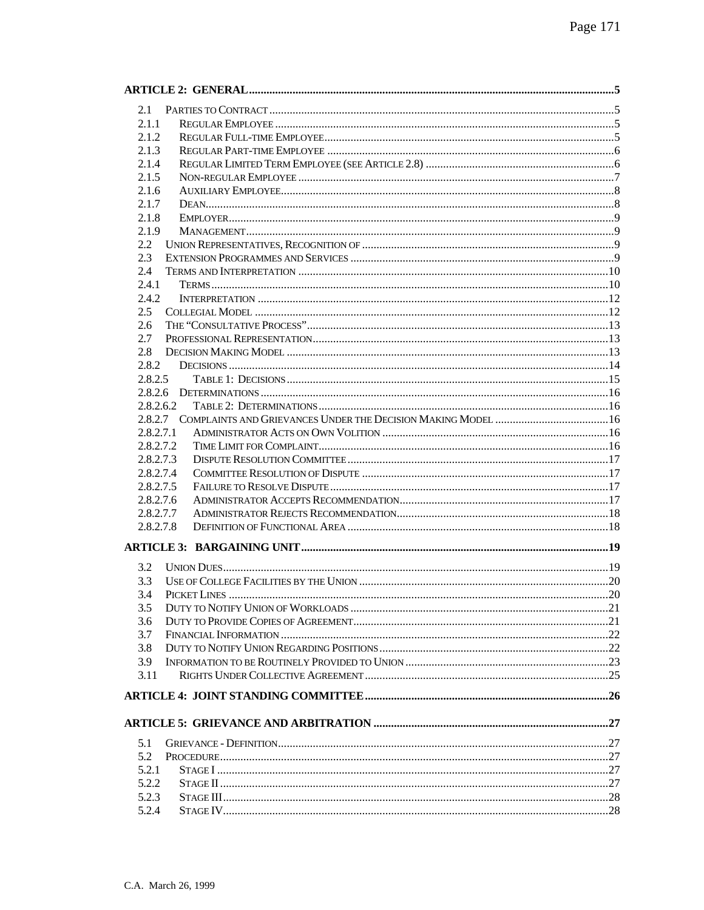**ARTICLE 2: GENERAL** ......................................................................................................5

2.1 Parties to Contract ......................................................................................................5
2.1.1 Regular Employee ......................................................................................................5
2.1.2 Regular Full-time Employee......................................................................................5
2.1.3 Regular Part-time Employee ......................................................................................6
2.1.4 Regular Limited Term Employee (see Article 2.8) .......................................................6
2.1.5 Non-regular Employee ..............................................................................................7
2.1.6 Auxiliary Employee.....................................................................................................8
2.1.7 Dean...........................................................................................................................8
2.1.8 Employer.....................................................................................................................9
2.1.9 Management................................................................................................................9
2.2 Union Representatives, Recognition of ........................................................................9
2.3 Extension Programmes and Services .........................................................................9
2.4 Terms and Interpretation ..........................................................................................10
2.4.1 Terms.........................................................................................................................10
2.4.2 Interpretation ...........................................................................................................12
2.5 Collegial Model ..........................................................................................................12
2.6 The "Consultative Process"........................................................................................13
2.7 Professional Representation........................................................................................13
2.8 Decision Making Model ..............................................................................................13
2.8.2 Decisions ...................................................................................................................14
2.8.2.5 Table 1: Decisions.....................................................................................................15
2.8.2.6 Determinations........................................................................................................16
2.8.2.6.2 Table 2: Determinations.........................................................................................16
2.8.2.7 Complaints and Grievances Under the Decision Making Model ..............................16
2.8.2.7.1 Administrator Acts on Own Volition ...................................................................16
2.8.2.7.2 Time Limit for Complaint......................................................................................16
2.8.2.7.3 Dispute Resolution Committee ..............................................................................17
2.8.2.7.4 Committee Resolution of Dispute .........................................................................17
2.8.2.7.5 Failure to Resolve Dispute ...................................................................................17
2.8.2.7.6 Administrator Accepts Recommendation...............................................................17
2.8.2.7.7 Administrator Rejects Recommendation................................................................18
2.8.2.7.8 Definition of Functional Area ..............................................................................18

**ARTICLE 3: BARGAINING UNIT** ..........................................................................................19

3.2 Union Dues...................................................................................................................19
3.3 Use of College Facilities by the Union ......................................................................20
3.4 Picket Lines ..................................................................................................................20
3.5 Duty to Notify Union of Workloads ..........................................................................21
3.6 Duty to Provide Copies of Agreement.......................................................................21
3.7 Financial Information .................................................................................................22
3.8 Duty to Notify Union Regarding Positions ...............................................................22
3.9 Information to be Routinely Provided to Union .......................................................23
3.11 Rights Under Collective Agreement ..........................................................................25

**ARTICLE 4: JOINT STANDING COMMITTEE** ......................................................................26

**ARTICLE 5: GRIEVANCE AND ARBITRATION** ..................................................................27

5.1 Grievance - Definition.................................................................................................27
5.2 Procedure.....................................................................................................................27
5.2.1 Stage I .......................................................................................................................27
5.2.2 Stage II ......................................................................................................................27
5.2.3 Stage III......................................................................................................................28
5.2.4 Stage IV......................................................................................................................28

C.A. March 26, 1999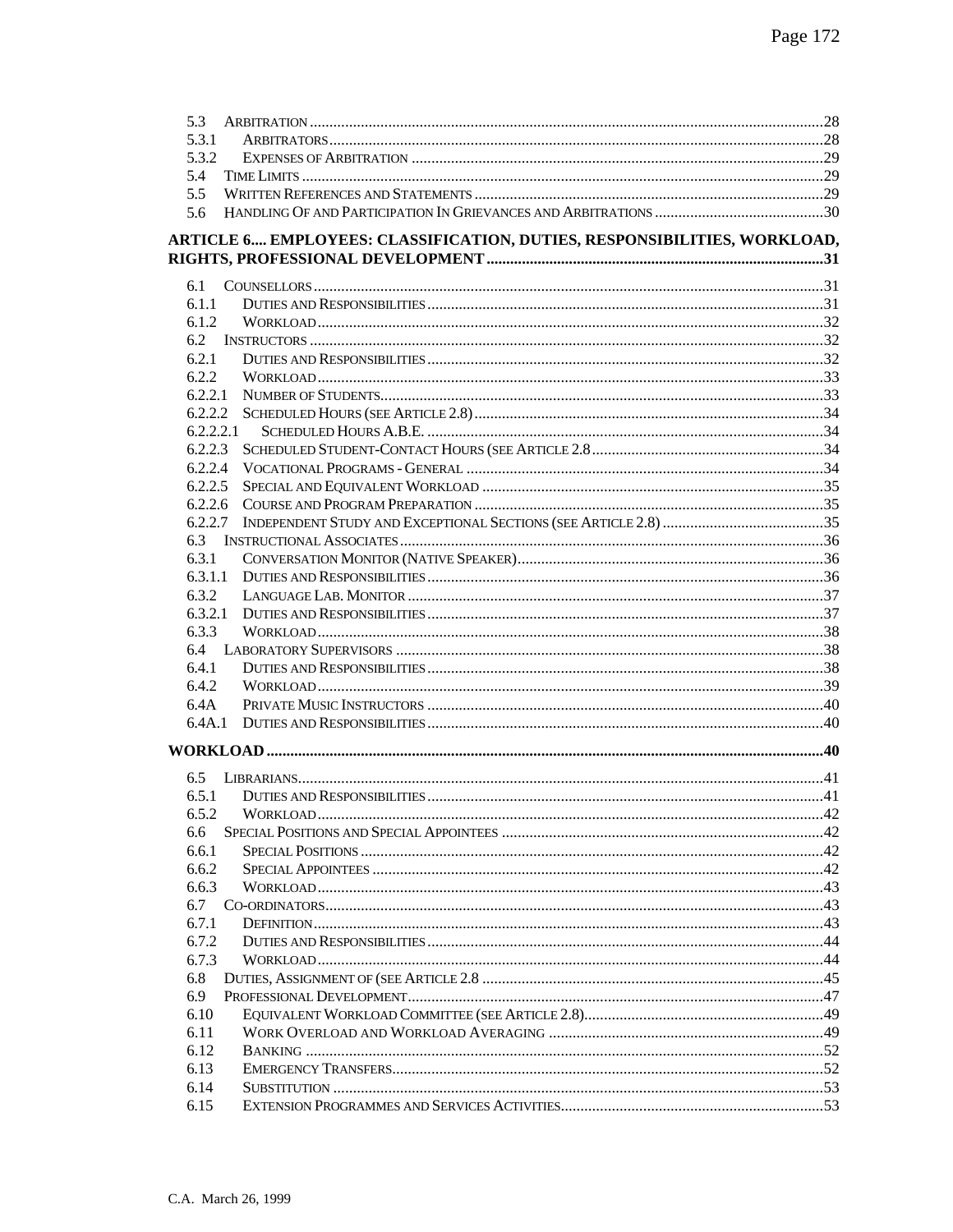5.3 Arbitration ..... 28
5.3.1 Arbitrators ..... 28
5.3.2 Expenses of Arbitration ..... 29
5.4 Time Limits ..... 29
5.5 Written References and Statements ..... 29
5.6 Handling Of and Participation In Grievances and Arbitrations ..... 30

**ARTICLE 6.... EMPLOYEES: CLASSIFICATION, DUTIES, RESPONSIBILITIES, WORKLOAD, RIGHTS, PROFESSIONAL DEVELOPMENT ..... 31**

6.1 Counsellors ..... 31
6.1.1 Duties and Responsibilities ..... 31
6.1.2 Workload ..... 32
6.2 Instructors ..... 32
6.2.1 Duties and Responsibilities ..... 32
6.2.2 Workload ..... 33
6.2.2.1 Number of Students ..... 33
6.2.2.2 Scheduled Hours (see Article 2.8) ..... 34
6.2.2.2.1 Scheduled Hours A.B.E. ..... 34
6.2.2.3 Scheduled Student-Contact Hours (see Article 2.8 ..... 34
6.2.2.4 Vocational Programs - General ..... 34
6.2.2.5 Special and Equivalent Workload ..... 35
6.2.2.6 Course and Program Preparation ..... 35
6.2.2.7 Independent Study and Exceptional Sections (see Article 2.8) ..... 35
6.3 Instructional Associates ..... 36
6.3.1 Conversation Monitor (Native Speaker) ..... 36
6.3.1.1 Duties and Responsibilities ..... 36
6.3.2 Language Lab. Monitor ..... 37
6.3.2.1 Duties and Responsibilities ..... 37
6.3.3 Workload ..... 38
6.4 Laboratory Supervisors ..... 38
6.4.1 Duties and Responsibilities ..... 38
6.4.2 Workload ..... 39
6.4A Private Music Instructors ..... 40
6.4A.1 Duties and Responsibilities ..... 40

**WORKLOAD ..... 40**

6.5 Librarians ..... 41
6.5.1 Duties and Responsibilities ..... 41
6.5.2 Workload ..... 42
6.6 Special Positions and Special Appointees ..... 42
6.6.1 Special Positions ..... 42
6.6.2 Special Appointees ..... 42
6.6.3 Workload ..... 43
6.7 Co-ordinators ..... 43
6.7.1 Definition ..... 43
6.7.2 Duties and Responsibilities ..... 44
6.7.3 Workload ..... 44
6.8 Duties, Assignment of (see Article 2.8 ..... 45
6.9 Professional Development ..... 47
6.10 Equivalent Workload Committee (see Article 2.8) ..... 49
6.11 Work Overload and Workload Averaging ..... 49
6.12 Banking ..... 52
6.13 Emergency Transfers ..... 52
6.14 Substitution ..... 53
6.15 Extension Programmes and Services Activities ..... 53

C.A. March 26, 1999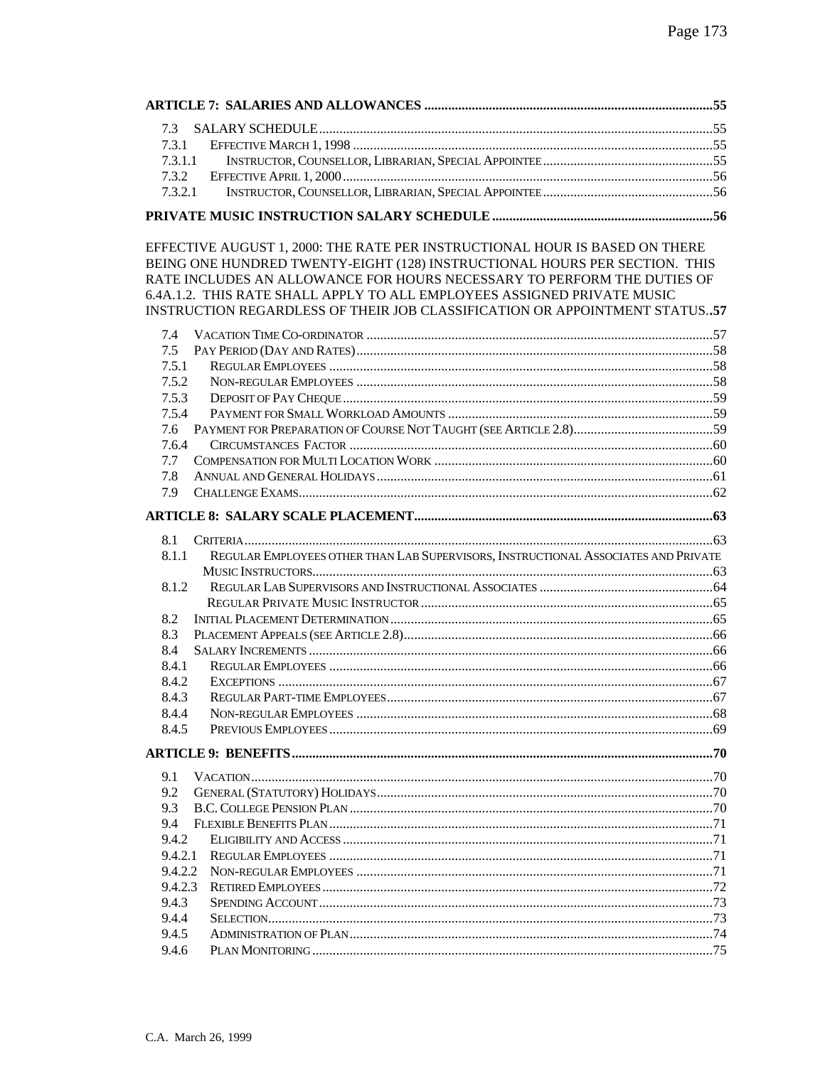**ARTICLE 7: SALARIES AND ALLOWANCES** .....55

7.3 SALARY SCHEDULE .....55
7.3.1 EFFECTIVE MARCH 1, 1998 .....55
7.3.1.1 INSTRUCTOR, COUNSELLOR, LIBRARIAN, SPECIAL APPOINTEE .....55
7.3.2 EFFECTIVE APRIL 1, 2000 .....56
7.3.2.1 INSTRUCTOR, COUNSELLOR, LIBRARIAN, SPECIAL APPOINTEE .....56

**PRIVATE MUSIC INSTRUCTION SALARY SCHEDULE** .....56

EFFECTIVE AUGUST 1, 2000: THE RATE PER INSTRUCTIONAL HOUR IS BASED ON THERE BEING ONE HUNDRED TWENTY-EIGHT (128) INSTRUCTIONAL HOURS PER SECTION. THIS RATE INCLUDES AN ALLOWANCE FOR HOURS NECESSARY TO PERFORM THE DUTIES OF 6.4A.1.2. THIS RATE SHALL APPLY TO ALL EMPLOYEES ASSIGNED PRIVATE MUSIC INSTRUCTION REGARDLESS OF THEIR JOB CLASSIFICATION OR APPOINTMENT STATUS..**57**

7.4 VACATION TIME CO-ORDINATOR .....57
7.5 PAY PERIOD (DAY AND RATES) .....58
7.5.1 REGULAR EMPLOYEES .....58
7.5.2 NON-REGULAR EMPLOYEES .....58
7.5.3 DEPOSIT OF PAY CHEQUE .....59
7.5.4 PAYMENT FOR SMALL WORKLOAD AMOUNTS .....59
7.6 PAYMENT FOR PREPARATION OF COURSE NOT TAUGHT (SEE ARTICLE 2.8) .....59
7.6.4 CIRCUMSTANCES FACTOR .....60
7.7 COMPENSATION FOR MULTI LOCATION WORK .....60
7.8 ANNUAL AND GENERAL HOLIDAYS .....61
7.9 CHALLENGE EXAMS .....62

**ARTICLE 8: SALARY SCALE PLACEMENT** .....63

8.1 CRITERIA .....63
8.1.1 REGULAR EMPLOYEES OTHER THAN LAB SUPERVISORS, INSTRUCTIONAL ASSOCIATES AND PRIVATE MUSIC INSTRUCTORS .....63
8.1.2 REGULAR LAB SUPERVISORS AND INSTRUCTIONAL ASSOCIATES .....64
REGULAR PRIVATE MUSIC INSTRUCTOR .....65
8.2 INITIAL PLACEMENT DETERMINATION .....65
8.3 PLACEMENT APPEALS (SEE ARTICLE 2.8) .....66
8.4 SALARY INCREMENTS .....66
8.4.1 REGULAR EMPLOYEES .....66
8.4.2 EXCEPTIONS .....67
8.4.3 REGULAR PART-TIME EMPLOYEES .....67
8.4.4 NON-REGULAR EMPLOYEES .....68
8.4.5 PREVIOUS EMPLOYEES .....69

**ARTICLE 9: BENEFITS** .....70

9.1 VACATION .....70
9.2 GENERAL (STATUTORY) HOLIDAYS .....70
9.3 B.C. COLLEGE PENSION PLAN .....70
9.4 FLEXIBLE BENEFITS PLAN .....71
9.4.2 ELIGIBILITY AND ACCESS .....71
9.4.2.1 REGULAR EMPLOYEES .....71
9.4.2.2 NON-REGULAR EMPLOYEES .....71
9.4.2.3 RETIRED EMPLOYEES .....72
9.4.3 SPENDING ACCOUNT .....73
9.4.4 SELECTION .....73
9.4.5 ADMINISTRATION OF PLAN .....74
9.4.6 PLAN MONITORING .....75

C.A. March 26, 1999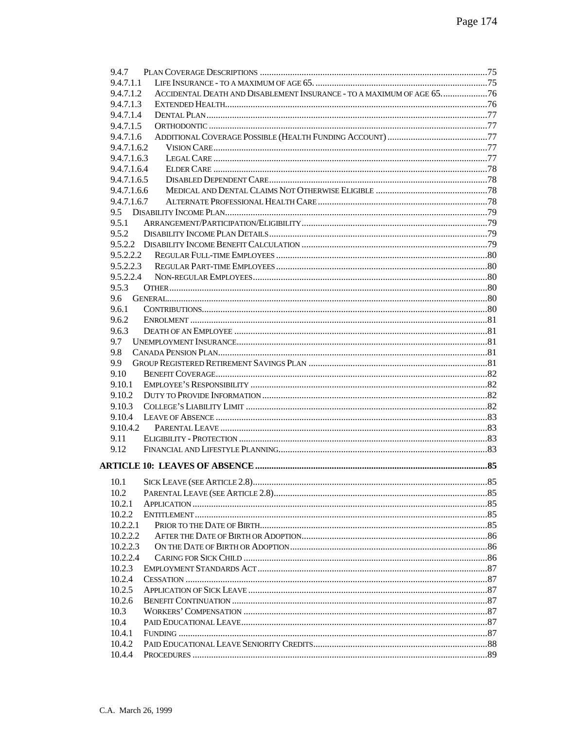9.4.7 PLAN COVERAGE DESCRIPTIONS ....75
9.4.7.1.1 LIFE INSURANCE - TO A MAXIMUM OF AGE 65. ....75
9.4.7.1.2 ACCIDENTAL DEATH AND DISABLEMENT INSURANCE - TO A MAXIMUM OF AGE 65. ....76
9.4.7.1.3 EXTENDED HEALTH ....76
9.4.7.1.4 DENTAL PLAN ....77
9.4.7.1.5 ORTHODONTIC ....77
9.4.7.1.6 ADDITIONAL COVERAGE POSSIBLE (HEALTH FUNDING ACCOUNT) ....77
9.4.7.1.6.2 VISION CARE ....77
9.4.7.1.6.3 LEGAL CARE ....77
9.4.7.1.6.4 ELDER CARE ....78
9.4.7.1.6.5 DISABLED DEPENDENT CARE ....78
9.4.7.1.6.6 MEDICAL AND DENTAL CLAIMS NOT OTHERWISE ELIGIBLE ....78
9.4.7.1.6.7 ALTERNATE PROFESSIONAL HEALTH CARE ....78
9.5 DISABILITY INCOME PLAN ....79
9.5.1 ARRANGEMENT/PARTICIPATION/ELIGIBILITY ....79
9.5.2 DISABILITY INCOME PLAN DETAILS ....79
9.5.2.2 DISABILITY INCOME BENEFIT CALCULATION ....79
9.5.2.2.2 REGULAR FULL-TIME EMPLOYEES ....80
9.5.2.2.3 REGULAR PART-TIME EMPLOYEES ....80
9.5.2.2.4 NON-REGULAR EMPLOYEES ....80
9.5.3 OTHER ....80
9.6 GENERAL ....80
9.6.1 CONTRIBUTIONS ....80
9.6.2 ENROLMENT ....81
9.6.3 DEATH OF AN EMPLOYEE ....81
9.7 UNEMPLOYMENT INSURANCE ....81
9.8 CANADA PENSION PLAN ....81
9.9 GROUP REGISTERED RETIREMENT SAVINGS PLAN ....81
9.10 BENEFIT COVERAGE ....82
9.10.1 EMPLOYEE'S RESPONSIBILITY ....82
9.10.2 DUTY TO PROVIDE INFORMATION ....82
9.10.3 COLLEGE'S LIABILITY LIMIT ....82
9.10.4 LEAVE OF ABSENCE ....83
9.10.4.2 PARENTAL LEAVE ....83
9.11 ELIGIBILITY - PROTECTION ....83
9.12 FINANCIAL AND LIFESTYLE PLANNING ....83

**ARTICLE 10: LEAVES OF ABSENCE ....85**

10.1 SICK LEAVE (SEE ARTICLE 2.8) ....85
10.2 PARENTAL LEAVE (SEE ARTICLE 2.8) ....85
10.2.1 APPLICATION ....85
10.2.2 ENTITLEMENT ....85
10.2.2.1 PRIOR TO THE DATE OF BIRTH ....85
10.2.2.2 AFTER THE DATE OF BIRTH OR ADOPTION ....86
10.2.2.3 ON THE DATE OF BIRTH OR ADOPTION ....86
10.2.2.4 CARING FOR SICK CHILD ....86
10.2.3 EMPLOYMENT STANDARDS ACT ....87
10.2.4 CESSATION ....87
10.2.5 APPLICATION OF SICK LEAVE ....87
10.2.6 BENEFIT CONTINUATION ....87
10.3 WORKERS' COMPENSATION ....87
10.4 PAID EDUCATIONAL LEAVE ....87
10.4.1 FUNDING ....87
10.4.2 PAID EDUCATIONAL LEAVE SENIORITY CREDITS ....88
10.4.4 PROCEDURES ....89

C.A. March 26, 1999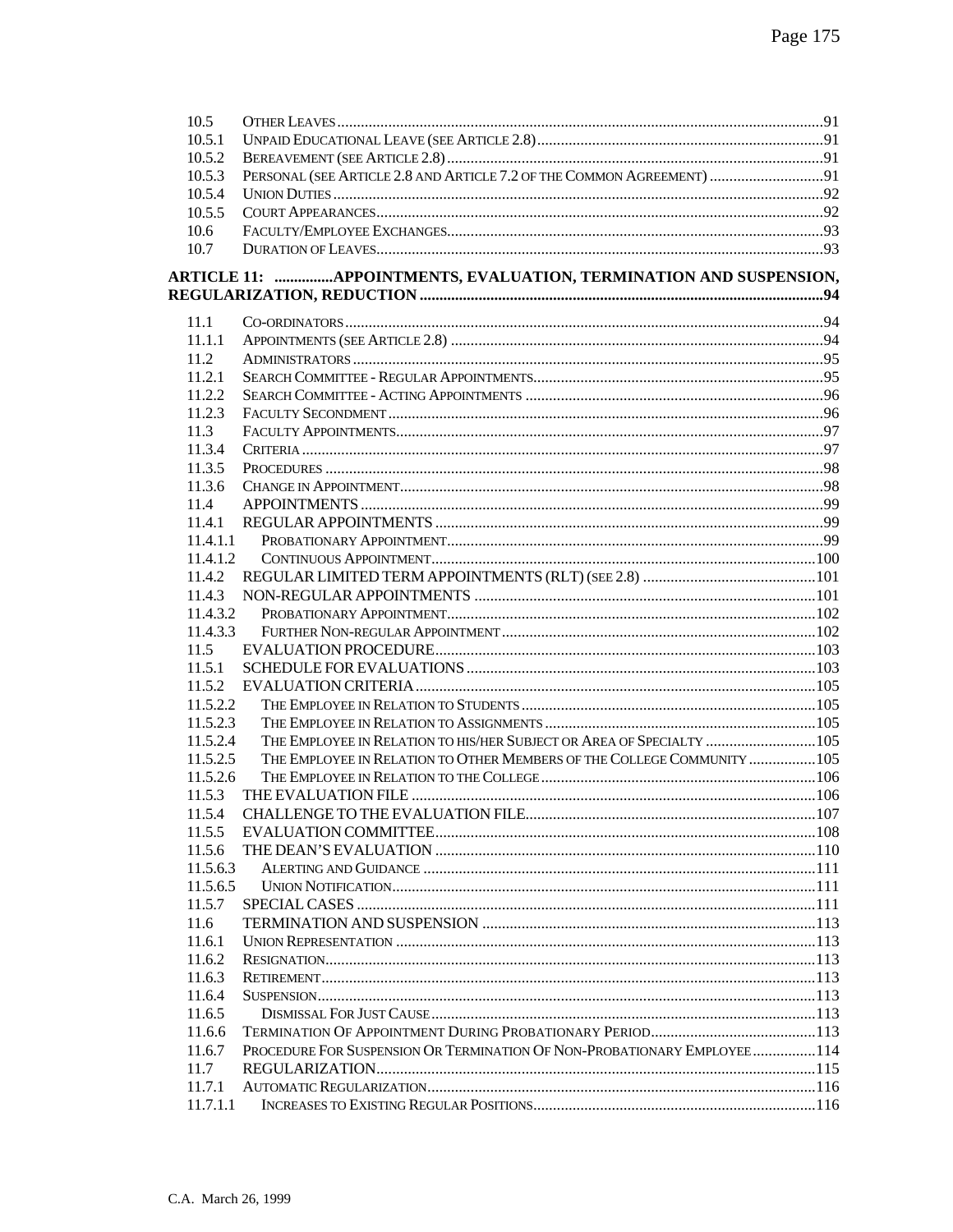10.5 OTHER LEAVES ....................................................................................................................... 91
10.5.1 UNPAID EDUCATIONAL LEAVE (SEE ARTICLE 2.8) ........................................................................ 91
10.5.2 BEREAVEMENT (SEE ARTICLE 2.8) ............................................................................................... 91
10.5.3 PERSONAL (SEE ARTICLE 2.8 AND ARTICLE 7.2 OF THE COMMON AGREEMENT) ............................ 91
10.5.4 UNION DUTIES ........................................................................................................................... 92
10.5.5 COURT APPEARANCES ................................................................................................................ 92
10.6 FACULTY/EMPLOYEE EXCHANGES ............................................................................................... 93
10.7 DURATION OF LEAVES ................................................................................................................ 93

**ARTICLE 11: ..............APPOINTMENTS, EVALUATION, TERMINATION AND SUSPENSION, REGULARIZATION, REDUCTION ..................................................................................................... 94**

11.1 CO-ORDINATORS ........................................................................................................................ 94
11.1.1 APPOINTMENTS (SEE ARTICLE 2.8) .............................................................................................. 94
11.2 ADMINISTRATORS ....................................................................................................................... 95
11.2.1 SEARCH COMMITTEE - REGULAR APPOINTMENTS ......................................................................... 95
11.2.2 SEARCH COMMITTEE - ACTING APPOINTMENTS ........................................................................... 96
11.2.3 FACULTY SECONDMENT .............................................................................................................. 96
11.3 FACULTY APPOINTMENTS ............................................................................................................ 97
11.3.4 CRITERIA ................................................................................................................................... 97
11.3.5 PROCEDURES ............................................................................................................................. 98
11.3.6 CHANGE IN APPOINTMENT .......................................................................................................... 98
11.4 APPOINTMENTS .................................................................................................................... 99
11.4.1 REGULAR APPOINTMENTS ......................................................................................................... 99
11.4.1.1 PROBATIONARY APPOINTMENT ............................................................................................... 99
11.4.1.2 CONTINUOUS APPOINTMENT ................................................................................................. 100
11.4.2 REGULAR LIMITED TERM APPOINTMENTS (RLT) (SEE 2.8) ........................................................... 101
11.4.3 NON-REGULAR APPOINTMENTS ................................................................................................ 101
11.4.3.2 PROBATIONARY APPOINTMENT ............................................................................................. 102
11.4.3.3 FURTHER NON-REGULAR APPOINTMENT ............................................................................... 102
11.5 EVALUATION PROCEDURE ...................................................................................................... 103
11.5.1 SCHEDULE FOR EVALUATIONS ................................................................................................ 103
11.5.2 EVALUATION CRITERIA ........................................................................................................... 105
11.5.2.2 THE EMPLOYEE IN RELATION TO STUDENTS .......................................................................... 105
11.5.2.3 THE EMPLOYEE IN RELATION TO ASSIGNMENTS .................................................................... 105
11.5.2.4 THE EMPLOYEE IN RELATION TO HIS/HER SUBJECT OR AREA OF SPECIALTY ............................ 105
11.5.2.5 THE EMPLOYEE IN RELATION TO OTHER MEMBERS OF THE COLLEGE COMMUNITY ................. 105
11.5.2.6 THE EMPLOYEE IN RELATION TO THE COLLEGE ...................................................................... 106
11.5.3 THE EVALUATION FILE ............................................................................................................ 106
11.5.4 CHALLENGE TO THE EVALUATION FILE ..................................................................................... 107
11.5.5 EVALUATION COMMITTEE ........................................................................................................ 108
11.5.6 THE DEAN'S EVALUATION ........................................................................................................ 110
11.5.6.3 ALERTING AND GUIDANCE .................................................................................................... 111
11.5.6.5 UNION NOTIFICATION ........................................................................................................... 111
11.5.7 SPECIAL CASES ........................................................................................................................ 111
11.6 TERMINATION AND SUSPENSION ............................................................................................ 113
11.6.1 UNION REPRESENTATION ......................................................................................................... 113
11.6.2 RESIGNATION ........................................................................................................................... 113
11.6.3 RETIREMENT ............................................................................................................................ 113
11.6.4 SUSPENSION ............................................................................................................................. 113
11.6.5 DISMISSAL FOR JUST CAUSE ................................................................................................. 113
11.6.6 TERMINATION OF APPOINTMENT DURING PROBATIONARY PERIOD ............................................. 113
11.6.7 PROCEDURE FOR SUSPENSION OR TERMINATION OF NON-PROBATIONARY EMPLOYEE ................ 114
11.7 REGULARIZATION .................................................................................................................. 115
11.7.1 AUTOMATIC REGULARIZATION .................................................................................................. 116
11.7.1.1 INCREASES TO EXISTING REGULAR POSITIONS ........................................................................ 116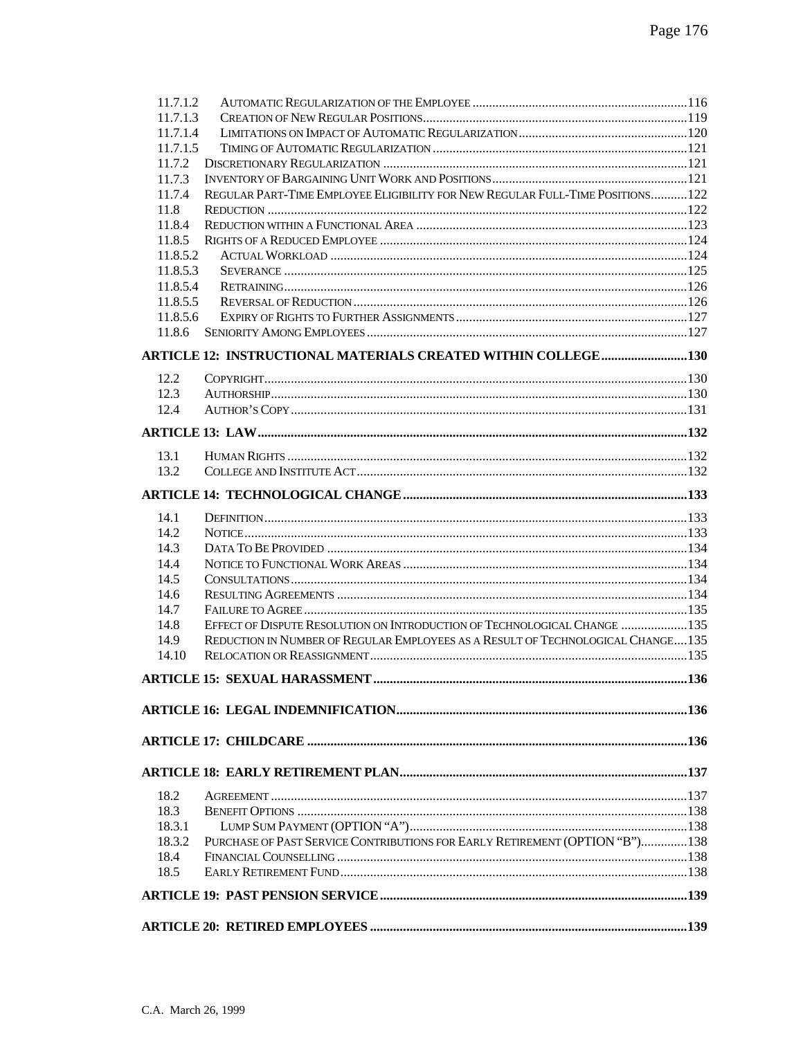| | | |
|---|---|---|
| 11.7.1.2 | AUTOMATIC REGULARIZATION OF THE EMPLOYEE | 116 |
| 11.7.1.3 | CREATION OF NEW REGULAR POSITIONS | 119 |
| 11.7.1.4 | LIMITATIONS ON IMPACT OF AUTOMATIC REGULARIZATION | 120 |
| 11.7.1.5 | TIMING OF AUTOMATIC REGULARIZATION | 121 |
| 11.7.2 | DISCRETIONARY REGULARIZATION | 121 |
| 11.7.3 | INVENTORY OF BARGAINING UNIT WORK AND POSITIONS | 121 |
| 11.7.4 | REGULAR PART-TIME EMPLOYEE ELIGIBILITY FOR NEW REGULAR FULL-TIME POSITIONS | 122 |
| 11.8 | REDUCTION | 122 |
| 11.8.4 | REDUCTION WITHIN A FUNCTIONAL AREA | 123 |
| 11.8.5 | RIGHTS OF A REDUCED EMPLOYEE | 124 |
| 11.8.5.2 | ACTUAL WORKLOAD | 124 |
| 11.8.5.3 | SEVERANCE | 125 |
| 11.8.5.4 | RETRAINING | 126 |
| 11.8.5.5 | REVERSAL OF REDUCTION | 126 |
| 11.8.5.6 | EXPIRY OF RIGHTS TO FURTHER ASSIGNMENTS | 127 |
| 11.8.6 | SENIORITY AMONG EMPLOYEES | 127 |

**ARTICLE 12: INSTRUCTIONAL MATERIALS CREATED WITHIN COLLEGE .......... 130**

| | | |
|---|---|---|
| 12.2 | COPYRIGHT | 130 |
| 12.3 | AUTHORSHIP | 130 |
| 12.4 | AUTHOR'S COPY | 131 |

**ARTICLE 13: LAW .......... 132**

| | | |
|---|---|---|
| 13.1 | HUMAN RIGHTS | 132 |
| 13.2 | COLLEGE AND INSTITUTE ACT | 132 |

**ARTICLE 14: TECHNOLOGICAL CHANGE .......... 133**

| | | |
|---|---|---|
| 14.1 | DEFINITION | 133 |
| 14.2 | NOTICE | 133 |
| 14.3 | DATA TO BE PROVIDED | 134 |
| 14.4 | NOTICE TO FUNCTIONAL WORK AREAS | 134 |
| 14.5 | CONSULTATIONS | 134 |
| 14.6 | RESULTING AGREEMENTS | 134 |
| 14.7 | FAILURE TO AGREE | 135 |
| 14.8 | EFFECT OF DISPUTE RESOLUTION ON INTRODUCTION OF TECHNOLOGICAL CHANGE | 135 |
| 14.9 | REDUCTION IN NUMBER OF REGULAR EMPLOYEES AS A RESULT OF TECHNOLOGICAL CHANGE | 135 |
| 14.10 | RELOCATION OR REASSIGNMENT | 135 |

**ARTICLE 15: SEXUAL HARASSMENT .......... 136**

**ARTICLE 16: LEGAL INDEMNIFICATION .......... 136**

**ARTICLE 17: CHILDCARE .......... 136**

**ARTICLE 18: EARLY RETIREMENT PLAN .......... 137**

| | | |
|---|---|---|
| 18.2 | AGREEMENT | 137 |
| 18.3 | BENEFIT OPTIONS | 138 |
| 18.3.1 | LUMP SUM PAYMENT (OPTION "A") | 138 |
| 18.3.2 | PURCHASE OF PAST SERVICE CONTRIBUTIONS FOR EARLY RETIREMENT (OPTION "B") | 138 |
| 18.4 | FINANCIAL COUNSELLING | 138 |
| 18.5 | EARLY RETIREMENT FUND | 138 |

**ARTICLE 19: PAST PENSION SERVICE .......... 139**

**ARTICLE 20: RETIRED EMPLOYEES .......... 139**

C.A. March 26, 1999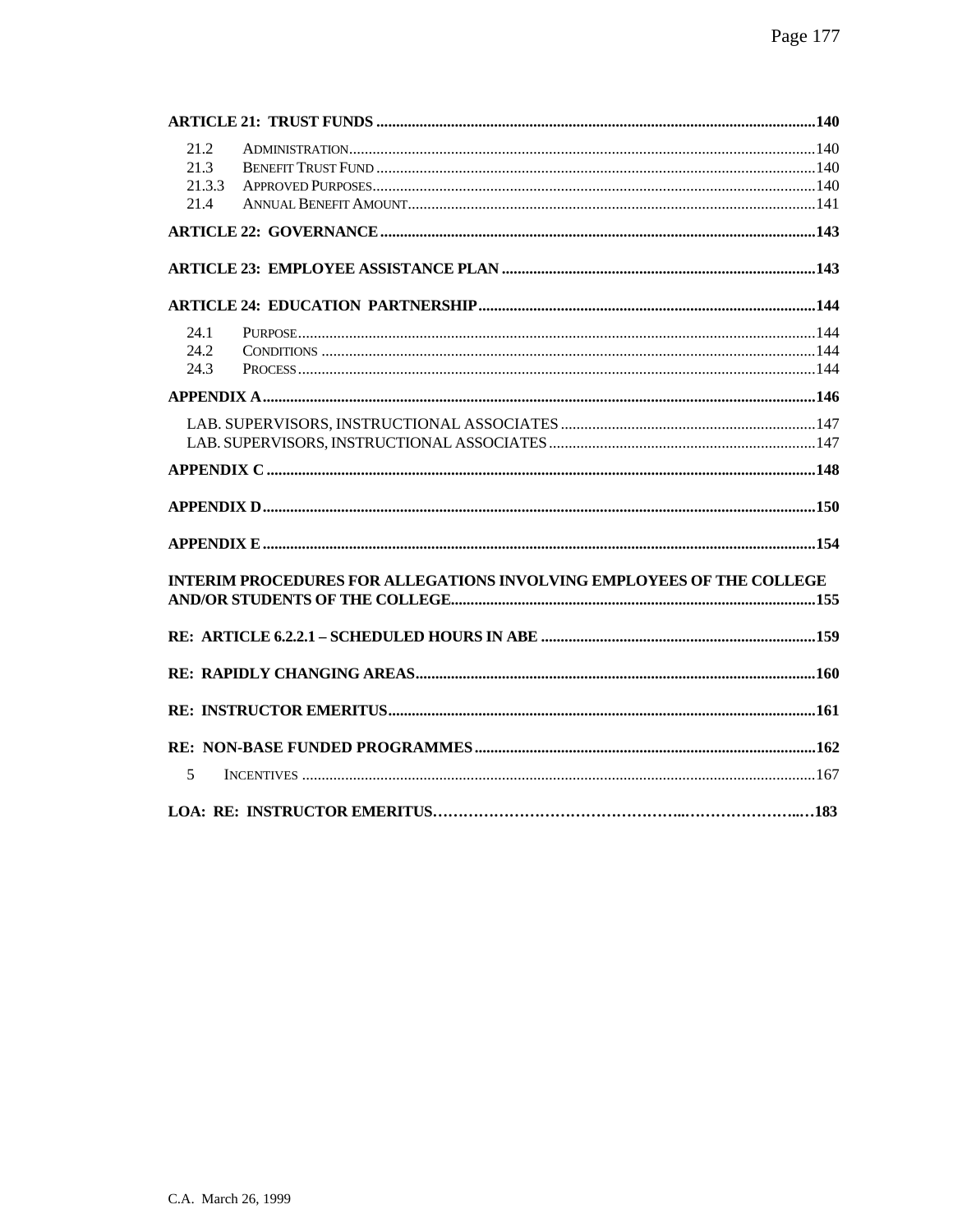**ARTICLE 21: TRUST FUNDS ..........................................................................................140**

21.2 ADMINISTRATION..........................................................................................140
21.3 BENEFIT TRUST FUND ..................................................................................140
21.3.3 APPROVED PURPOSES..................................................................................140
21.4 ANNUAL BENEFIT AMOUNT..........................................................................141

**ARTICLE 22: GOVERNANCE ..........................................................................................143**

**ARTICLE 23: EMPLOYEE ASSISTANCE PLAN ...............................................................143**

**ARTICLE 24: EDUCATION PARTNERSHIP.......................................................................144**

24.1 PURPOSE........................................................................................................144
24.2 CONDITIONS ..................................................................................................144
24.3 PROCESS........................................................................................................144

**APPENDIX A......................................................................................................................146**

LAB. SUPERVISORS, INSTRUCTIONAL ASSOCIATES ..............................................147
LAB. SUPERVISORS, INSTRUCTIONAL ASSOCIATES ..............................................147

**APPENDIX C ......................................................................................................................148**

**APPENDIX D......................................................................................................................150**

**APPENDIX E ......................................................................................................................154**

**INTERIM PROCEDURES FOR ALLEGATIONS INVOLVING EMPLOYEES OF THE COLLEGE AND/OR STUDENTS OF THE COLLEGE...............................................................................155**

**RE: ARTICLE 6.2.2.1 – SCHEDULED HOURS IN ABE ......................................................159**

**RE: RAPIDLY CHANGING AREAS......................................................................................160**

**RE: INSTRUCTOR EMERITUS...........................................................................................161**

**RE: NON-BASE FUNDED PROGRAMMES ........................................................................162**

5 INCENTIVES ......................................................................................................167

**LOA: RE: INSTRUCTOR EMERITUS……………………………………………..…………………...…183**

C.A. March 26, 1999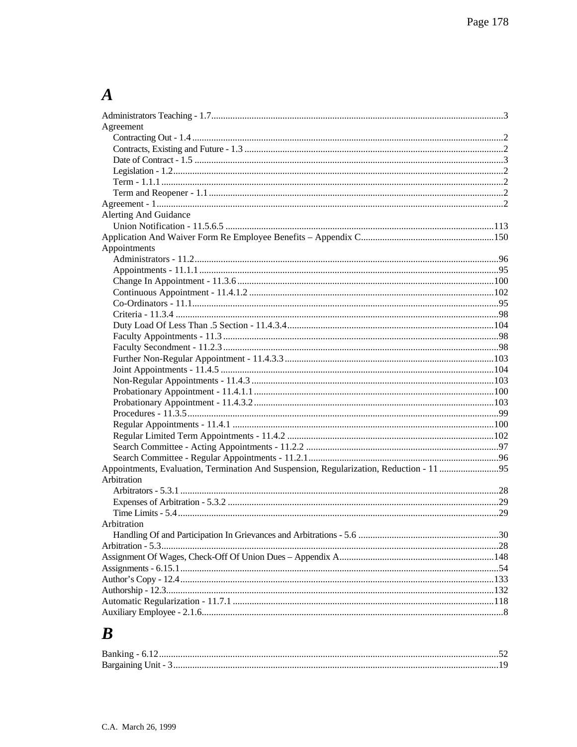# A

Administrators Teaching - 1.7............................................................3

Agreement

- Contracting Out - 1.4............................................................2
- Contracts, Existing and Future - 1.3............................................................2
- Date of Contract - 1.5............................................................3
- Legislation - 1.2............................................................2
- Term - 1.1.1............................................................2
- Term and Reopener - 1.1............................................................2

Agreement - 1............................................................2

Alerting And Guidance

- Union Notification - 11.5.6.5............................................................113

Application And Waiver Form Re Employee Benefits – Appendix C............................................................150

Appointments

- Administrators - 11.2............................................................96
- Appointments - 11.1.1............................................................95
- Change In Appointment - 11.3.6............................................................100
- Continuous Appointment - 11.4.1.2............................................................102
- Co-Ordinators - 11.1............................................................95
- Criteria - 11.3.4............................................................98
- Duty Load Of Less Than .5 Section - 11.4.3.4............................................................104
- Faculty Appointments - 11.3............................................................98
- Faculty Secondment - 11.2.3............................................................98
- Further Non-Regular Appointment - 11.4.3.3............................................................103
- Joint Appointments - 11.4.5............................................................104
- Non-Regular Appointments - 11.4.3............................................................103
- Probationary Appointment - 11.4.1.1............................................................100
- Probationary Appointment - 11.4.3.2............................................................103
- Procedures - 11.3.5............................................................99
- Regular Appointments - 11.4.1............................................................100
- Regular Limited Term Appointments - 11.4.2............................................................102
- Search Committee - Acting Appointments - 11.2.2............................................................97
- Search Committee - Regular Appointments - 11.2.1............................................................96

Appointments, Evaluation, Termination And Suspension, Regularization, Reduction - 11............................................................95

Arbitration

- Arbitrators - 5.3.1............................................................28
- Expenses of Arbitration - 5.3.2............................................................29
- Time Limits - 5.4............................................................29

Arbitration

- Handling Of and Participation In Grievances and Arbitrations - 5.6............................................................30

Arbitration - 5.3............................................................28

Assignment Of Wages, Check-Off Of Union Dues – Appendix A............................................................148

Assignments - 6.15.1............................................................54

Author's Copy - 12.4............................................................133

Authorship - 12.3............................................................132

Automatic Regularization - 11.7.1............................................................118

Auxiliary Employee - 2.1.6............................................................8

# B

Banking - 6.12............................................................52

Bargaining Unit - 3............................................................19

C.A. March 26, 1999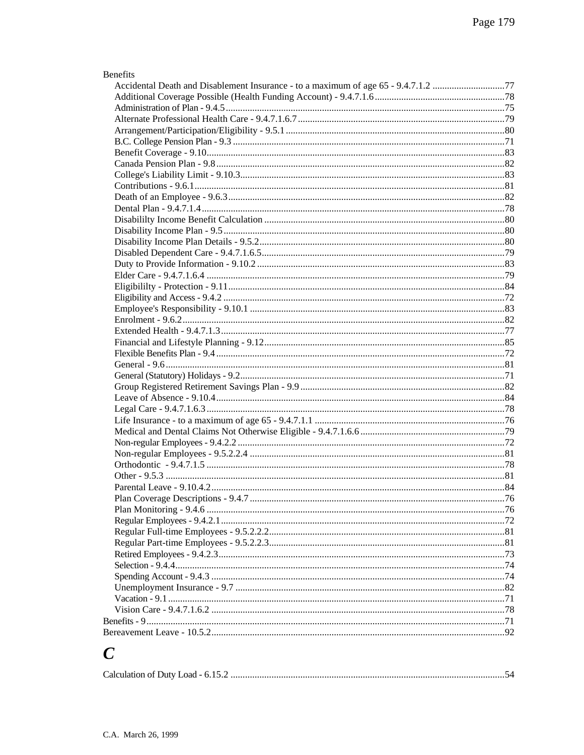Benefits

- Accidental Death and Disablement Insurance - to a maximum of age 65 - 9.4.7.1.2 ....77
- Additional Coverage Possible (Health Funding Account) - 9.4.7.1.6 ....78
- Administration of Plan - 9.4.5 ....75
- Alternate Professional Health Care - 9.4.7.1.6.7 ....79
- Arrangement/Participation/Eligibility - 9.5.1 ....80
- B.C. College Pension Plan - 9.3 ....71
- Benefit Coverage - 9.10 ....83
- Canada Pension Plan - 9.8 ....82
- College's Liability Limit - 9.10.3 ....83
- Contributions - 9.6.1 ....81
- Death of an Employee - 9.6.3 ....82
- Dental Plan - 9.4.7.1.4 ....78
- Disabililty Income Benefit Calculation ....80
- Disability Income Plan - 9.5 ....80
- Disability Income Plan Details - 9.5.2 ....80
- Disabled Dependent Care - 9.4.7.1.6.5 ....79
- Duty to Provide Information - 9.10.2 ....83
- Elder Care - 9.4.7.1.6.4 ....79
- Eligibililty - Protection - 9.11 ....84
- Eligibility and Access - 9.4.2 ....72
- Employee's Responsibility - 9.10.1 ....83
- Enrolment - 9.6.2 ....82
- Extended Health - 9.4.7.1.3 ....77
- Financial and Lifestyle Planning - 9.12 ....85
- Flexible Benefits Plan - 9.4 ....72
- General - 9.6 ....81
- General (Statutory) Holidays - 9.2 ....71
- Group Registered Retirement Savings Plan - 9.9 ....82
- Leave of Absence - 9.10.4 ....84
- Legal Care - 9.4.7.1.6.3 ....78
- Life Insurance - to a maximum of age 65 - 9.4.7.1.1 ....76
- Medical and Dental Claims Not Otherwise Eligible - 9.4.7.1.6.6 ....79
- Non-regular Employees - 9.4.2.2 ....72
- Non-regular Employees - 9.5.2.2.4 ....81
- Orthodontic - 9.4.7.1.5 ....78
- Other - 9.5.3 ....81
- Parental Leave - 9.10.4.2 ....84
- Plan Coverage Descriptions - 9.4.7 ....76
- Plan Monitoring - 9.4.6 ....76
- Regular Employees - 9.4.2.1 ....72
- Regular Full-time Employees - 9.5.2.2.2 ....81
- Regular Part-time Employees - 9.5.2.2.3 ....81
- Retired Employees - 9.4.2.3 ....73
- Selection - 9.4.4 ....74
- Spending Account - 9.4.3 ....74
- Unemployment Insurance - 9.7 ....82
- Vacation - 9.1 ....71
- Vision Care - 9.4.7.1.6.2 ....78

Benefits - 9 ....71

Bereavement Leave - 10.5.2 ....92

# *C*

Calculation of Duty Load - 6.15.2 ....54

C.A. March 26, 1999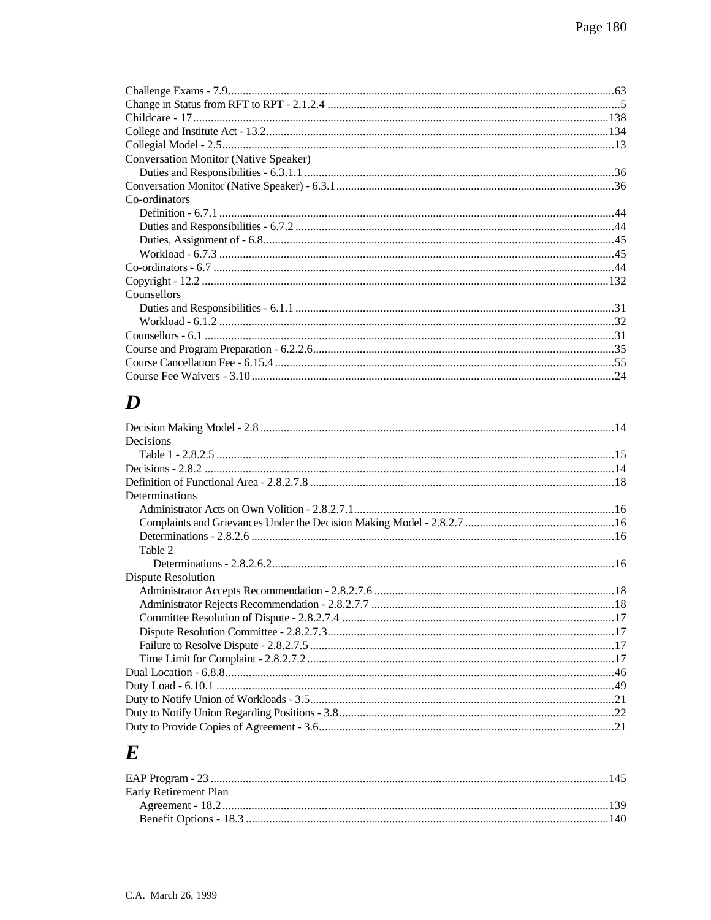Challenge Exams - 7.9 ........ 63
Change in Status from RFT to RPT - 2.1.2.4 ........ 5
Childcare - 17 ........ 138
College and Institute Act - 13.2 ........ 134
Collegial Model - 2.5 ........ 13
Conversation Monitor (Native Speaker)
  Duties and Responsibilities - 6.3.1.1 ........ 36
Conversation Monitor (Native Speaker) - 6.3.1 ........ 36
Co-ordinators
  Definition - 6.7.1 ........ 44
  Duties and Responsibilities - 6.7.2 ........ 44
  Duties, Assignment of - 6.8 ........ 45
  Workload - 6.7.3 ........ 45
Co-ordinators - 6.7 ........ 44
Copyright - 12.2 ........ 132
Counsellors
  Duties and Responsibilities - 6.1.1 ........ 31
  Workload - 6.1.2 ........ 32
Counsellors - 6.1 ........ 31
Course and Program Preparation - 6.2.2.6 ........ 35
Course Cancellation Fee - 6.15.4 ........ 55
Course Fee Waivers - 3.10 ........ 24

## D

Decision Making Model - 2.8 ........ 14
Decisions
  Table 1 - 2.8.2.5 ........ 15
Decisions - 2.8.2 ........ 14
Definition of Functional Area - 2.8.2.7.8 ........ 18
Determinations
  Administrator Acts on Own Volition - 2.8.2.7.1 ........ 16
  Complaints and Grievances Under the Decision Making Model - 2.8.2.7 ........ 16
  Determinations - 2.8.2.6 ........ 16
  Table 2
    Determinations - 2.8.2.6.2 ........ 16
Dispute Resolution
  Administrator Accepts Recommendation - 2.8.2.7.6 ........ 18
  Administrator Rejects Recommendation - 2.8.2.7.7 ........ 18
  Committee Resolution of Dispute - 2.8.2.7.4 ........ 17
  Dispute Resolution Committee - 2.8.2.7.3 ........ 17
  Failure to Resolve Dispute - 2.8.2.7.5 ........ 17
  Time Limit for Complaint - 2.8.2.7.2 ........ 17
Dual Location - 6.8.8 ........ 46
Duty Load - 6.10.1 ........ 49
Duty to Notify Union of Workloads - 3.5 ........ 21
Duty to Notify Union Regarding Positions - 3.8 ........ 22
Duty to Provide Copies of Agreement - 3.6 ........ 21

## E

EAP Program - 23 ........ 145
Early Retirement Plan
  Agreement - 18.2 ........ 139
  Benefit Options - 18.3 ........ 140

C.A. March 26, 1999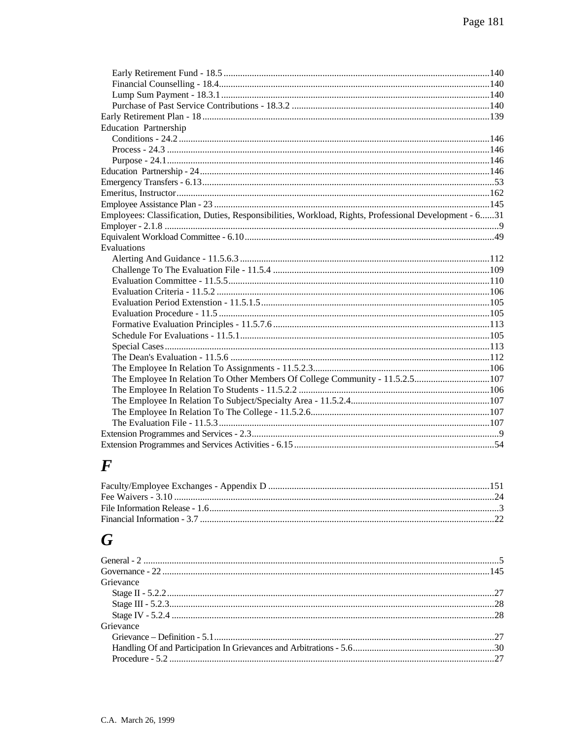Early Retirement Fund - 18.5 ....................140
Financial Counselling - 18.4....................140
Lump Sum Payment - 18.3.1....................140
Purchase of Past Service Contributions - 18.3.2 ....................140

Early Retirement Plan - 18 ....................139

Education Partnership

Conditions - 24.2 ....................146
Process - 24.3 ....................146
Purpose - 24.1....................146

Education Partnership - 24....................146

Emergency Transfers - 6.13....................53

Emeritus, Instructor....................162

Employee Assistance Plan - 23 ....................145

Employees: Classification, Duties, Responsibilities, Workload, Rights, Professional Development - 6......31

Employer - 2.1.8 ....................9

Equivalent Workload Committee - 6.10....................49

Evaluations

Alerting And Guidance - 11.5.6.3 ....................112
Challenge To The Evaluation File - 11.5.4 ....................109
Evaluation Committee - 11.5.5....................110
Evaluation Criteria - 11.5.2 ....................106
Evaluation Period Extenstion - 11.5.1.5....................105
Evaluation Procedure - 11.5 ....................105
Formative Evaluation Principles - 11.5.7.6 ....................113
Schedule For Evaluations - 11.5.1....................105
Special Cases....................113
The Dean's Evaluation - 11.5.6 ....................112
The Employee In Relation To Assignments - 11.5.2.3....................106
The Employee In Relation To Other Members Of College Community - 11.5.2.5....................107
The Employee In Relation To Students - 11.5.2.2 ....................106
The Employee In Relation To Subject/Specialty Area - 11.5.2.4....................107
The Employee In Relation To The College - 11.5.2.6....................107
The Evaluation File - 11.5.3....................107

Extension Programmes and Services - 2.3....................9

Extension Programmes and Services Activities - 6.15....................54

# *F*

Faculty/Employee Exchanges - Appendix D ....................151

Fee Waivers - 3.10 ....................24

File Information Release - 1.6....................3

Financial Information - 3.7 ....................22

# *G*

General - 2 ....................5

Governance - 22....................145

Grievance

Stage II - 5.2.2....................27
Stage III - 5.2.3....................28
Stage IV - 5.2.4 ....................28

Grievance

Grievance – Definition - 5.1....................27
Handling Of and Participation In Grievances and Arbitrations - 5.6....................30
Procedure - 5.2 ....................27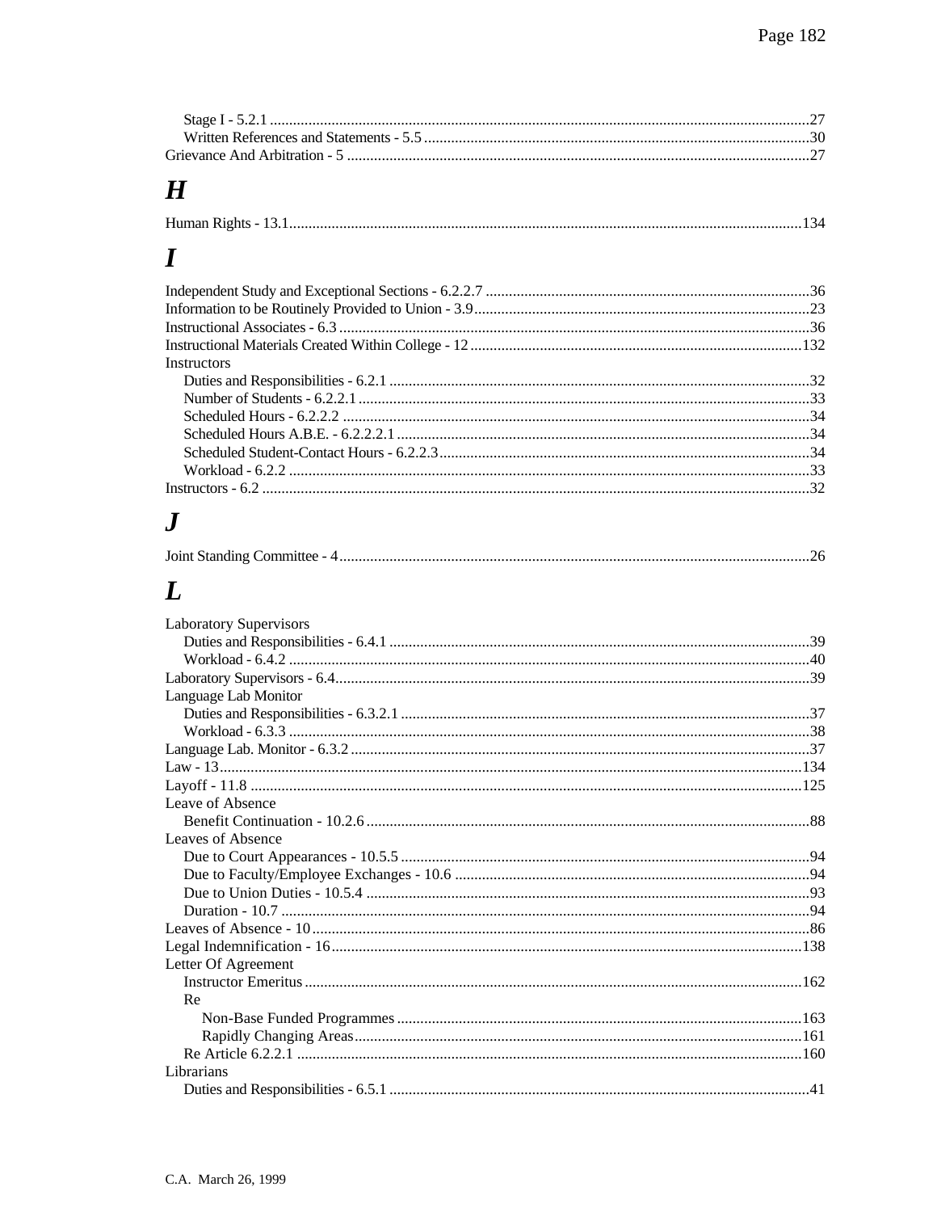Stage I - 5.2.1 ....................................................................................................27
Written References and Statements - 5.5 ..........................................................................30
Grievance And Arbitration - 5 .......................................................................................27

## H

Human Rights - 13.1......................................................................................................134

## I

Independent Study and Exceptional Sections - 6.2.2.7 .......................................................36
Information to be Routinely Provided to Union - 3.9..........................................................23
Instructional Associates - 6.3 ............................................................................................36
Instructional Materials Created Within College - 12 ........................................................132
Instructors
Duties and Responsibilities - 6.2.1 ...................................................................................32
Number of Students - 6.2.2.1 ...........................................................................................33
Scheduled Hours - 6.2.2.2 ................................................................................................34
Scheduled Hours A.B.E. - 6.2.2.2.1 ....................................................................................34
Scheduled Student-Contact Hours - 6.2.2.3........................................................................34
Workload - 6.2.2 ..............................................................................................................33
Instructors - 6.2 ...................................................................................................................32

## J

Joint Standing Committee - 4.............................................................................................26

## L

Laboratory Supervisors
Duties and Responsibilities - 6.4.1 ...................................................................................39
Workload - 6.4.2 ..............................................................................................................40
Laboratory Supervisors - 6.4..............................................................................................39
Language Lab Monitor
Duties and Responsibilities - 6.3.2.1 .................................................................................37
Workload - 6.3.3 ..............................................................................................................38
Language Lab. Monitor - 6.3.2 ..........................................................................................37
Law - 13.............................................................................................................................134
Layoff - 11.8 .......................................................................................................................125
Leave of Absence
Benefit Continuation - 10.2.6 ...........................................................................................88
Leaves of Absence
Due to Court Appearances - 10.5.5 ..................................................................................94
Due to Faculty/Employee Exchanges - 10.6 .....................................................................94
Due to Union Duties - 10.5.4 ...........................................................................................93
Duration - 10.7 .................................................................................................................94
Leaves of Absence - 10 ......................................................................................................86
Legal Indemnification - 16..................................................................................................138
Letter Of Agreement
Instructor Emeritus .........................................................................................................162
Re
Non-Base Funded Programmes ....................................................................................163
Rapidly Changing Areas................................................................................................161
Re Article 6.2.2.1 ............................................................................................................160
Librarians
Duties and Responsibilities - 6.5.1 ...................................................................................41

C.A. March 26, 1999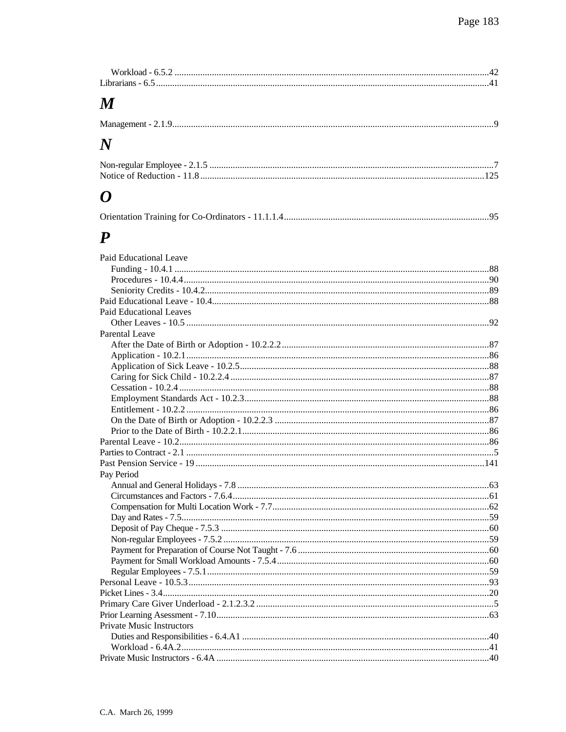Workload - 6.5.2 ....................................................................................................................................42
Librarians - 6.5...........................................................................................................................................41

## M

Management - 2.1.9.....................................................................................................................................9

## N

Non-regular Employee - 2.1.5 .....................................................................................................................7
Notice of Reduction - 11.8 ......................................................................................................................125

## O

Orientation Training for Co-Ordinators - 11.1.1.4......................................................................................95

## P

Paid Educational Leave
  Funding - 10.4.1 ....................................................................................................................................88
  Procedures - 10.4.4.................................................................................................................................90
  Seniority Credits - 10.4.2........................................................................................................................89
Paid Educational Leave - 10.4.....................................................................................................................88
Paid Educational Leaves
  Other Leaves - 10.5 ................................................................................................................................92
Parental Leave
  After the Date of Birth or Adoption - 10.2.2.2........................................................................................87
  Application - 10.2.1................................................................................................................................86
  Application of Sick Leave - 10.2.5..........................................................................................................88
  Caring for Sick Child - 10.2.2.4 .............................................................................................................87
  Cessation - 10.2.4...................................................................................................................................88
  Employment Standards Act - 10.2.3........................................................................................................88
  Entitlement - 10.2.2 ................................................................................................................................86
  On the Date of Birth or Adoption - 10.2.2.3 ...........................................................................................87
  Prior to the Date of Birth - 10.2.2.1........................................................................................................86
Parental Leave - 10.2...................................................................................................................................86
Parties to Contract - 2.1 .................................................................................................................................5
Past Pension Service - 19 ..........................................................................................................................141
Pay Period
  Annual and General Holidays - 7.8 ..........................................................................................................63
  Circumstances and Factors - 7.6.4............................................................................................................61
  Compensation for Multi Location Work - 7.7............................................................................................62
  Day and Rates - 7.5..................................................................................................................................59
  Deposit of Pay Cheque - 7.5.3 .................................................................................................................60
  Non-regular Employees - 7.5.2 ................................................................................................................59
  Payment for Preparation of Course Not Taught - 7.6 .................................................................................60
  Payment for Small Workload Amounts - 7.5.4..........................................................................................60
  Regular Employees - 7.5.1.......................................................................................................................59
Personal Leave - 10.5.3...............................................................................................................................93
Picket Lines - 3.4.........................................................................................................................................20
Primary Care Giver Underload - 2.1.2.3.2 ....................................................................................................5
Prior Learning Asessment - 7.10...................................................................................................................63
Private Music Instructors
  Duties and Responsibilities - 6.4.A1 ........................................................................................................40
  Workload - 6.4A.2....................................................................................................................................41
Private Music Instructors - 6.4A ..................................................................................................................40

C.A. March 26, 1999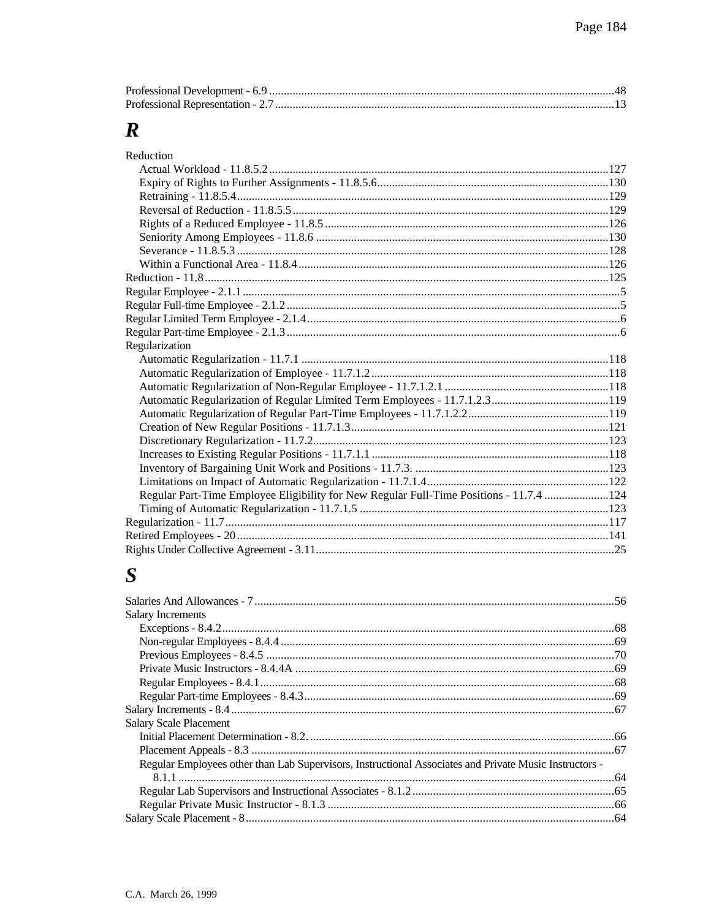Professional Development - 6.9 ....................................................................................................................48
Professional Representation - 2.7 ..................................................................................................................13

## R

Reduction
- Actual Workload - 11.8.5.2 ...................................................................................................127
- Expiry of Rights to Further Assignments - 11.8.5.6...............................................................130
- Retraining - 11.8.5.4.............................................................................................................129
- Reversal of Reduction - 11.8.5.5...........................................................................................129
- Rights of a Reduced Employee - 11.8.5 ................................................................................126
- Seniority Among Employees - 11.8.6 ...................................................................................130
- Severance - 11.8.5.3 ..............................................................................................................128
- Within a Functional Area - 11.8.4.........................................................................................126

Reduction - 11.8.........................................................................................................................125
Regular Employee - 2.1.1 ..............................................................................................................5
Regular Full-time Employee - 2.1.2 ................................................................................................5
Regular Limited Term Employee - 2.1.4.........................................................................................6
Regular Part-time Employee - 2.1.3 ................................................................................................6

Regularization
- Automatic Regularization - 11.7.1 ........................................................................................118
- Automatic Regularization of Employee - 11.7.1.2 ................................................................118
- Automatic Regularization of Non-Regular Employee - 11.7.1.2.1 ........................................118
- Automatic Regularization of Regular Limited Term Employees - 11.7.1.2.3........................119
- Automatic Regularization of Regular Part-Time Employees - 11.7.1.2.2................................119
- Creation of New Regular Positions - 11.7.1.3.......................................................................121
- Discretionary Regularization - 11.7.2....................................................................................123
- Increases to Existing Regular Positions - 11.7.1.1 ................................................................118
- Inventory of Bargaining Unit Work and Positions - 11.7.3. ..................................................123
- Limitations on Impact of Automatic Regularization - 11.7.1.4.............................................122
- Regular Part-Time Employee Eligibility for New Regular Full-Time Positions - 11.7.4 ......................124
- Timing of Automatic Regularization - 11.7.1.5 ....................................................................123

Regularization - 11.7.................................................................................................................117
Retired Employees - 20..............................................................................................................141
Rights Under Collective Agreement - 3.11....................................................................................25

## S

Salaries And Allowances - 7 .........................................................................................................56

Salary Increments
- Exceptions - 8.4.2....................................................................................................................68
- Non-regular Employees - 8.4.4 ................................................................................................69
- Previous Employees - 8.4.5 .....................................................................................................70
- Private Music Instructors - 8.4.4A ...........................................................................................69
- Regular Employees - 8.4.1........................................................................................................68
- Regular Part-time Employees - 8.4.3........................................................................................69

Salary Increments - 8.4..................................................................................................................67

Salary Scale Placement
- Initial Placement Determination - 8.2. ......................................................................................66
- Placement Appeals - 8.3 ...........................................................................................................67
- Regular Employees other than Lab Supervisors, Instructional Associates and Private Music Instructors - 8.1.1 ....................................................................................................................64
- Regular Lab Supervisors and Instructional Associates - 8.1.2....................................................65
- Regular Private Music Instructor - 8.1.3 ...................................................................................66

Salary Scale Placement - 8............................................................................................................64

C.A. March 26, 1999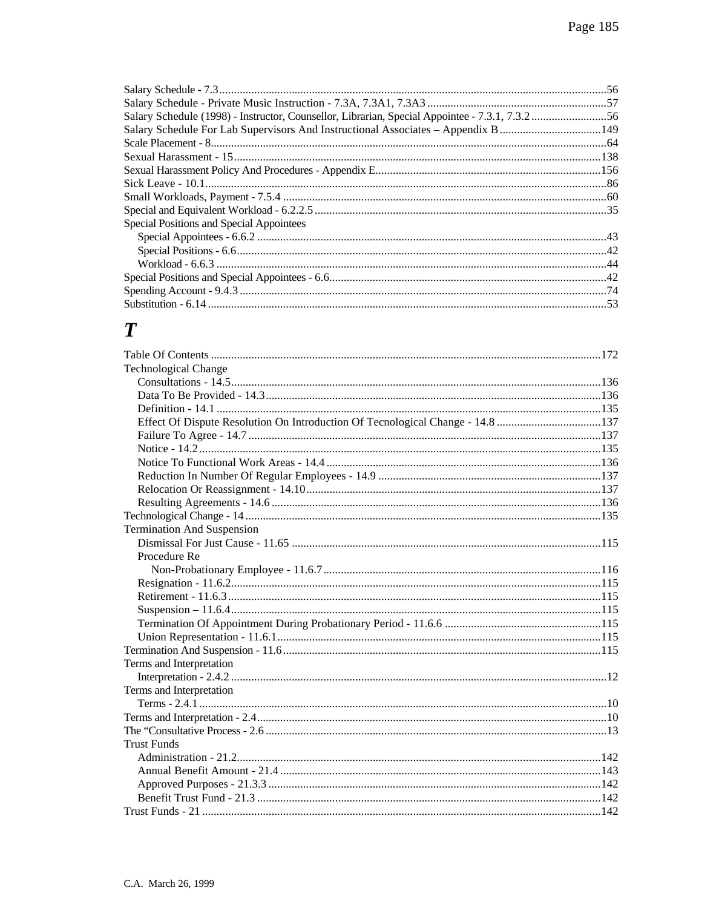Salary Schedule - 7.3 ....................................................................................................................................56
Salary Schedule - Private Music Instruction - 7.3A, 7.3A1, 7.3A3 ..............................................................57
Salary Schedule (1998) - Instructor, Counsellor, Librarian, Special Appointee - 7.3.1, 7.3.2 ..........................56
Salary Schedule For Lab Supervisors And Instructional Associates – Appendix B ...................................149
Scale Placement - 8.........................................................................................................................................64
Sexual Harassment - 15.................................................................................................................................138
Sexual Harassment Policy And Procedures - Appendix E.............................................................................156
Sick Leave - 10.1...........................................................................................................................................86
Small Workloads, Payment - 7.5.4 ...............................................................................................................60
Special and Equivalent Workload - 6.2.2.5 ....................................................................................................35
Special Positions and Special Appointees
    Special Appointees - 6.6.2 ........................................................................................................................43
    Special Positions - 6.6...............................................................................................................................42
    Workload - 6.6.3 ......................................................................................................................................44
Special Positions and Special Appointees - 6.6...............................................................................................42
Spending Account - 9.4.3 ..............................................................................................................................74
Substitution - 6.14 .........................................................................................................................................53

# T

Table Of Contents ........................................................................................................................................172
Technological Change
    Consultations - 14.5...............................................................................................................................136
    Data To Be Provided - 14.3...................................................................................................................136
    Definition - 14.1 .....................................................................................................................................135
    Effect Of Dispute Resolution On Introduction Of Tecnological Change - 14.8 ....................................137
    Failure To Agree - 14.7 .........................................................................................................................137
    Notice - 14.2...........................................................................................................................................135
    Notice To Functional Work Areas - 14.4 ...............................................................................................136
    Reduction In Number Of Regular Employees - 14.9 .............................................................................137
    Relocation Or Reassignment - 14.10.....................................................................................................137
    Resulting Agreements - 14.6 .................................................................................................................136
Technological Change - 14 ..........................................................................................................................135
Termination And Suspension
    Dismissal For Just Cause - 11.65 ..........................................................................................................115
    Procedure Re
        Non-Probationary Employee - 11.6.7...............................................................................................116
    Resignation - 11.6.2...............................................................................................................................115
    Retirement - 11.6.3.................................................................................................................................115
    Suspension – 11.6.4...............................................................................................................................115
    Termination Of Appointment During Probationary Period - 11.6.6 ......................................................115
    Union Representation - 11.6.1...............................................................................................................115
Termination And Suspension - 11.6.............................................................................................................115
Terms and Interpretation
    Interpretation - 2.4.2 ................................................................................................................................12
Terms and Interpretation
    Terms - 2.4.1 ...........................................................................................................................................10
Terms and Interpretation - 2.4........................................................................................................................10
The "Consultative Process - 2.6 .....................................................................................................................13
Trust Funds
    Administration - 21.2.............................................................................................................................142
    Annual Benefit Amount - 21.4 ..............................................................................................................143
    Approved Purposes - 21.3.3 ..................................................................................................................142
    Benefit Trust Fund - 21.3 ......................................................................................................................142
Trust Funds - 21 ..........................................................................................................................................142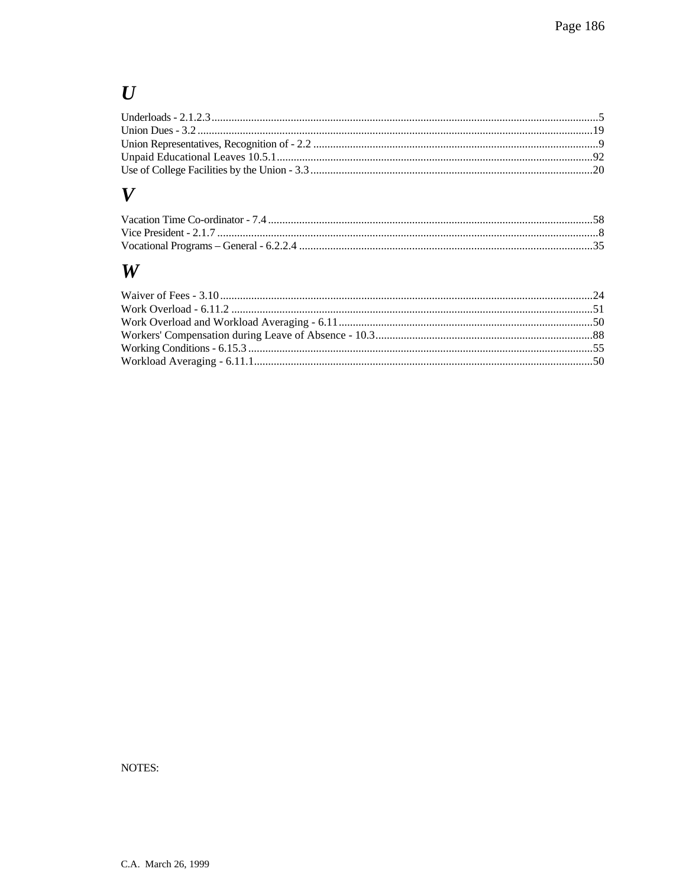# *U*

Underloads - 2.1.2.3 ........................................................................................................5
Union Dues - 3.2 ........................................................................................................19
Union Representatives, Recognition of - 2.2 ........................................................................................................9
Unpaid Educational Leaves 10.5.1 ........................................................................................................92
Use of College Facilities by the Union - 3.3 ........................................................................................................20

# *V*

Vacation Time Co-ordinator - 7.4 ........................................................................................................58
Vice President - 2.1.7 ........................................................................................................8
Vocational Programs – General - 6.2.2.4 ........................................................................................................35

# *W*

Waiver of Fees - 3.10 ........................................................................................................24
Work Overload - 6.11.2 ........................................................................................................51
Work Overload and Workload Averaging - 6.11 ........................................................................................................50
Workers' Compensation during Leave of Absence - 10.3 ........................................................................................................88
Working Conditions - 6.15.3 ........................................................................................................55
Workload Averaging - 6.11.1 ........................................................................................................50

NOTES:

C.A. March 26, 1999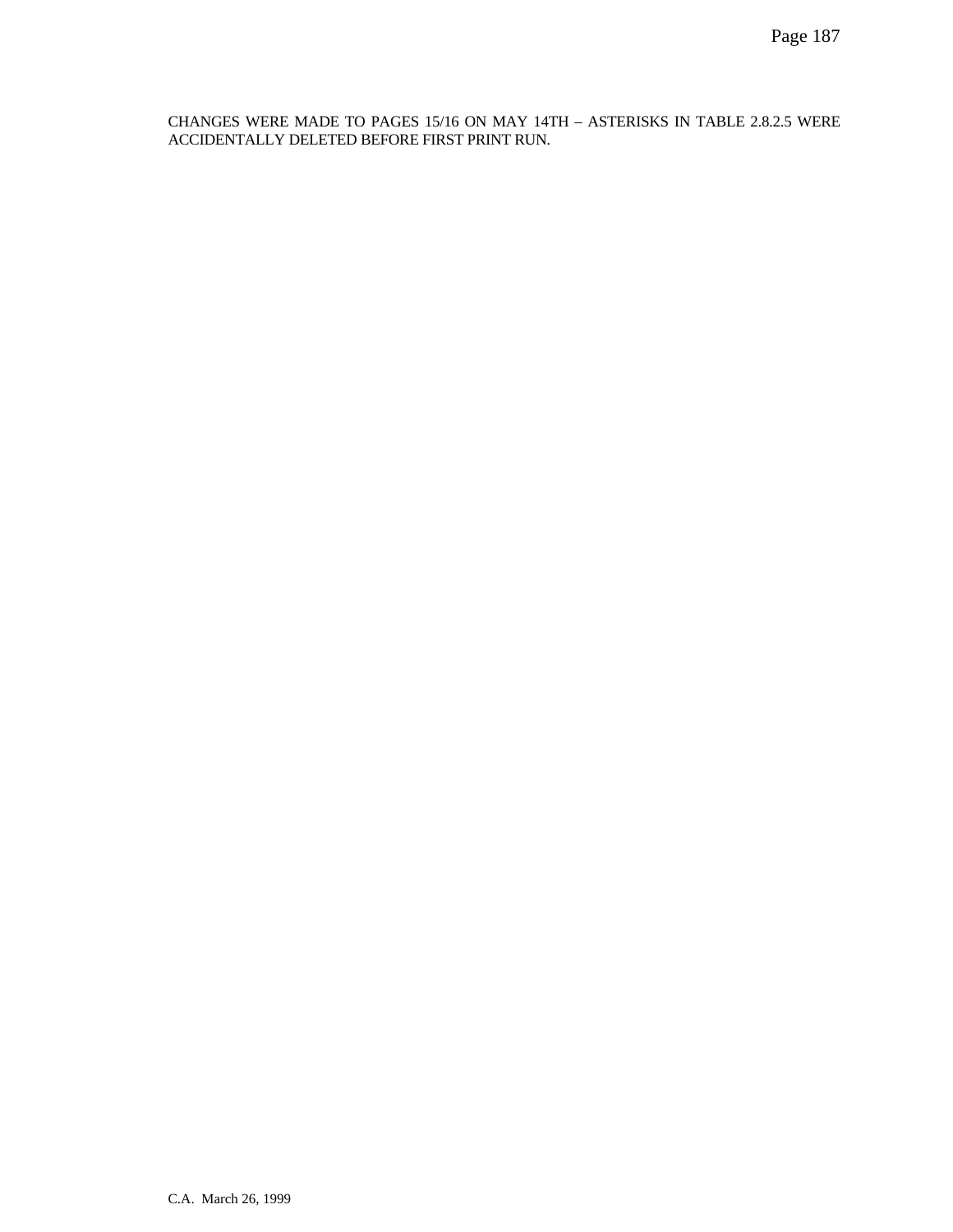CHANGES WERE MADE TO PAGES 15/16 ON MAY 14TH – ASTERISKS IN TABLE 2.8.2.5 WERE ACCIDENTALLY DELETED BEFORE FIRST PRINT RUN.

C.A. March 26, 1999